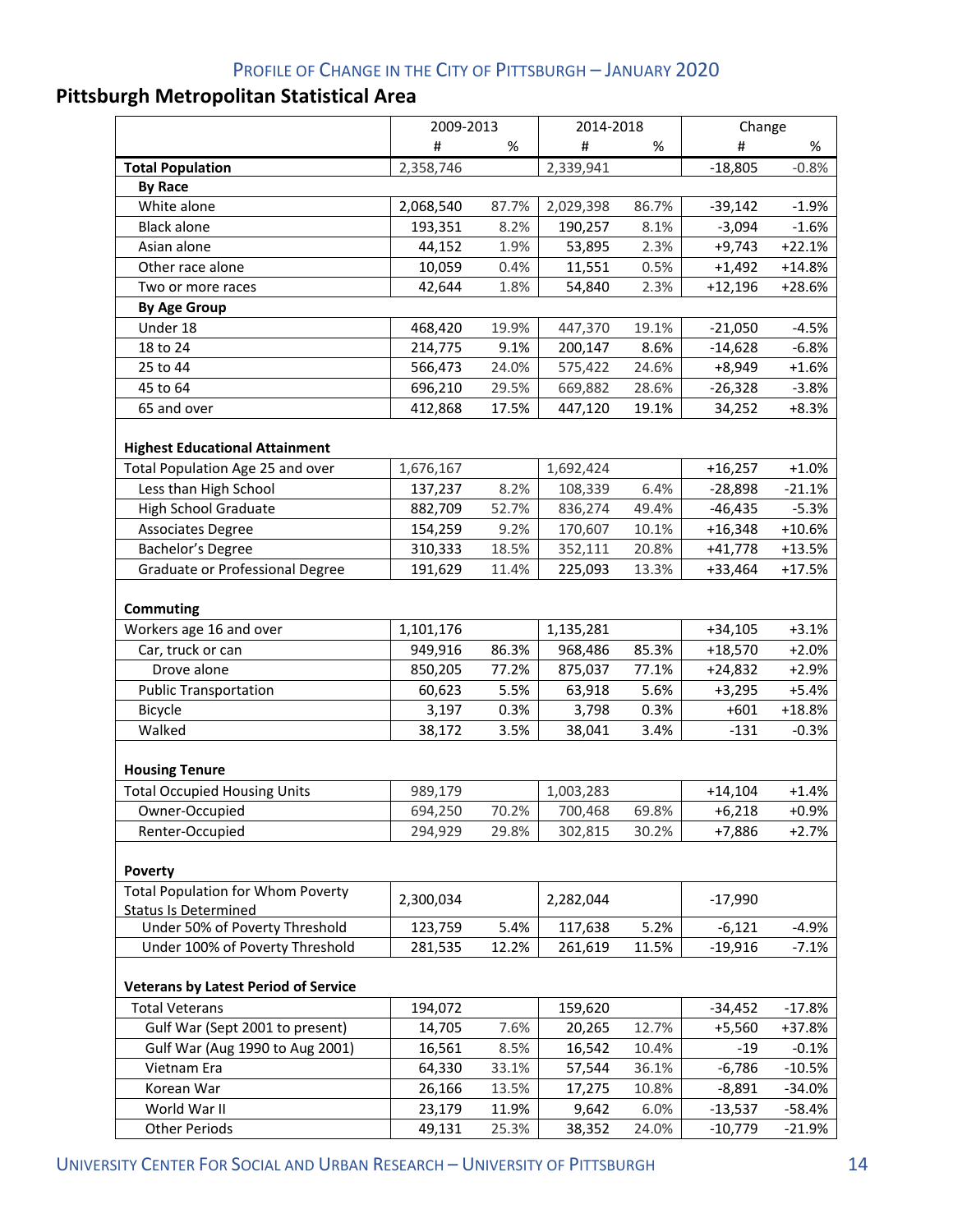## Pittsburgh Metropolitan Statistical Area

| | 2009-2013 | | 2014-2018 | | Change | |
|---|---|---|---|---|---|---|
| | # | % | # | % | # | % |
| **Total Population** | 2,358,746 | | 2,339,941 | | -18,805 | -0.8% |
| **By Race** | | | | | | |
| White alone | 2,068,540 | 87.7% | 2,029,398 | 86.7% | -39,142 | -1.9% |
| Black alone | 193,351 | 8.2% | 190,257 | 8.1% | -3,094 | -1.6% |
| Asian alone | 44,152 | 1.9% | 53,895 | 2.3% | +9,743 | +22.1% |
| Other race alone | 10,059 | 0.4% | 11,551 | 0.5% | +1,492 | +14.8% |
| Two or more races | 42,644 | 1.8% | 54,840 | 2.3% | +12,196 | +28.6% |
| **By Age Group** | | | | | | |
| Under 18 | 468,420 | 19.9% | 447,370 | 19.1% | -21,050 | -4.5% |
| 18 to 24 | 214,775 | 9.1% | 200,147 | 8.6% | -14,628 | -6.8% |
| 25 to 44 | 566,473 | 24.0% | 575,422 | 24.6% | +8,949 | +1.6% |
| 45 to 64 | 696,210 | 29.5% | 669,882 | 28.6% | -26,328 | -3.8% |
| 65 and over | 412,868 | 17.5% | 447,120 | 19.1% | 34,252 | +8.3% |
| **Highest Educational Attainment** | | | | | | |
| Total Population Age 25 and over | 1,676,167 | | 1,692,424 | | +16,257 | +1.0% |
| Less than High School | 137,237 | 8.2% | 108,339 | 6.4% | -28,898 | -21.1% |
| High School Graduate | 882,709 | 52.7% | 836,274 | 49.4% | -46,435 | -5.3% |
| Associates Degree | 154,259 | 9.2% | 170,607 | 10.1% | +16,348 | +10.6% |
| Bachelor's Degree | 310,333 | 18.5% | 352,111 | 20.8% | +41,778 | +13.5% |
| Graduate or Professional Degree | 191,629 | 11.4% | 225,093 | 13.3% | +33,464 | +17.5% |
| **Commuting** | | | | | | |
| Workers age 16 and over | 1,101,176 | | 1,135,281 | | +34,105 | +3.1% |
| Car, truck or can | 949,916 | 86.3% | 968,486 | 85.3% | +18,570 | +2.0% |
| Drove alone | 850,205 | 77.2% | 875,037 | 77.1% | +24,832 | +2.9% |
| Public Transportation | 60,623 | 5.5% | 63,918 | 5.6% | +3,295 | +5.4% |
| Bicycle | 3,197 | 0.3% | 3,798 | 0.3% | +601 | +18.8% |
| Walked | 38,172 | 3.5% | 38,041 | 3.4% | -131 | -0.3% |
| **Housing Tenure** | | | | | | |
| Total Occupied Housing Units | 989,179 | | 1,003,283 | | +14,104 | +1.4% |
| Owner-Occupied | 694,250 | 70.2% | 700,468 | 69.8% | +6,218 | +0.9% |
| Renter-Occupied | 294,929 | 29.8% | 302,815 | 30.2% | +7,886 | +2.7% |
| **Poverty** | | | | | | |
| Total Population for Whom Poverty Status Is Determined | 2,300,034 | | 2,282,044 | | -17,990 | |
| Under 50% of Poverty Threshold | 123,759 | 5.4% | 117,638 | 5.2% | -6,121 | -4.9% |
| Under 100% of Poverty Threshold | 281,535 | 12.2% | 261,619 | 11.5% | -19,916 | -7.1% |
| **Veterans by Latest Period of Service** | | | | | | |
| Total Veterans | 194,072 | | 159,620 | | -34,452 | -17.8% |
| Gulf War (Sept 2001 to present) | 14,705 | 7.6% | 20,265 | 12.7% | +5,560 | +37.8% |
| Gulf War (Aug 1990 to Aug 2001) | 16,561 | 8.5% | 16,542 | 10.4% | -19 | -0.1% |
| Vietnam Era | 64,330 | 33.1% | 57,544 | 36.1% | -6,786 | -10.5% |
| Korean War | 26,166 | 13.5% | 17,275 | 10.8% | -8,891 | -34.0% |
| World War II | 23,179 | 11.9% | 9,642 | 6.0% | -13,537 | -58.4% |
| Other Periods | 49,131 | 25.3% | 38,352 | 24.0% | -10,779 | -21.9% |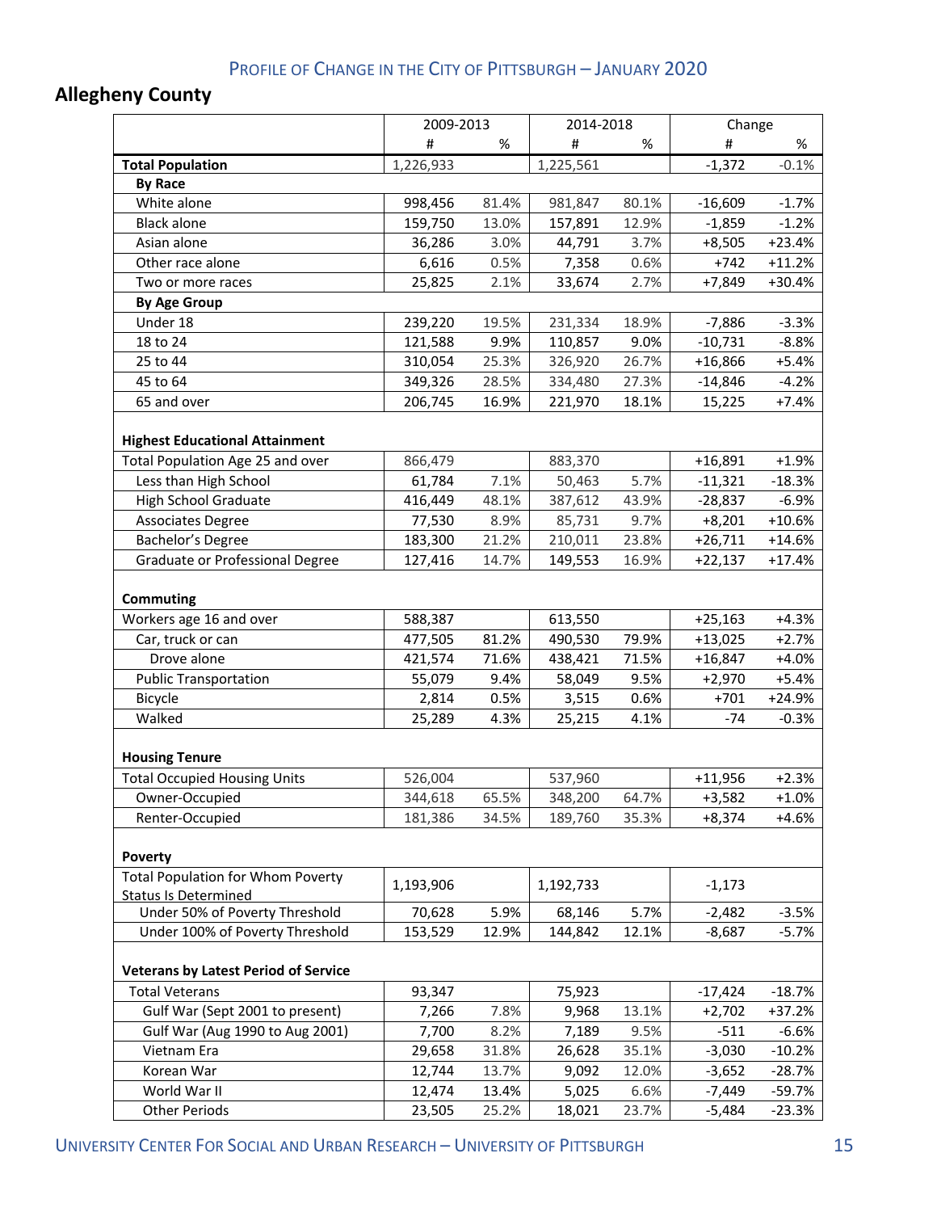## Allegheny County

| | 2009-2013 | | 2014-2018 | | Change | |
|---|---|---|---|---|---|---|
| | # | % | # | % | # | % |
| **Total Population** | 1,226,933 | | 1,225,561 | | -1,372 | -0.1% |
| **By Race** | | | | | | |
| White alone | 998,456 | 81.4% | 981,847 | 80.1% | -16,609 | -1.7% |
| Black alone | 159,750 | 13.0% | 157,891 | 12.9% | -1,859 | -1.2% |
| Asian alone | 36,286 | 3.0% | 44,791 | 3.7% | +8,505 | +23.4% |
| Other race alone | 6,616 | 0.5% | 7,358 | 0.6% | +742 | +11.2% |
| Two or more races | 25,825 | 2.1% | 33,674 | 2.7% | +7,849 | +30.4% |
| **By Age Group** | | | | | | |
| Under 18 | 239,220 | 19.5% | 231,334 | 18.9% | -7,886 | -3.3% |
| 18 to 24 | 121,588 | 9.9% | 110,857 | 9.0% | -10,731 | -8.8% |
| 25 to 44 | 310,054 | 25.3% | 326,920 | 26.7% | +16,866 | +5.4% |
| 45 to 64 | 349,326 | 28.5% | 334,480 | 27.3% | -14,846 | -4.2% |
| 65 and over | 206,745 | 16.9% | 221,970 | 18.1% | 15,225 | +7.4% |
| | | | | | | |
| **Highest Educational Attainment** | | | | | | |
| Total Population Age 25 and over | 866,479 | | 883,370 | | +16,891 | +1.9% |
| Less than High School | 61,784 | 7.1% | 50,463 | 5.7% | -11,321 | -18.3% |
| High School Graduate | 416,449 | 48.1% | 387,612 | 43.9% | -28,837 | -6.9% |
| Associates Degree | 77,530 | 8.9% | 85,731 | 9.7% | +8,201 | +10.6% |
| Bachelor's Degree | 183,300 | 21.2% | 210,011 | 23.8% | +26,711 | +14.6% |
| Graduate or Professional Degree | 127,416 | 14.7% | 149,553 | 16.9% | +22,137 | +17.4% |
| | | | | | | |
| **Commuting** | | | | | | |
| Workers age 16 and over | 588,387 | | 613,550 | | +25,163 | +4.3% |
| Car, truck or can | 477,505 | 81.2% | 490,530 | 79.9% | +13,025 | +2.7% |
| Drove alone | 421,574 | 71.6% | 438,421 | 71.5% | +16,847 | +4.0% |
| Public Transportation | 55,079 | 9.4% | 58,049 | 9.5% | +2,970 | +5.4% |
| Bicycle | 2,814 | 0.5% | 3,515 | 0.6% | +701 | +24.9% |
| Walked | 25,289 | 4.3% | 25,215 | 4.1% | -74 | -0.3% |
| | | | | | | |
| **Housing Tenure** | | | | | | |
| Total Occupied Housing Units | 526,004 | | 537,960 | | +11,956 | +2.3% |
| Owner-Occupied | 344,618 | 65.5% | 348,200 | 64.7% | +3,582 | +1.0% |
| Renter-Occupied | 181,386 | 34.5% | 189,760 | 35.3% | +8,374 | +4.6% |
| | | | | | | |
| **Poverty** | | | | | | |
| Total Population for Whom Poverty Status Is Determined | 1,193,906 | | 1,192,733 | | -1,173 | |
| Under 50% of Poverty Threshold | 70,628 | 5.9% | 68,146 | 5.7% | -2,482 | -3.5% |
| Under 100% of Poverty Threshold | 153,529 | 12.9% | 144,842 | 12.1% | -8,687 | -5.7% |
| | | | | | | |
| **Veterans by Latest Period of Service** | | | | | | |
| Total Veterans | 93,347 | | 75,923 | | -17,424 | -18.7% |
| Gulf War (Sept 2001 to present) | 7,266 | 7.8% | 9,968 | 13.1% | +2,702 | +37.2% |
| Gulf War (Aug 1990 to Aug 2001) | 7,700 | 8.2% | 7,189 | 9.5% | -511 | -6.6% |
| Vietnam Era | 29,658 | 31.8% | 26,628 | 35.1% | -3,030 | -10.2% |
| Korean War | 12,744 | 13.7% | 9,092 | 12.0% | -3,652 | -28.7% |
| World War II | 12,474 | 13.4% | 5,025 | 6.6% | -7,449 | -59.7% |
| Other Periods | 23,505 | 25.2% | 18,021 | 23.7% | -5,484 | -23.3% |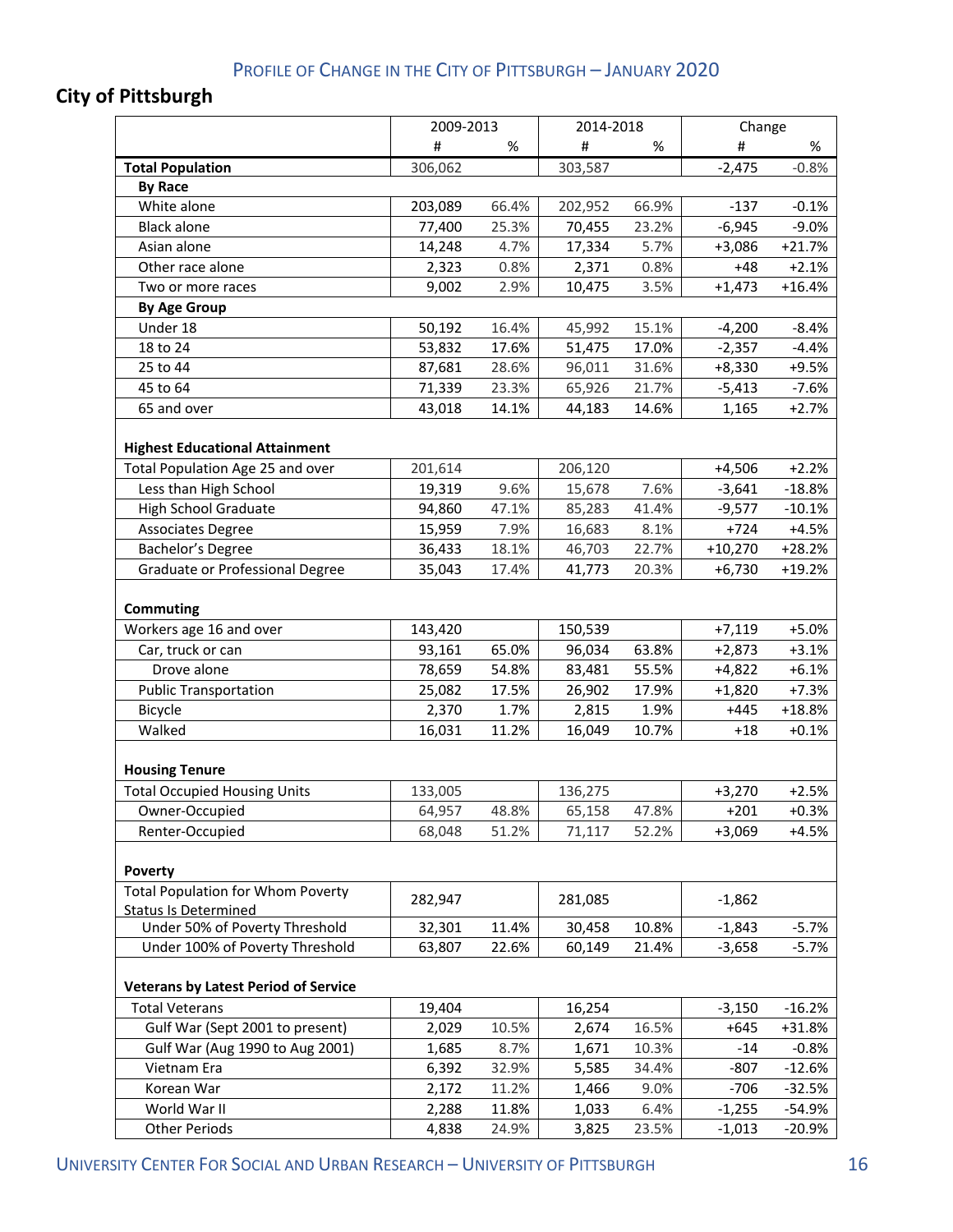## City of Pittsburgh

| | 2009-2013 | | 2014-2018 | | Change | |
|---|---|---|---|---|---|---|
| | # | % | # | % | # | % |
| **Total Population** | 306,062 | | 303,587 | | -2,475 | -0.8% |
| **By Race** | | | | | | |
| White alone | 203,089 | 66.4% | 202,952 | 66.9% | -137 | -0.1% |
| Black alone | 77,400 | 25.3% | 70,455 | 23.2% | -6,945 | -9.0% |
| Asian alone | 14,248 | 4.7% | 17,334 | 5.7% | +3,086 | +21.7% |
| Other race alone | 2,323 | 0.8% | 2,371 | 0.8% | +48 | +2.1% |
| Two or more races | 9,002 | 2.9% | 10,475 | 3.5% | +1,473 | +16.4% |
| **By Age Group** | | | | | | |
| Under 18 | 50,192 | 16.4% | 45,992 | 15.1% | -4,200 | -8.4% |
| 18 to 24 | 53,832 | 17.6% | 51,475 | 17.0% | -2,357 | -4.4% |
| 25 to 44 | 87,681 | 28.6% | 96,011 | 31.6% | +8,330 | +9.5% |
| 45 to 64 | 71,339 | 23.3% | 65,926 | 21.7% | -5,413 | -7.6% |
| 65 and over | 43,018 | 14.1% | 44,183 | 14.6% | 1,165 | +2.7% |
| **Highest Educational Attainment** | | | | | | |
| Total Population Age 25 and over | 201,614 | | 206,120 | | +4,506 | +2.2% |
| Less than High School | 19,319 | 9.6% | 15,678 | 7.6% | -3,641 | -18.8% |
| High School Graduate | 94,860 | 47.1% | 85,283 | 41.4% | -9,577 | -10.1% |
| Associates Degree | 15,959 | 7.9% | 16,683 | 8.1% | +724 | +4.5% |
| Bachelor's Degree | 36,433 | 18.1% | 46,703 | 22.7% | +10,270 | +28.2% |
| Graduate or Professional Degree | 35,043 | 17.4% | 41,773 | 20.3% | +6,730 | +19.2% |
| **Commuting** | | | | | | |
| Workers age 16 and over | 143,420 | | 150,539 | | +7,119 | +5.0% |
| Car, truck or can | 93,161 | 65.0% | 96,034 | 63.8% | +2,873 | +3.1% |
| Drove alone | 78,659 | 54.8% | 83,481 | 55.5% | +4,822 | +6.1% |
| Public Transportation | 25,082 | 17.5% | 26,902 | 17.9% | +1,820 | +7.3% |
| Bicycle | 2,370 | 1.7% | 2,815 | 1.9% | +445 | +18.8% |
| Walked | 16,031 | 11.2% | 16,049 | 10.7% | +18 | +0.1% |
| **Housing Tenure** | | | | | | |
| Total Occupied Housing Units | 133,005 | | 136,275 | | +3,270 | +2.5% |
| Owner-Occupied | 64,957 | 48.8% | 65,158 | 47.8% | +201 | +0.3% |
| Renter-Occupied | 68,048 | 51.2% | 71,117 | 52.2% | +3,069 | +4.5% |
| **Poverty** | | | | | | |
| Total Population for Whom Poverty Status Is Determined | 282,947 | | 281,085 | | -1,862 | |
| Under 50% of Poverty Threshold | 32,301 | 11.4% | 30,458 | 10.8% | -1,843 | -5.7% |
| Under 100% of Poverty Threshold | 63,807 | 22.6% | 60,149 | 21.4% | -3,658 | -5.7% |
| **Veterans by Latest Period of Service** | | | | | | |
| Total Veterans | 19,404 | | 16,254 | | -3,150 | -16.2% |
| Gulf War (Sept 2001 to present) | 2,029 | 10.5% | 2,674 | 16.5% | +645 | +31.8% |
| Gulf War (Aug 1990 to Aug 2001) | 1,685 | 8.7% | 1,671 | 10.3% | -14 | -0.8% |
| Vietnam Era | 6,392 | 32.9% | 5,585 | 34.4% | -807 | -12.6% |
| Korean War | 2,172 | 11.2% | 1,466 | 9.0% | -706 | -32.5% |
| World War II | 2,288 | 11.8% | 1,033 | 6.4% | -1,255 | -54.9% |
| Other Periods | 4,838 | 24.9% | 3,825 | 23.5% | -1,013 | -20.9% |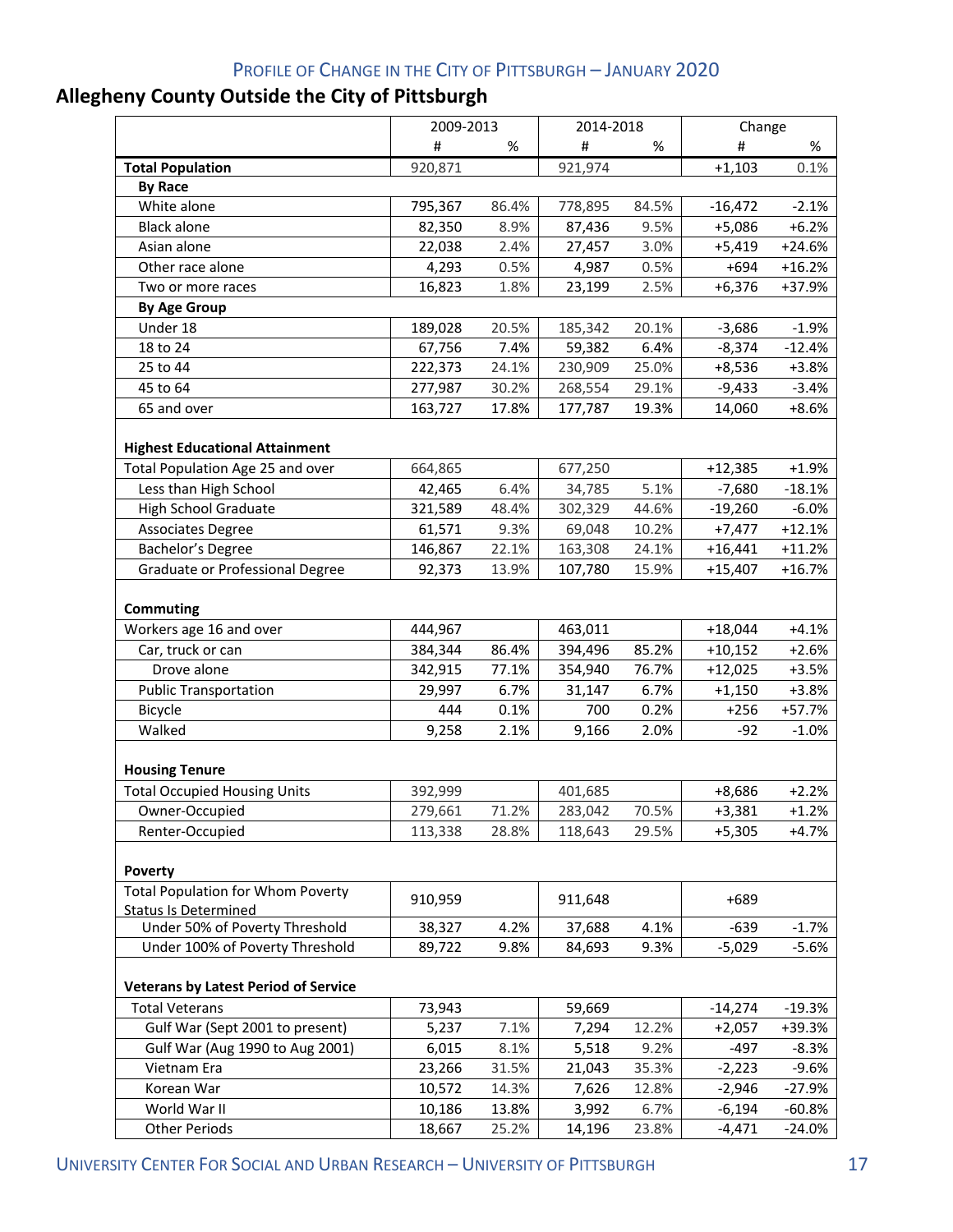## Allegheny County Outside the City of Pittsburgh

| | 2009-2013 | | 2014-2018 | | Change | |
|---|---|---|---|---|---|---|
| | # | % | # | % | # | % |
| **Total Population** | 920,871 | | 921,974 | | +1,103 | 0.1% |
| **By Race** | | | | | | |
| White alone | 795,367 | 86.4% | 778,895 | 84.5% | -16,472 | -2.1% |
| Black alone | 82,350 | 8.9% | 87,436 | 9.5% | +5,086 | +6.2% |
| Asian alone | 22,038 | 2.4% | 27,457 | 3.0% | +5,419 | +24.6% |
| Other race alone | 4,293 | 0.5% | 4,987 | 0.5% | +694 | +16.2% |
| Two or more races | 16,823 | 1.8% | 23,199 | 2.5% | +6,376 | +37.9% |
| **By Age Group** | | | | | | |
| Under 18 | 189,028 | 20.5% | 185,342 | 20.1% | -3,686 | -1.9% |
| 18 to 24 | 67,756 | 7.4% | 59,382 | 6.4% | -8,374 | -12.4% |
| 25 to 44 | 222,373 | 24.1% | 230,909 | 25.0% | +8,536 | +3.8% |
| 45 to 64 | 277,987 | 30.2% | 268,554 | 29.1% | -9,433 | -3.4% |
| 65 and over | 163,727 | 17.8% | 177,787 | 19.3% | 14,060 | +8.6% |
| **Highest Educational Attainment** | | | | | | |
| Total Population Age 25 and over | 664,865 | | 677,250 | | +12,385 | +1.9% |
| Less than High School | 42,465 | 6.4% | 34,785 | 5.1% | -7,680 | -18.1% |
| High School Graduate | 321,589 | 48.4% | 302,329 | 44.6% | -19,260 | -6.0% |
| Associates Degree | 61,571 | 9.3% | 69,048 | 10.2% | +7,477 | +12.1% |
| Bachelor's Degree | 146,867 | 22.1% | 163,308 | 24.1% | +16,441 | +11.2% |
| Graduate or Professional Degree | 92,373 | 13.9% | 107,780 | 15.9% | +15,407 | +16.7% |
| **Commuting** | | | | | | |
| Workers age 16 and over | 444,967 | | 463,011 | | +18,044 | +4.1% |
| Car, truck or can | 384,344 | 86.4% | 394,496 | 85.2% | +10,152 | +2.6% |
| Drove alone | 342,915 | 77.1% | 354,940 | 76.7% | +12,025 | +3.5% |
| Public Transportation | 29,997 | 6.7% | 31,147 | 6.7% | +1,150 | +3.8% |
| Bicycle | 444 | 0.1% | 700 | 0.2% | +256 | +57.7% |
| Walked | 9,258 | 2.1% | 9,166 | 2.0% | -92 | -1.0% |
| **Housing Tenure** | | | | | | |
| Total Occupied Housing Units | 392,999 | | 401,685 | | +8,686 | +2.2% |
| Owner-Occupied | 279,661 | 71.2% | 283,042 | 70.5% | +3,381 | +1.2% |
| Renter-Occupied | 113,338 | 28.8% | 118,643 | 29.5% | +5,305 | +4.7% |
| **Poverty** | | | | | | |
| Total Population for Whom Poverty Status Is Determined | 910,959 | | 911,648 | | +689 | |
| Under 50% of Poverty Threshold | 38,327 | 4.2% | 37,688 | 4.1% | -639 | -1.7% |
| Under 100% of Poverty Threshold | 89,722 | 9.8% | 84,693 | 9.3% | -5,029 | -5.6% |
| **Veterans by Latest Period of Service** | | | | | | |
| Total Veterans | 73,943 | | 59,669 | | -14,274 | -19.3% |
| Gulf War (Sept 2001 to present) | 5,237 | 7.1% | 7,294 | 12.2% | +2,057 | +39.3% |
| Gulf War (Aug 1990 to Aug 2001) | 6,015 | 8.1% | 5,518 | 9.2% | -497 | -8.3% |
| Vietnam Era | 23,266 | 31.5% | 21,043 | 35.3% | -2,223 | -9.6% |
| Korean War | 10,572 | 14.3% | 7,626 | 12.8% | -2,946 | -27.9% |
| World War II | 10,186 | 13.8% | 3,992 | 6.7% | -6,194 | -60.8% |
| Other Periods | 18,667 | 25.2% | 14,196 | 23.8% | -4,471 | -24.0% |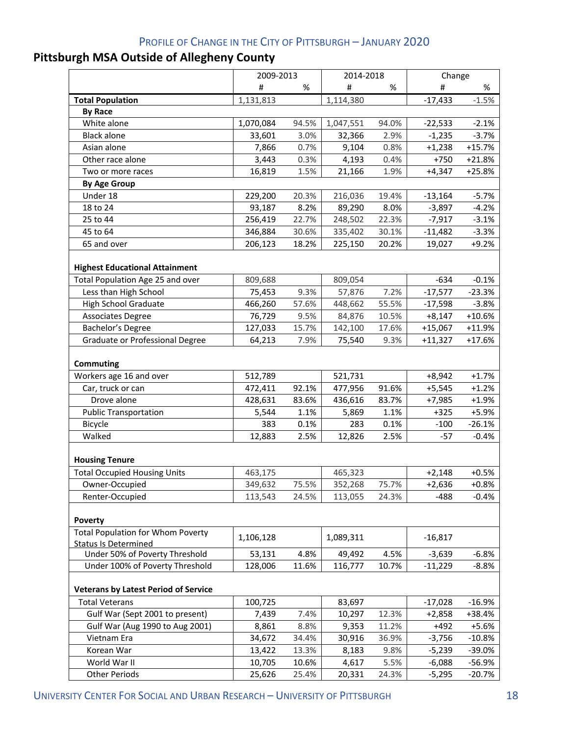## Pittsburgh MSA Outside of Allegheny County

| | 2009-2013 | | 2014-2018 | | Change | |
|---|---|---|---|---|---|---|
| | # | % | # | % | # | % |
| **Total Population** | 1,131,813 | | 1,114,380 | | -17,433 | -1.5% |
| **By Race** | | | | | | |
| White alone | 1,070,084 | 94.5% | 1,047,551 | 94.0% | -22,533 | -2.1% |
| Black alone | 33,601 | 3.0% | 32,366 | 2.9% | -1,235 | -3.7% |
| Asian alone | 7,866 | 0.7% | 9,104 | 0.8% | +1,238 | +15.7% |
| Other race alone | 3,443 | 0.3% | 4,193 | 0.4% | +750 | +21.8% |
| Two or more races | 16,819 | 1.5% | 21,166 | 1.9% | +4,347 | +25.8% |
| **By Age Group** | | | | | | |
| Under 18 | 229,200 | 20.3% | 216,036 | 19.4% | -13,164 | -5.7% |
| 18 to 24 | 93,187 | 8.2% | 89,290 | 8.0% | -3,897 | -4.2% |
| 25 to 44 | 256,419 | 22.7% | 248,502 | 22.3% | -7,917 | -3.1% |
| 45 to 64 | 346,884 | 30.6% | 335,402 | 30.1% | -11,482 | -3.3% |
| 65 and over | 206,123 | 18.2% | 225,150 | 20.2% | 19,027 | +9.2% |
| **Highest Educational Attainment** | | | | | | |
| Total Population Age 25 and over | 809,688 | | 809,054 | | -634 | -0.1% |
| Less than High School | 75,453 | 9.3% | 57,876 | 7.2% | -17,577 | -23.3% |
| High School Graduate | 466,260 | 57.6% | 448,662 | 55.5% | -17,598 | -3.8% |
| Associates Degree | 76,729 | 9.5% | 84,876 | 10.5% | +8,147 | +10.6% |
| Bachelor's Degree | 127,033 | 15.7% | 142,100 | 17.6% | +15,067 | +11.9% |
| Graduate or Professional Degree | 64,213 | 7.9% | 75,540 | 9.3% | +11,327 | +17.6% |
| **Commuting** | | | | | | |
| Workers age 16 and over | 512,789 | | 521,731 | | +8,942 | +1.7% |
| Car, truck or can | 472,411 | 92.1% | 477,956 | 91.6% | +5,545 | +1.2% |
| Drove alone | 428,631 | 83.6% | 436,616 | 83.7% | +7,985 | +1.9% |
| Public Transportation | 5,544 | 1.1% | 5,869 | 1.1% | +325 | +5.9% |
| Bicycle | 383 | 0.1% | 283 | 0.1% | -100 | -26.1% |
| Walked | 12,883 | 2.5% | 12,826 | 2.5% | -57 | -0.4% |
| **Housing Tenure** | | | | | | |
| Total Occupied Housing Units | 463,175 | | 465,323 | | +2,148 | +0.5% |
| Owner-Occupied | 349,632 | 75.5% | 352,268 | 75.7% | +2,636 | +0.8% |
| Renter-Occupied | 113,543 | 24.5% | 113,055 | 24.3% | -488 | -0.4% |
| **Poverty** | | | | | | |
| Total Population for Whom Poverty Status Is Determined | 1,106,128 | | 1,089,311 | | -16,817 | |
| Under 50% of Poverty Threshold | 53,131 | 4.8% | 49,492 | 4.5% | -3,639 | -6.8% |
| Under 100% of Poverty Threshold | 128,006 | 11.6% | 116,777 | 10.7% | -11,229 | -8.8% |
| **Veterans by Latest Period of Service** | | | | | | |
| Total Veterans | 100,725 | | 83,697 | | -17,028 | -16.9% |
| Gulf War (Sept 2001 to present) | 7,439 | 7.4% | 10,297 | 12.3% | +2,858 | +38.4% |
| Gulf War (Aug 1990 to Aug 2001) | 8,861 | 8.8% | 9,353 | 11.2% | +492 | +5.6% |
| Vietnam Era | 34,672 | 34.4% | 30,916 | 36.9% | -3,756 | -10.8% |
| Korean War | 13,422 | 13.3% | 8,183 | 9.8% | -5,239 | -39.0% |
| World War II | 10,705 | 10.6% | 4,617 | 5.5% | -6,088 | -56.9% |
| Other Periods | 25,626 | 25.4% | 20,331 | 24.3% | -5,295 | -20.7% |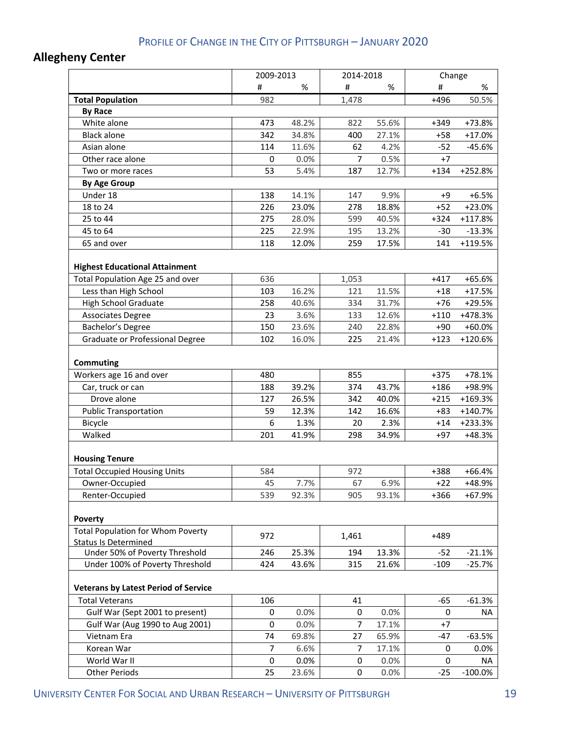## Allegheny Center

| | 2009-2013 | | 2014-2018 | | Change | |
|---|---|---|---|---|---|---|
| | # | % | # | % | # | % |
| **Total Population** | 982 | | 1,478 | | +496 | 50.5% |
| **By Race** | | | | | | |
| White alone | 473 | 48.2% | 822 | 55.6% | +349 | +73.8% |
| Black alone | 342 | 34.8% | 400 | 27.1% | +58 | +17.0% |
| Asian alone | 114 | 11.6% | 62 | 4.2% | -52 | -45.6% |
| Other race alone | 0 | 0.0% | 7 | 0.5% | +7 | |
| Two or more races | 53 | 5.4% | 187 | 12.7% | +134 | +252.8% |
| **By Age Group** | | | | | | |
| Under 18 | 138 | 14.1% | 147 | 9.9% | +9 | +6.5% |
| 18 to 24 | 226 | 23.0% | 278 | 18.8% | +52 | +23.0% |
| 25 to 44 | 275 | 28.0% | 599 | 40.5% | +324 | +117.8% |
| 45 to 64 | 225 | 22.9% | 195 | 13.2% | -30 | -13.3% |
| 65 and over | 118 | 12.0% | 259 | 17.5% | 141 | +119.5% |
| **Highest Educational Attainment** | | | | | | |
| Total Population Age 25 and over | 636 | | 1,053 | | +417 | +65.6% |
| Less than High School | 103 | 16.2% | 121 | 11.5% | +18 | +17.5% |
| High School Graduate | 258 | 40.6% | 334 | 31.7% | +76 | +29.5% |
| Associates Degree | 23 | 3.6% | 133 | 12.6% | +110 | +478.3% |
| Bachelor's Degree | 150 | 23.6% | 240 | 22.8% | +90 | +60.0% |
| Graduate or Professional Degree | 102 | 16.0% | 225 | 21.4% | +123 | +120.6% |
| **Commuting** | | | | | | |
| Workers age 16 and over | 480 | | 855 | | +375 | +78.1% |
| Car, truck or can | 188 | 39.2% | 374 | 43.7% | +186 | +98.9% |
| Drove alone | 127 | 26.5% | 342 | 40.0% | +215 | +169.3% |
| Public Transportation | 59 | 12.3% | 142 | 16.6% | +83 | +140.7% |
| Bicycle | 6 | 1.3% | 20 | 2.3% | +14 | +233.3% |
| Walked | 201 | 41.9% | 298 | 34.9% | +97 | +48.3% |
| **Housing Tenure** | | | | | | |
| Total Occupied Housing Units | 584 | | 972 | | +388 | +66.4% |
| Owner-Occupied | 45 | 7.7% | 67 | 6.9% | +22 | +48.9% |
| Renter-Occupied | 539 | 92.3% | 905 | 93.1% | +366 | +67.9% |
| **Poverty** | | | | | | |
| Total Population for Whom Poverty Status Is Determined | 972 | | 1,461 | | +489 | |
| Under 50% of Poverty Threshold | 246 | 25.3% | 194 | 13.3% | -52 | -21.1% |
| Under 100% of Poverty Threshold | 424 | 43.6% | 315 | 21.6% | -109 | -25.7% |
| **Veterans by Latest Period of Service** | | | | | | |
| Total Veterans | 106 | | 41 | | -65 | -61.3% |
| Gulf War (Sept 2001 to present) | 0 | 0.0% | 0 | 0.0% | 0 | NA |
| Gulf War (Aug 1990 to Aug 2001) | 0 | 0.0% | 7 | 17.1% | +7 | |
| Vietnam Era | 74 | 69.8% | 27 | 65.9% | -47 | -63.5% |
| Korean War | 7 | 6.6% | 7 | 17.1% | 0 | 0.0% |
| World War II | 0 | 0.0% | 0 | 0.0% | 0 | NA |
| Other Periods | 25 | 23.6% | 0 | 0.0% | -25 | -100.0% |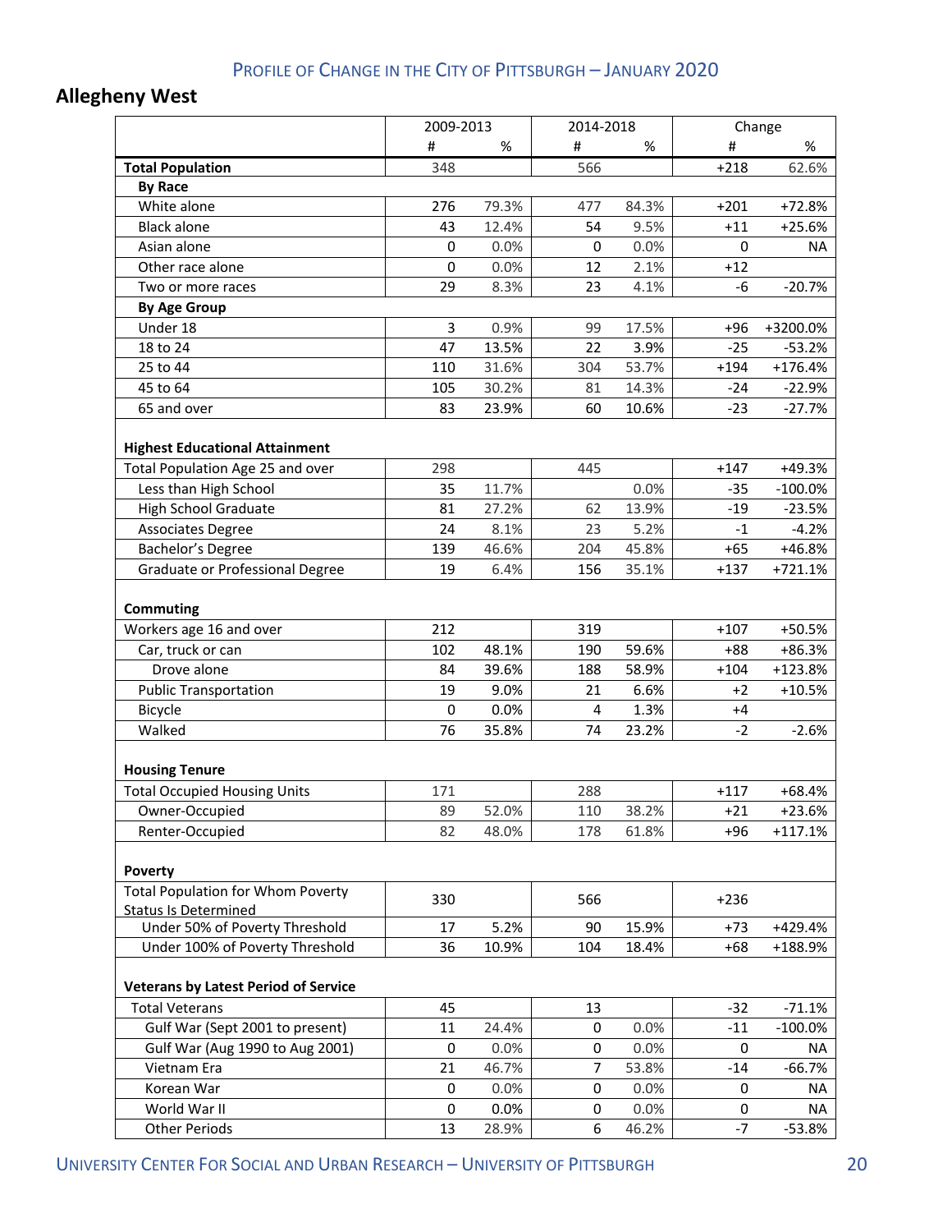## Allegheny West

| | 2009-2013 | | 2014-2018 | | Change | |
|---|---|---|---|---|---|---|
| | # | % | # | % | # | % |
| **Total Population** | 348 | | 566 | | +218 | 62.6% |
| **By Race** | | | | | | |
| White alone | 276 | 79.3% | 477 | 84.3% | +201 | +72.8% |
| Black alone | 43 | 12.4% | 54 | 9.5% | +11 | +25.6% |
| Asian alone | 0 | 0.0% | 0 | 0.0% | 0 | NA |
| Other race alone | 0 | 0.0% | 12 | 2.1% | +12 | |
| Two or more races | 29 | 8.3% | 23 | 4.1% | -6 | -20.7% |
| **By Age Group** | | | | | | |
| Under 18 | 3 | 0.9% | 99 | 17.5% | +96 | +3200.0% |
| 18 to 24 | 47 | 13.5% | 22 | 3.9% | -25 | -53.2% |
| 25 to 44 | 110 | 31.6% | 304 | 53.7% | +194 | +176.4% |
| 45 to 64 | 105 | 30.2% | 81 | 14.3% | -24 | -22.9% |
| 65 and over | 83 | 23.9% | 60 | 10.6% | -23 | -27.7% |
| **Highest Educational Attainment** | | | | | | |
| Total Population Age 25 and over | 298 | | 445 | | +147 | +49.3% |
| Less than High School | 35 | 11.7% | | 0.0% | -35 | -100.0% |
| High School Graduate | 81 | 27.2% | 62 | 13.9% | -19 | -23.5% |
| Associates Degree | 24 | 8.1% | 23 | 5.2% | -1 | -4.2% |
| Bachelor's Degree | 139 | 46.6% | 204 | 45.8% | +65 | +46.8% |
| Graduate or Professional Degree | 19 | 6.4% | 156 | 35.1% | +137 | +721.1% |
| **Commuting** | | | | | | |
| Workers age 16 and over | 212 | | 319 | | +107 | +50.5% |
| Car, truck or can | 102 | 48.1% | 190 | 59.6% | +88 | +86.3% |
| Drove alone | 84 | 39.6% | 188 | 58.9% | +104 | +123.8% |
| Public Transportation | 19 | 9.0% | 21 | 6.6% | +2 | +10.5% |
| Bicycle | 0 | 0.0% | 4 | 1.3% | +4 | |
| Walked | 76 | 35.8% | 74 | 23.2% | -2 | -2.6% |
| **Housing Tenure** | | | | | | |
| Total Occupied Housing Units | 171 | | 288 | | +117 | +68.4% |
| Owner-Occupied | 89 | 52.0% | 110 | 38.2% | +21 | +23.6% |
| Renter-Occupied | 82 | 48.0% | 178 | 61.8% | +96 | +117.1% |
| **Poverty** | | | | | | |
| Total Population for Whom Poverty Status Is Determined | 330 | | 566 | | +236 | |
| Under 50% of Poverty Threshold | 17 | 5.2% | 90 | 15.9% | +73 | +429.4% |
| Under 100% of Poverty Threshold | 36 | 10.9% | 104 | 18.4% | +68 | +188.9% |
| **Veterans by Latest Period of Service** | | | | | | |
| Total Veterans | 45 | | 13 | | -32 | -71.1% |
| Gulf War (Sept 2001 to present) | 11 | 24.4% | 0 | 0.0% | -11 | -100.0% |
| Gulf War (Aug 1990 to Aug 2001) | 0 | 0.0% | 0 | 0.0% | 0 | NA |
| Vietnam Era | 21 | 46.7% | 7 | 53.8% | -14 | -66.7% |
| Korean War | 0 | 0.0% | 0 | 0.0% | 0 | NA |
| World War II | 0 | 0.0% | 0 | 0.0% | 0 | NA |
| Other Periods | 13 | 28.9% | 6 | 46.2% | -7 | -53.8% |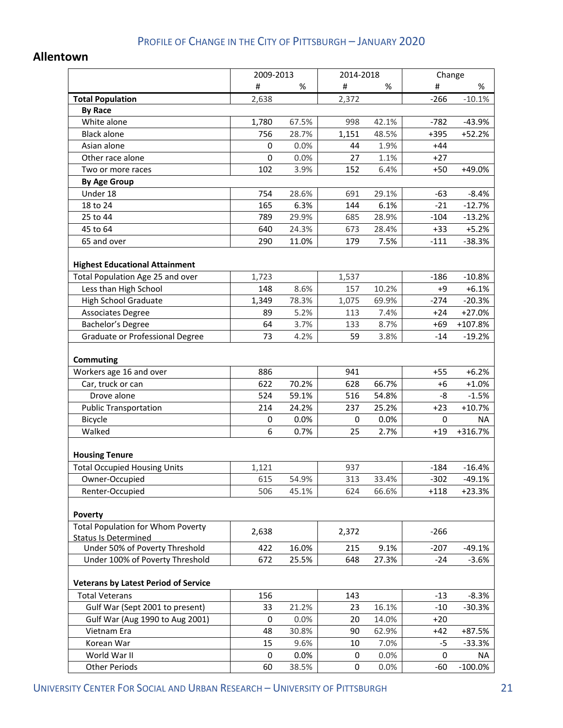## Allentown

| | 2009-2013 | | 2014-2018 | | Change | |
|---|---|---|---|---|---|---|
| | # | % | # | % | # | % |
| **Total Population** | 2,638 | | 2,372 | | -266 | -10.1% |
| **By Race** | | | | | | |
| White alone | 1,780 | 67.5% | 998 | 42.1% | -782 | -43.9% |
| Black alone | 756 | 28.7% | 1,151 | 48.5% | +395 | +52.2% |
| Asian alone | 0 | 0.0% | 44 | 1.9% | +44 | |
| Other race alone | 0 | 0.0% | 27 | 1.1% | +27 | |
| Two or more races | 102 | 3.9% | 152 | 6.4% | +50 | +49.0% |
| **By Age Group** | | | | | | |
| Under 18 | 754 | 28.6% | 691 | 29.1% | -63 | -8.4% |
| 18 to 24 | 165 | 6.3% | 144 | 6.1% | -21 | -12.7% |
| 25 to 44 | 789 | 29.9% | 685 | 28.9% | -104 | -13.2% |
| 45 to 64 | 640 | 24.3% | 673 | 28.4% | +33 | +5.2% |
| 65 and over | 290 | 11.0% | 179 | 7.5% | -111 | -38.3% |
| **Highest Educational Attainment** | | | | | | |
| Total Population Age 25 and over | 1,723 | | 1,537 | | -186 | -10.8% |
| Less than High School | 148 | 8.6% | 157 | 10.2% | +9 | +6.1% |
| High School Graduate | 1,349 | 78.3% | 1,075 | 69.9% | -274 | -20.3% |
| Associates Degree | 89 | 5.2% | 113 | 7.4% | +24 | +27.0% |
| Bachelor's Degree | 64 | 3.7% | 133 | 8.7% | +69 | +107.8% |
| Graduate or Professional Degree | 73 | 4.2% | 59 | 3.8% | -14 | -19.2% |
| **Commuting** | | | | | | |
| Workers age 16 and over | 886 | | 941 | | +55 | +6.2% |
| Car, truck or can | 622 | 70.2% | 628 | 66.7% | +6 | +1.0% |
| Drove alone | 524 | 59.1% | 516 | 54.8% | -8 | -1.5% |
| Public Transportation | 214 | 24.2% | 237 | 25.2% | +23 | +10.7% |
| Bicycle | 0 | 0.0% | 0 | 0.0% | 0 | NA |
| Walked | 6 | 0.7% | 25 | 2.7% | +19 | +316.7% |
| **Housing Tenure** | | | | | | |
| Total Occupied Housing Units | 1,121 | | 937 | | -184 | -16.4% |
| Owner-Occupied | 615 | 54.9% | 313 | 33.4% | -302 | -49.1% |
| Renter-Occupied | 506 | 45.1% | 624 | 66.6% | +118 | +23.3% |
| **Poverty** | | | | | | |
| Total Population for Whom Poverty Status Is Determined | 2,638 | | 2,372 | | -266 | |
| Under 50% of Poverty Threshold | 422 | 16.0% | 215 | 9.1% | -207 | -49.1% |
| Under 100% of Poverty Threshold | 672 | 25.5% | 648 | 27.3% | -24 | -3.6% |
| **Veterans by Latest Period of Service** | | | | | | |
| Total Veterans | 156 | | 143 | | -13 | -8.3% |
| Gulf War (Sept 2001 to present) | 33 | 21.2% | 23 | 16.1% | -10 | -30.3% |
| Gulf War (Aug 1990 to Aug 2001) | 0 | 0.0% | 20 | 14.0% | +20 | |
| Vietnam Era | 48 | 30.8% | 90 | 62.9% | +42 | +87.5% |
| Korean War | 15 | 9.6% | 10 | 7.0% | -5 | -33.3% |
| World War II | 0 | 0.0% | 0 | 0.0% | 0 | NA |
| Other Periods | 60 | 38.5% | 0 | 0.0% | -60 | -100.0% |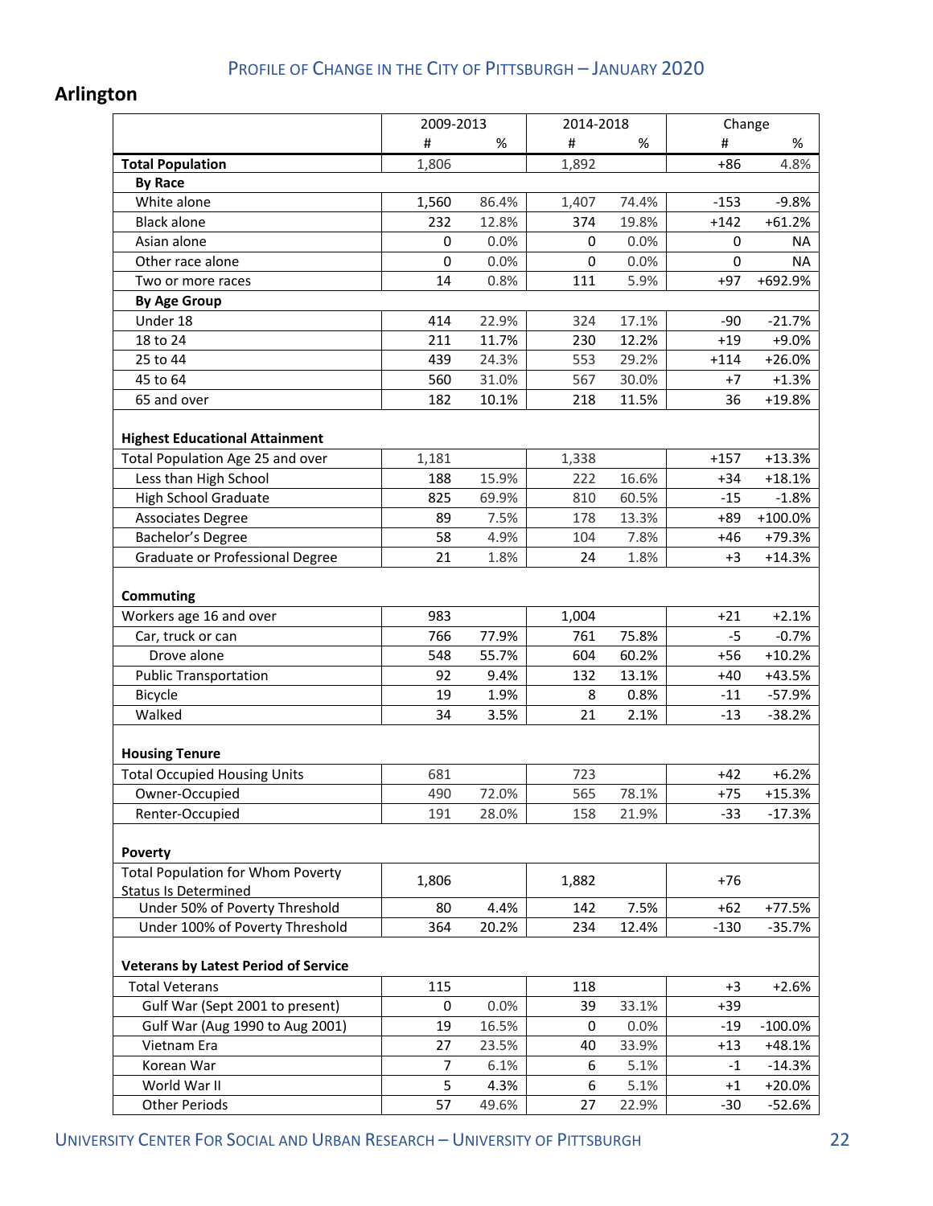## Arlington

| | 2009-2013 | | 2014-2018 | | Change | |
|---|---|---|---|---|---|---|
| | # | % | # | % | # | % |
| **Total Population** | 1,806 | | 1,892 | | +86 | 4.8% |
| **By Race** | | | | | | |
| White alone | 1,560 | 86.4% | 1,407 | 74.4% | -153 | -9.8% |
| Black alone | 232 | 12.8% | 374 | 19.8% | +142 | +61.2% |
| Asian alone | 0 | 0.0% | 0 | 0.0% | 0 | NA |
| Other race alone | 0 | 0.0% | 0 | 0.0% | 0 | NA |
| Two or more races | 14 | 0.8% | 111 | 5.9% | +97 | +692.9% |
| **By Age Group** | | | | | | |
| Under 18 | 414 | 22.9% | 324 | 17.1% | -90 | -21.7% |
| 18 to 24 | 211 | 11.7% | 230 | 12.2% | +19 | +9.0% |
| 25 to 44 | 439 | 24.3% | 553 | 29.2% | +114 | +26.0% |
| 45 to 64 | 560 | 31.0% | 567 | 30.0% | +7 | +1.3% |
| 65 and over | 182 | 10.1% | 218 | 11.5% | 36 | +19.8% |
| **Highest Educational Attainment** | | | | | | |
| Total Population Age 25 and over | 1,181 | | 1,338 | | +157 | +13.3% |
| Less than High School | 188 | 15.9% | 222 | 16.6% | +34 | +18.1% |
| High School Graduate | 825 | 69.9% | 810 | 60.5% | -15 | -1.8% |
| Associates Degree | 89 | 7.5% | 178 | 13.3% | +89 | +100.0% |
| Bachelor's Degree | 58 | 4.9% | 104 | 7.8% | +46 | +79.3% |
| Graduate or Professional Degree | 21 | 1.8% | 24 | 1.8% | +3 | +14.3% |
| **Commuting** | | | | | | |
| Workers age 16 and over | 983 | | 1,004 | | +21 | +2.1% |
| Car, truck or can | 766 | 77.9% | 761 | 75.8% | -5 | -0.7% |
| Drove alone | 548 | 55.7% | 604 | 60.2% | +56 | +10.2% |
| Public Transportation | 92 | 9.4% | 132 | 13.1% | +40 | +43.5% |
| Bicycle | 19 | 1.9% | 8 | 0.8% | -11 | -57.9% |
| Walked | 34 | 3.5% | 21 | 2.1% | -13 | -38.2% |
| **Housing Tenure** | | | | | | |
| Total Occupied Housing Units | 681 | | 723 | | +42 | +6.2% |
| Owner-Occupied | 490 | 72.0% | 565 | 78.1% | +75 | +15.3% |
| Renter-Occupied | 191 | 28.0% | 158 | 21.9% | -33 | -17.3% |
| **Poverty** | | | | | | |
| Total Population for Whom Poverty Status Is Determined | 1,806 | | 1,882 | | +76 | |
| Under 50% of Poverty Threshold | 80 | 4.4% | 142 | 7.5% | +62 | +77.5% |
| Under 100% of Poverty Threshold | 364 | 20.2% | 234 | 12.4% | -130 | -35.7% |
| **Veterans by Latest Period of Service** | | | | | | |
| Total Veterans | 115 | | 118 | | +3 | +2.6% |
| Gulf War (Sept 2001 to present) | 0 | 0.0% | 39 | 33.1% | +39 | |
| Gulf War (Aug 1990 to Aug 2001) | 19 | 16.5% | 0 | 0.0% | -19 | -100.0% |
| Vietnam Era | 27 | 23.5% | 40 | 33.9% | +13 | +48.1% |
| Korean War | 7 | 6.1% | 6 | 5.1% | -1 | -14.3% |
| World War II | 5 | 4.3% | 6 | 5.1% | +1 | +20.0% |
| Other Periods | 57 | 49.6% | 27 | 22.9% | -30 | -52.6% |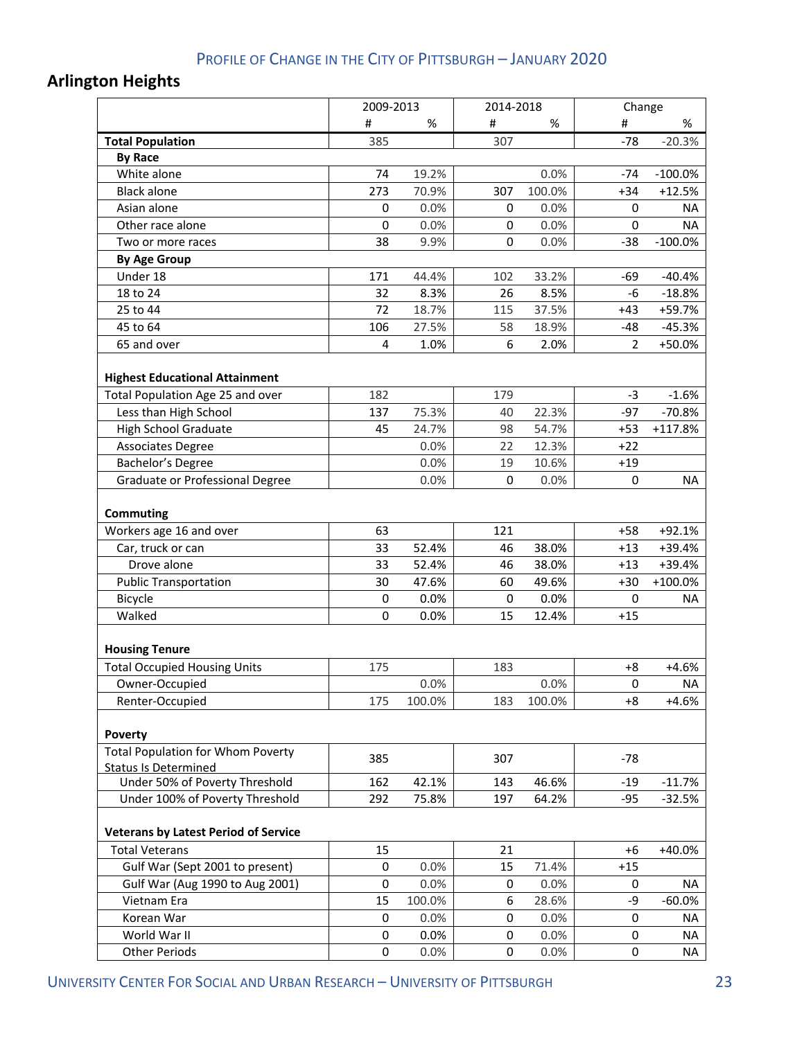## Arlington Heights

| | 2009-2013 | | 2014-2018 | | Change | |
|---|---|---|---|---|---|---|
| | # | % | # | % | # | % |
| **Total Population** | 385 | | 307 | | -78 | -20.3% |
| **By Race** | | | | | | |
| White alone | 74 | 19.2% | | 0.0% | -74 | -100.0% |
| Black alone | 273 | 70.9% | 307 | 100.0% | +34 | +12.5% |
| Asian alone | 0 | 0.0% | 0 | 0.0% | 0 | NA |
| Other race alone | 0 | 0.0% | 0 | 0.0% | 0 | NA |
| Two or more races | 38 | 9.9% | 0 | 0.0% | -38 | -100.0% |
| **By Age Group** | | | | | | |
| Under 18 | 171 | 44.4% | 102 | 33.2% | -69 | -40.4% |
| 18 to 24 | 32 | 8.3% | 26 | 8.5% | -6 | -18.8% |
| 25 to 44 | 72 | 18.7% | 115 | 37.5% | +43 | +59.7% |
| 45 to 64 | 106 | 27.5% | 58 | 18.9% | -48 | -45.3% |
| 65 and over | 4 | 1.0% | 6 | 2.0% | 2 | +50.0% |
| **Highest Educational Attainment** | | | | | | |
| Total Population Age 25 and over | 182 | | 179 | | -3 | -1.6% |
| Less than High School | 137 | 75.3% | 40 | 22.3% | -97 | -70.8% |
| High School Graduate | 45 | 24.7% | 98 | 54.7% | +53 | +117.8% |
| Associates Degree | | 0.0% | 22 | 12.3% | +22 | |
| Bachelor's Degree | | 0.0% | 19 | 10.6% | +19 | |
| Graduate or Professional Degree | | 0.0% | 0 | 0.0% | 0 | NA |
| **Commuting** | | | | | | |
| Workers age 16 and over | 63 | | 121 | | +58 | +92.1% |
| Car, truck or can | 33 | 52.4% | 46 | 38.0% | +13 | +39.4% |
| Drove alone | 33 | 52.4% | 46 | 38.0% | +13 | +39.4% |
| Public Transportation | 30 | 47.6% | 60 | 49.6% | +30 | +100.0% |
| Bicycle | 0 | 0.0% | 0 | 0.0% | 0 | NA |
| Walked | 0 | 0.0% | 15 | 12.4% | +15 | |
| **Housing Tenure** | | | | | | |
| Total Occupied Housing Units | 175 | | 183 | | +8 | +4.6% |
| Owner-Occupied | | 0.0% | | 0.0% | 0 | NA |
| Renter-Occupied | 175 | 100.0% | 183 | 100.0% | +8 | +4.6% |
| **Poverty** | | | | | | |
| Total Population for Whom Poverty Status Is Determined | 385 | | 307 | | -78 | |
| Under 50% of Poverty Threshold | 162 | 42.1% | 143 | 46.6% | -19 | -11.7% |
| Under 100% of Poverty Threshold | 292 | 75.8% | 197 | 64.2% | -95 | -32.5% |
| **Veterans by Latest Period of Service** | | | | | | |
| Total Veterans | 15 | | 21 | | +6 | +40.0% |
| Gulf War (Sept 2001 to present) | 0 | 0.0% | 15 | 71.4% | +15 | |
| Gulf War (Aug 1990 to Aug 2001) | 0 | 0.0% | 0 | 0.0% | 0 | NA |
| Vietnam Era | 15 | 100.0% | 6 | 28.6% | -9 | -60.0% |
| Korean War | 0 | 0.0% | 0 | 0.0% | 0 | NA |
| World War II | 0 | 0.0% | 0 | 0.0% | 0 | NA |
| Other Periods | 0 | 0.0% | 0 | 0.0% | 0 | NA |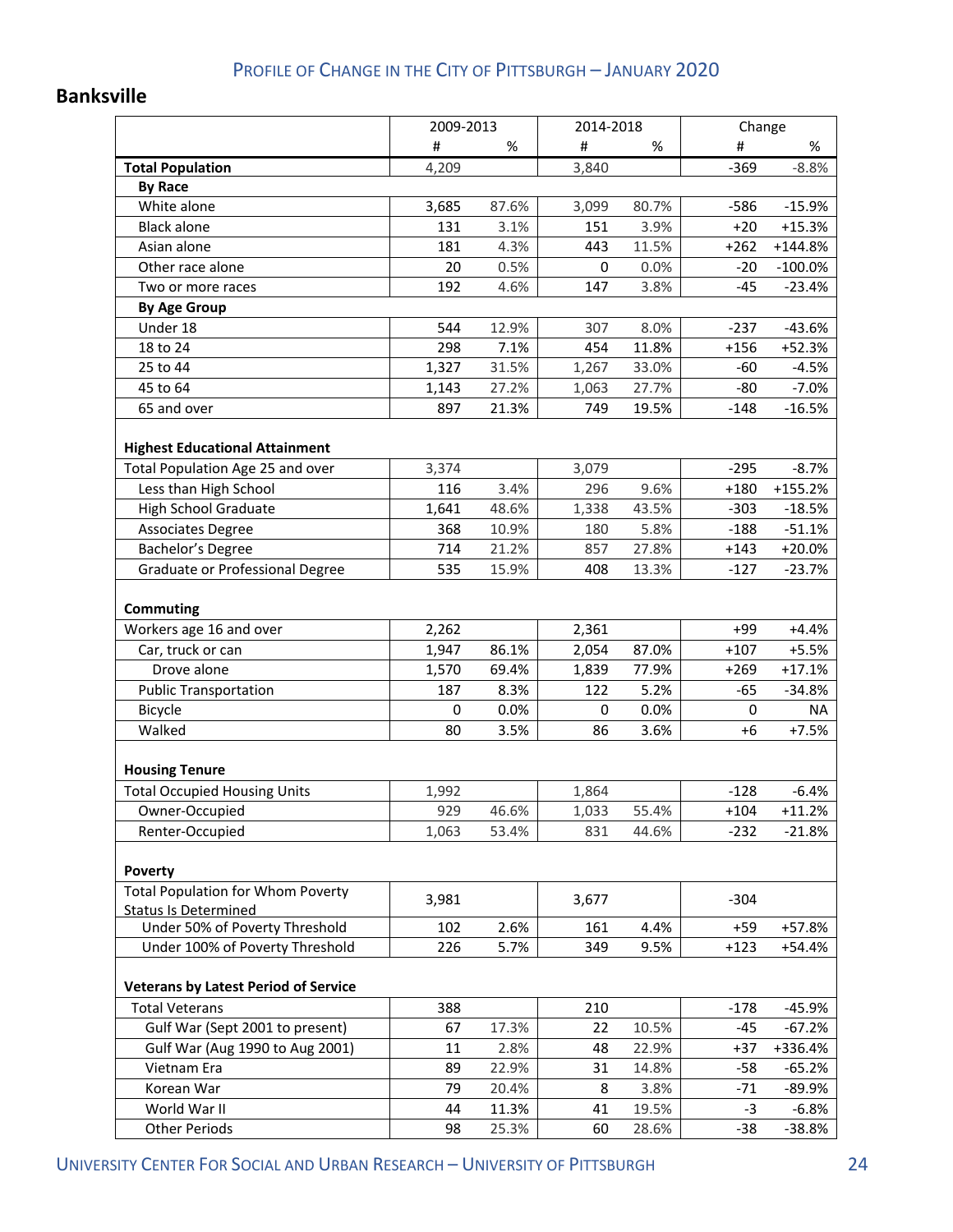## Banksville

| | 2009-2013 | | 2014-2018 | | Change | |
|---|---|---|---|---|---|---|
| | # | % | # | % | # | % |
| **Total Population** | 4,209 | | 3,840 | | -369 | -8.8% |
| **By Race** | | | | | | |
| White alone | 3,685 | 87.6% | 3,099 | 80.7% | -586 | -15.9% |
| Black alone | 131 | 3.1% | 151 | 3.9% | +20 | +15.3% |
| Asian alone | 181 | 4.3% | 443 | 11.5% | +262 | +144.8% |
| Other race alone | 20 | 0.5% | 0 | 0.0% | -20 | -100.0% |
| Two or more races | 192 | 4.6% | 147 | 3.8% | -45 | -23.4% |
| **By Age Group** | | | | | | |
| Under 18 | 544 | 12.9% | 307 | 8.0% | -237 | -43.6% |
| 18 to 24 | 298 | 7.1% | 454 | 11.8% | +156 | +52.3% |
| 25 to 44 | 1,327 | 31.5% | 1,267 | 33.0% | -60 | -4.5% |
| 45 to 64 | 1,143 | 27.2% | 1,063 | 27.7% | -80 | -7.0% |
| 65 and over | 897 | 21.3% | 749 | 19.5% | -148 | -16.5% |
| **Highest Educational Attainment** | | | | | | |
| Total Population Age 25 and over | 3,374 | | 3,079 | | -295 | -8.7% |
| Less than High School | 116 | 3.4% | 296 | 9.6% | +180 | +155.2% |
| High School Graduate | 1,641 | 48.6% | 1,338 | 43.5% | -303 | -18.5% |
| Associates Degree | 368 | 10.9% | 180 | 5.8% | -188 | -51.1% |
| Bachelor's Degree | 714 | 21.2% | 857 | 27.8% | +143 | +20.0% |
| Graduate or Professional Degree | 535 | 15.9% | 408 | 13.3% | -127 | -23.7% |
| **Commuting** | | | | | | |
| Workers age 16 and over | 2,262 | | 2,361 | | +99 | +4.4% |
| Car, truck or can | 1,947 | 86.1% | 2,054 | 87.0% | +107 | +5.5% |
| Drove alone | 1,570 | 69.4% | 1,839 | 77.9% | +269 | +17.1% |
| Public Transportation | 187 | 8.3% | 122 | 5.2% | -65 | -34.8% |
| Bicycle | 0 | 0.0% | 0 | 0.0% | 0 | NA |
| Walked | 80 | 3.5% | 86 | 3.6% | +6 | +7.5% |
| **Housing Tenure** | | | | | | |
| Total Occupied Housing Units | 1,992 | | 1,864 | | -128 | -6.4% |
| Owner-Occupied | 929 | 46.6% | 1,033 | 55.4% | +104 | +11.2% |
| Renter-Occupied | 1,063 | 53.4% | 831 | 44.6% | -232 | -21.8% |
| **Poverty** | | | | | | |
| Total Population for Whom Poverty Status Is Determined | 3,981 | | 3,677 | | -304 | |
| Under 50% of Poverty Threshold | 102 | 2.6% | 161 | 4.4% | +59 | +57.8% |
| Under 100% of Poverty Threshold | 226 | 5.7% | 349 | 9.5% | +123 | +54.4% |
| **Veterans by Latest Period of Service** | | | | | | |
| Total Veterans | 388 | | 210 | | -178 | -45.9% |
| Gulf War (Sept 2001 to present) | 67 | 17.3% | 22 | 10.5% | -45 | -67.2% |
| Gulf War (Aug 1990 to Aug 2001) | 11 | 2.8% | 48 | 22.9% | +37 | +336.4% |
| Vietnam Era | 89 | 22.9% | 31 | 14.8% | -58 | -65.2% |
| Korean War | 79 | 20.4% | 8 | 3.8% | -71 | -89.9% |
| World War II | 44 | 11.3% | 41 | 19.5% | -3 | -6.8% |
| Other Periods | 98 | 25.3% | 60 | 28.6% | -38 | -38.8% |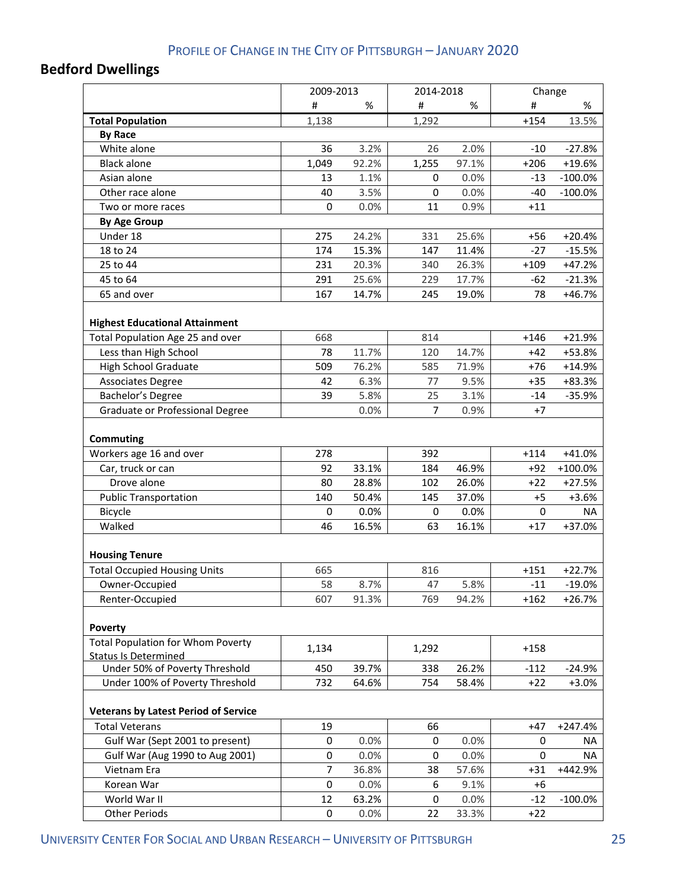## Bedford Dwellings

| | 2009-2013 | | 2014-2018 | | Change | |
|---|---|---|---|---|---|---|
| | # | % | # | % | # | % |
| **Total Population** | 1,138 | | 1,292 | | +154 | 13.5% |
| **By Race** | | | | | | |
| White alone | 36 | 3.2% | 26 | 2.0% | -10 | -27.8% |
| Black alone | 1,049 | 92.2% | 1,255 | 97.1% | +206 | +19.6% |
| Asian alone | 13 | 1.1% | 0 | 0.0% | -13 | -100.0% |
| Other race alone | 40 | 3.5% | 0 | 0.0% | -40 | -100.0% |
| Two or more races | 0 | 0.0% | 11 | 0.9% | +11 | |
| **By Age Group** | | | | | | |
| Under 18 | 275 | 24.2% | 331 | 25.6% | +56 | +20.4% |
| 18 to 24 | 174 | 15.3% | 147 | 11.4% | -27 | -15.5% |
| 25 to 44 | 231 | 20.3% | 340 | 26.3% | +109 | +47.2% |
| 45 to 64 | 291 | 25.6% | 229 | 17.7% | -62 | -21.3% |
| 65 and over | 167 | 14.7% | 245 | 19.0% | 78 | +46.7% |
| **Highest Educational Attainment** | | | | | | |
| Total Population Age 25 and over | 668 | | 814 | | +146 | +21.9% |
| Less than High School | 78 | 11.7% | 120 | 14.7% | +42 | +53.8% |
| High School Graduate | 509 | 76.2% | 585 | 71.9% | +76 | +14.9% |
| Associates Degree | 42 | 6.3% | 77 | 9.5% | +35 | +83.3% |
| Bachelor's Degree | 39 | 5.8% | 25 | 3.1% | -14 | -35.9% |
| Graduate or Professional Degree | | 0.0% | 7 | 0.9% | +7 | |
| **Commuting** | | | | | | |
| Workers age 16 and over | 278 | | 392 | | +114 | +41.0% |
| Car, truck or can | 92 | 33.1% | 184 | 46.9% | +92 | +100.0% |
| Drove alone | 80 | 28.8% | 102 | 26.0% | +22 | +27.5% |
| Public Transportation | 140 | 50.4% | 145 | 37.0% | +5 | +3.6% |
| Bicycle | 0 | 0.0% | 0 | 0.0% | 0 | NA |
| Walked | 46 | 16.5% | 63 | 16.1% | +17 | +37.0% |
| **Housing Tenure** | | | | | | |
| Total Occupied Housing Units | 665 | | 816 | | +151 | +22.7% |
| Owner-Occupied | 58 | 8.7% | 47 | 5.8% | -11 | -19.0% |
| Renter-Occupied | 607 | 91.3% | 769 | 94.2% | +162 | +26.7% |
| **Poverty** | | | | | | |
| Total Population for Whom Poverty Status Is Determined | 1,134 | | 1,292 | | +158 | |
| Under 50% of Poverty Threshold | 450 | 39.7% | 338 | 26.2% | -112 | -24.9% |
| Under 100% of Poverty Threshold | 732 | 64.6% | 754 | 58.4% | +22 | +3.0% |
| **Veterans by Latest Period of Service** | | | | | | |
| Total Veterans | 19 | | 66 | | +47 | +247.4% |
| Gulf War (Sept 2001 to present) | 0 | 0.0% | 0 | 0.0% | 0 | NA |
| Gulf War (Aug 1990 to Aug 2001) | 0 | 0.0% | 0 | 0.0% | 0 | NA |
| Vietnam Era | 7 | 36.8% | 38 | 57.6% | +31 | +442.9% |
| Korean War | 0 | 0.0% | 6 | 9.1% | +6 | |
| World War II | 12 | 63.2% | 0 | 0.0% | -12 | -100.0% |
| Other Periods | 0 | 0.0% | 22 | 33.3% | +22 | |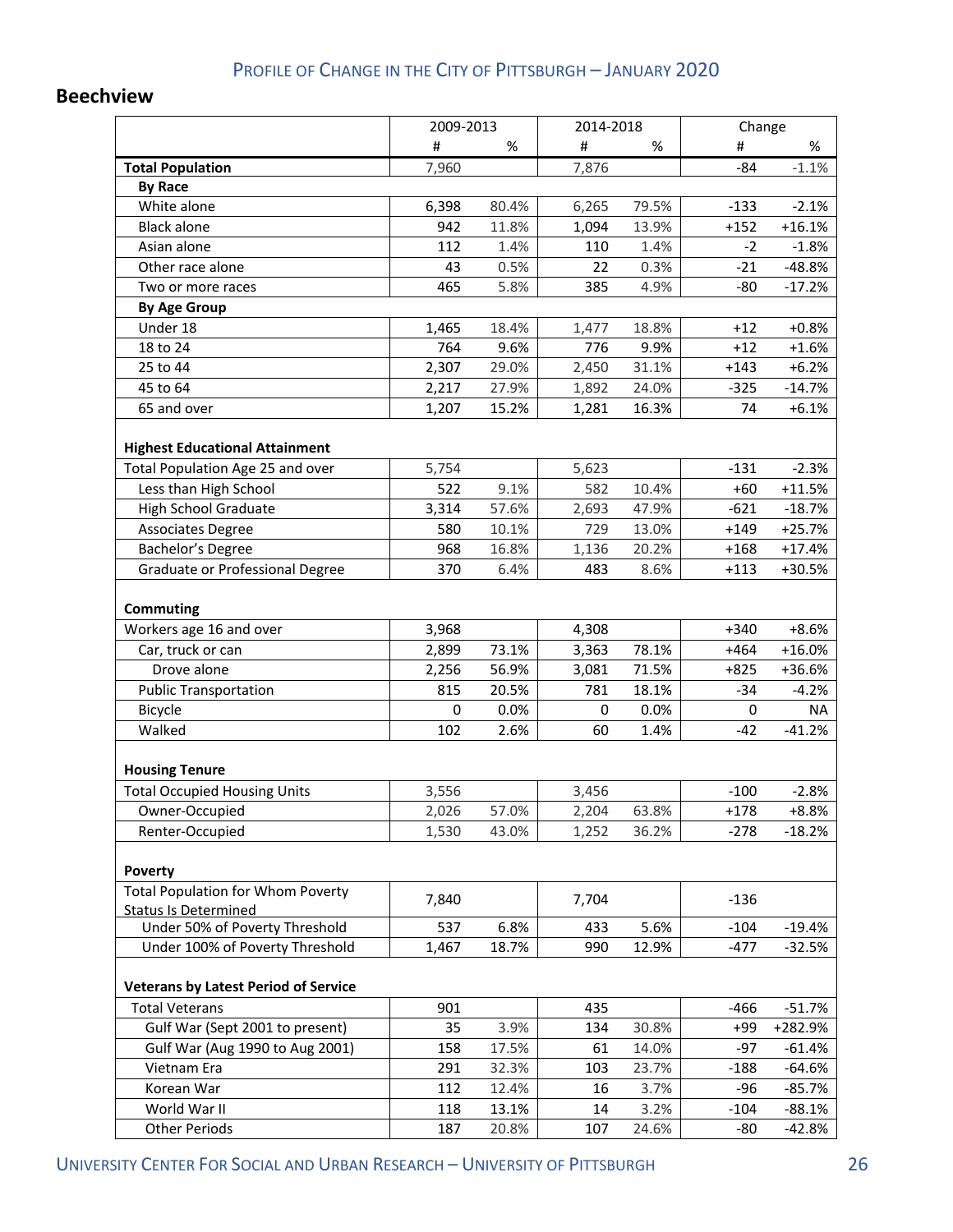## Beechview

| | 2009-2013 | | 2014-2018 | | Change | |
|---|---|---|---|---|---|---|
| | # | % | # | % | # | % |
| **Total Population** | 7,960 | | 7,876 | | -84 | -1.1% |
| **By Race** | | | | | | |
| White alone | 6,398 | 80.4% | 6,265 | 79.5% | -133 | -2.1% |
| Black alone | 942 | 11.8% | 1,094 | 13.9% | +152 | +16.1% |
| Asian alone | 112 | 1.4% | 110 | 1.4% | -2 | -1.8% |
| Other race alone | 43 | 0.5% | 22 | 0.3% | -21 | -48.8% |
| Two or more races | 465 | 5.8% | 385 | 4.9% | -80 | -17.2% |
| **By Age Group** | | | | | | |
| Under 18 | 1,465 | 18.4% | 1,477 | 18.8% | +12 | +0.8% |
| 18 to 24 | 764 | 9.6% | 776 | 9.9% | +12 | +1.6% |
| 25 to 44 | 2,307 | 29.0% | 2,450 | 31.1% | +143 | +6.2% |
| 45 to 64 | 2,217 | 27.9% | 1,892 | 24.0% | -325 | -14.7% |
| 65 and over | 1,207 | 15.2% | 1,281 | 16.3% | 74 | +6.1% |
| | | | | | | |
| **Highest Educational Attainment** | | | | | | |
| Total Population Age 25 and over | 5,754 | | 5,623 | | -131 | -2.3% |
| Less than High School | 522 | 9.1% | 582 | 10.4% | +60 | +11.5% |
| High School Graduate | 3,314 | 57.6% | 2,693 | 47.9% | -621 | -18.7% |
| Associates Degree | 580 | 10.1% | 729 | 13.0% | +149 | +25.7% |
| Bachelor's Degree | 968 | 16.8% | 1,136 | 20.2% | +168 | +17.4% |
| Graduate or Professional Degree | 370 | 6.4% | 483 | 8.6% | +113 | +30.5% |
| | | | | | | |
| **Commuting** | | | | | | |
| Workers age 16 and over | 3,968 | | 4,308 | | +340 | +8.6% |
| Car, truck or can | 2,899 | 73.1% | 3,363 | 78.1% | +464 | +16.0% |
| Drove alone | 2,256 | 56.9% | 3,081 | 71.5% | +825 | +36.6% |
| Public Transportation | 815 | 20.5% | 781 | 18.1% | -34 | -4.2% |
| Bicycle | 0 | 0.0% | 0 | 0.0% | 0 | NA |
| Walked | 102 | 2.6% | 60 | 1.4% | -42 | -41.2% |
| | | | | | | |
| **Housing Tenure** | | | | | | |
| Total Occupied Housing Units | 3,556 | | 3,456 | | -100 | -2.8% |
| Owner-Occupied | 2,026 | 57.0% | 2,204 | 63.8% | +178 | +8.8% |
| Renter-Occupied | 1,530 | 43.0% | 1,252 | 36.2% | -278 | -18.2% |
| | | | | | | |
| **Poverty** | | | | | | |
| Total Population for Whom Poverty Status Is Determined | 7,840 | | 7,704 | | -136 | |
| Under 50% of Poverty Threshold | 537 | 6.8% | 433 | 5.6% | -104 | -19.4% |
| Under 100% of Poverty Threshold | 1,467 | 18.7% | 990 | 12.9% | -477 | -32.5% |
| | | | | | | |
| **Veterans by Latest Period of Service** | | | | | | |
| Total Veterans | 901 | | 435 | | -466 | -51.7% |
| Gulf War (Sept 2001 to present) | 35 | 3.9% | 134 | 30.8% | +99 | +282.9% |
| Gulf War (Aug 1990 to Aug 2001) | 158 | 17.5% | 61 | 14.0% | -97 | -61.4% |
| Vietnam Era | 291 | 32.3% | 103 | 23.7% | -188 | -64.6% |
| Korean War | 112 | 12.4% | 16 | 3.7% | -96 | -85.7% |
| World War II | 118 | 13.1% | 14 | 3.2% | -104 | -88.1% |
| Other Periods | 187 | 20.8% | 107 | 24.6% | -80 | -42.8% |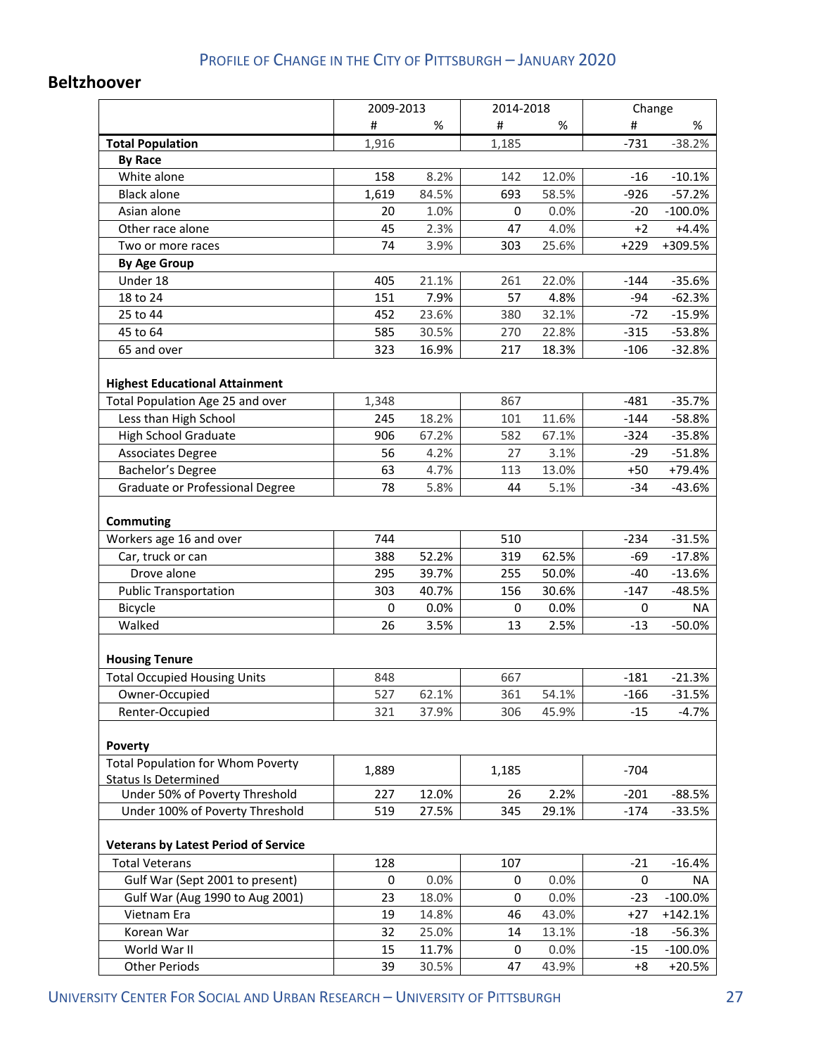## Beltzhoover

| | 2009-2013 | | 2014-2018 | | Change | |
|---|---|---|---|---|---|---|
| | # | % | # | % | # | % |
| **Total Population** | 1,916 | | 1,185 | | -731 | -38.2% |
| **By Race** | | | | | | |
| White alone | 158 | 8.2% | 142 | 12.0% | -16 | -10.1% |
| Black alone | 1,619 | 84.5% | 693 | 58.5% | -926 | -57.2% |
| Asian alone | 20 | 1.0% | 0 | 0.0% | -20 | -100.0% |
| Other race alone | 45 | 2.3% | 47 | 4.0% | +2 | +4.4% |
| Two or more races | 74 | 3.9% | 303 | 25.6% | +229 | +309.5% |
| **By Age Group** | | | | | | |
| Under 18 | 405 | 21.1% | 261 | 22.0% | -144 | -35.6% |
| 18 to 24 | 151 | 7.9% | 57 | 4.8% | -94 | -62.3% |
| 25 to 44 | 452 | 23.6% | 380 | 32.1% | -72 | -15.9% |
| 45 to 64 | 585 | 30.5% | 270 | 22.8% | -315 | -53.8% |
| 65 and over | 323 | 16.9% | 217 | 18.3% | -106 | -32.8% |
| **Highest Educational Attainment** | | | | | | |
| Total Population Age 25 and over | 1,348 | | 867 | | -481 | -35.7% |
| Less than High School | 245 | 18.2% | 101 | 11.6% | -144 | -58.8% |
| High School Graduate | 906 | 67.2% | 582 | 67.1% | -324 | -35.8% |
| Associates Degree | 56 | 4.2% | 27 | 3.1% | -29 | -51.8% |
| Bachelor's Degree | 63 | 4.7% | 113 | 13.0% | +50 | +79.4% |
| Graduate or Professional Degree | 78 | 5.8% | 44 | 5.1% | -34 | -43.6% |
| **Commuting** | | | | | | |
| Workers age 16 and over | 744 | | 510 | | -234 | -31.5% |
| Car, truck or can | 388 | 52.2% | 319 | 62.5% | -69 | -17.8% |
| Drove alone | 295 | 39.7% | 255 | 50.0% | -40 | -13.6% |
| Public Transportation | 303 | 40.7% | 156 | 30.6% | -147 | -48.5% |
| Bicycle | 0 | 0.0% | 0 | 0.0% | 0 | NA |
| Walked | 26 | 3.5% | 13 | 2.5% | -13 | -50.0% |
| **Housing Tenure** | | | | | | |
| Total Occupied Housing Units | 848 | | 667 | | -181 | -21.3% |
| Owner-Occupied | 527 | 62.1% | 361 | 54.1% | -166 | -31.5% |
| Renter-Occupied | 321 | 37.9% | 306 | 45.9% | -15 | -4.7% |
| **Poverty** | | | | | | |
| Total Population for Whom Poverty Status Is Determined | 1,889 | | 1,185 | | -704 | |
| Under 50% of Poverty Threshold | 227 | 12.0% | 26 | 2.2% | -201 | -88.5% |
| Under 100% of Poverty Threshold | 519 | 27.5% | 345 | 29.1% | -174 | -33.5% |
| **Veterans by Latest Period of Service** | | | | | | |
| Total Veterans | 128 | | 107 | | -21 | -16.4% |
| Gulf War (Sept 2001 to present) | 0 | 0.0% | 0 | 0.0% | 0 | NA |
| Gulf War (Aug 1990 to Aug 2001) | 23 | 18.0% | 0 | 0.0% | -23 | -100.0% |
| Vietnam Era | 19 | 14.8% | 46 | 43.0% | +27 | +142.1% |
| Korean War | 32 | 25.0% | 14 | 13.1% | -18 | -56.3% |
| World War II | 15 | 11.7% | 0 | 0.0% | -15 | -100.0% |
| Other Periods | 39 | 30.5% | 47 | 43.9% | +8 | +20.5% |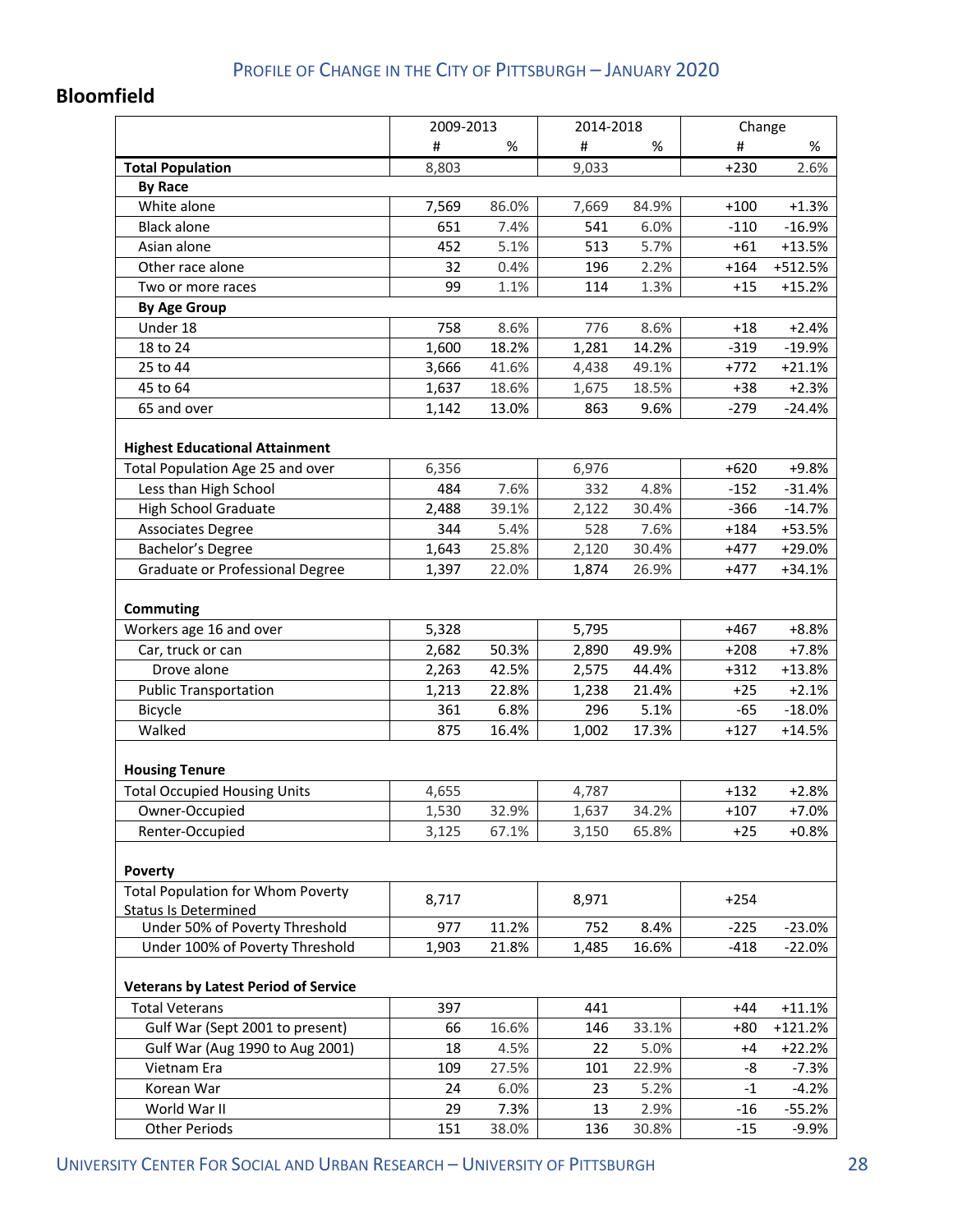## Bloomfield

| | 2009-2013 | | 2014-2018 | | Change | |
|---|---|---|---|---|---|---|
| | # | % | # | % | # | % |
| **Total Population** | 8,803 | | 9,033 | | +230 | 2.6% |
| **By Race** | | | | | | |
| White alone | 7,569 | 86.0% | 7,669 | 84.9% | +100 | +1.3% |
| Black alone | 651 | 7.4% | 541 | 6.0% | -110 | -16.9% |
| Asian alone | 452 | 5.1% | 513 | 5.7% | +61 | +13.5% |
| Other race alone | 32 | 0.4% | 196 | 2.2% | +164 | +512.5% |
| Two or more races | 99 | 1.1% | 114 | 1.3% | +15 | +15.2% |
| **By Age Group** | | | | | | |
| Under 18 | 758 | 8.6% | 776 | 8.6% | +18 | +2.4% |
| 18 to 24 | 1,600 | 18.2% | 1,281 | 14.2% | -319 | -19.9% |
| 25 to 44 | 3,666 | 41.6% | 4,438 | 49.1% | +772 | +21.1% |
| 45 to 64 | 1,637 | 18.6% | 1,675 | 18.5% | +38 | +2.3% |
| 65 and over | 1,142 | 13.0% | 863 | 9.6% | -279 | -24.4% |
| | | | | | | |
| **Highest Educational Attainment** | | | | | | |
| Total Population Age 25 and over | 6,356 | | 6,976 | | +620 | +9.8% |
| Less than High School | 484 | 7.6% | 332 | 4.8% | -152 | -31.4% |
| High School Graduate | 2,488 | 39.1% | 2,122 | 30.4% | -366 | -14.7% |
| Associates Degree | 344 | 5.4% | 528 | 7.6% | +184 | +53.5% |
| Bachelor's Degree | 1,643 | 25.8% | 2,120 | 30.4% | +477 | +29.0% |
| Graduate or Professional Degree | 1,397 | 22.0% | 1,874 | 26.9% | +477 | +34.1% |
| | | | | | | |
| **Commuting** | | | | | | |
| Workers age 16 and over | 5,328 | | 5,795 | | +467 | +8.8% |
| Car, truck or can | 2,682 | 50.3% | 2,890 | 49.9% | +208 | +7.8% |
| Drove alone | 2,263 | 42.5% | 2,575 | 44.4% | +312 | +13.8% |
| Public Transportation | 1,213 | 22.8% | 1,238 | 21.4% | +25 | +2.1% |
| Bicycle | 361 | 6.8% | 296 | 5.1% | -65 | -18.0% |
| Walked | 875 | 16.4% | 1,002 | 17.3% | +127 | +14.5% |
| | | | | | | |
| **Housing Tenure** | | | | | | |
| Total Occupied Housing Units | 4,655 | | 4,787 | | +132 | +2.8% |
| Owner-Occupied | 1,530 | 32.9% | 1,637 | 34.2% | +107 | +7.0% |
| Renter-Occupied | 3,125 | 67.1% | 3,150 | 65.8% | +25 | +0.8% |
| | | | | | | |
| **Poverty** | | | | | | |
| Total Population for Whom Poverty Status Is Determined | 8,717 | | 8,971 | | +254 | |
| Under 50% of Poverty Threshold | 977 | 11.2% | 752 | 8.4% | -225 | -23.0% |
| Under 100% of Poverty Threshold | 1,903 | 21.8% | 1,485 | 16.6% | -418 | -22.0% |
| | | | | | | |
| **Veterans by Latest Period of Service** | | | | | | |
| Total Veterans | 397 | | 441 | | +44 | +11.1% |
| Gulf War (Sept 2001 to present) | 66 | 16.6% | 146 | 33.1% | +80 | +121.2% |
| Gulf War (Aug 1990 to Aug 2001) | 18 | 4.5% | 22 | 5.0% | +4 | +22.2% |
| Vietnam Era | 109 | 27.5% | 101 | 22.9% | -8 | -7.3% |
| Korean War | 24 | 6.0% | 23 | 5.2% | -1 | -4.2% |
| World War II | 29 | 7.3% | 13 | 2.9% | -16 | -55.2% |
| Other Periods | 151 | 38.0% | 136 | 30.8% | -15 | -9.9% |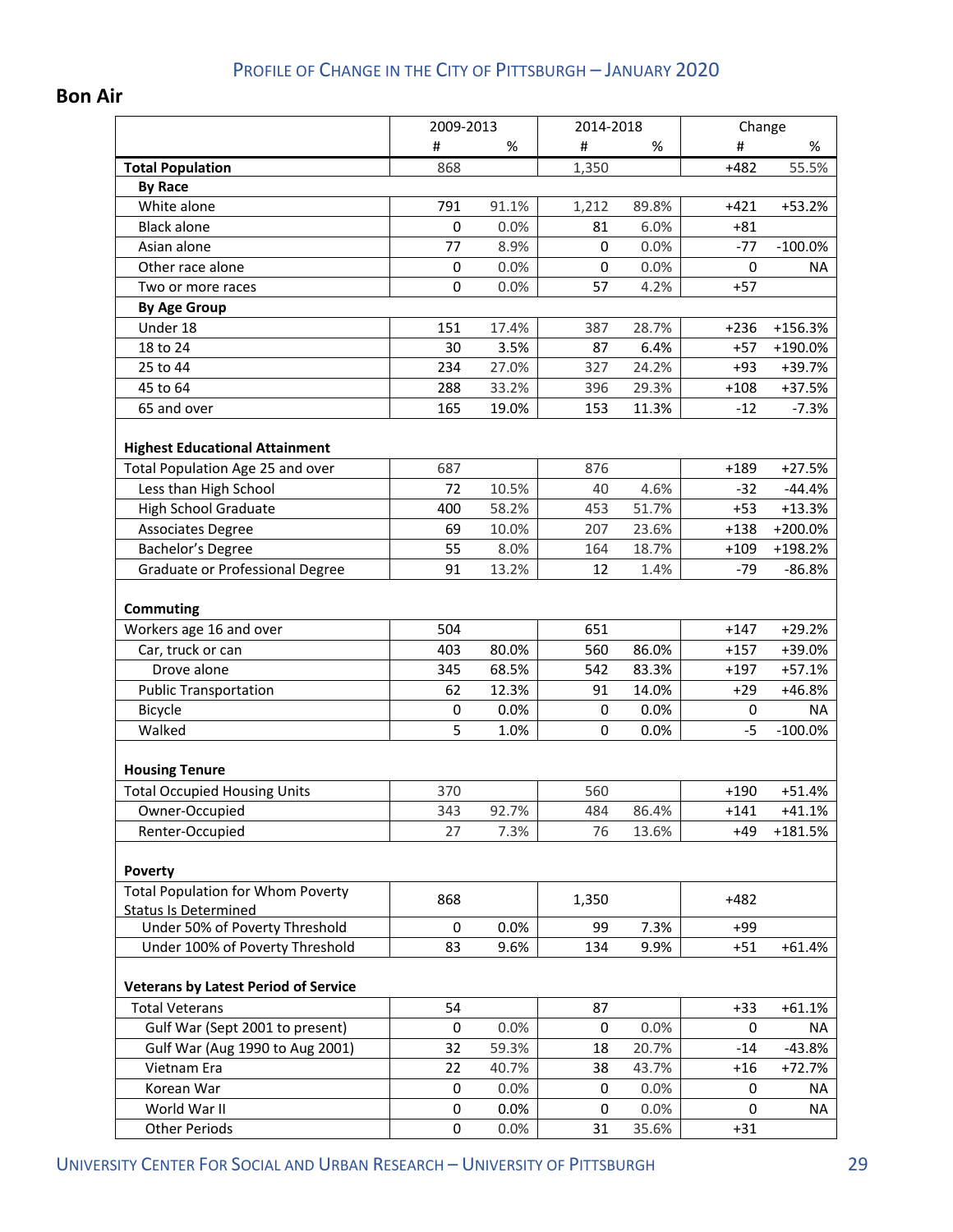## Bon Air

| | 2009-2013 | | 2014-2018 | | Change | |
|---|---|---|---|---|---|---|
| | # | % | # | % | # | % |
| **Total Population** | 868 | | 1,350 | | +482 | 55.5% |
| **By Race** | | | | | | |
| White alone | 791 | 91.1% | 1,212 | 89.8% | +421 | +53.2% |
| Black alone | 0 | 0.0% | 81 | 6.0% | +81 | |
| Asian alone | 77 | 8.9% | 0 | 0.0% | -77 | -100.0% |
| Other race alone | 0 | 0.0% | 0 | 0.0% | 0 | NA |
| Two or more races | 0 | 0.0% | 57 | 4.2% | +57 | |
| **By Age Group** | | | | | | |
| Under 18 | 151 | 17.4% | 387 | 28.7% | +236 | +156.3% |
| 18 to 24 | 30 | 3.5% | 87 | 6.4% | +57 | +190.0% |
| 25 to 44 | 234 | 27.0% | 327 | 24.2% | +93 | +39.7% |
| 45 to 64 | 288 | 33.2% | 396 | 29.3% | +108 | +37.5% |
| 65 and over | 165 | 19.0% | 153 | 11.3% | -12 | -7.3% |
| **Highest Educational Attainment** | | | | | | |
| Total Population Age 25 and over | 687 | | 876 | | +189 | +27.5% |
| Less than High School | 72 | 10.5% | 40 | 4.6% | -32 | -44.4% |
| High School Graduate | 400 | 58.2% | 453 | 51.7% | +53 | +13.3% |
| Associates Degree | 69 | 10.0% | 207 | 23.6% | +138 | +200.0% |
| Bachelor's Degree | 55 | 8.0% | 164 | 18.7% | +109 | +198.2% |
| Graduate or Professional Degree | 91 | 13.2% | 12 | 1.4% | -79 | -86.8% |
| **Commuting** | | | | | | |
| Workers age 16 and over | 504 | | 651 | | +147 | +29.2% |
| Car, truck or can | 403 | 80.0% | 560 | 86.0% | +157 | +39.0% |
| Drove alone | 345 | 68.5% | 542 | 83.3% | +197 | +57.1% |
| Public Transportation | 62 | 12.3% | 91 | 14.0% | +29 | +46.8% |
| Bicycle | 0 | 0.0% | 0 | 0.0% | 0 | NA |
| Walked | 5 | 1.0% | 0 | 0.0% | -5 | -100.0% |
| **Housing Tenure** | | | | | | |
| Total Occupied Housing Units | 370 | | 560 | | +190 | +51.4% |
| Owner-Occupied | 343 | 92.7% | 484 | 86.4% | +141 | +41.1% |
| Renter-Occupied | 27 | 7.3% | 76 | 13.6% | +49 | +181.5% |
| **Poverty** | | | | | | |
| Total Population for Whom Poverty Status Is Determined | 868 | | 1,350 | | +482 | |
| Under 50% of Poverty Threshold | 0 | 0.0% | 99 | 7.3% | +99 | |
| Under 100% of Poverty Threshold | 83 | 9.6% | 134 | 9.9% | +51 | +61.4% |
| **Veterans by Latest Period of Service** | | | | | | |
| Total Veterans | 54 | | 87 | | +33 | +61.1% |
| Gulf War (Sept 2001 to present) | 0 | 0.0% | 0 | 0.0% | 0 | NA |
| Gulf War (Aug 1990 to Aug 2001) | 32 | 59.3% | 18 | 20.7% | -14 | -43.8% |
| Vietnam Era | 22 | 40.7% | 38 | 43.7% | +16 | +72.7% |
| Korean War | 0 | 0.0% | 0 | 0.0% | 0 | NA |
| World War II | 0 | 0.0% | 0 | 0.0% | 0 | NA |
| Other Periods | 0 | 0.0% | 31 | 35.6% | +31 | |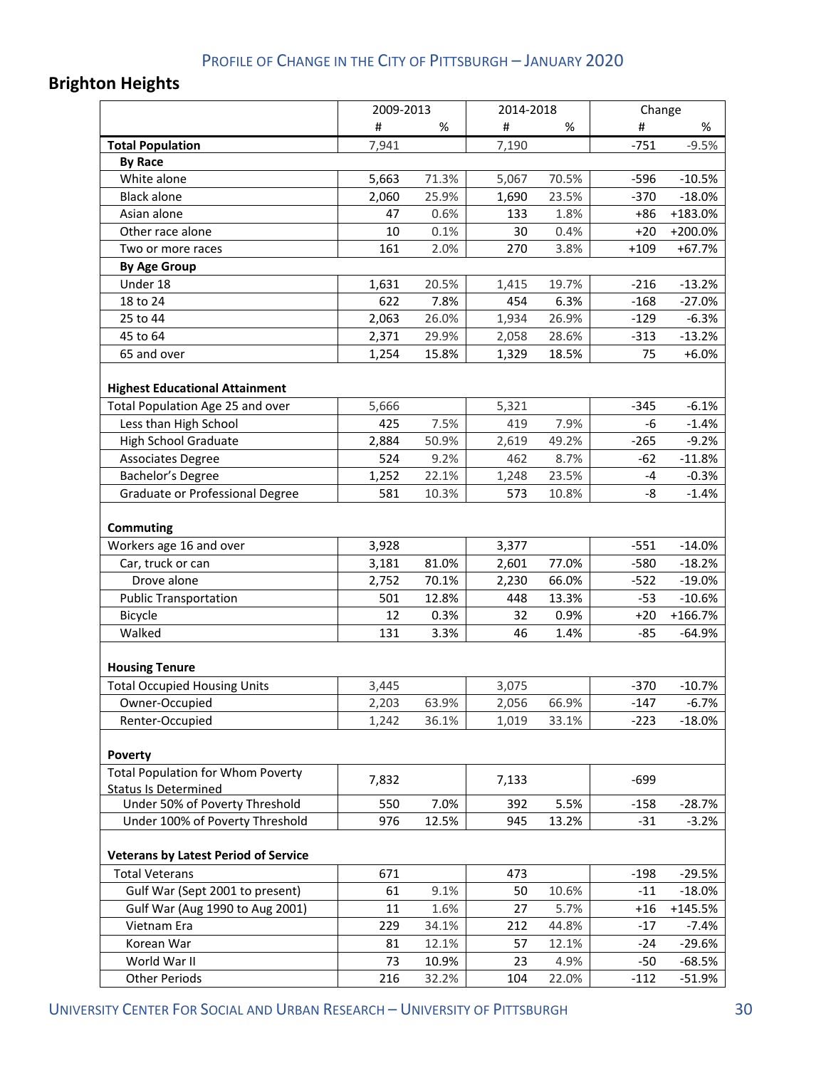## Brighton Heights

| | 2009-2013 | | 2014-2018 | | Change | |
|---|---|---|---|---|---|---|
| | # | % | # | % | # | % |
| **Total Population** | 7,941 | | 7,190 | | -751 | -9.5% |
| **By Race** | | | | | | |
| White alone | 5,663 | 71.3% | 5,067 | 70.5% | -596 | -10.5% |
| Black alone | 2,060 | 25.9% | 1,690 | 23.5% | -370 | -18.0% |
| Asian alone | 47 | 0.6% | 133 | 1.8% | +86 | +183.0% |
| Other race alone | 10 | 0.1% | 30 | 0.4% | +20 | +200.0% |
| Two or more races | 161 | 2.0% | 270 | 3.8% | +109 | +67.7% |
| **By Age Group** | | | | | | |
| Under 18 | 1,631 | 20.5% | 1,415 | 19.7% | -216 | -13.2% |
| 18 to 24 | 622 | 7.8% | 454 | 6.3% | -168 | -27.0% |
| 25 to 44 | 2,063 | 26.0% | 1,934 | 26.9% | -129 | -6.3% |
| 45 to 64 | 2,371 | 29.9% | 2,058 | 28.6% | -313 | -13.2% |
| 65 and over | 1,254 | 15.8% | 1,329 | 18.5% | 75 | +6.0% |
| **Highest Educational Attainment** | | | | | | |
| Total Population Age 25 and over | 5,666 | | 5,321 | | -345 | -6.1% |
| Less than High School | 425 | 7.5% | 419 | 7.9% | -6 | -1.4% |
| High School Graduate | 2,884 | 50.9% | 2,619 | 49.2% | -265 | -9.2% |
| Associates Degree | 524 | 9.2% | 462 | 8.7% | -62 | -11.8% |
| Bachelor's Degree | 1,252 | 22.1% | 1,248 | 23.5% | -4 | -0.3% |
| Graduate or Professional Degree | 581 | 10.3% | 573 | 10.8% | -8 | -1.4% |
| **Commuting** | | | | | | |
| Workers age 16 and over | 3,928 | | 3,377 | | -551 | -14.0% |
| Car, truck or can | 3,181 | 81.0% | 2,601 | 77.0% | -580 | -18.2% |
| Drove alone | 2,752 | 70.1% | 2,230 | 66.0% | -522 | -19.0% |
| Public Transportation | 501 | 12.8% | 448 | 13.3% | -53 | -10.6% |
| Bicycle | 12 | 0.3% | 32 | 0.9% | +20 | +166.7% |
| Walked | 131 | 3.3% | 46 | 1.4% | -85 | -64.9% |
| **Housing Tenure** | | | | | | |
| Total Occupied Housing Units | 3,445 | | 3,075 | | -370 | -10.7% |
| Owner-Occupied | 2,203 | 63.9% | 2,056 | 66.9% | -147 | -6.7% |
| Renter-Occupied | 1,242 | 36.1% | 1,019 | 33.1% | -223 | -18.0% |
| **Poverty** | | | | | | |
| Total Population for Whom Poverty Status Is Determined | 7,832 | | 7,133 | | -699 | |
| Under 50% of Poverty Threshold | 550 | 7.0% | 392 | 5.5% | -158 | -28.7% |
| Under 100% of Poverty Threshold | 976 | 12.5% | 945 | 13.2% | -31 | -3.2% |
| **Veterans by Latest Period of Service** | | | | | | |
| Total Veterans | 671 | | 473 | | -198 | -29.5% |
| Gulf War (Sept 2001 to present) | 61 | 9.1% | 50 | 10.6% | -11 | -18.0% |
| Gulf War (Aug 1990 to Aug 2001) | 11 | 1.6% | 27 | 5.7% | +16 | +145.5% |
| Vietnam Era | 229 | 34.1% | 212 | 44.8% | -17 | -7.4% |
| Korean War | 81 | 12.1% | 57 | 12.1% | -24 | -29.6% |
| World War II | 73 | 10.9% | 23 | 4.9% | -50 | -68.5% |
| Other Periods | 216 | 32.2% | 104 | 22.0% | -112 | -51.9% |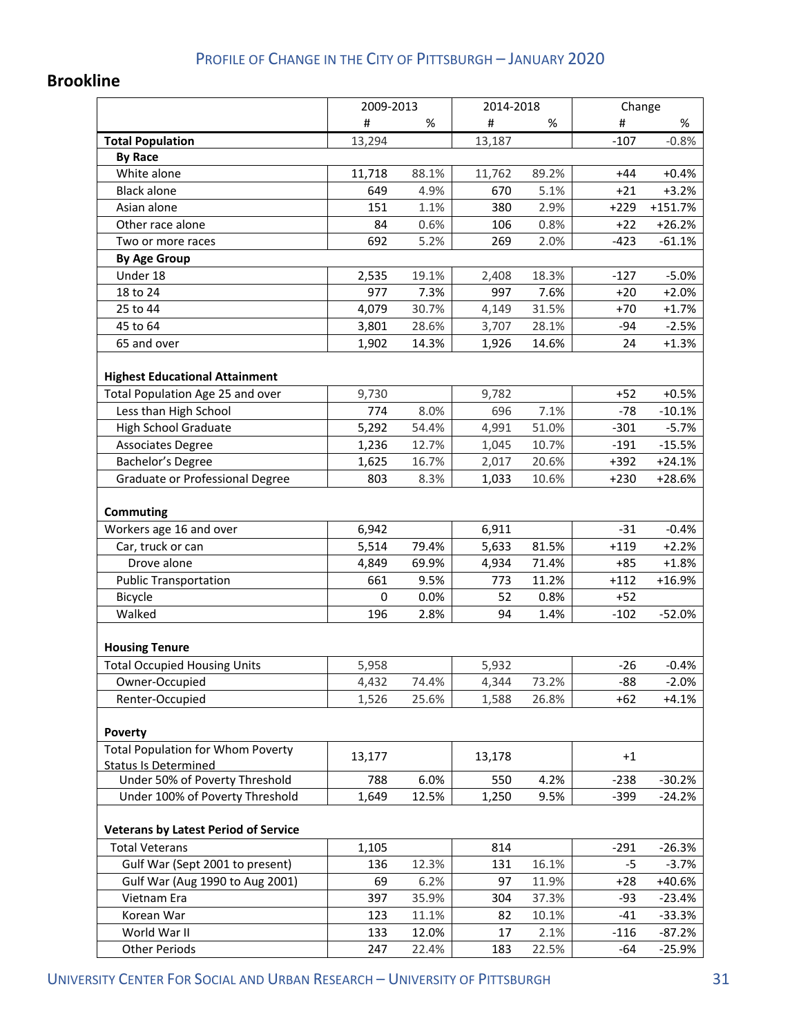## Brookline

| | 2009-2013 | | 2014-2018 | | Change | |
|---|---|---|---|---|---|---|
| | # | % | # | % | # | % |
| **Total Population** | 13,294 | | 13,187 | | -107 | -0.8% |
| **By Race** | | | | | | |
| White alone | 11,718 | 88.1% | 11,762 | 89.2% | +44 | +0.4% |
| Black alone | 649 | 4.9% | 670 | 5.1% | +21 | +3.2% |
| Asian alone | 151 | 1.1% | 380 | 2.9% | +229 | +151.7% |
| Other race alone | 84 | 0.6% | 106 | 0.8% | +22 | +26.2% |
| Two or more races | 692 | 5.2% | 269 | 2.0% | -423 | -61.1% |
| **By Age Group** | | | | | | |
| Under 18 | 2,535 | 19.1% | 2,408 | 18.3% | -127 | -5.0% |
| 18 to 24 | 977 | 7.3% | 997 | 7.6% | +20 | +2.0% |
| 25 to 44 | 4,079 | 30.7% | 4,149 | 31.5% | +70 | +1.7% |
| 45 to 64 | 3,801 | 28.6% | 3,707 | 28.1% | -94 | -2.5% |
| 65 and over | 1,902 | 14.3% | 1,926 | 14.6% | 24 | +1.3% |
| **Highest Educational Attainment** | | | | | | |
| Total Population Age 25 and over | 9,730 | | 9,782 | | +52 | +0.5% |
| Less than High School | 774 | 8.0% | 696 | 7.1% | -78 | -10.1% |
| High School Graduate | 5,292 | 54.4% | 4,991 | 51.0% | -301 | -5.7% |
| Associates Degree | 1,236 | 12.7% | 1,045 | 10.7% | -191 | -15.5% |
| Bachelor's Degree | 1,625 | 16.7% | 2,017 | 20.6% | +392 | +24.1% |
| Graduate or Professional Degree | 803 | 8.3% | 1,033 | 10.6% | +230 | +28.6% |
| **Commuting** | | | | | | |
| Workers age 16 and over | 6,942 | | 6,911 | | -31 | -0.4% |
| Car, truck or can | 5,514 | 79.4% | 5,633 | 81.5% | +119 | +2.2% |
| Drove alone | 4,849 | 69.9% | 4,934 | 71.4% | +85 | +1.8% |
| Public Transportation | 661 | 9.5% | 773 | 11.2% | +112 | +16.9% |
| Bicycle | 0 | 0.0% | 52 | 0.8% | +52 | |
| Walked | 196 | 2.8% | 94 | 1.4% | -102 | -52.0% |
| **Housing Tenure** | | | | | | |
| Total Occupied Housing Units | 5,958 | | 5,932 | | -26 | -0.4% |
| Owner-Occupied | 4,432 | 74.4% | 4,344 | 73.2% | -88 | -2.0% |
| Renter-Occupied | 1,526 | 25.6% | 1,588 | 26.8% | +62 | +4.1% |
| **Poverty** | | | | | | |
| Total Population for Whom Poverty Status Is Determined | 13,177 | | 13,178 | | +1 | |
| Under 50% of Poverty Threshold | 788 | 6.0% | 550 | 4.2% | -238 | -30.2% |
| Under 100% of Poverty Threshold | 1,649 | 12.5% | 1,250 | 9.5% | -399 | -24.2% |
| **Veterans by Latest Period of Service** | | | | | | |
| Total Veterans | 1,105 | | 814 | | -291 | -26.3% |
| Gulf War (Sept 2001 to present) | 136 | 12.3% | 131 | 16.1% | -5 | -3.7% |
| Gulf War (Aug 1990 to Aug 2001) | 69 | 6.2% | 97 | 11.9% | +28 | +40.6% |
| Vietnam Era | 397 | 35.9% | 304 | 37.3% | -93 | -23.4% |
| Korean War | 123 | 11.1% | 82 | 10.1% | -41 | -33.3% |
| World War II | 133 | 12.0% | 17 | 2.1% | -116 | -87.2% |
| Other Periods | 247 | 22.4% | 183 | 22.5% | -64 | -25.9% |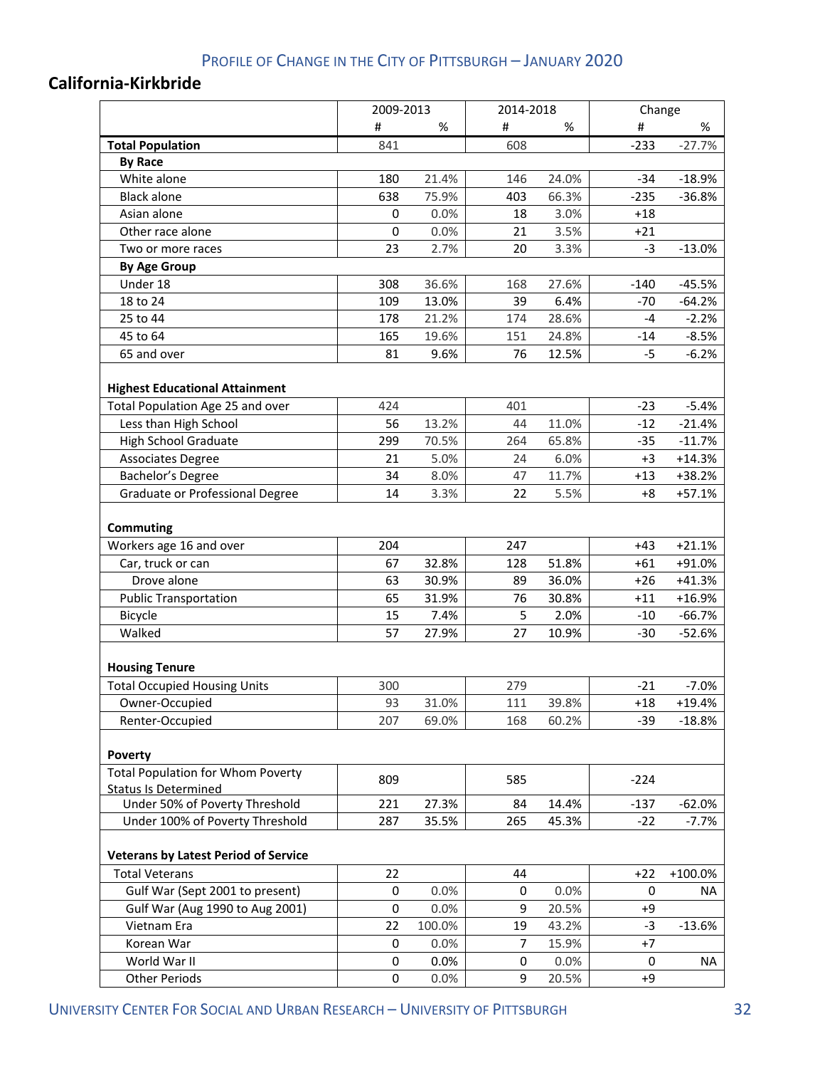## California-Kirkbride

| | 2009-2013 | | 2014-2018 | | Change | |
|---|---|---|---|---|---|---|
| | # | % | # | % | # | % |
| **Total Population** | 841 | | 608 | | -233 | -27.7% |
| **By Race** | | | | | | |
| White alone | 180 | 21.4% | 146 | 24.0% | -34 | -18.9% |
| Black alone | 638 | 75.9% | 403 | 66.3% | -235 | -36.8% |
| Asian alone | 0 | 0.0% | 18 | 3.0% | +18 | |
| Other race alone | 0 | 0.0% | 21 | 3.5% | +21 | |
| Two or more races | 23 | 2.7% | 20 | 3.3% | -3 | -13.0% |
| **By Age Group** | | | | | | |
| Under 18 | 308 | 36.6% | 168 | 27.6% | -140 | -45.5% |
| 18 to 24 | 109 | 13.0% | 39 | 6.4% | -70 | -64.2% |
| 25 to 44 | 178 | 21.2% | 174 | 28.6% | -4 | -2.2% |
| 45 to 64 | 165 | 19.6% | 151 | 24.8% | -14 | -8.5% |
| 65 and over | 81 | 9.6% | 76 | 12.5% | -5 | -6.2% |
| | | | | | | |
| **Highest Educational Attainment** | | | | | | |
| Total Population Age 25 and over | 424 | | 401 | | -23 | -5.4% |
| Less than High School | 56 | 13.2% | 44 | 11.0% | -12 | -21.4% |
| High School Graduate | 299 | 70.5% | 264 | 65.8% | -35 | -11.7% |
| Associates Degree | 21 | 5.0% | 24 | 6.0% | +3 | +14.3% |
| Bachelor's Degree | 34 | 8.0% | 47 | 11.7% | +13 | +38.2% |
| Graduate or Professional Degree | 14 | 3.3% | 22 | 5.5% | +8 | +57.1% |
| | | | | | | |
| **Commuting** | | | | | | |
| Workers age 16 and over | 204 | | 247 | | +43 | +21.1% |
| Car, truck or can | 67 | 32.8% | 128 | 51.8% | +61 | +91.0% |
| Drove alone | 63 | 30.9% | 89 | 36.0% | +26 | +41.3% |
| Public Transportation | 65 | 31.9% | 76 | 30.8% | +11 | +16.9% |
| Bicycle | 15 | 7.4% | 5 | 2.0% | -10 | -66.7% |
| Walked | 57 | 27.9% | 27 | 10.9% | -30 | -52.6% |
| | | | | | | |
| **Housing Tenure** | | | | | | |
| Total Occupied Housing Units | 300 | | 279 | | -21 | -7.0% |
| Owner-Occupied | 93 | 31.0% | 111 | 39.8% | +18 | +19.4% |
| Renter-Occupied | 207 | 69.0% | 168 | 60.2% | -39 | -18.8% |
| | | | | | | |
| **Poverty** | | | | | | |
| Total Population for Whom Poverty Status Is Determined | 809 | | 585 | | -224 | |
| Under 50% of Poverty Threshold | 221 | 27.3% | 84 | 14.4% | -137 | -62.0% |
| Under 100% of Poverty Threshold | 287 | 35.5% | 265 | 45.3% | -22 | -7.7% |
| | | | | | | |
| **Veterans by Latest Period of Service** | | | | | | |
| Total Veterans | 22 | | 44 | | +22 | +100.0% |
| Gulf War (Sept 2001 to present) | 0 | 0.0% | 0 | 0.0% | 0 | NA |
| Gulf War (Aug 1990 to Aug 2001) | 0 | 0.0% | 9 | 20.5% | +9 | |
| Vietnam Era | 22 | 100.0% | 19 | 43.2% | -3 | -13.6% |
| Korean War | 0 | 0.0% | 7 | 15.9% | +7 | |
| World War II | 0 | 0.0% | 0 | 0.0% | 0 | NA |
| Other Periods | 0 | 0.0% | 9 | 20.5% | +9 | |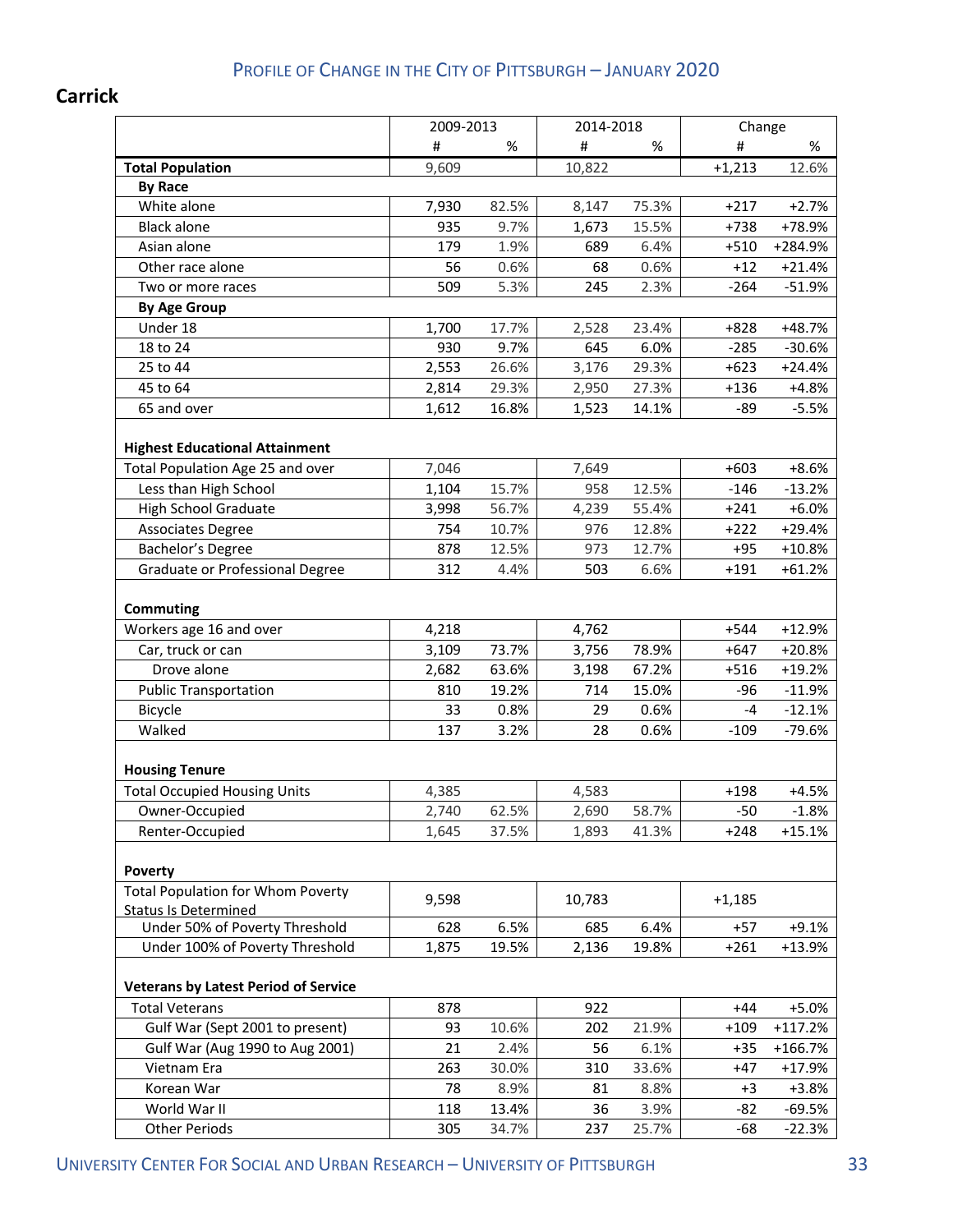## Carrick

| | 2009-2013 | | 2014-2018 | | Change | |
|---|---|---|---|---|---|---|
| | # | % | # | % | # | % |
| **Total Population** | 9,609 | | 10,822 | | +1,213 | 12.6% |
| **By Race** | | | | | | |
| White alone | 7,930 | 82.5% | 8,147 | 75.3% | +217 | +2.7% |
| Black alone | 935 | 9.7% | 1,673 | 15.5% | +738 | +78.9% |
| Asian alone | 179 | 1.9% | 689 | 6.4% | +510 | +284.9% |
| Other race alone | 56 | 0.6% | 68 | 0.6% | +12 | +21.4% |
| Two or more races | 509 | 5.3% | 245 | 2.3% | -264 | -51.9% |
| **By Age Group** | | | | | | |
| Under 18 | 1,700 | 17.7% | 2,528 | 23.4% | +828 | +48.7% |
| 18 to 24 | 930 | 9.7% | 645 | 6.0% | -285 | -30.6% |
| 25 to 44 | 2,553 | 26.6% | 3,176 | 29.3% | +623 | +24.4% |
| 45 to 64 | 2,814 | 29.3% | 2,950 | 27.3% | +136 | +4.8% |
| 65 and over | 1,612 | 16.8% | 1,523 | 14.1% | -89 | -5.5% |
| **Highest Educational Attainment** | | | | | | |
| Total Population Age 25 and over | 7,046 | | 7,649 | | +603 | +8.6% |
| Less than High School | 1,104 | 15.7% | 958 | 12.5% | -146 | -13.2% |
| High School Graduate | 3,998 | 56.7% | 4,239 | 55.4% | +241 | +6.0% |
| Associates Degree | 754 | 10.7% | 976 | 12.8% | +222 | +29.4% |
| Bachelor's Degree | 878 | 12.5% | 973 | 12.7% | +95 | +10.8% |
| Graduate or Professional Degree | 312 | 4.4% | 503 | 6.6% | +191 | +61.2% |
| **Commuting** | | | | | | |
| Workers age 16 and over | 4,218 | | 4,762 | | +544 | +12.9% |
| Car, truck or can | 3,109 | 73.7% | 3,756 | 78.9% | +647 | +20.8% |
| Drove alone | 2,682 | 63.6% | 3,198 | 67.2% | +516 | +19.2% |
| Public Transportation | 810 | 19.2% | 714 | 15.0% | -96 | -11.9% |
| Bicycle | 33 | 0.8% | 29 | 0.6% | -4 | -12.1% |
| Walked | 137 | 3.2% | 28 | 0.6% | -109 | -79.6% |
| **Housing Tenure** | | | | | | |
| Total Occupied Housing Units | 4,385 | | 4,583 | | +198 | +4.5% |
| Owner-Occupied | 2,740 | 62.5% | 2,690 | 58.7% | -50 | -1.8% |
| Renter-Occupied | 1,645 | 37.5% | 1,893 | 41.3% | +248 | +15.1% |
| **Poverty** | | | | | | |
| Total Population for Whom Poverty Status Is Determined | 9,598 | | 10,783 | | +1,185 | |
| Under 50% of Poverty Threshold | 628 | 6.5% | 685 | 6.4% | +57 | +9.1% |
| Under 100% of Poverty Threshold | 1,875 | 19.5% | 2,136 | 19.8% | +261 | +13.9% |
| **Veterans by Latest Period of Service** | | | | | | |
| Total Veterans | 878 | | 922 | | +44 | +5.0% |
| Gulf War (Sept 2001 to present) | 93 | 10.6% | 202 | 21.9% | +109 | +117.2% |
| Gulf War (Aug 1990 to Aug 2001) | 21 | 2.4% | 56 | 6.1% | +35 | +166.7% |
| Vietnam Era | 263 | 30.0% | 310 | 33.6% | +47 | +17.9% |
| Korean War | 78 | 8.9% | 81 | 8.8% | +3 | +3.8% |
| World War II | 118 | 13.4% | 36 | 3.9% | -82 | -69.5% |
| Other Periods | 305 | 34.7% | 237 | 25.7% | -68 | -22.3% |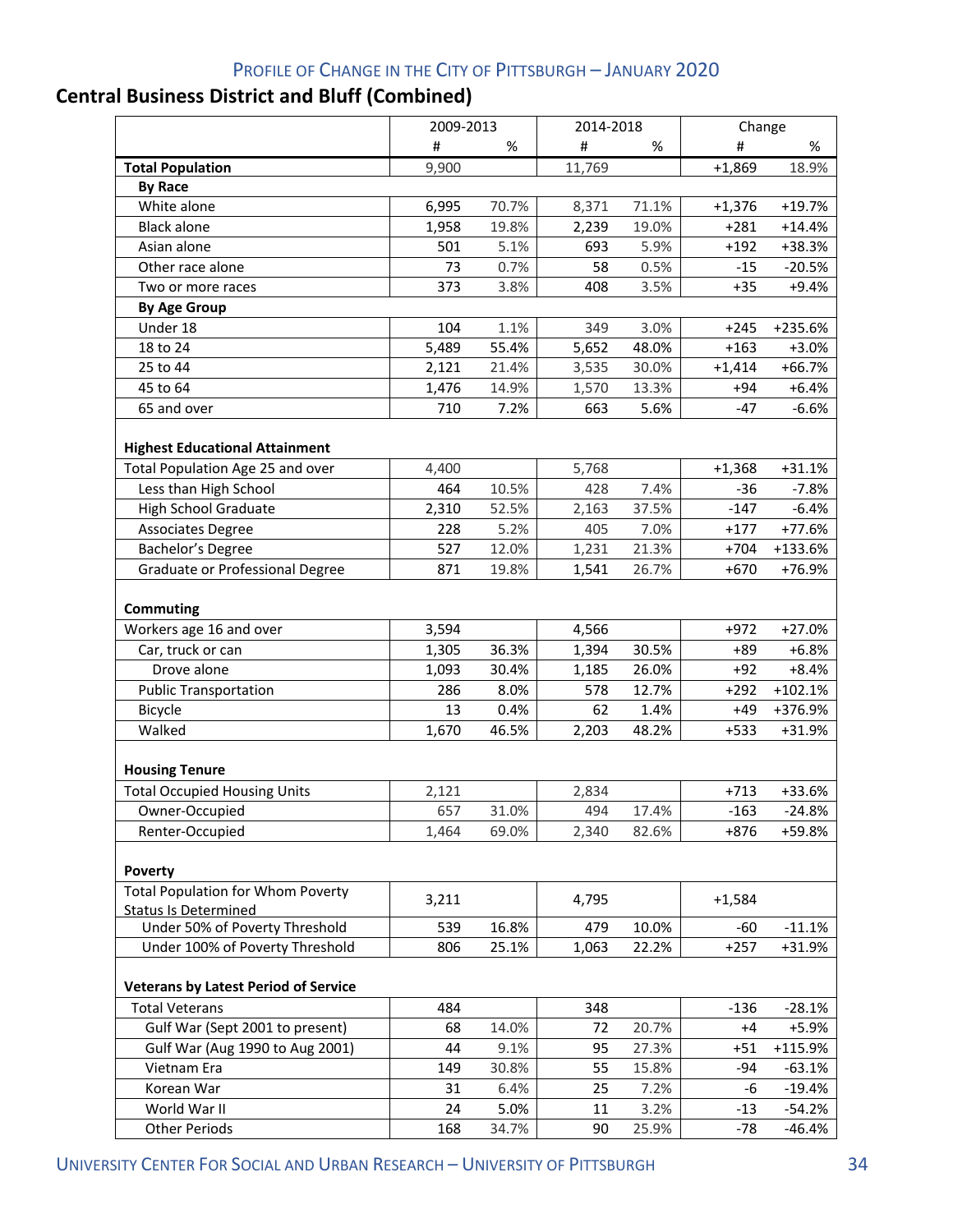## Central Business District and Bluff (Combined)

| | 2009-2013 | | 2014-2018 | | Change | |
|---|---|---|---|---|---|---|
| | # | % | # | % | # | % |
| **Total Population** | 9,900 | | 11,769 | | +1,869 | 18.9% |
| **By Race** | | | | | | |
| White alone | 6,995 | 70.7% | 8,371 | 71.1% | +1,376 | +19.7% |
| Black alone | 1,958 | 19.8% | 2,239 | 19.0% | +281 | +14.4% |
| Asian alone | 501 | 5.1% | 693 | 5.9% | +192 | +38.3% |
| Other race alone | 73 | 0.7% | 58 | 0.5% | -15 | -20.5% |
| Two or more races | 373 | 3.8% | 408 | 3.5% | +35 | +9.4% |
| **By Age Group** | | | | | | |
| Under 18 | 104 | 1.1% | 349 | 3.0% | +245 | +235.6% |
| 18 to 24 | 5,489 | 55.4% | 5,652 | 48.0% | +163 | +3.0% |
| 25 to 44 | 2,121 | 21.4% | 3,535 | 30.0% | +1,414 | +66.7% |
| 45 to 64 | 1,476 | 14.9% | 1,570 | 13.3% | +94 | +6.4% |
| 65 and over | 710 | 7.2% | 663 | 5.6% | -47 | -6.6% |
| **Highest Educational Attainment** | | | | | | |
| Total Population Age 25 and over | 4,400 | | 5,768 | | +1,368 | +31.1% |
| Less than High School | 464 | 10.5% | 428 | 7.4% | -36 | -7.8% |
| High School Graduate | 2,310 | 52.5% | 2,163 | 37.5% | -147 | -6.4% |
| Associates Degree | 228 | 5.2% | 405 | 7.0% | +177 | +77.6% |
| Bachelor's Degree | 527 | 12.0% | 1,231 | 21.3% | +704 | +133.6% |
| Graduate or Professional Degree | 871 | 19.8% | 1,541 | 26.7% | +670 | +76.9% |
| **Commuting** | | | | | | |
| Workers age 16 and over | 3,594 | | 4,566 | | +972 | +27.0% |
| Car, truck or can | 1,305 | 36.3% | 1,394 | 30.5% | +89 | +6.8% |
| Drove alone | 1,093 | 30.4% | 1,185 | 26.0% | +92 | +8.4% |
| Public Transportation | 286 | 8.0% | 578 | 12.7% | +292 | +102.1% |
| Bicycle | 13 | 0.4% | 62 | 1.4% | +49 | +376.9% |
| Walked | 1,670 | 46.5% | 2,203 | 48.2% | +533 | +31.9% |
| **Housing Tenure** | | | | | | |
| Total Occupied Housing Units | 2,121 | | 2,834 | | +713 | +33.6% |
| Owner-Occupied | 657 | 31.0% | 494 | 17.4% | -163 | -24.8% |
| Renter-Occupied | 1,464 | 69.0% | 2,340 | 82.6% | +876 | +59.8% |
| **Poverty** | | | | | | |
| Total Population for Whom Poverty Status Is Determined | 3,211 | | 4,795 | | +1,584 | |
| Under 50% of Poverty Threshold | 539 | 16.8% | 479 | 10.0% | -60 | -11.1% |
| Under 100% of Poverty Threshold | 806 | 25.1% | 1,063 | 22.2% | +257 | +31.9% |
| **Veterans by Latest Period of Service** | | | | | | |
| Total Veterans | 484 | | 348 | | -136 | -28.1% |
| Gulf War (Sept 2001 to present) | 68 | 14.0% | 72 | 20.7% | +4 | +5.9% |
| Gulf War (Aug 1990 to Aug 2001) | 44 | 9.1% | 95 | 27.3% | +51 | +115.9% |
| Vietnam Era | 149 | 30.8% | 55 | 15.8% | -94 | -63.1% |
| Korean War | 31 | 6.4% | 25 | 7.2% | -6 | -19.4% |
| World War II | 24 | 5.0% | 11 | 3.2% | -13 | -54.2% |
| Other Periods | 168 | 34.7% | 90 | 25.9% | -78 | -46.4% |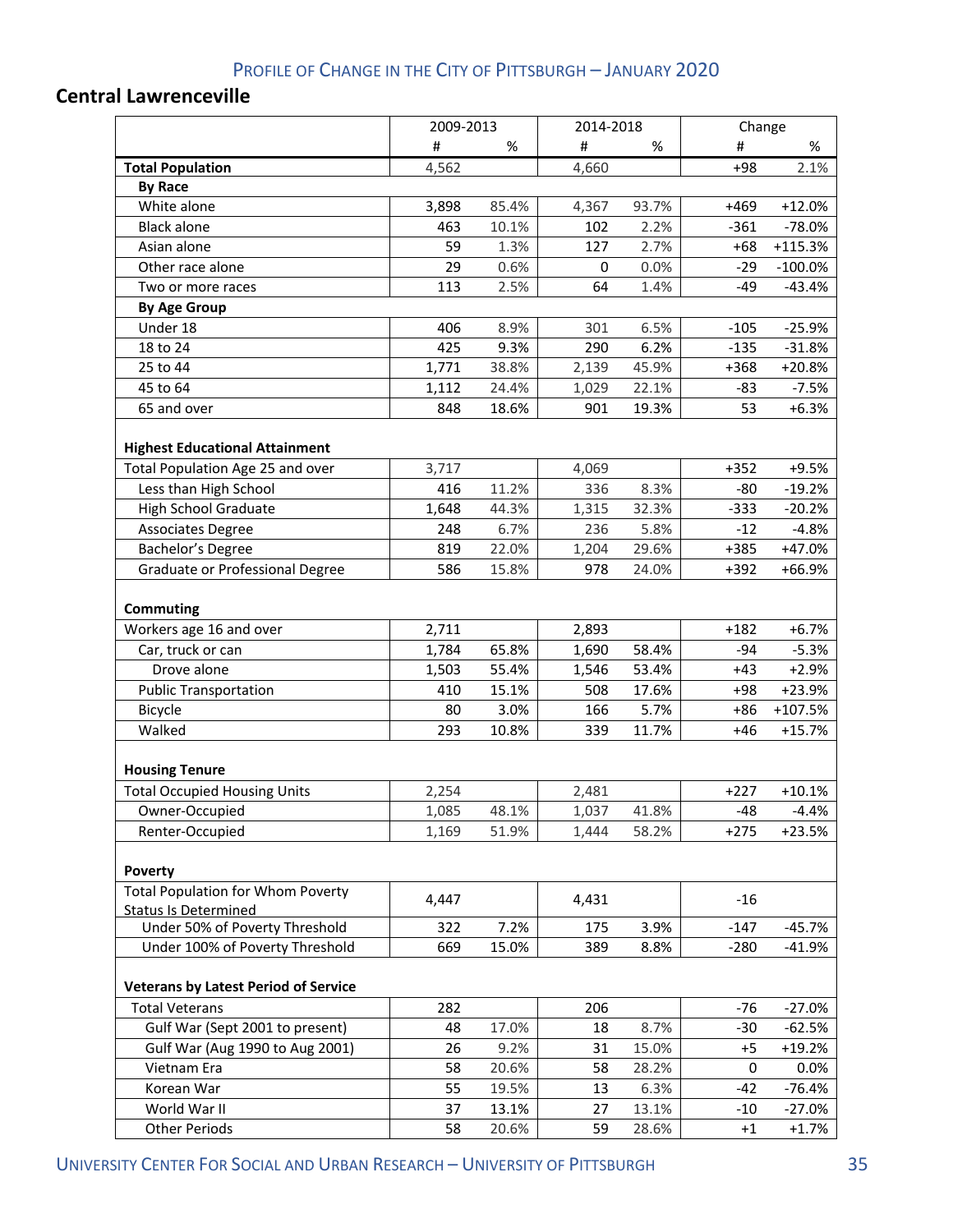## Central Lawrenceville

| | 2009-2013 | | 2014-2018 | | Change | |
|---|---|---|---|---|---|---|
| | # | % | # | % | # | % |
| **Total Population** | 4,562 | | 4,660 | | +98 | 2.1% |
| **By Race** | | | | | | |
| White alone | 3,898 | 85.4% | 4,367 | 93.7% | +469 | +12.0% |
| Black alone | 463 | 10.1% | 102 | 2.2% | -361 | -78.0% |
| Asian alone | 59 | 1.3% | 127 | 2.7% | +68 | +115.3% |
| Other race alone | 29 | 0.6% | 0 | 0.0% | -29 | -100.0% |
| Two or more races | 113 | 2.5% | 64 | 1.4% | -49 | -43.4% |
| **By Age Group** | | | | | | |
| Under 18 | 406 | 8.9% | 301 | 6.5% | -105 | -25.9% |
| 18 to 24 | 425 | 9.3% | 290 | 6.2% | -135 | -31.8% |
| 25 to 44 | 1,771 | 38.8% | 2,139 | 45.9% | +368 | +20.8% |
| 45 to 64 | 1,112 | 24.4% | 1,029 | 22.1% | -83 | -7.5% |
| 65 and over | 848 | 18.6% | 901 | 19.3% | 53 | +6.3% |
| **Highest Educational Attainment** | | | | | | |
| Total Population Age 25 and over | 3,717 | | 4,069 | | +352 | +9.5% |
| Less than High School | 416 | 11.2% | 336 | 8.3% | -80 | -19.2% |
| High School Graduate | 1,648 | 44.3% | 1,315 | 32.3% | -333 | -20.2% |
| Associates Degree | 248 | 6.7% | 236 | 5.8% | -12 | -4.8% |
| Bachelor's Degree | 819 | 22.0% | 1,204 | 29.6% | +385 | +47.0% |
| Graduate or Professional Degree | 586 | 15.8% | 978 | 24.0% | +392 | +66.9% |
| **Commuting** | | | | | | |
| Workers age 16 and over | 2,711 | | 2,893 | | +182 | +6.7% |
| Car, truck or can | 1,784 | 65.8% | 1,690 | 58.4% | -94 | -5.3% |
| Drove alone | 1,503 | 55.4% | 1,546 | 53.4% | +43 | +2.9% |
| Public Transportation | 410 | 15.1% | 508 | 17.6% | +98 | +23.9% |
| Bicycle | 80 | 3.0% | 166 | 5.7% | +86 | +107.5% |
| Walked | 293 | 10.8% | 339 | 11.7% | +46 | +15.7% |
| **Housing Tenure** | | | | | | |
| Total Occupied Housing Units | 2,254 | | 2,481 | | +227 | +10.1% |
| Owner-Occupied | 1,085 | 48.1% | 1,037 | 41.8% | -48 | -4.4% |
| Renter-Occupied | 1,169 | 51.9% | 1,444 | 58.2% | +275 | +23.5% |
| **Poverty** | | | | | | |
| Total Population for Whom Poverty Status Is Determined | 4,447 | | 4,431 | | -16 | |
| Under 50% of Poverty Threshold | 322 | 7.2% | 175 | 3.9% | -147 | -45.7% |
| Under 100% of Poverty Threshold | 669 | 15.0% | 389 | 8.8% | -280 | -41.9% |
| **Veterans by Latest Period of Service** | | | | | | |
| Total Veterans | 282 | | 206 | | -76 | -27.0% |
| Gulf War (Sept 2001 to present) | 48 | 17.0% | 18 | 8.7% | -30 | -62.5% |
| Gulf War (Aug 1990 to Aug 2001) | 26 | 9.2% | 31 | 15.0% | +5 | +19.2% |
| Vietnam Era | 58 | 20.6% | 58 | 28.2% | 0 | 0.0% |
| Korean War | 55 | 19.5% | 13 | 6.3% | -42 | -76.4% |
| World War II | 37 | 13.1% | 27 | 13.1% | -10 | -27.0% |
| Other Periods | 58 | 20.6% | 59 | 28.6% | +1 | +1.7% |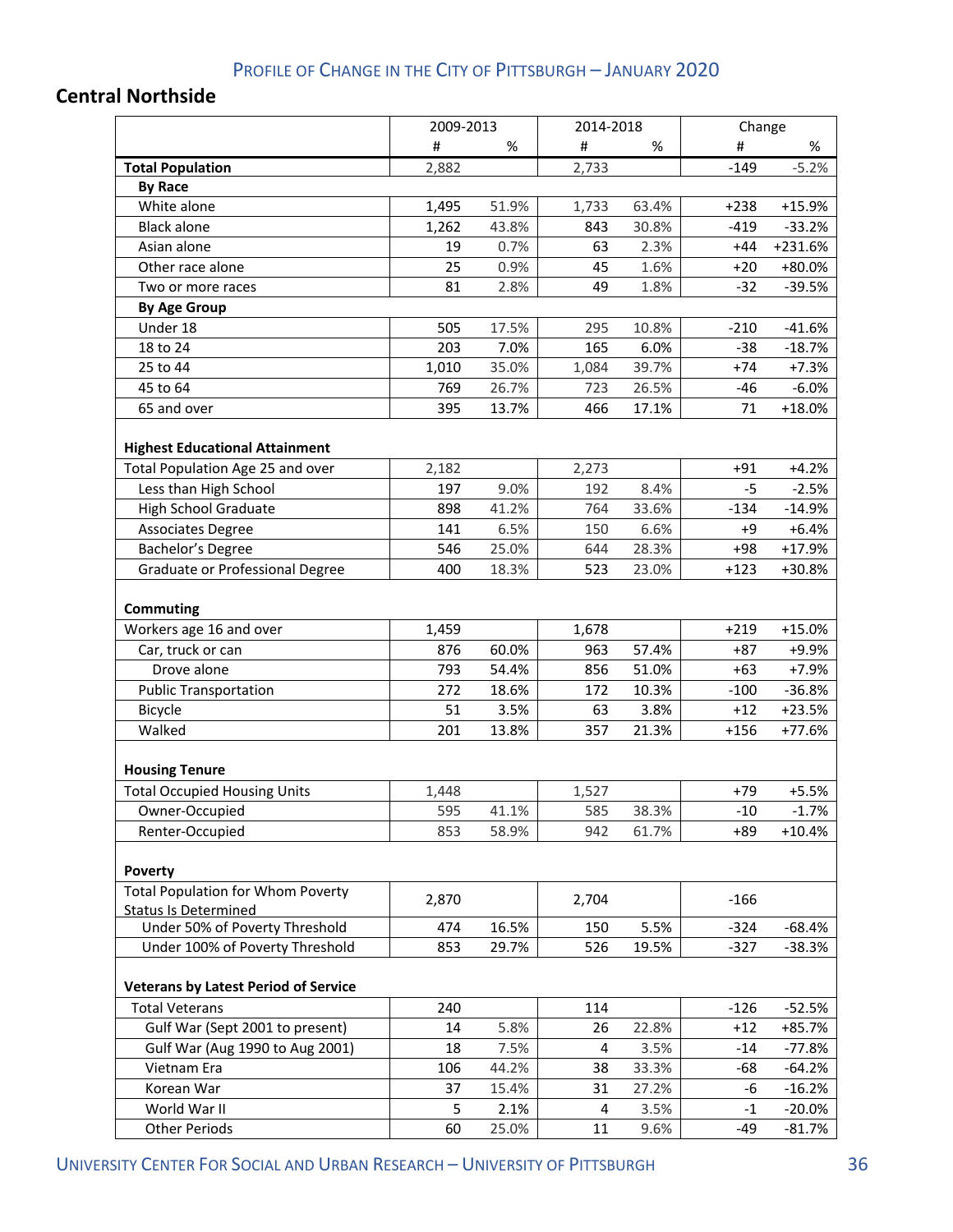## Central Northside

| | 2009-2013 | | 2014-2018 | | Change | |
|---|---|---|---|---|---|---|
| | # | % | # | % | # | % |
| **Total Population** | 2,882 | | 2,733 | | -149 | -5.2% |
| **By Race** | | | | | | |
| White alone | 1,495 | 51.9% | 1,733 | 63.4% | +238 | +15.9% |
| Black alone | 1,262 | 43.8% | 843 | 30.8% | -419 | -33.2% |
| Asian alone | 19 | 0.7% | 63 | 2.3% | +44 | +231.6% |
| Other race alone | 25 | 0.9% | 45 | 1.6% | +20 | +80.0% |
| Two or more races | 81 | 2.8% | 49 | 1.8% | -32 | -39.5% |
| **By Age Group** | | | | | | |
| Under 18 | 505 | 17.5% | 295 | 10.8% | -210 | -41.6% |
| 18 to 24 | 203 | 7.0% | 165 | 6.0% | -38 | -18.7% |
| 25 to 44 | 1,010 | 35.0% | 1,084 | 39.7% | +74 | +7.3% |
| 45 to 64 | 769 | 26.7% | 723 | 26.5% | -46 | -6.0% |
| 65 and over | 395 | 13.7% | 466 | 17.1% | 71 | +18.0% |
| | | | | | | |
| **Highest Educational Attainment** | | | | | | |
| Total Population Age 25 and over | 2,182 | | 2,273 | | +91 | +4.2% |
| Less than High School | 197 | 9.0% | 192 | 8.4% | -5 | -2.5% |
| High School Graduate | 898 | 41.2% | 764 | 33.6% | -134 | -14.9% |
| Associates Degree | 141 | 6.5% | 150 | 6.6% | +9 | +6.4% |
| Bachelor's Degree | 546 | 25.0% | 644 | 28.3% | +98 | +17.9% |
| Graduate or Professional Degree | 400 | 18.3% | 523 | 23.0% | +123 | +30.8% |
| | | | | | | |
| **Commuting** | | | | | | |
| Workers age 16 and over | 1,459 | | 1,678 | | +219 | +15.0% |
| Car, truck or can | 876 | 60.0% | 963 | 57.4% | +87 | +9.9% |
| Drove alone | 793 | 54.4% | 856 | 51.0% | +63 | +7.9% |
| Public Transportation | 272 | 18.6% | 172 | 10.3% | -100 | -36.8% |
| Bicycle | 51 | 3.5% | 63 | 3.8% | +12 | +23.5% |
| Walked | 201 | 13.8% | 357 | 21.3% | +156 | +77.6% |
| | | | | | | |
| **Housing Tenure** | | | | | | |
| Total Occupied Housing Units | 1,448 | | 1,527 | | +79 | +5.5% |
| Owner-Occupied | 595 | 41.1% | 585 | 38.3% | -10 | -1.7% |
| Renter-Occupied | 853 | 58.9% | 942 | 61.7% | +89 | +10.4% |
| | | | | | | |
| **Poverty** | | | | | | |
| Total Population for Whom Poverty Status Is Determined | 2,870 | | 2,704 | | -166 | |
| Under 50% of Poverty Threshold | 474 | 16.5% | 150 | 5.5% | -324 | -68.4% |
| Under 100% of Poverty Threshold | 853 | 29.7% | 526 | 19.5% | -327 | -38.3% |
| | | | | | | |
| **Veterans by Latest Period of Service** | | | | | | |
| Total Veterans | 240 | | 114 | | -126 | -52.5% |
| Gulf War (Sept 2001 to present) | 14 | 5.8% | 26 | 22.8% | +12 | +85.7% |
| Gulf War (Aug 1990 to Aug 2001) | 18 | 7.5% | 4 | 3.5% | -14 | -77.8% |
| Vietnam Era | 106 | 44.2% | 38 | 33.3% | -68 | -64.2% |
| Korean War | 37 | 15.4% | 31 | 27.2% | -6 | -16.2% |
| World War II | 5 | 2.1% | 4 | 3.5% | -1 | -20.0% |
| Other Periods | 60 | 25.0% | 11 | 9.6% | -49 | -81.7% |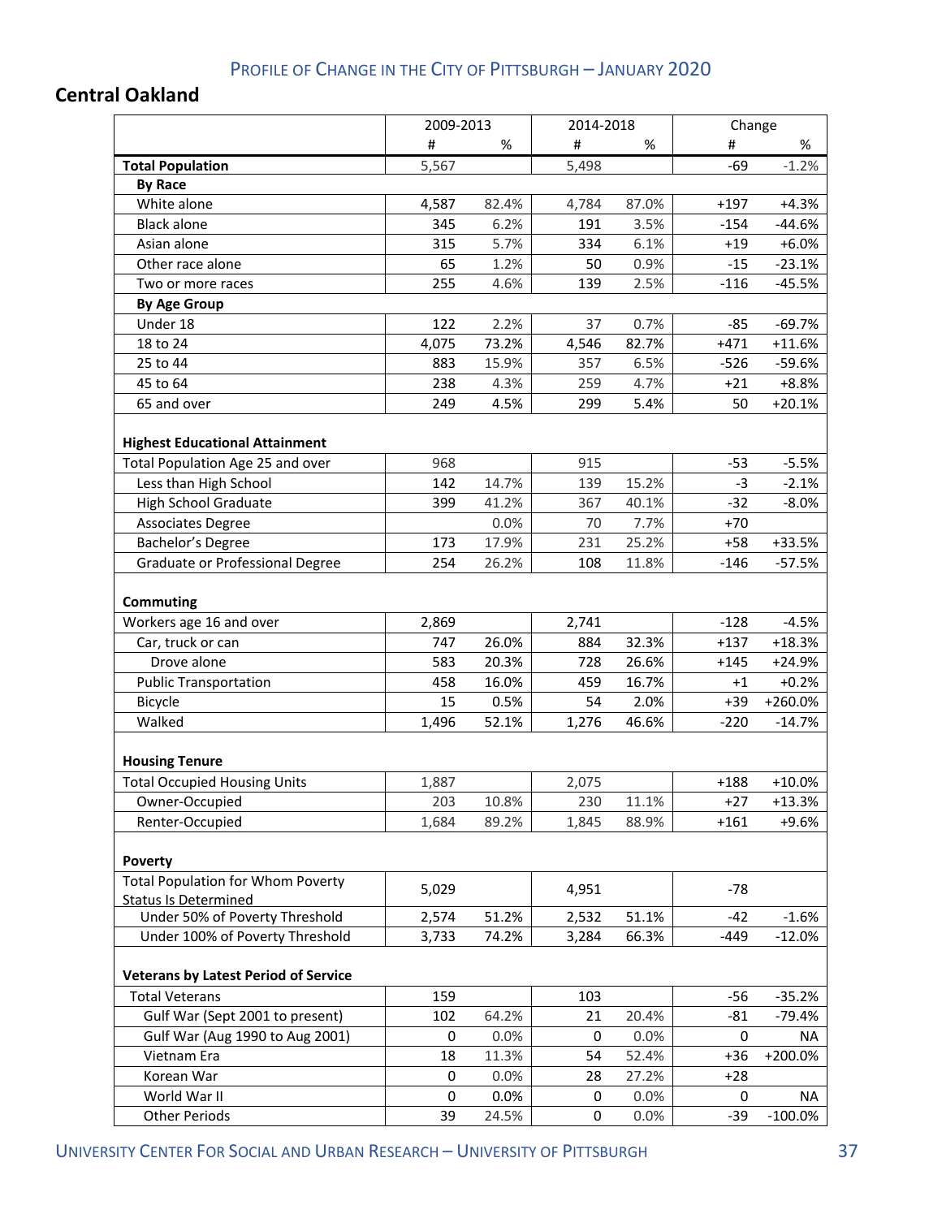## Central Oakland

| | 2009-2013 | | 2014-2018 | | Change | |
|---|---|---|---|---|---|---|
| | # | % | # | % | # | % |
| **Total Population** | 5,567 | | 5,498 | | -69 | -1.2% |
| **By Race** | | | | | | |
| White alone | 4,587 | 82.4% | 4,784 | 87.0% | +197 | +4.3% |
| Black alone | 345 | 6.2% | 191 | 3.5% | -154 | -44.6% |
| Asian alone | 315 | 5.7% | 334 | 6.1% | +19 | +6.0% |
| Other race alone | 65 | 1.2% | 50 | 0.9% | -15 | -23.1% |
| Two or more races | 255 | 4.6% | 139 | 2.5% | -116 | -45.5% |
| **By Age Group** | | | | | | |
| Under 18 | 122 | 2.2% | 37 | 0.7% | -85 | -69.7% |
| 18 to 24 | 4,075 | 73.2% | 4,546 | 82.7% | +471 | +11.6% |
| 25 to 44 | 883 | 15.9% | 357 | 6.5% | -526 | -59.6% |
| 45 to 64 | 238 | 4.3% | 259 | 4.7% | +21 | +8.8% |
| 65 and over | 249 | 4.5% | 299 | 5.4% | 50 | +20.1% |
| | | | | | | |
| **Highest Educational Attainment** | | | | | | |
| Total Population Age 25 and over | 968 | | 915 | | -53 | -5.5% |
| Less than High School | 142 | 14.7% | 139 | 15.2% | -3 | -2.1% |
| High School Graduate | 399 | 41.2% | 367 | 40.1% | -32 | -8.0% |
| Associates Degree | | 0.0% | 70 | 7.7% | +70 | |
| Bachelor's Degree | 173 | 17.9% | 231 | 25.2% | +58 | +33.5% |
| Graduate or Professional Degree | 254 | 26.2% | 108 | 11.8% | -146 | -57.5% |
| | | | | | | |
| **Commuting** | | | | | | |
| Workers age 16 and over | 2,869 | | 2,741 | | -128 | -4.5% |
| Car, truck or can | 747 | 26.0% | 884 | 32.3% | +137 | +18.3% |
| Drove alone | 583 | 20.3% | 728 | 26.6% | +145 | +24.9% |
| Public Transportation | 458 | 16.0% | 459 | 16.7% | +1 | +0.2% |
| Bicycle | 15 | 0.5% | 54 | 2.0% | +39 | +260.0% |
| Walked | 1,496 | 52.1% | 1,276 | 46.6% | -220 | -14.7% |
| | | | | | | |
| **Housing Tenure** | | | | | | |
| Total Occupied Housing Units | 1,887 | | 2,075 | | +188 | +10.0% |
| Owner-Occupied | 203 | 10.8% | 230 | 11.1% | +27 | +13.3% |
| Renter-Occupied | 1,684 | 89.2% | 1,845 | 88.9% | +161 | +9.6% |
| | | | | | | |
| **Poverty** | | | | | | |
| Total Population for Whom Poverty Status Is Determined | 5,029 | | 4,951 | | -78 | |
| Under 50% of Poverty Threshold | 2,574 | 51.2% | 2,532 | 51.1% | -42 | -1.6% |
| Under 100% of Poverty Threshold | 3,733 | 74.2% | 3,284 | 66.3% | -449 | -12.0% |
| | | | | | | |
| **Veterans by Latest Period of Service** | | | | | | |
| Total Veterans | 159 | | 103 | | -56 | -35.2% |
| Gulf War (Sept 2001 to present) | 102 | 64.2% | 21 | 20.4% | -81 | -79.4% |
| Gulf War (Aug 1990 to Aug 2001) | 0 | 0.0% | 0 | 0.0% | 0 | NA |
| Vietnam Era | 18 | 11.3% | 54 | 52.4% | +36 | +200.0% |
| Korean War | 0 | 0.0% | 28 | 27.2% | +28 | |
| World War II | 0 | 0.0% | 0 | 0.0% | 0 | NA |
| Other Periods | 39 | 24.5% | 0 | 0.0% | -39 | -100.0% |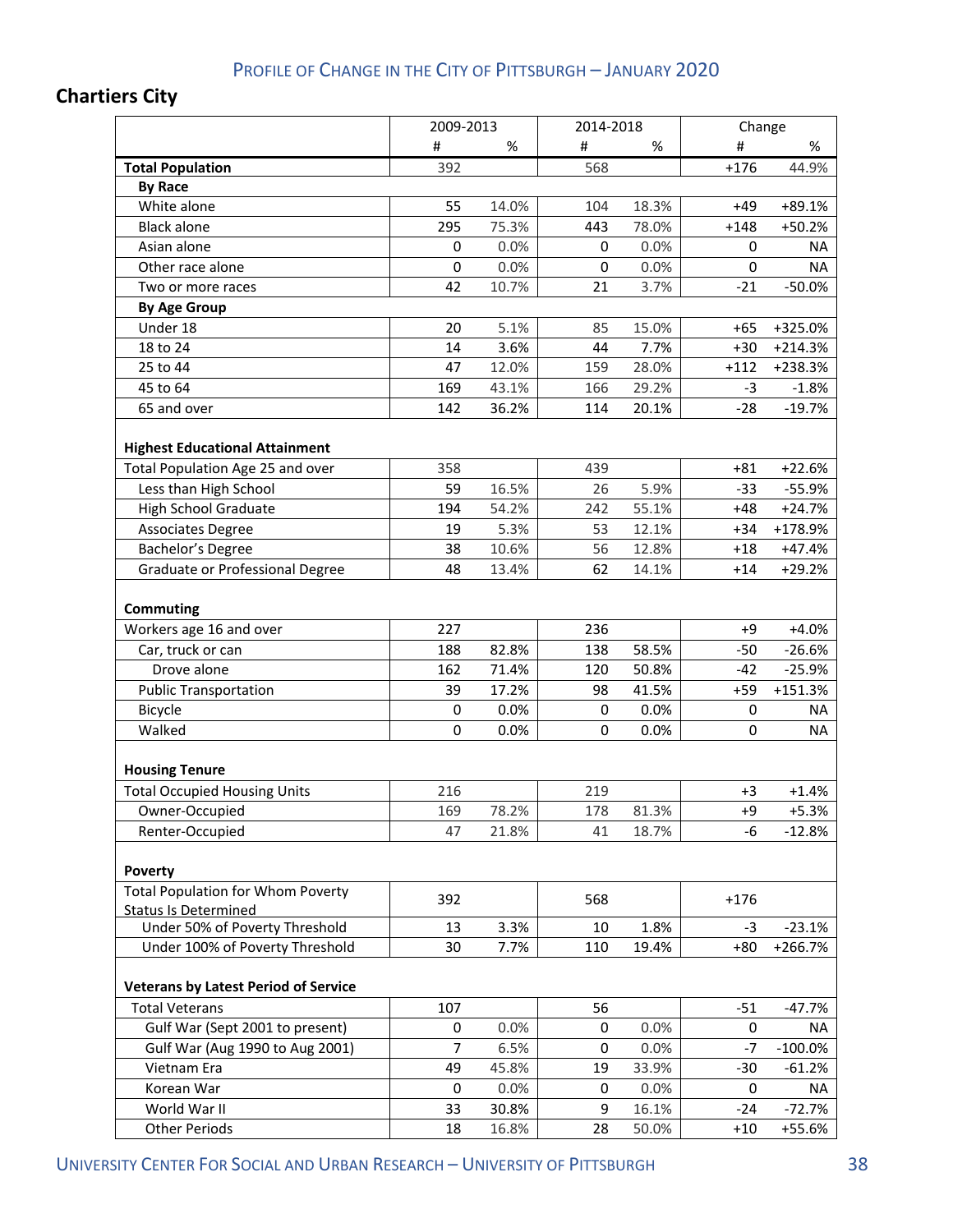## Chartiers City

| | 2009-2013 | | 2014-2018 | | Change | |
|---|---|---|---|---|---|---|
| | # | % | # | % | # | % |
| **Total Population** | 392 | | 568 | | +176 | 44.9% |
| **By Race** | | | | | | |
| White alone | 55 | 14.0% | 104 | 18.3% | +49 | +89.1% |
| Black alone | 295 | 75.3% | 443 | 78.0% | +148 | +50.2% |
| Asian alone | 0 | 0.0% | 0 | 0.0% | 0 | NA |
| Other race alone | 0 | 0.0% | 0 | 0.0% | 0 | NA |
| Two or more races | 42 | 10.7% | 21 | 3.7% | -21 | -50.0% |
| **By Age Group** | | | | | | |
| Under 18 | 20 | 5.1% | 85 | 15.0% | +65 | +325.0% |
| 18 to 24 | 14 | 3.6% | 44 | 7.7% | +30 | +214.3% |
| 25 to 44 | 47 | 12.0% | 159 | 28.0% | +112 | +238.3% |
| 45 to 64 | 169 | 43.1% | 166 | 29.2% | -3 | -1.8% |
| 65 and over | 142 | 36.2% | 114 | 20.1% | -28 | -19.7% |
| **Highest Educational Attainment** | | | | | | |
| Total Population Age 25 and over | 358 | | 439 | | +81 | +22.6% |
| Less than High School | 59 | 16.5% | 26 | 5.9% | -33 | -55.9% |
| High School Graduate | 194 | 54.2% | 242 | 55.1% | +48 | +24.7% |
| Associates Degree | 19 | 5.3% | 53 | 12.1% | +34 | +178.9% |
| Bachelor's Degree | 38 | 10.6% | 56 | 12.8% | +18 | +47.4% |
| Graduate or Professional Degree | 48 | 13.4% | 62 | 14.1% | +14 | +29.2% |
| **Commuting** | | | | | | |
| Workers age 16 and over | 227 | | 236 | | +9 | +4.0% |
| Car, truck or can | 188 | 82.8% | 138 | 58.5% | -50 | -26.6% |
| Drove alone | 162 | 71.4% | 120 | 50.8% | -42 | -25.9% |
| Public Transportation | 39 | 17.2% | 98 | 41.5% | +59 | +151.3% |
| Bicycle | 0 | 0.0% | 0 | 0.0% | 0 | NA |
| Walked | 0 | 0.0% | 0 | 0.0% | 0 | NA |
| **Housing Tenure** | | | | | | |
| Total Occupied Housing Units | 216 | | 219 | | +3 | +1.4% |
| Owner-Occupied | 169 | 78.2% | 178 | 81.3% | +9 | +5.3% |
| Renter-Occupied | 47 | 21.8% | 41 | 18.7% | -6 | -12.8% |
| **Poverty** | | | | | | |
| Total Population for Whom Poverty Status Is Determined | 392 | | 568 | | +176 | |
| Under 50% of Poverty Threshold | 13 | 3.3% | 10 | 1.8% | -3 | -23.1% |
| Under 100% of Poverty Threshold | 30 | 7.7% | 110 | 19.4% | +80 | +266.7% |
| **Veterans by Latest Period of Service** | | | | | | |
| Total Veterans | 107 | | 56 | | -51 | -47.7% |
| Gulf War (Sept 2001 to present) | 0 | 0.0% | 0 | 0.0% | 0 | NA |
| Gulf War (Aug 1990 to Aug 2001) | 7 | 6.5% | 0 | 0.0% | -7 | -100.0% |
| Vietnam Era | 49 | 45.8% | 19 | 33.9% | -30 | -61.2% |
| Korean War | 0 | 0.0% | 0 | 0.0% | 0 | NA |
| World War II | 33 | 30.8% | 9 | 16.1% | -24 | -72.7% |
| Other Periods | 18 | 16.8% | 28 | 50.0% | +10 | +55.6% |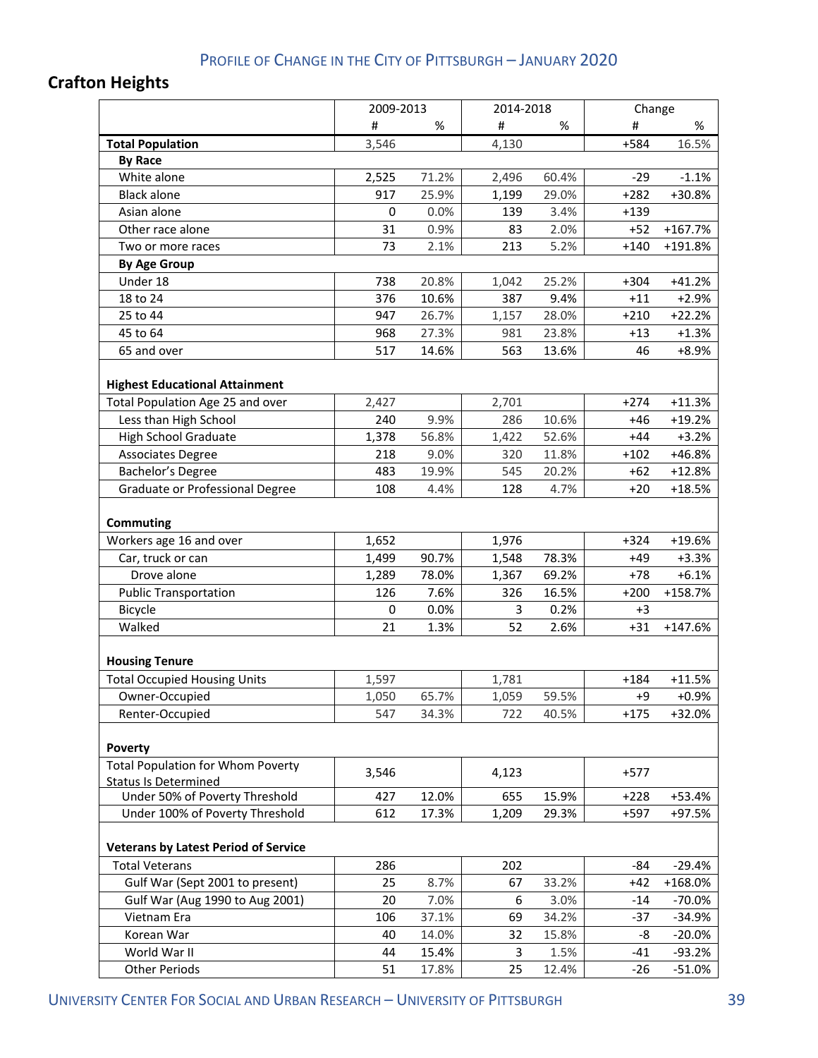## Crafton Heights

| | 2009-2013 | | 2014-2018 | | Change | |
|---|---|---|---|---|---|---|
| | # | % | # | % | # | % |
| **Total Population** | 3,546 | | 4,130 | | +584 | 16.5% |
| **By Race** | | | | | | |
| White alone | 2,525 | 71.2% | 2,496 | 60.4% | -29 | -1.1% |
| Black alone | 917 | 25.9% | 1,199 | 29.0% | +282 | +30.8% |
| Asian alone | 0 | 0.0% | 139 | 3.4% | +139 | |
| Other race alone | 31 | 0.9% | 83 | 2.0% | +52 | +167.7% |
| Two or more races | 73 | 2.1% | 213 | 5.2% | +140 | +191.8% |
| **By Age Group** | | | | | | |
| Under 18 | 738 | 20.8% | 1,042 | 25.2% | +304 | +41.2% |
| 18 to 24 | 376 | 10.6% | 387 | 9.4% | +11 | +2.9% |
| 25 to 44 | 947 | 26.7% | 1,157 | 28.0% | +210 | +22.2% |
| 45 to 64 | 968 | 27.3% | 981 | 23.8% | +13 | +1.3% |
| 65 and over | 517 | 14.6% | 563 | 13.6% | 46 | +8.9% |
| **Highest Educational Attainment** | | | | | | |
| Total Population Age 25 and over | 2,427 | | 2,701 | | +274 | +11.3% |
| Less than High School | 240 | 9.9% | 286 | 10.6% | +46 | +19.2% |
| High School Graduate | 1,378 | 56.8% | 1,422 | 52.6% | +44 | +3.2% |
| Associates Degree | 218 | 9.0% | 320 | 11.8% | +102 | +46.8% |
| Bachelor's Degree | 483 | 19.9% | 545 | 20.2% | +62 | +12.8% |
| Graduate or Professional Degree | 108 | 4.4% | 128 | 4.7% | +20 | +18.5% |
| **Commuting** | | | | | | |
| Workers age 16 and over | 1,652 | | 1,976 | | +324 | +19.6% |
| Car, truck or can | 1,499 | 90.7% | 1,548 | 78.3% | +49 | +3.3% |
| Drove alone | 1,289 | 78.0% | 1,367 | 69.2% | +78 | +6.1% |
| Public Transportation | 126 | 7.6% | 326 | 16.5% | +200 | +158.7% |
| Bicycle | 0 | 0.0% | 3 | 0.2% | +3 | |
| Walked | 21 | 1.3% | 52 | 2.6% | +31 | +147.6% |
| **Housing Tenure** | | | | | | |
| Total Occupied Housing Units | 1,597 | | 1,781 | | +184 | +11.5% |
| Owner-Occupied | 1,050 | 65.7% | 1,059 | 59.5% | +9 | +0.9% |
| Renter-Occupied | 547 | 34.3% | 722 | 40.5% | +175 | +32.0% |
| **Poverty** | | | | | | |
| Total Population for Whom Poverty Status Is Determined | 3,546 | | 4,123 | | +577 | |
| Under 50% of Poverty Threshold | 427 | 12.0% | 655 | 15.9% | +228 | +53.4% |
| Under 100% of Poverty Threshold | 612 | 17.3% | 1,209 | 29.3% | +597 | +97.5% |
| **Veterans by Latest Period of Service** | | | | | | |
| Total Veterans | 286 | | 202 | | -84 | -29.4% |
| Gulf War (Sept 2001 to present) | 25 | 8.7% | 67 | 33.2% | +42 | +168.0% |
| Gulf War (Aug 1990 to Aug 2001) | 20 | 7.0% | 6 | 3.0% | -14 | -70.0% |
| Vietnam Era | 106 | 37.1% | 69 | 34.2% | -37 | -34.9% |
| Korean War | 40 | 14.0% | 32 | 15.8% | -8 | -20.0% |
| World War II | 44 | 15.4% | 3 | 1.5% | -41 | -93.2% |
| Other Periods | 51 | 17.8% | 25 | 12.4% | -26 | -51.0% |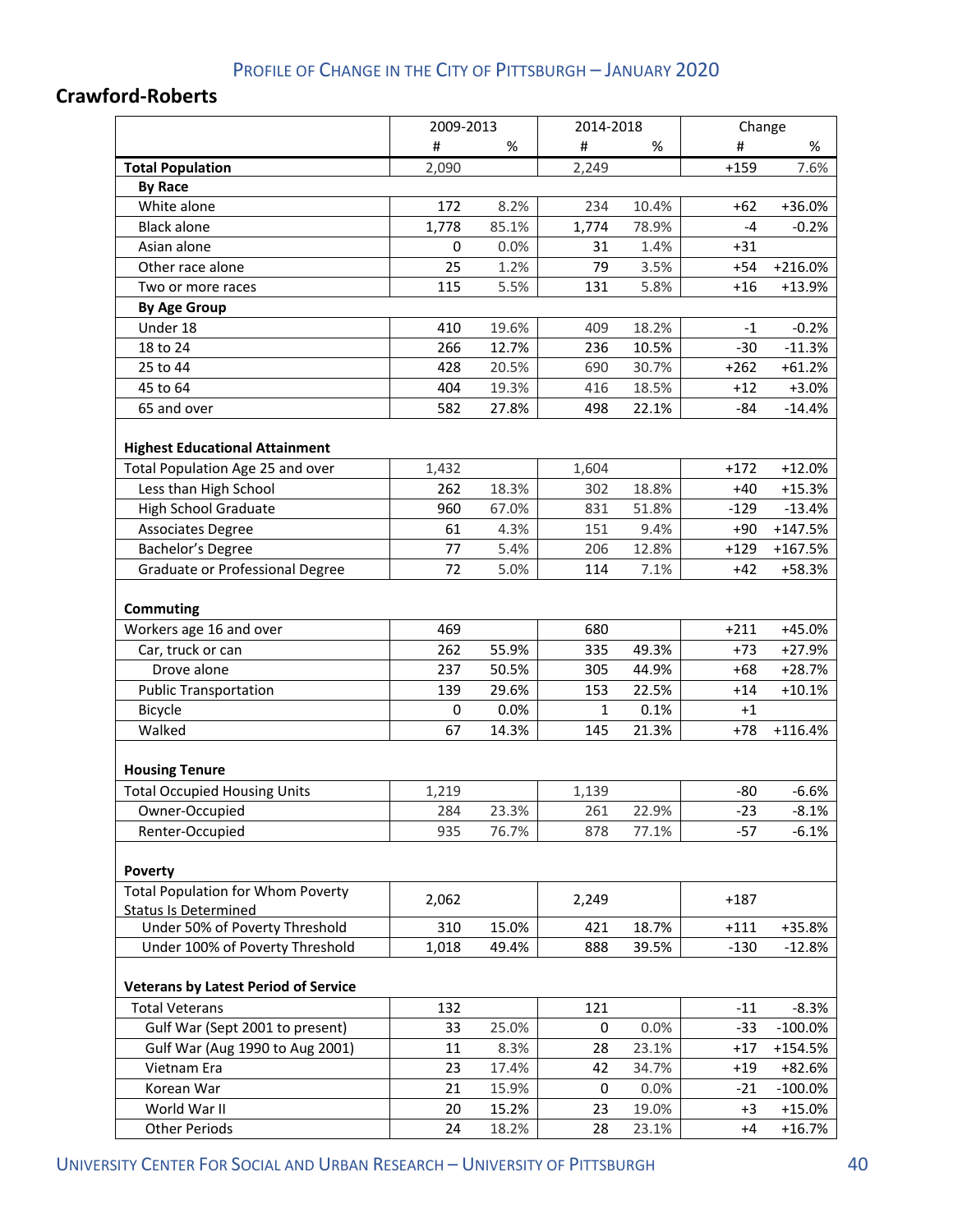## Crawford-Roberts

| | 2009-2013 | | 2014-2018 | | Change | |
|---|---|---|---|---|---|---|
| | # | % | # | % | # | % |
| **Total Population** | 2,090 | | 2,249 | | +159 | 7.6% |
| **By Race** | | | | | | |
| White alone | 172 | 8.2% | 234 | 10.4% | +62 | +36.0% |
| Black alone | 1,778 | 85.1% | 1,774 | 78.9% | -4 | -0.2% |
| Asian alone | 0 | 0.0% | 31 | 1.4% | +31 | |
| Other race alone | 25 | 1.2% | 79 | 3.5% | +54 | +216.0% |
| Two or more races | 115 | 5.5% | 131 | 5.8% | +16 | +13.9% |
| **By Age Group** | | | | | | |
| Under 18 | 410 | 19.6% | 409 | 18.2% | -1 | -0.2% |
| 18 to 24 | 266 | 12.7% | 236 | 10.5% | -30 | -11.3% |
| 25 to 44 | 428 | 20.5% | 690 | 30.7% | +262 | +61.2% |
| 45 to 64 | 404 | 19.3% | 416 | 18.5% | +12 | +3.0% |
| 65 and over | 582 | 27.8% | 498 | 22.1% | -84 | -14.4% |
| **Highest Educational Attainment** | | | | | | |
| Total Population Age 25 and over | 1,432 | | 1,604 | | +172 | +12.0% |
| Less than High School | 262 | 18.3% | 302 | 18.8% | +40 | +15.3% |
| High School Graduate | 960 | 67.0% | 831 | 51.8% | -129 | -13.4% |
| Associates Degree | 61 | 4.3% | 151 | 9.4% | +90 | +147.5% |
| Bachelor's Degree | 77 | 5.4% | 206 | 12.8% | +129 | +167.5% |
| Graduate or Professional Degree | 72 | 5.0% | 114 | 7.1% | +42 | +58.3% |
| **Commuting** | | | | | | |
| Workers age 16 and over | 469 | | 680 | | +211 | +45.0% |
| Car, truck or can | 262 | 55.9% | 335 | 49.3% | +73 | +27.9% |
| Drove alone | 237 | 50.5% | 305 | 44.9% | +68 | +28.7% |
| Public Transportation | 139 | 29.6% | 153 | 22.5% | +14 | +10.1% |
| Bicycle | 0 | 0.0% | 1 | 0.1% | +1 | |
| Walked | 67 | 14.3% | 145 | 21.3% | +78 | +116.4% |
| **Housing Tenure** | | | | | | |
| Total Occupied Housing Units | 1,219 | | 1,139 | | -80 | -6.6% |
| Owner-Occupied | 284 | 23.3% | 261 | 22.9% | -23 | -8.1% |
| Renter-Occupied | 935 | 76.7% | 878 | 77.1% | -57 | -6.1% |
| **Poverty** | | | | | | |
| Total Population for Whom Poverty Status Is Determined | 2,062 | | 2,249 | | +187 | |
| Under 50% of Poverty Threshold | 310 | 15.0% | 421 | 18.7% | +111 | +35.8% |
| Under 100% of Poverty Threshold | 1,018 | 49.4% | 888 | 39.5% | -130 | -12.8% |
| **Veterans by Latest Period of Service** | | | | | | |
| Total Veterans | 132 | | 121 | | -11 | -8.3% |
| Gulf War (Sept 2001 to present) | 33 | 25.0% | 0 | 0.0% | -33 | -100.0% |
| Gulf War (Aug 1990 to Aug 2001) | 11 | 8.3% | 28 | 23.1% | +17 | +154.5% |
| Vietnam Era | 23 | 17.4% | 42 | 34.7% | +19 | +82.6% |
| Korean War | 21 | 15.9% | 0 | 0.0% | -21 | -100.0% |
| World War II | 20 | 15.2% | 23 | 19.0% | +3 | +15.0% |
| Other Periods | 24 | 18.2% | 28 | 23.1% | +4 | +16.7% |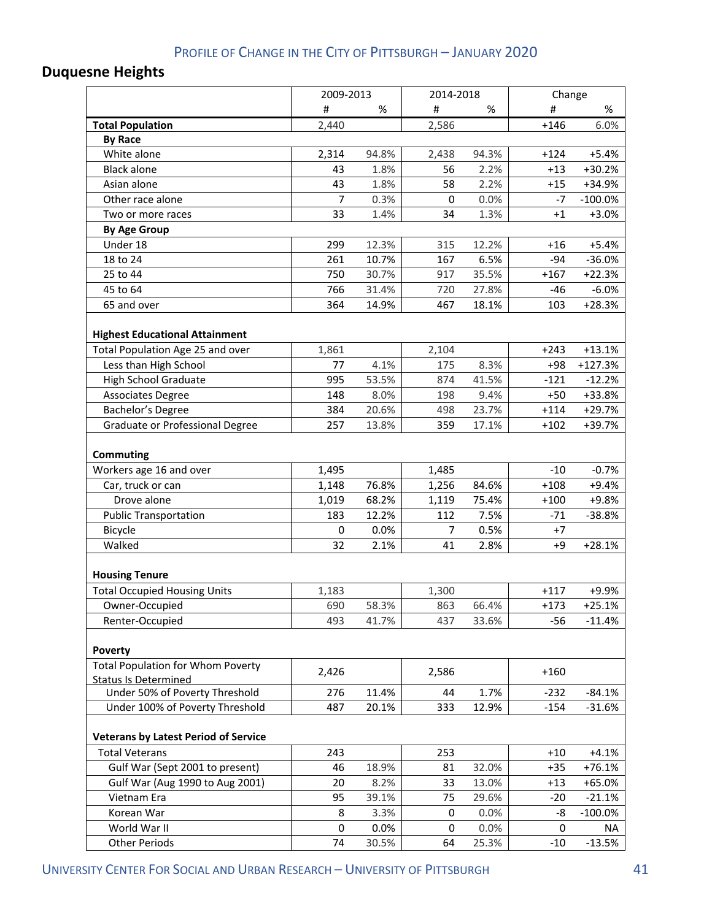## Duquesne Heights

| | 2009-2013 | | 2014-2018 | | Change | |
|---|---|---|---|---|---|---|
| | # | % | # | % | # | % |
| **Total Population** | 2,440 | | 2,586 | | +146 | 6.0% |
| **By Race** | | | | | | |
| White alone | 2,314 | 94.8% | 2,438 | 94.3% | +124 | +5.4% |
| Black alone | 43 | 1.8% | 56 | 2.2% | +13 | +30.2% |
| Asian alone | 43 | 1.8% | 58 | 2.2% | +15 | +34.9% |
| Other race alone | 7 | 0.3% | 0 | 0.0% | -7 | -100.0% |
| Two or more races | 33 | 1.4% | 34 | 1.3% | +1 | +3.0% |
| **By Age Group** | | | | | | |
| Under 18 | 299 | 12.3% | 315 | 12.2% | +16 | +5.4% |
| 18 to 24 | 261 | 10.7% | 167 | 6.5% | -94 | -36.0% |
| 25 to 44 | 750 | 30.7% | 917 | 35.5% | +167 | +22.3% |
| 45 to 64 | 766 | 31.4% | 720 | 27.8% | -46 | -6.0% |
| 65 and over | 364 | 14.9% | 467 | 18.1% | 103 | +28.3% |
| **Highest Educational Attainment** | | | | | | |
| Total Population Age 25 and over | 1,861 | | 2,104 | | +243 | +13.1% |
| Less than High School | 77 | 4.1% | 175 | 8.3% | +98 | +127.3% |
| High School Graduate | 995 | 53.5% | 874 | 41.5% | -121 | -12.2% |
| Associates Degree | 148 | 8.0% | 198 | 9.4% | +50 | +33.8% |
| Bachelor's Degree | 384 | 20.6% | 498 | 23.7% | +114 | +29.7% |
| Graduate or Professional Degree | 257 | 13.8% | 359 | 17.1% | +102 | +39.7% |
| **Commuting** | | | | | | |
| Workers age 16 and over | 1,495 | | 1,485 | | -10 | -0.7% |
| Car, truck or can | 1,148 | 76.8% | 1,256 | 84.6% | +108 | +9.4% |
| Drove alone | 1,019 | 68.2% | 1,119 | 75.4% | +100 | +9.8% |
| Public Transportation | 183 | 12.2% | 112 | 7.5% | -71 | -38.8% |
| Bicycle | 0 | 0.0% | 7 | 0.5% | +7 | |
| Walked | 32 | 2.1% | 41 | 2.8% | +9 | +28.1% |
| **Housing Tenure** | | | | | | |
| Total Occupied Housing Units | 1,183 | | 1,300 | | +117 | +9.9% |
| Owner-Occupied | 690 | 58.3% | 863 | 66.4% | +173 | +25.1% |
| Renter-Occupied | 493 | 41.7% | 437 | 33.6% | -56 | -11.4% |
| **Poverty** | | | | | | |
| Total Population for Whom Poverty Status Is Determined | 2,426 | | 2,586 | | +160 | |
| Under 50% of Poverty Threshold | 276 | 11.4% | 44 | 1.7% | -232 | -84.1% |
| Under 100% of Poverty Threshold | 487 | 20.1% | 333 | 12.9% | -154 | -31.6% |
| **Veterans by Latest Period of Service** | | | | | | |
| Total Veterans | 243 | | 253 | | +10 | +4.1% |
| Gulf War (Sept 2001 to present) | 46 | 18.9% | 81 | 32.0% | +35 | +76.1% |
| Gulf War (Aug 1990 to Aug 2001) | 20 | 8.2% | 33 | 13.0% | +13 | +65.0% |
| Vietnam Era | 95 | 39.1% | 75 | 29.6% | -20 | -21.1% |
| Korean War | 8 | 3.3% | 0 | 0.0% | -8 | -100.0% |
| World War II | 0 | 0.0% | 0 | 0.0% | 0 | NA |
| Other Periods | 74 | 30.5% | 64 | 25.3% | -10 | -13.5% |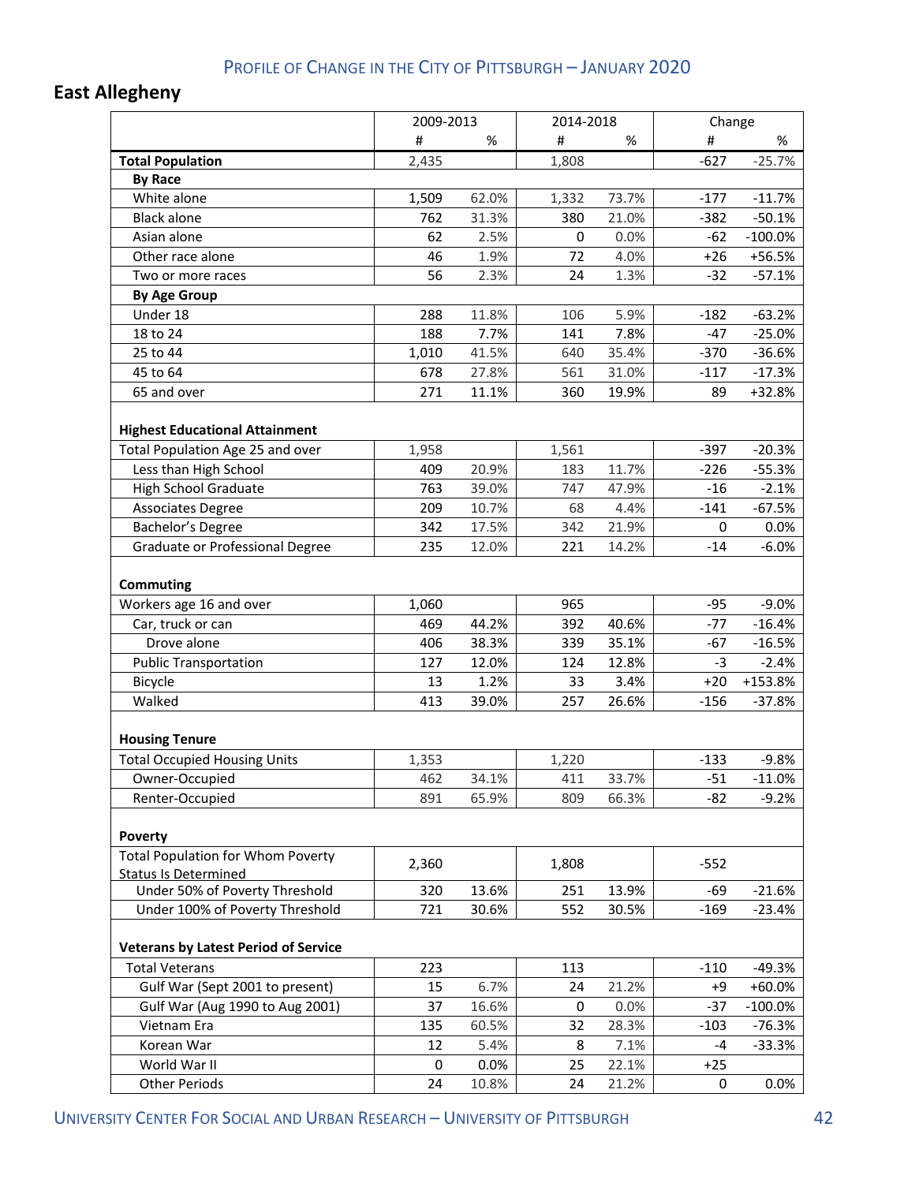## East Allegheny

| | 2009-2013 | | 2014-2018 | | Change | |
|---|---|---|---|---|---|---|
| | # | % | # | % | # | % |
| **Total Population** | 2,435 | | 1,808 | | -627 | -25.7% |
| **By Race** | | | | | | |
| White alone | 1,509 | 62.0% | 1,332 | 73.7% | -177 | -11.7% |
| Black alone | 762 | 31.3% | 380 | 21.0% | -382 | -50.1% |
| Asian alone | 62 | 2.5% | 0 | 0.0% | -62 | -100.0% |
| Other race alone | 46 | 1.9% | 72 | 4.0% | +26 | +56.5% |
| Two or more races | 56 | 2.3% | 24 | 1.3% | -32 | -57.1% |
| **By Age Group** | | | | | | |
| Under 18 | 288 | 11.8% | 106 | 5.9% | -182 | -63.2% |
| 18 to 24 | 188 | 7.7% | 141 | 7.8% | -47 | -25.0% |
| 25 to 44 | 1,010 | 41.5% | 640 | 35.4% | -370 | -36.6% |
| 45 to 64 | 678 | 27.8% | 561 | 31.0% | -117 | -17.3% |
| 65 and over | 271 | 11.1% | 360 | 19.9% | 89 | +32.8% |
| **Highest Educational Attainment** | | | | | | |
| Total Population Age 25 and over | 1,958 | | 1,561 | | -397 | -20.3% |
| Less than High School | 409 | 20.9% | 183 | 11.7% | -226 | -55.3% |
| High School Graduate | 763 | 39.0% | 747 | 47.9% | -16 | -2.1% |
| Associates Degree | 209 | 10.7% | 68 | 4.4% | -141 | -67.5% |
| Bachelor's Degree | 342 | 17.5% | 342 | 21.9% | 0 | 0.0% |
| Graduate or Professional Degree | 235 | 12.0% | 221 | 14.2% | -14 | -6.0% |
| **Commuting** | | | | | | |
| Workers age 16 and over | 1,060 | | 965 | | -95 | -9.0% |
| Car, truck or can | 469 | 44.2% | 392 | 40.6% | -77 | -16.4% |
| Drove alone | 406 | 38.3% | 339 | 35.1% | -67 | -16.5% |
| Public Transportation | 127 | 12.0% | 124 | 12.8% | -3 | -2.4% |
| Bicycle | 13 | 1.2% | 33 | 3.4% | +20 | +153.8% |
| Walked | 413 | 39.0% | 257 | 26.6% | -156 | -37.8% |
| **Housing Tenure** | | | | | | |
| Total Occupied Housing Units | 1,353 | | 1,220 | | -133 | -9.8% |
| Owner-Occupied | 462 | 34.1% | 411 | 33.7% | -51 | -11.0% |
| Renter-Occupied | 891 | 65.9% | 809 | 66.3% | -82 | -9.2% |
| **Poverty** | | | | | | |
| Total Population for Whom Poverty Status Is Determined | 2,360 | | 1,808 | | -552 | |
| Under 50% of Poverty Threshold | 320 | 13.6% | 251 | 13.9% | -69 | -21.6% |
| Under 100% of Poverty Threshold | 721 | 30.6% | 552 | 30.5% | -169 | -23.4% |
| **Veterans by Latest Period of Service** | | | | | | |
| Total Veterans | 223 | | 113 | | -110 | -49.3% |
| Gulf War (Sept 2001 to present) | 15 | 6.7% | 24 | 21.2% | +9 | +60.0% |
| Gulf War (Aug 1990 to Aug 2001) | 37 | 16.6% | 0 | 0.0% | -37 | -100.0% |
| Vietnam Era | 135 | 60.5% | 32 | 28.3% | -103 | -76.3% |
| Korean War | 12 | 5.4% | 8 | 7.1% | -4 | -33.3% |
| World War II | 0 | 0.0% | 25 | 22.1% | +25 | |
| Other Periods | 24 | 10.8% | 24 | 21.2% | 0 | 0.0% |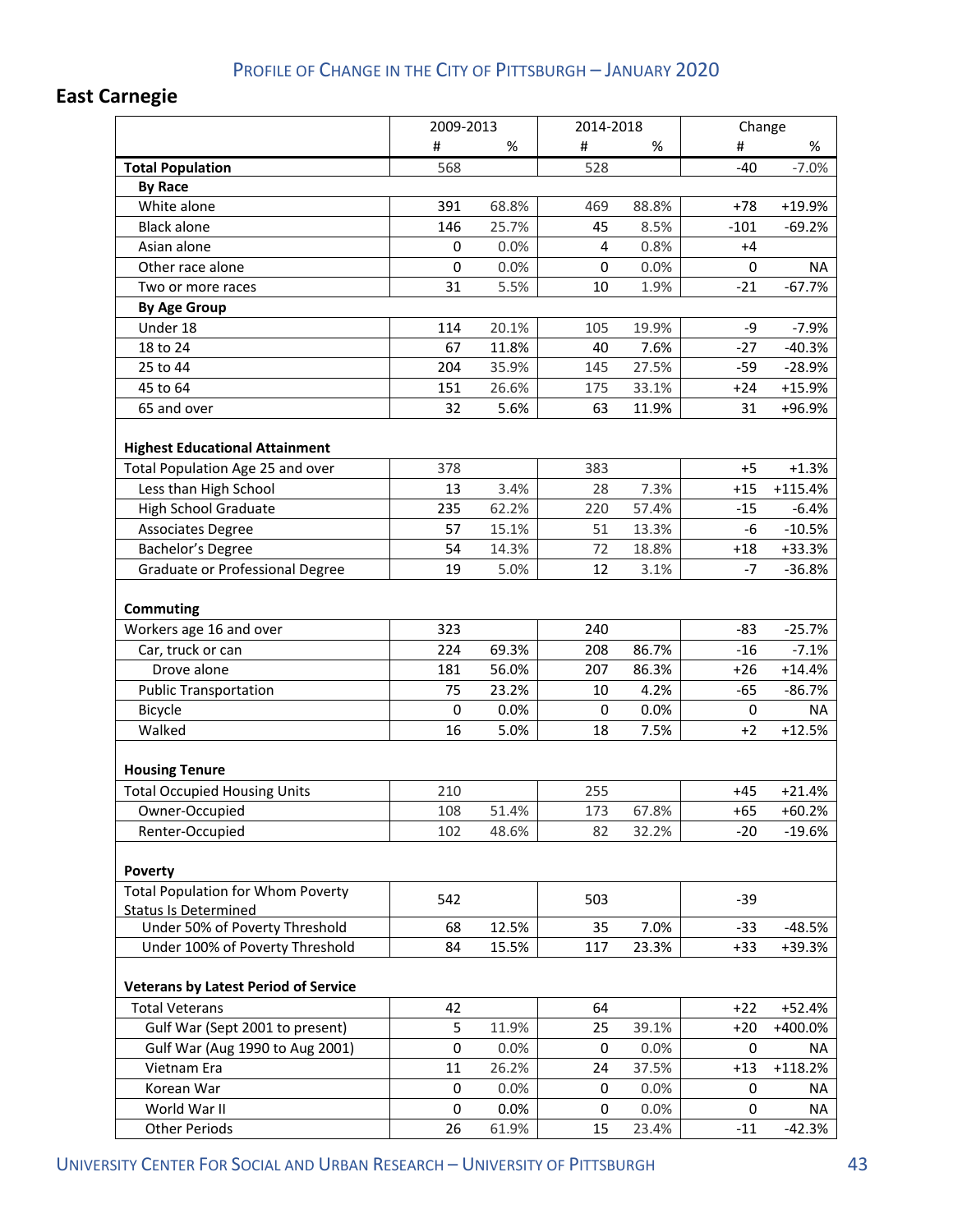## East Carnegie

| | 2009-2013 | | 2014-2018 | | Change | |
|---|---|---|---|---|---|---|
| | # | % | # | % | # | % |
| **Total Population** | 568 | | 528 | | -40 | -7.0% |
| **By Race** | | | | | | |
| White alone | 391 | 68.8% | 469 | 88.8% | +78 | +19.9% |
| Black alone | 146 | 25.7% | 45 | 8.5% | -101 | -69.2% |
| Asian alone | 0 | 0.0% | 4 | 0.8% | +4 | |
| Other race alone | 0 | 0.0% | 0 | 0.0% | 0 | NA |
| Two or more races | 31 | 5.5% | 10 | 1.9% | -21 | -67.7% |
| **By Age Group** | | | | | | |
| Under 18 | 114 | 20.1% | 105 | 19.9% | -9 | -7.9% |
| 18 to 24 | 67 | 11.8% | 40 | 7.6% | -27 | -40.3% |
| 25 to 44 | 204 | 35.9% | 145 | 27.5% | -59 | -28.9% |
| 45 to 64 | 151 | 26.6% | 175 | 33.1% | +24 | +15.9% |
| 65 and over | 32 | 5.6% | 63 | 11.9% | 31 | +96.9% |
| **Highest Educational Attainment** | | | | | | |
| Total Population Age 25 and over | 378 | | 383 | | +5 | +1.3% |
| Less than High School | 13 | 3.4% | 28 | 7.3% | +15 | +115.4% |
| High School Graduate | 235 | 62.2% | 220 | 57.4% | -15 | -6.4% |
| Associates Degree | 57 | 15.1% | 51 | 13.3% | -6 | -10.5% |
| Bachelor's Degree | 54 | 14.3% | 72 | 18.8% | +18 | +33.3% |
| Graduate or Professional Degree | 19 | 5.0% | 12 | 3.1% | -7 | -36.8% |
| **Commuting** | | | | | | |
| Workers age 16 and over | 323 | | 240 | | -83 | -25.7% |
| Car, truck or can | 224 | 69.3% | 208 | 86.7% | -16 | -7.1% |
| Drove alone | 181 | 56.0% | 207 | 86.3% | +26 | +14.4% |
| Public Transportation | 75 | 23.2% | 10 | 4.2% | -65 | -86.7% |
| Bicycle | 0 | 0.0% | 0 | 0.0% | 0 | NA |
| Walked | 16 | 5.0% | 18 | 7.5% | +2 | +12.5% |
| **Housing Tenure** | | | | | | |
| Total Occupied Housing Units | 210 | | 255 | | +45 | +21.4% |
| Owner-Occupied | 108 | 51.4% | 173 | 67.8% | +65 | +60.2% |
| Renter-Occupied | 102 | 48.6% | 82 | 32.2% | -20 | -19.6% |
| **Poverty** | | | | | | |
| Total Population for Whom Poverty Status Is Determined | 542 | | 503 | | -39 | |
| Under 50% of Poverty Threshold | 68 | 12.5% | 35 | 7.0% | -33 | -48.5% |
| Under 100% of Poverty Threshold | 84 | 15.5% | 117 | 23.3% | +33 | +39.3% |
| **Veterans by Latest Period of Service** | | | | | | |
| Total Veterans | 42 | | 64 | | +22 | +52.4% |
| Gulf War (Sept 2001 to present) | 5 | 11.9% | 25 | 39.1% | +20 | +400.0% |
| Gulf War (Aug 1990 to Aug 2001) | 0 | 0.0% | 0 | 0.0% | 0 | NA |
| Vietnam Era | 11 | 26.2% | 24 | 37.5% | +13 | +118.2% |
| Korean War | 0 | 0.0% | 0 | 0.0% | 0 | NA |
| World War II | 0 | 0.0% | 0 | 0.0% | 0 | NA |
| Other Periods | 26 | 61.9% | 15 | 23.4% | -11 | -42.3% |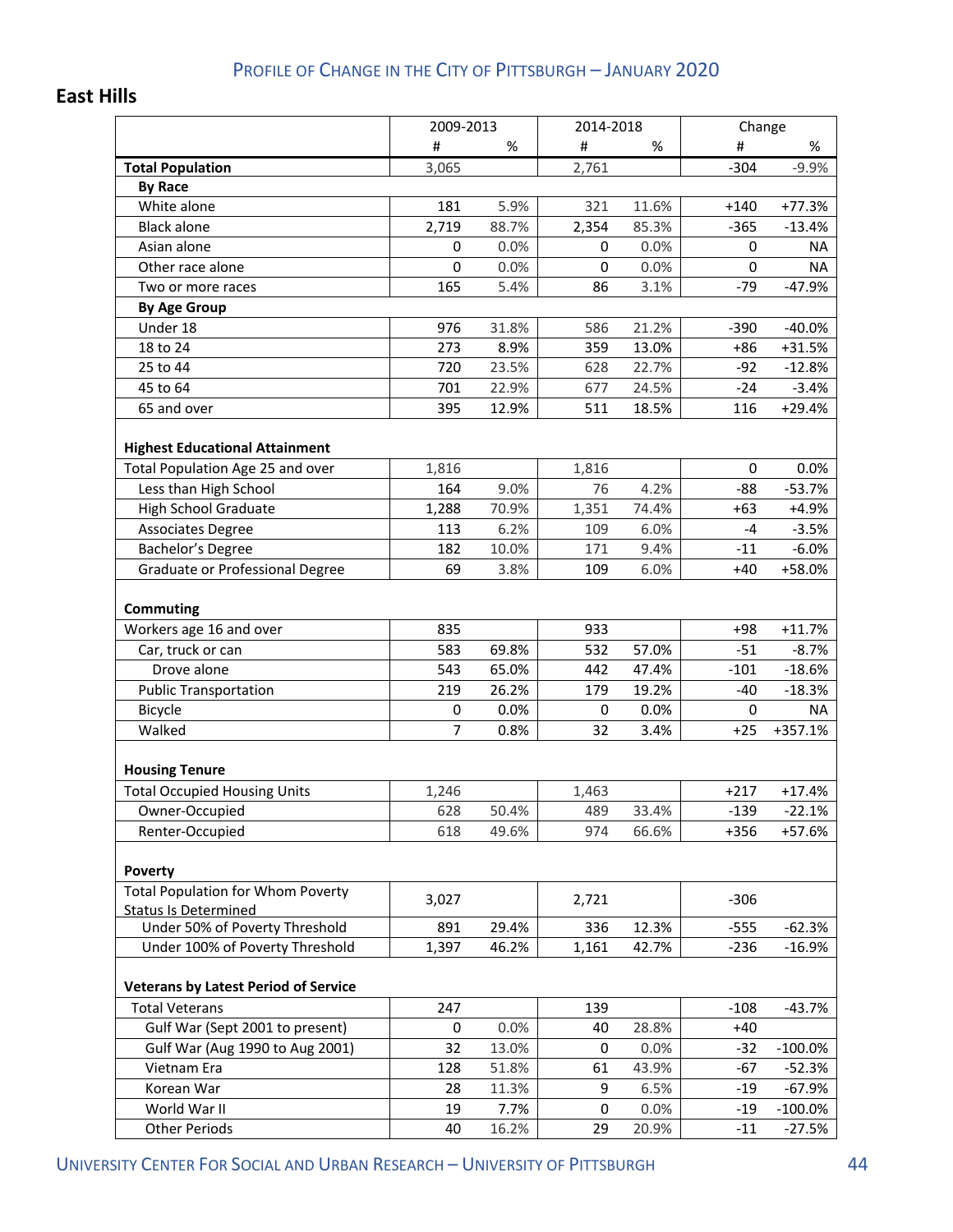## East Hills

| | 2009-2013 | | 2014-2018 | | Change | |
|---|---|---|---|---|---|---|
| | # | % | # | % | # | % |
| **Total Population** | 3,065 | | 2,761 | | -304 | -9.9% |
| **By Race** | | | | | | |
| White alone | 181 | 5.9% | 321 | 11.6% | +140 | +77.3% |
| Black alone | 2,719 | 88.7% | 2,354 | 85.3% | -365 | -13.4% |
| Asian alone | 0 | 0.0% | 0 | 0.0% | 0 | NA |
| Other race alone | 0 | 0.0% | 0 | 0.0% | 0 | NA |
| Two or more races | 165 | 5.4% | 86 | 3.1% | -79 | -47.9% |
| **By Age Group** | | | | | | |
| Under 18 | 976 | 31.8% | 586 | 21.2% | -390 | -40.0% |
| 18 to 24 | 273 | 8.9% | 359 | 13.0% | +86 | +31.5% |
| 25 to 44 | 720 | 23.5% | 628 | 22.7% | -92 | -12.8% |
| 45 to 64 | 701 | 22.9% | 677 | 24.5% | -24 | -3.4% |
| 65 and over | 395 | 12.9% | 511 | 18.5% | 116 | +29.4% |
| **Highest Educational Attainment** | | | | | | |
| Total Population Age 25 and over | 1,816 | | 1,816 | | 0 | 0.0% |
| Less than High School | 164 | 9.0% | 76 | 4.2% | -88 | -53.7% |
| High School Graduate | 1,288 | 70.9% | 1,351 | 74.4% | +63 | +4.9% |
| Associates Degree | 113 | 6.2% | 109 | 6.0% | -4 | -3.5% |
| Bachelor's Degree | 182 | 10.0% | 171 | 9.4% | -11 | -6.0% |
| Graduate or Professional Degree | 69 | 3.8% | 109 | 6.0% | +40 | +58.0% |
| **Commuting** | | | | | | |
| Workers age 16 and over | 835 | | 933 | | +98 | +11.7% |
| Car, truck or can | 583 | 69.8% | 532 | 57.0% | -51 | -8.7% |
| Drove alone | 543 | 65.0% | 442 | 47.4% | -101 | -18.6% |
| Public Transportation | 219 | 26.2% | 179 | 19.2% | -40 | -18.3% |
| Bicycle | 0 | 0.0% | 0 | 0.0% | 0 | NA |
| Walked | 7 | 0.8% | 32 | 3.4% | +25 | +357.1% |
| **Housing Tenure** | | | | | | |
| Total Occupied Housing Units | 1,246 | | 1,463 | | +217 | +17.4% |
| Owner-Occupied | 628 | 50.4% | 489 | 33.4% | -139 | -22.1% |
| Renter-Occupied | 618 | 49.6% | 974 | 66.6% | +356 | +57.6% |
| **Poverty** | | | | | | |
| Total Population for Whom Poverty Status Is Determined | 3,027 | | 2,721 | | -306 | |
| Under 50% of Poverty Threshold | 891 | 29.4% | 336 | 12.3% | -555 | -62.3% |
| Under 100% of Poverty Threshold | 1,397 | 46.2% | 1,161 | 42.7% | -236 | -16.9% |
| **Veterans by Latest Period of Service** | | | | | | |
| Total Veterans | 247 | | 139 | | -108 | -43.7% |
| Gulf War (Sept 2001 to present) | 0 | 0.0% | 40 | 28.8% | +40 | |
| Gulf War (Aug 1990 to Aug 2001) | 32 | 13.0% | 0 | 0.0% | -32 | -100.0% |
| Vietnam Era | 128 | 51.8% | 61 | 43.9% | -67 | -52.3% |
| Korean War | 28 | 11.3% | 9 | 6.5% | -19 | -67.9% |
| World War II | 19 | 7.7% | 0 | 0.0% | -19 | -100.0% |
| Other Periods | 40 | 16.2% | 29 | 20.9% | -11 | -27.5% |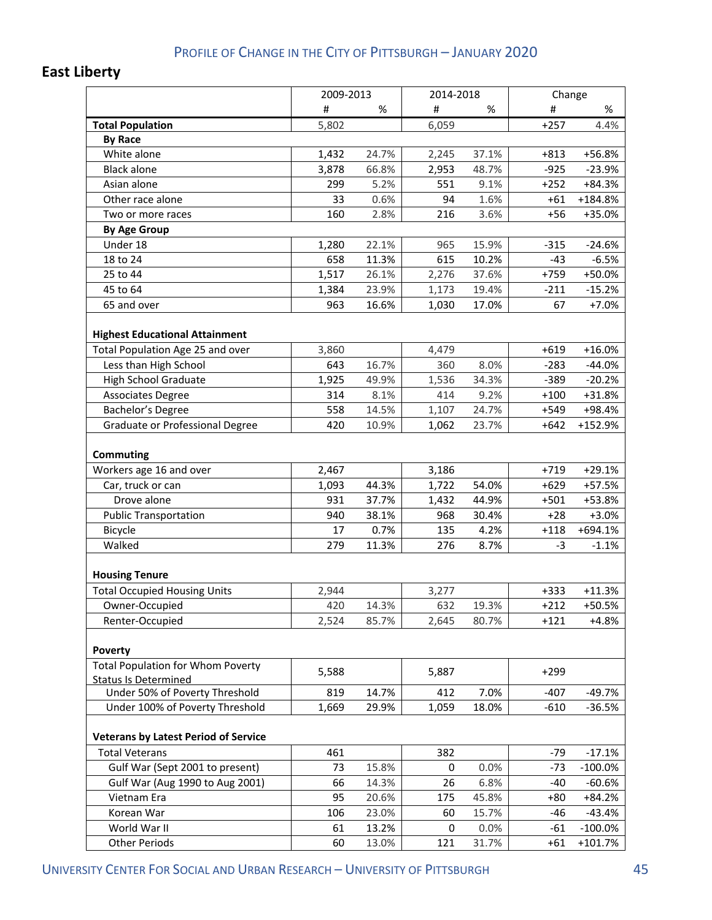## East Liberty

| | 2009-2013 | | 2014-2018 | | Change | |
|---|---|---|---|---|---|---|
| | # | % | # | % | # | % |
| **Total Population** | 5,802 | | 6,059 | | +257 | 4.4% |
| **By Race** | | | | | | |
| White alone | 1,432 | 24.7% | 2,245 | 37.1% | +813 | +56.8% |
| Black alone | 3,878 | 66.8% | 2,953 | 48.7% | -925 | -23.9% |
| Asian alone | 299 | 5.2% | 551 | 9.1% | +252 | +84.3% |
| Other race alone | 33 | 0.6% | 94 | 1.6% | +61 | +184.8% |
| Two or more races | 160 | 2.8% | 216 | 3.6% | +56 | +35.0% |
| **By Age Group** | | | | | | |
| Under 18 | 1,280 | 22.1% | 965 | 15.9% | -315 | -24.6% |
| 18 to 24 | 658 | 11.3% | 615 | 10.2% | -43 | -6.5% |
| 25 to 44 | 1,517 | 26.1% | 2,276 | 37.6% | +759 | +50.0% |
| 45 to 64 | 1,384 | 23.9% | 1,173 | 19.4% | -211 | -15.2% |
| 65 and over | 963 | 16.6% | 1,030 | 17.0% | 67 | +7.0% |
| **Highest Educational Attainment** | | | | | | |
| Total Population Age 25 and over | 3,860 | | 4,479 | | +619 | +16.0% |
| Less than High School | 643 | 16.7% | 360 | 8.0% | -283 | -44.0% |
| High School Graduate | 1,925 | 49.9% | 1,536 | 34.3% | -389 | -20.2% |
| Associates Degree | 314 | 8.1% | 414 | 9.2% | +100 | +31.8% |
| Bachelor's Degree | 558 | 14.5% | 1,107 | 24.7% | +549 | +98.4% |
| Graduate or Professional Degree | 420 | 10.9% | 1,062 | 23.7% | +642 | +152.9% |
| **Commuting** | | | | | | |
| Workers age 16 and over | 2,467 | | 3,186 | | +719 | +29.1% |
| Car, truck or can | 1,093 | 44.3% | 1,722 | 54.0% | +629 | +57.5% |
| Drove alone | 931 | 37.7% | 1,432 | 44.9% | +501 | +53.8% |
| Public Transportation | 940 | 38.1% | 968 | 30.4% | +28 | +3.0% |
| Bicycle | 17 | 0.7% | 135 | 4.2% | +118 | +694.1% |
| Walked | 279 | 11.3% | 276 | 8.7% | -3 | -1.1% |
| **Housing Tenure** | | | | | | |
| Total Occupied Housing Units | 2,944 | | 3,277 | | +333 | +11.3% |
| Owner-Occupied | 420 | 14.3% | 632 | 19.3% | +212 | +50.5% |
| Renter-Occupied | 2,524 | 85.7% | 2,645 | 80.7% | +121 | +4.8% |
| **Poverty** | | | | | | |
| Total Population for Whom Poverty Status Is Determined | 5,588 | | 5,887 | | +299 | |
| Under 50% of Poverty Threshold | 819 | 14.7% | 412 | 7.0% | -407 | -49.7% |
| Under 100% of Poverty Threshold | 1,669 | 29.9% | 1,059 | 18.0% | -610 | -36.5% |
| **Veterans by Latest Period of Service** | | | | | | |
| Total Veterans | 461 | | 382 | | -79 | -17.1% |
| Gulf War (Sept 2001 to present) | 73 | 15.8% | 0 | 0.0% | -73 | -100.0% |
| Gulf War (Aug 1990 to Aug 2001) | 66 | 14.3% | 26 | 6.8% | -40 | -60.6% |
| Vietnam Era | 95 | 20.6% | 175 | 45.8% | +80 | +84.2% |
| Korean War | 106 | 23.0% | 60 | 15.7% | -46 | -43.4% |
| World War II | 61 | 13.2% | 0 | 0.0% | -61 | -100.0% |
| Other Periods | 60 | 13.0% | 121 | 31.7% | +61 | +101.7% |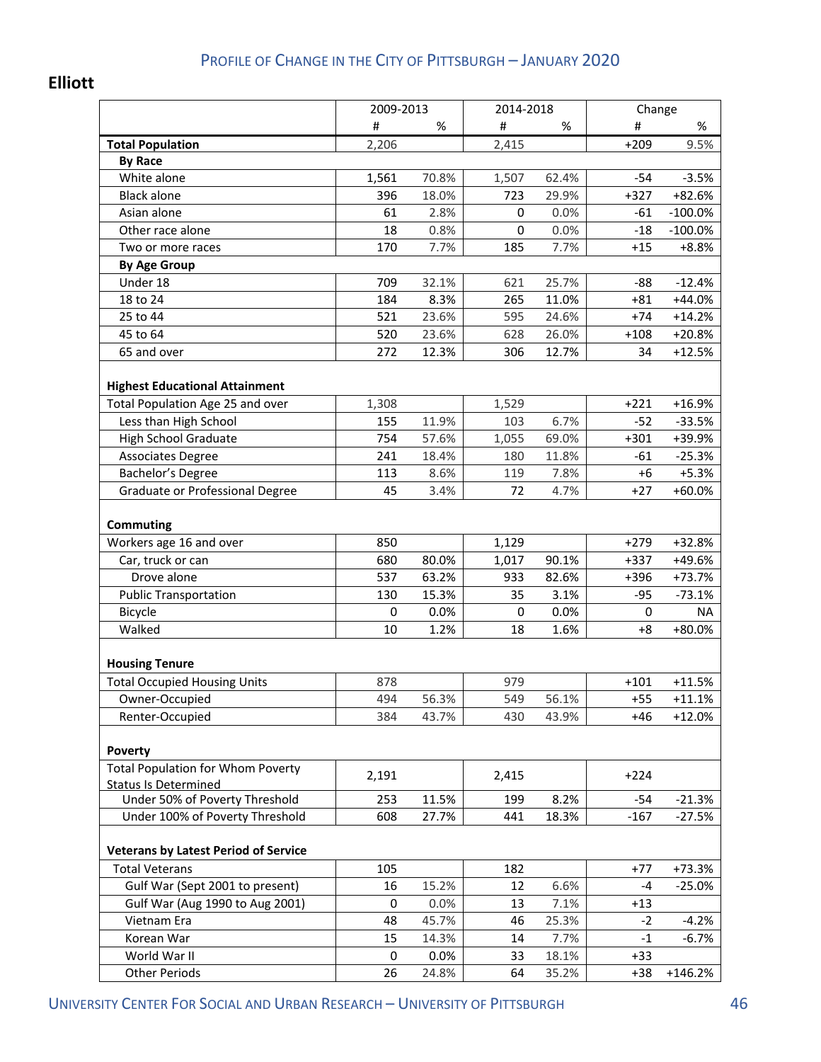## Elliott

| | 2009-2013 | | 2014-2018 | | Change | |
|---|---|---|---|---|---|---|
| | # | % | # | % | # | % |
| **Total Population** | 2,206 | | 2,415 | | +209 | 9.5% |
| **By Race** | | | | | | |
| White alone | 1,561 | 70.8% | 1,507 | 62.4% | -54 | -3.5% |
| Black alone | 396 | 18.0% | 723 | 29.9% | +327 | +82.6% |
| Asian alone | 61 | 2.8% | 0 | 0.0% | -61 | -100.0% |
| Other race alone | 18 | 0.8% | 0 | 0.0% | -18 | -100.0% |
| Two or more races | 170 | 7.7% | 185 | 7.7% | +15 | +8.8% |
| **By Age Group** | | | | | | |
| Under 18 | 709 | 32.1% | 621 | 25.7% | -88 | -12.4% |
| 18 to 24 | 184 | 8.3% | 265 | 11.0% | +81 | +44.0% |
| 25 to 44 | 521 | 23.6% | 595 | 24.6% | +74 | +14.2% |
| 45 to 64 | 520 | 23.6% | 628 | 26.0% | +108 | +20.8% |
| 65 and over | 272 | 12.3% | 306 | 12.7% | 34 | +12.5% |
| **Highest Educational Attainment** | | | | | | |
| Total Population Age 25 and over | 1,308 | | 1,529 | | +221 | +16.9% |
| Less than High School | 155 | 11.9% | 103 | 6.7% | -52 | -33.5% |
| High School Graduate | 754 | 57.6% | 1,055 | 69.0% | +301 | +39.9% |
| Associates Degree | 241 | 18.4% | 180 | 11.8% | -61 | -25.3% |
| Bachelor's Degree | 113 | 8.6% | 119 | 7.8% | +6 | +5.3% |
| Graduate or Professional Degree | 45 | 3.4% | 72 | 4.7% | +27 | +60.0% |
| **Commuting** | | | | | | |
| Workers age 16 and over | 850 | | 1,129 | | +279 | +32.8% |
| Car, truck or can | 680 | 80.0% | 1,017 | 90.1% | +337 | +49.6% |
| Drove alone | 537 | 63.2% | 933 | 82.6% | +396 | +73.7% |
| Public Transportation | 130 | 15.3% | 35 | 3.1% | -95 | -73.1% |
| Bicycle | 0 | 0.0% | 0 | 0.0% | 0 | NA |
| Walked | 10 | 1.2% | 18 | 1.6% | +8 | +80.0% |
| **Housing Tenure** | | | | | | |
| Total Occupied Housing Units | 878 | | 979 | | +101 | +11.5% |
| Owner-Occupied | 494 | 56.3% | 549 | 56.1% | +55 | +11.1% |
| Renter-Occupied | 384 | 43.7% | 430 | 43.9% | +46 | +12.0% |
| **Poverty** | | | | | | |
| Total Population for Whom Poverty Status Is Determined | 2,191 | | 2,415 | | +224 | |
| Under 50% of Poverty Threshold | 253 | 11.5% | 199 | 8.2% | -54 | -21.3% |
| Under 100% of Poverty Threshold | 608 | 27.7% | 441 | 18.3% | -167 | -27.5% |
| **Veterans by Latest Period of Service** | | | | | | |
| Total Veterans | 105 | | 182 | | +77 | +73.3% |
| Gulf War (Sept 2001 to present) | 16 | 15.2% | 12 | 6.6% | -4 | -25.0% |
| Gulf War (Aug 1990 to Aug 2001) | 0 | 0.0% | 13 | 7.1% | +13 | |
| Vietnam Era | 48 | 45.7% | 46 | 25.3% | -2 | -4.2% |
| Korean War | 15 | 14.3% | 14 | 7.7% | -1 | -6.7% |
| World War II | 0 | 0.0% | 33 | 18.1% | +33 | |
| Other Periods | 26 | 24.8% | 64 | 35.2% | +38 | +146.2% |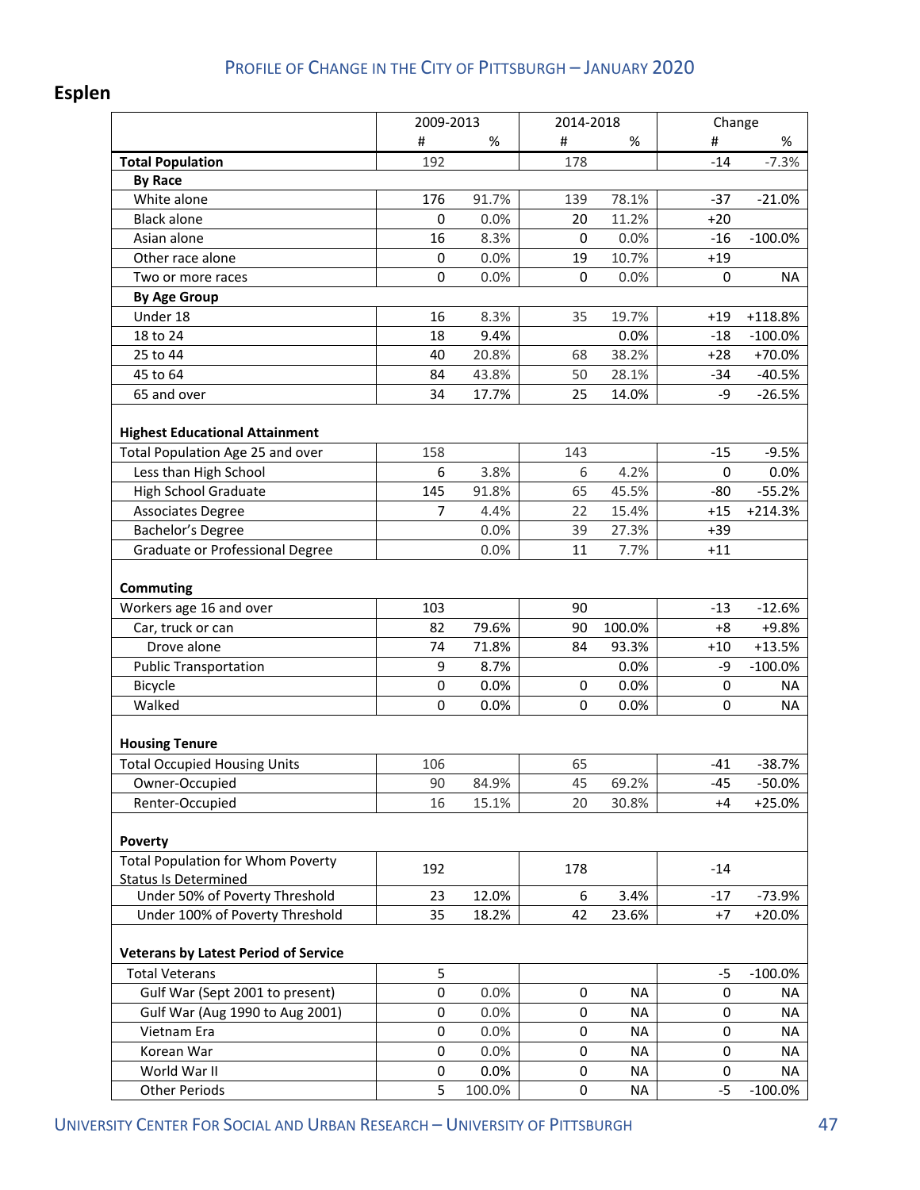## Esplen

| | 2009-2013 | | 2014-2018 | | Change | |
|---|---|---|---|---|---|---|
| | # | % | # | % | # | % |
| **Total Population** | 192 | | 178 | | -14 | -7.3% |
| **By Race** | | | | | | |
| White alone | 176 | 91.7% | 139 | 78.1% | -37 | -21.0% |
| Black alone | 0 | 0.0% | 20 | 11.2% | +20 | |
| Asian alone | 16 | 8.3% | 0 | 0.0% | -16 | -100.0% |
| Other race alone | 0 | 0.0% | 19 | 10.7% | +19 | |
| Two or more races | 0 | 0.0% | 0 | 0.0% | 0 | NA |
| **By Age Group** | | | | | | |
| Under 18 | 16 | 8.3% | 35 | 19.7% | +19 | +118.8% |
| 18 to 24 | 18 | 9.4% | | 0.0% | -18 | -100.0% |
| 25 to 44 | 40 | 20.8% | 68 | 38.2% | +28 | +70.0% |
| 45 to 64 | 84 | 43.8% | 50 | 28.1% | -34 | -40.5% |
| 65 and over | 34 | 17.7% | 25 | 14.0% | -9 | -26.5% |
| **Highest Educational Attainment** | | | | | | |
| Total Population Age 25 and over | 158 | | 143 | | -15 | -9.5% |
| Less than High School | 6 | 3.8% | 6 | 4.2% | 0 | 0.0% |
| High School Graduate | 145 | 91.8% | 65 | 45.5% | -80 | -55.2% |
| Associates Degree | 7 | 4.4% | 22 | 15.4% | +15 | +214.3% |
| Bachelor's Degree | | 0.0% | 39 | 27.3% | +39 | |
| Graduate or Professional Degree | | 0.0% | 11 | 7.7% | +11 | |
| **Commuting** | | | | | | |
| Workers age 16 and over | 103 | | 90 | | -13 | -12.6% |
| Car, truck or can | 82 | 79.6% | 90 | 100.0% | +8 | +9.8% |
| Drove alone | 74 | 71.8% | 84 | 93.3% | +10 | +13.5% |
| Public Transportation | 9 | 8.7% | | 0.0% | -9 | -100.0% |
| Bicycle | 0 | 0.0% | 0 | 0.0% | 0 | NA |
| Walked | 0 | 0.0% | 0 | 0.0% | 0 | NA |
| **Housing Tenure** | | | | | | |
| Total Occupied Housing Units | 106 | | 65 | | -41 | -38.7% |
| Owner-Occupied | 90 | 84.9% | 45 | 69.2% | -45 | -50.0% |
| Renter-Occupied | 16 | 15.1% | 20 | 30.8% | +4 | +25.0% |
| **Poverty** | | | | | | |
| Total Population for Whom Poverty Status Is Determined | 192 | | 178 | | -14 | |
| Under 50% of Poverty Threshold | 23 | 12.0% | 6 | 3.4% | -17 | -73.9% |
| Under 100% of Poverty Threshold | 35 | 18.2% | 42 | 23.6% | +7 | +20.0% |
| **Veterans by Latest Period of Service** | | | | | | |
| Total Veterans | 5 | | | | -5 | -100.0% |
| Gulf War (Sept 2001 to present) | 0 | 0.0% | 0 | NA | 0 | NA |
| Gulf War (Aug 1990 to Aug 2001) | 0 | 0.0% | 0 | NA | 0 | NA |
| Vietnam Era | 0 | 0.0% | 0 | NA | 0 | NA |
| Korean War | 0 | 0.0% | 0 | NA | 0 | NA |
| World War II | 0 | 0.0% | 0 | NA | 0 | NA |
| Other Periods | 5 | 100.0% | 0 | NA | -5 | -100.0% |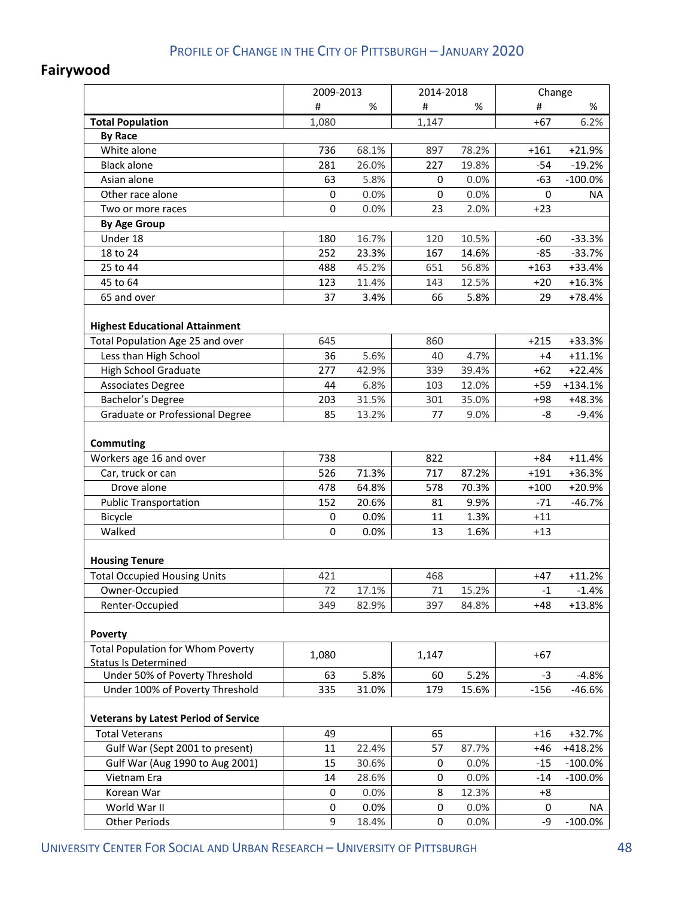## Fairywood

| | 2009-2013 | | 2014-2018 | | Change | |
|---|---|---|---|---|---|---|
| | # | % | # | % | # | % |
| **Total Population** | 1,080 | | 1,147 | | +67 | 6.2% |
| **By Race** | | | | | | |
| White alone | 736 | 68.1% | 897 | 78.2% | +161 | +21.9% |
| Black alone | 281 | 26.0% | 227 | 19.8% | -54 | -19.2% |
| Asian alone | 63 | 5.8% | 0 | 0.0% | -63 | -100.0% |
| Other race alone | 0 | 0.0% | 0 | 0.0% | 0 | NA |
| Two or more races | 0 | 0.0% | 23 | 2.0% | +23 | |
| **By Age Group** | | | | | | |
| Under 18 | 180 | 16.7% | 120 | 10.5% | -60 | -33.3% |
| 18 to 24 | 252 | 23.3% | 167 | 14.6% | -85 | -33.7% |
| 25 to 44 | 488 | 45.2% | 651 | 56.8% | +163 | +33.4% |
| 45 to 64 | 123 | 11.4% | 143 | 12.5% | +20 | +16.3% |
| 65 and over | 37 | 3.4% | 66 | 5.8% | 29 | +78.4% |
| **Highest Educational Attainment** | | | | | | |
| Total Population Age 25 and over | 645 | | 860 | | +215 | +33.3% |
| Less than High School | 36 | 5.6% | 40 | 4.7% | +4 | +11.1% |
| High School Graduate | 277 | 42.9% | 339 | 39.4% | +62 | +22.4% |
| Associates Degree | 44 | 6.8% | 103 | 12.0% | +59 | +134.1% |
| Bachelor's Degree | 203 | 31.5% | 301 | 35.0% | +98 | +48.3% |
| Graduate or Professional Degree | 85 | 13.2% | 77 | 9.0% | -8 | -9.4% |
| **Commuting** | | | | | | |
| Workers age 16 and over | 738 | | 822 | | +84 | +11.4% |
| Car, truck or can | 526 | 71.3% | 717 | 87.2% | +191 | +36.3% |
| Drove alone | 478 | 64.8% | 578 | 70.3% | +100 | +20.9% |
| Public Transportation | 152 | 20.6% | 81 | 9.9% | -71 | -46.7% |
| Bicycle | 0 | 0.0% | 11 | 1.3% | +11 | |
| Walked | 0 | 0.0% | 13 | 1.6% | +13 | |
| **Housing Tenure** | | | | | | |
| Total Occupied Housing Units | 421 | | 468 | | +47 | +11.2% |
| Owner-Occupied | 72 | 17.1% | 71 | 15.2% | -1 | -1.4% |
| Renter-Occupied | 349 | 82.9% | 397 | 84.8% | +48 | +13.8% |
| **Poverty** | | | | | | |
| Total Population for Whom Poverty Status Is Determined | 1,080 | | 1,147 | | +67 | |
| Under 50% of Poverty Threshold | 63 | 5.8% | 60 | 5.2% | -3 | -4.8% |
| Under 100% of Poverty Threshold | 335 | 31.0% | 179 | 15.6% | -156 | -46.6% |
| **Veterans by Latest Period of Service** | | | | | | |
| Total Veterans | 49 | | 65 | | +16 | +32.7% |
| Gulf War (Sept 2001 to present) | 11 | 22.4% | 57 | 87.7% | +46 | +418.2% |
| Gulf War (Aug 1990 to Aug 2001) | 15 | 30.6% | 0 | 0.0% | -15 | -100.0% |
| Vietnam Era | 14 | 28.6% | 0 | 0.0% | -14 | -100.0% |
| Korean War | 0 | 0.0% | 8 | 12.3% | +8 | |
| World War II | 0 | 0.0% | 0 | 0.0% | 0 | NA |
| Other Periods | 9 | 18.4% | 0 | 0.0% | -9 | -100.0% |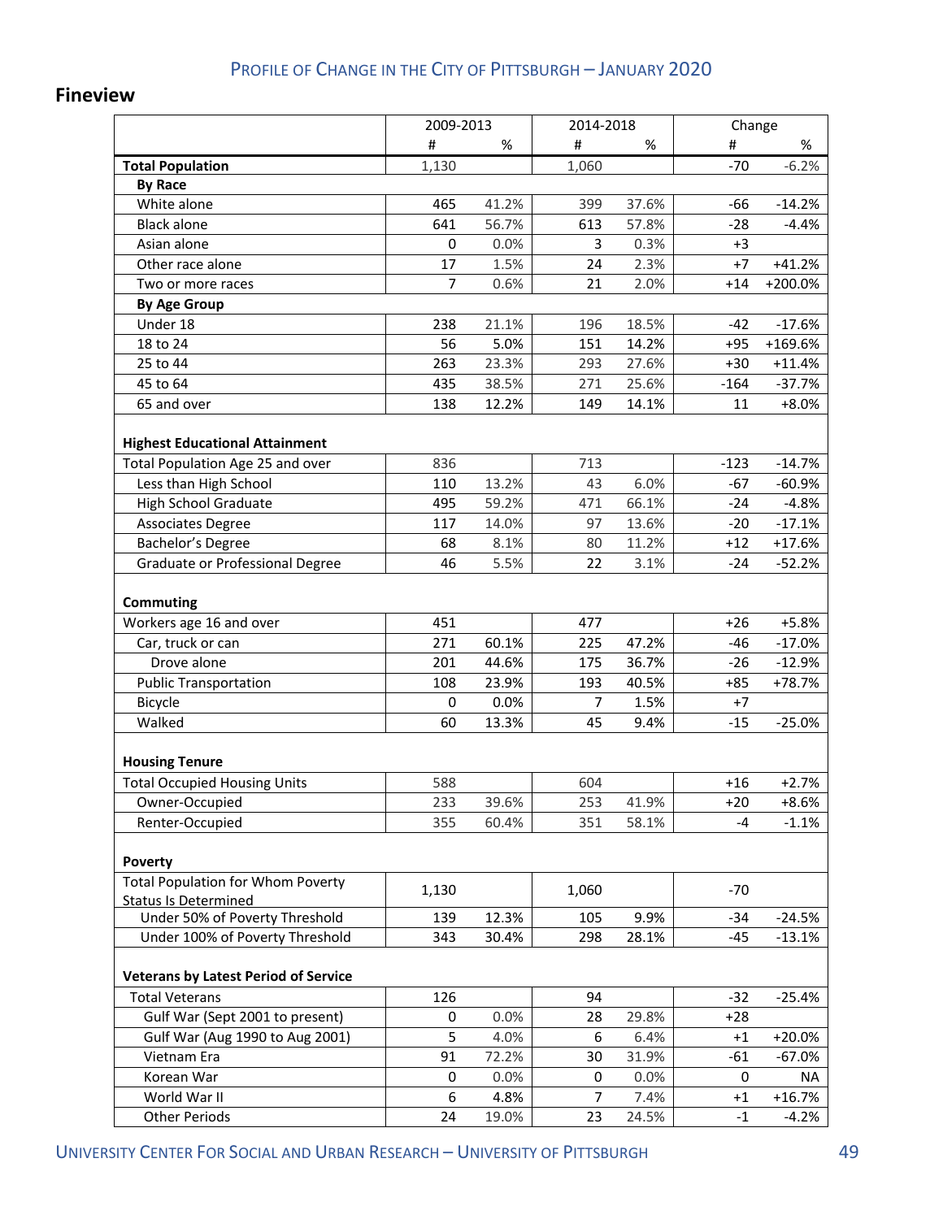## Fineview

| | 2009-2013 | | 2014-2018 | | Change | |
|---|---|---|---|---|---|---|
| | # | % | # | % | # | % |
| **Total Population** | 1,130 | | 1,060 | | -70 | -6.2% |
| **By Race** | | | | | | |
| White alone | 465 | 41.2% | 399 | 37.6% | -66 | -14.2% |
| Black alone | 641 | 56.7% | 613 | 57.8% | -28 | -4.4% |
| Asian alone | 0 | 0.0% | 3 | 0.3% | +3 | |
| Other race alone | 17 | 1.5% | 24 | 2.3% | +7 | +41.2% |
| Two or more races | 7 | 0.6% | 21 | 2.0% | +14 | +200.0% |
| **By Age Group** | | | | | | |
| Under 18 | 238 | 21.1% | 196 | 18.5% | -42 | -17.6% |
| 18 to 24 | 56 | 5.0% | 151 | 14.2% | +95 | +169.6% |
| 25 to 44 | 263 | 23.3% | 293 | 27.6% | +30 | +11.4% |
| 45 to 64 | 435 | 38.5% | 271 | 25.6% | -164 | -37.7% |
| 65 and over | 138 | 12.2% | 149 | 14.1% | 11 | +8.0% |
| **Highest Educational Attainment** | | | | | | |
| Total Population Age 25 and over | 836 | | 713 | | -123 | -14.7% |
| Less than High School | 110 | 13.2% | 43 | 6.0% | -67 | -60.9% |
| High School Graduate | 495 | 59.2% | 471 | 66.1% | -24 | -4.8% |
| Associates Degree | 117 | 14.0% | 97 | 13.6% | -20 | -17.1% |
| Bachelor's Degree | 68 | 8.1% | 80 | 11.2% | +12 | +17.6% |
| Graduate or Professional Degree | 46 | 5.5% | 22 | 3.1% | -24 | -52.2% |
| **Commuting** | | | | | | |
| Workers age 16 and over | 451 | | 477 | | +26 | +5.8% |
| Car, truck or can | 271 | 60.1% | 225 | 47.2% | -46 | -17.0% |
| Drove alone | 201 | 44.6% | 175 | 36.7% | -26 | -12.9% |
| Public Transportation | 108 | 23.9% | 193 | 40.5% | +85 | +78.7% |
| Bicycle | 0 | 0.0% | 7 | 1.5% | +7 | |
| Walked | 60 | 13.3% | 45 | 9.4% | -15 | -25.0% |
| **Housing Tenure** | | | | | | |
| Total Occupied Housing Units | 588 | | 604 | | +16 | +2.7% |
| Owner-Occupied | 233 | 39.6% | 253 | 41.9% | +20 | +8.6% |
| Renter-Occupied | 355 | 60.4% | 351 | 58.1% | -4 | -1.1% |
| **Poverty** | | | | | | |
| Total Population for Whom Poverty Status Is Determined | 1,130 | | 1,060 | | -70 | |
| Under 50% of Poverty Threshold | 139 | 12.3% | 105 | 9.9% | -34 | -24.5% |
| Under 100% of Poverty Threshold | 343 | 30.4% | 298 | 28.1% | -45 | -13.1% |
| **Veterans by Latest Period of Service** | | | | | | |
| Total Veterans | 126 | | 94 | | -32 | -25.4% |
| Gulf War (Sept 2001 to present) | 0 | 0.0% | 28 | 29.8% | +28 | |
| Gulf War (Aug 1990 to Aug 2001) | 5 | 4.0% | 6 | 6.4% | +1 | +20.0% |
| Vietnam Era | 91 | 72.2% | 30 | 31.9% | -61 | -67.0% |
| Korean War | 0 | 0.0% | 0 | 0.0% | 0 | NA |
| World War II | 6 | 4.8% | 7 | 7.4% | +1 | +16.7% |
| Other Periods | 24 | 19.0% | 23 | 24.5% | -1 | -4.2% |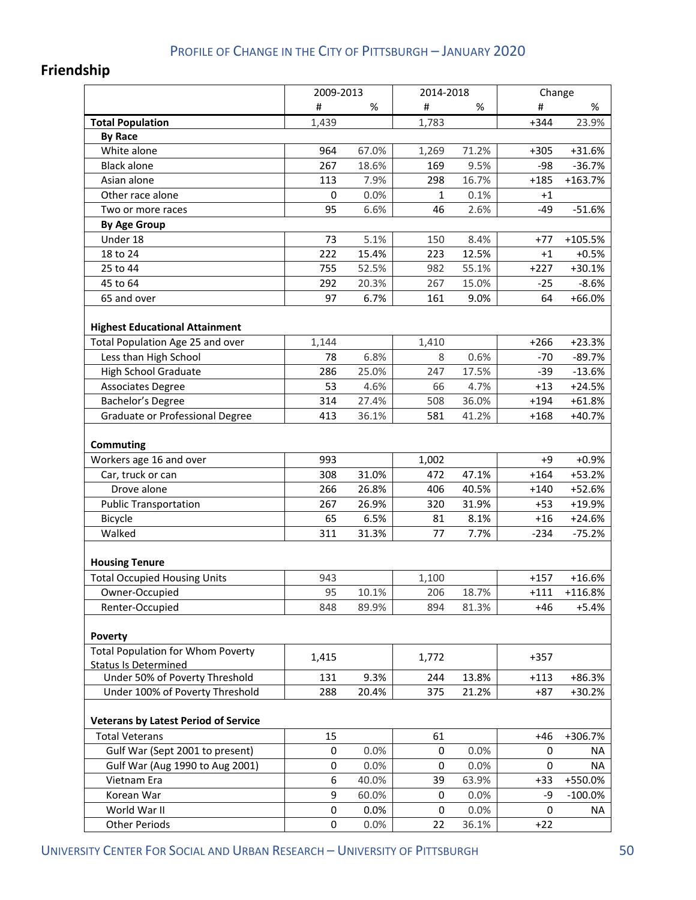## Friendship

| | 2009-2013 | | 2014-2018 | | Change | |
|---|---|---|---|---|---|---|
| | # | % | # | % | # | % |
| **Total Population** | 1,439 | | 1,783 | | +344 | 23.9% |
| **By Race** | | | | | | |
| White alone | 964 | 67.0% | 1,269 | 71.2% | +305 | +31.6% |
| Black alone | 267 | 18.6% | 169 | 9.5% | -98 | -36.7% |
| Asian alone | 113 | 7.9% | 298 | 16.7% | +185 | +163.7% |
| Other race alone | 0 | 0.0% | 1 | 0.1% | +1 | |
| Two or more races | 95 | 6.6% | 46 | 2.6% | -49 | -51.6% |
| **By Age Group** | | | | | | |
| Under 18 | 73 | 5.1% | 150 | 8.4% | +77 | +105.5% |
| 18 to 24 | 222 | 15.4% | 223 | 12.5% | +1 | +0.5% |
| 25 to 44 | 755 | 52.5% | 982 | 55.1% | +227 | +30.1% |
| 45 to 64 | 292 | 20.3% | 267 | 15.0% | -25 | -8.6% |
| 65 and over | 97 | 6.7% | 161 | 9.0% | 64 | +66.0% |
| | | | | | | |
| **Highest Educational Attainment** | | | | | | |
| Total Population Age 25 and over | 1,144 | | 1,410 | | +266 | +23.3% |
| Less than High School | 78 | 6.8% | 8 | 0.6% | -70 | -89.7% |
| High School Graduate | 286 | 25.0% | 247 | 17.5% | -39 | -13.6% |
| Associates Degree | 53 | 4.6% | 66 | 4.7% | +13 | +24.5% |
| Bachelor's Degree | 314 | 27.4% | 508 | 36.0% | +194 | +61.8% |
| Graduate or Professional Degree | 413 | 36.1% | 581 | 41.2% | +168 | +40.7% |
| | | | | | | |
| **Commuting** | | | | | | |
| Workers age 16 and over | 993 | | 1,002 | | +9 | +0.9% |
| Car, truck or can | 308 | 31.0% | 472 | 47.1% | +164 | +53.2% |
| Drove alone | 266 | 26.8% | 406 | 40.5% | +140 | +52.6% |
| Public Transportation | 267 | 26.9% | 320 | 31.9% | +53 | +19.9% |
| Bicycle | 65 | 6.5% | 81 | 8.1% | +16 | +24.6% |
| Walked | 311 | 31.3% | 77 | 7.7% | -234 | -75.2% |
| | | | | | | |
| **Housing Tenure** | | | | | | |
| Total Occupied Housing Units | 943 | | 1,100 | | +157 | +16.6% |
| Owner-Occupied | 95 | 10.1% | 206 | 18.7% | +111 | +116.8% |
| Renter-Occupied | 848 | 89.9% | 894 | 81.3% | +46 | +5.4% |
| | | | | | | |
| **Poverty** | | | | | | |
| Total Population for Whom Poverty Status Is Determined | 1,415 | | 1,772 | | +357 | |
| Under 50% of Poverty Threshold | 131 | 9.3% | 244 | 13.8% | +113 | +86.3% |
| Under 100% of Poverty Threshold | 288 | 20.4% | 375 | 21.2% | +87 | +30.2% |
| | | | | | | |
| **Veterans by Latest Period of Service** | | | | | | |
| Total Veterans | 15 | | 61 | | +46 | +306.7% |
| Gulf War (Sept 2001 to present) | 0 | 0.0% | 0 | 0.0% | 0 | NA |
| Gulf War (Aug 1990 to Aug 2001) | 0 | 0.0% | 0 | 0.0% | 0 | NA |
| Vietnam Era | 6 | 40.0% | 39 | 63.9% | +33 | +550.0% |
| Korean War | 9 | 60.0% | 0 | 0.0% | -9 | -100.0% |
| World War II | 0 | 0.0% | 0 | 0.0% | 0 | NA |
| Other Periods | 0 | 0.0% | 22 | 36.1% | +22 | |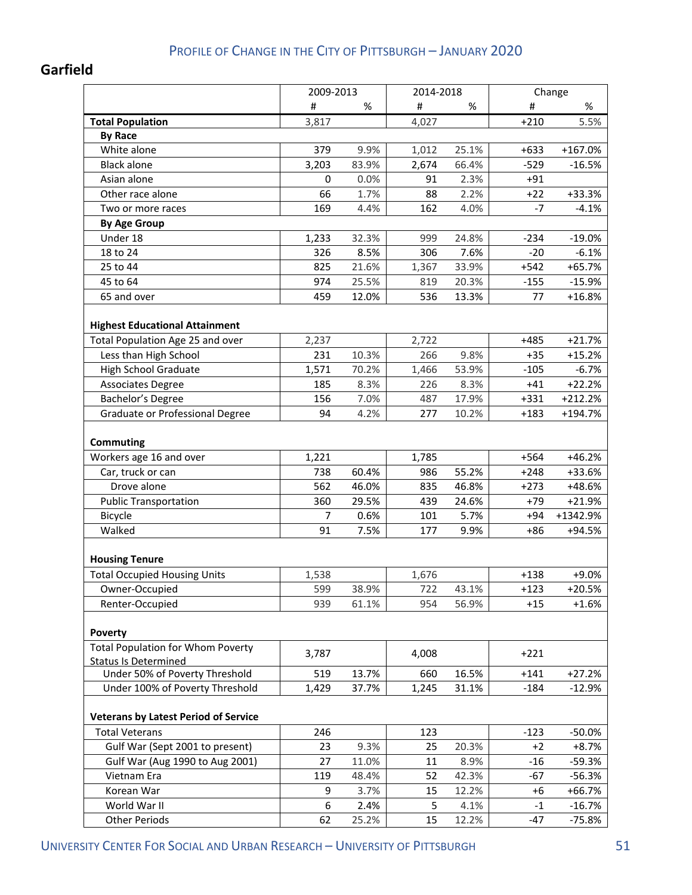## Garfield

| | 2009-2013 | | 2014-2018 | | Change | |
|---|---|---|---|---|---|---|
| | # | % | # | % | # | % |
| **Total Population** | 3,817 | | 4,027 | | +210 | 5.5% |
| **By Race** | | | | | | |
| White alone | 379 | 9.9% | 1,012 | 25.1% | +633 | +167.0% |
| Black alone | 3,203 | 83.9% | 2,674 | 66.4% | -529 | -16.5% |
| Asian alone | 0 | 0.0% | 91 | 2.3% | +91 | |
| Other race alone | 66 | 1.7% | 88 | 2.2% | +22 | +33.3% |
| Two or more races | 169 | 4.4% | 162 | 4.0% | -7 | -4.1% |
| **By Age Group** | | | | | | |
| Under 18 | 1,233 | 32.3% | 999 | 24.8% | -234 | -19.0% |
| 18 to 24 | 326 | 8.5% | 306 | 7.6% | -20 | -6.1% |
| 25 to 44 | 825 | 21.6% | 1,367 | 33.9% | +542 | +65.7% |
| 45 to 64 | 974 | 25.5% | 819 | 20.3% | -155 | -15.9% |
| 65 and over | 459 | 12.0% | 536 | 13.3% | 77 | +16.8% |
| **Highest Educational Attainment** | | | | | | |
| Total Population Age 25 and over | 2,237 | | 2,722 | | +485 | +21.7% |
| Less than High School | 231 | 10.3% | 266 | 9.8% | +35 | +15.2% |
| High School Graduate | 1,571 | 70.2% | 1,466 | 53.9% | -105 | -6.7% |
| Associates Degree | 185 | 8.3% | 226 | 8.3% | +41 | +22.2% |
| Bachelor's Degree | 156 | 7.0% | 487 | 17.9% | +331 | +212.2% |
| Graduate or Professional Degree | 94 | 4.2% | 277 | 10.2% | +183 | +194.7% |
| **Commuting** | | | | | | |
| Workers age 16 and over | 1,221 | | 1,785 | | +564 | +46.2% |
| Car, truck or can | 738 | 60.4% | 986 | 55.2% | +248 | +33.6% |
| Drove alone | 562 | 46.0% | 835 | 46.8% | +273 | +48.6% |
| Public Transportation | 360 | 29.5% | 439 | 24.6% | +79 | +21.9% |
| Bicycle | 7 | 0.6% | 101 | 5.7% | +94 | +1342.9% |
| Walked | 91 | 7.5% | 177 | 9.9% | +86 | +94.5% |
| **Housing Tenure** | | | | | | |
| Total Occupied Housing Units | 1,538 | | 1,676 | | +138 | +9.0% |
| Owner-Occupied | 599 | 38.9% | 722 | 43.1% | +123 | +20.5% |
| Renter-Occupied | 939 | 61.1% | 954 | 56.9% | +15 | +1.6% |
| **Poverty** | | | | | | |
| Total Population for Whom Poverty Status Is Determined | 3,787 | | 4,008 | | +221 | |
| Under 50% of Poverty Threshold | 519 | 13.7% | 660 | 16.5% | +141 | +27.2% |
| Under 100% of Poverty Threshold | 1,429 | 37.7% | 1,245 | 31.1% | -184 | -12.9% |
| **Veterans by Latest Period of Service** | | | | | | |
| Total Veterans | 246 | | 123 | | -123 | -50.0% |
| Gulf War (Sept 2001 to present) | 23 | 9.3% | 25 | 20.3% | +2 | +8.7% |
| Gulf War (Aug 1990 to Aug 2001) | 27 | 11.0% | 11 | 8.9% | -16 | -59.3% |
| Vietnam Era | 119 | 48.4% | 52 | 42.3% | -67 | -56.3% |
| Korean War | 9 | 3.7% | 15 | 12.2% | +6 | +66.7% |
| World War II | 6 | 2.4% | 5 | 4.1% | -1 | -16.7% |
| Other Periods | 62 | 25.2% | 15 | 12.2% | -47 | -75.8% |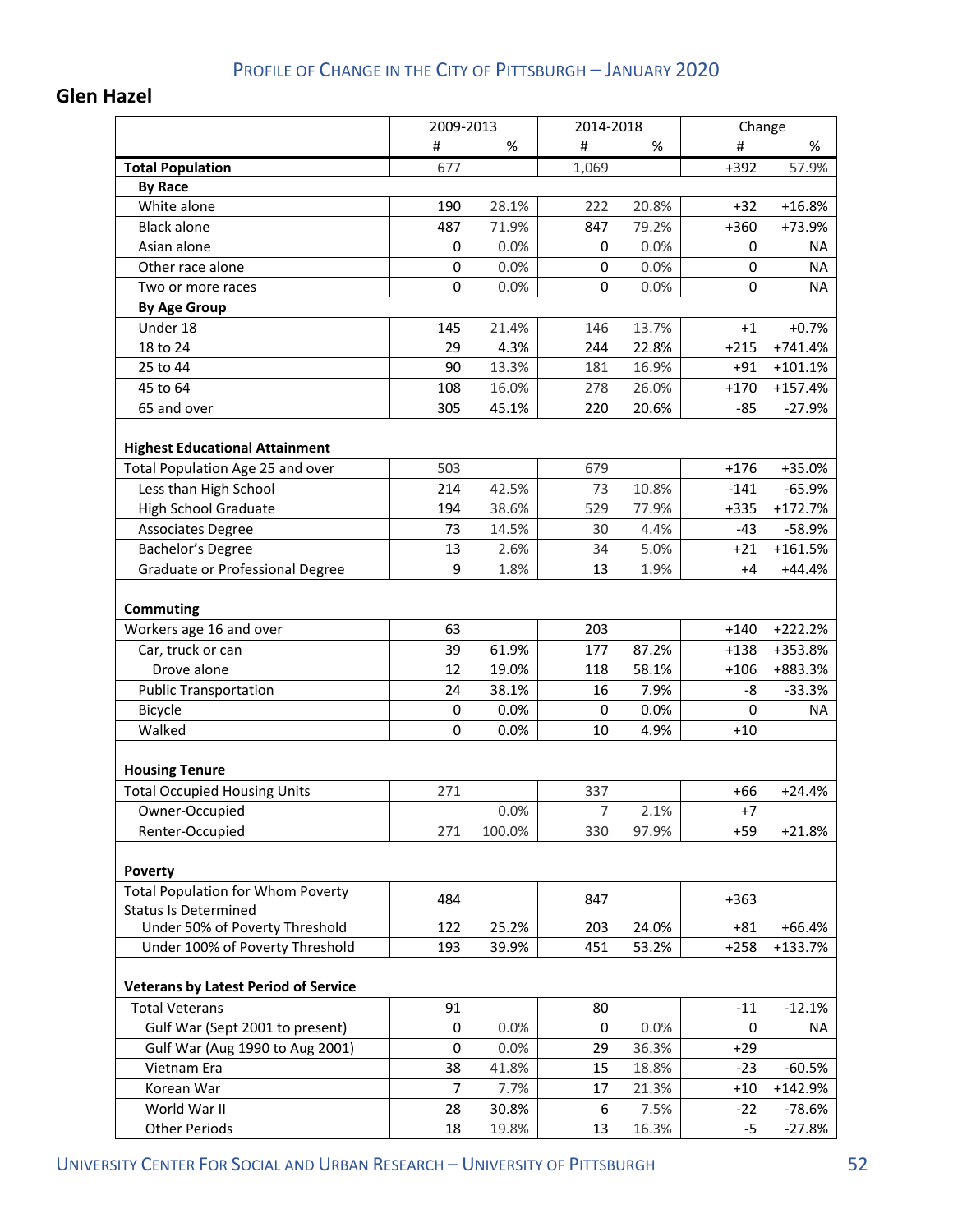## Glen Hazel

| | 2009-2013 | | 2014-2018 | | Change | |
|---|---|---|---|---|---|---|
| | # | % | # | % | # | % |
| **Total Population** | 677 | | 1,069 | | +392 | 57.9% |
| **By Race** | | | | | | |
| White alone | 190 | 28.1% | 222 | 20.8% | +32 | +16.8% |
| Black alone | 487 | 71.9% | 847 | 79.2% | +360 | +73.9% |
| Asian alone | 0 | 0.0% | 0 | 0.0% | 0 | NA |
| Other race alone | 0 | 0.0% | 0 | 0.0% | 0 | NA |
| Two or more races | 0 | 0.0% | 0 | 0.0% | 0 | NA |
| **By Age Group** | | | | | | |
| Under 18 | 145 | 21.4% | 146 | 13.7% | +1 | +0.7% |
| 18 to 24 | 29 | 4.3% | 244 | 22.8% | +215 | +741.4% |
| 25 to 44 | 90 | 13.3% | 181 | 16.9% | +91 | +101.1% |
| 45 to 64 | 108 | 16.0% | 278 | 26.0% | +170 | +157.4% |
| 65 and over | 305 | 45.1% | 220 | 20.6% | -85 | -27.9% |
| | | | | | | |
| **Highest Educational Attainment** | | | | | | |
| Total Population Age 25 and over | 503 | | 679 | | +176 | +35.0% |
| Less than High School | 214 | 42.5% | 73 | 10.8% | -141 | -65.9% |
| High School Graduate | 194 | 38.6% | 529 | 77.9% | +335 | +172.7% |
| Associates Degree | 73 | 14.5% | 30 | 4.4% | -43 | -58.9% |
| Bachelor's Degree | 13 | 2.6% | 34 | 5.0% | +21 | +161.5% |
| Graduate or Professional Degree | 9 | 1.8% | 13 | 1.9% | +4 | +44.4% |
| | | | | | | |
| **Commuting** | | | | | | |
| Workers age 16 and over | 63 | | 203 | | +140 | +222.2% |
| Car, truck or can | 39 | 61.9% | 177 | 87.2% | +138 | +353.8% |
| Drove alone | 12 | 19.0% | 118 | 58.1% | +106 | +883.3% |
| Public Transportation | 24 | 38.1% | 16 | 7.9% | -8 | -33.3% |
| Bicycle | 0 | 0.0% | 0 | 0.0% | 0 | NA |
| Walked | 0 | 0.0% | 10 | 4.9% | +10 | |
| | | | | | | |
| **Housing Tenure** | | | | | | |
| Total Occupied Housing Units | 271 | | 337 | | +66 | +24.4% |
| Owner-Occupied | | 0.0% | 7 | 2.1% | +7 | |
| Renter-Occupied | 271 | 100.0% | 330 | 97.9% | +59 | +21.8% |
| | | | | | | |
| **Poverty** | | | | | | |
| Total Population for Whom Poverty Status Is Determined | 484 | | 847 | | +363 | |
| Under 50% of Poverty Threshold | 122 | 25.2% | 203 | 24.0% | +81 | +66.4% |
| Under 100% of Poverty Threshold | 193 | 39.9% | 451 | 53.2% | +258 | +133.7% |
| | | | | | | |
| **Veterans by Latest Period of Service** | | | | | | |
| Total Veterans | 91 | | 80 | | -11 | -12.1% |
| Gulf War (Sept 2001 to present) | 0 | 0.0% | 0 | 0.0% | 0 | NA |
| Gulf War (Aug 1990 to Aug 2001) | 0 | 0.0% | 29 | 36.3% | +29 | |
| Vietnam Era | 38 | 41.8% | 15 | 18.8% | -23 | -60.5% |
| Korean War | 7 | 7.7% | 17 | 21.3% | +10 | +142.9% |
| World War II | 28 | 30.8% | 6 | 7.5% | -22 | -78.6% |
| Other Periods | 18 | 19.8% | 13 | 16.3% | -5 | -27.8% |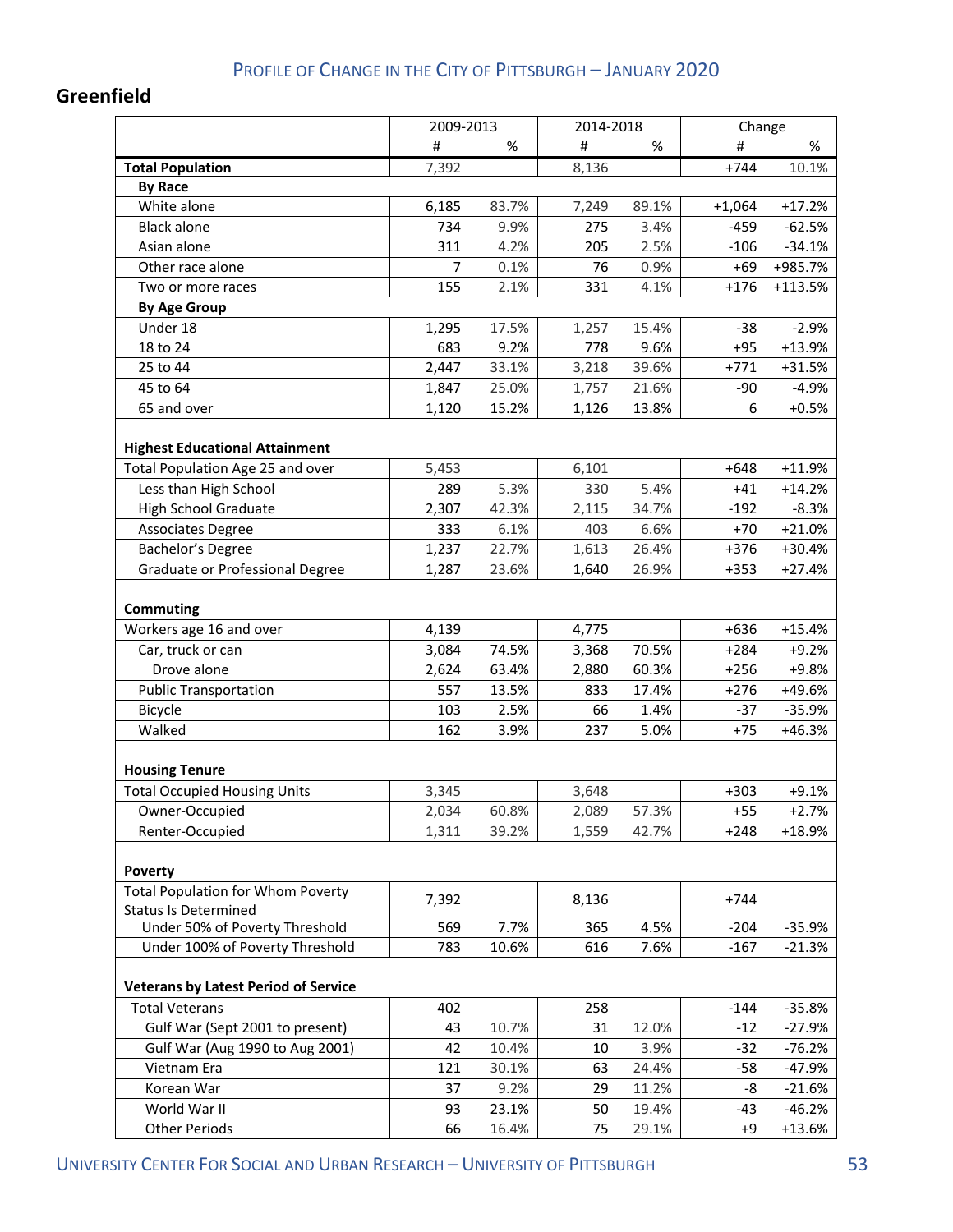## Greenfield

| | 2009-2013 | | 2014-2018 | | Change | |
|---|---|---|---|---|---|---|
| | # | % | # | % | # | % |
| **Total Population** | 7,392 | | 8,136 | | +744 | 10.1% |
| **By Race** | | | | | | |
| White alone | 6,185 | 83.7% | 7,249 | 89.1% | +1,064 | +17.2% |
| Black alone | 734 | 9.9% | 275 | 3.4% | -459 | -62.5% |
| Asian alone | 311 | 4.2% | 205 | 2.5% | -106 | -34.1% |
| Other race alone | 7 | 0.1% | 76 | 0.9% | +69 | +985.7% |
| Two or more races | 155 | 2.1% | 331 | 4.1% | +176 | +113.5% |
| **By Age Group** | | | | | | |
| Under 18 | 1,295 | 17.5% | 1,257 | 15.4% | -38 | -2.9% |
| 18 to 24 | 683 | 9.2% | 778 | 9.6% | +95 | +13.9% |
| 25 to 44 | 2,447 | 33.1% | 3,218 | 39.6% | +771 | +31.5% |
| 45 to 64 | 1,847 | 25.0% | 1,757 | 21.6% | -90 | -4.9% |
| 65 and over | 1,120 | 15.2% | 1,126 | 13.8% | 6 | +0.5% |
| **Highest Educational Attainment** | | | | | | |
| Total Population Age 25 and over | 5,453 | | 6,101 | | +648 | +11.9% |
| Less than High School | 289 | 5.3% | 330 | 5.4% | +41 | +14.2% |
| High School Graduate | 2,307 | 42.3% | 2,115 | 34.7% | -192 | -8.3% |
| Associates Degree | 333 | 6.1% | 403 | 6.6% | +70 | +21.0% |
| Bachelor's Degree | 1,237 | 22.7% | 1,613 | 26.4% | +376 | +30.4% |
| Graduate or Professional Degree | 1,287 | 23.6% | 1,640 | 26.9% | +353 | +27.4% |
| **Commuting** | | | | | | |
| Workers age 16 and over | 4,139 | | 4,775 | | +636 | +15.4% |
| Car, truck or can | 3,084 | 74.5% | 3,368 | 70.5% | +284 | +9.2% |
| Drove alone | 2,624 | 63.4% | 2,880 | 60.3% | +256 | +9.8% |
| Public Transportation | 557 | 13.5% | 833 | 17.4% | +276 | +49.6% |
| Bicycle | 103 | 2.5% | 66 | 1.4% | -37 | -35.9% |
| Walked | 162 | 3.9% | 237 | 5.0% | +75 | +46.3% |
| **Housing Tenure** | | | | | | |
| Total Occupied Housing Units | 3,345 | | 3,648 | | +303 | +9.1% |
| Owner-Occupied | 2,034 | 60.8% | 2,089 | 57.3% | +55 | +2.7% |
| Renter-Occupied | 1,311 | 39.2% | 1,559 | 42.7% | +248 | +18.9% |
| **Poverty** | | | | | | |
| Total Population for Whom Poverty Status Is Determined | 7,392 | | 8,136 | | +744 | |
| Under 50% of Poverty Threshold | 569 | 7.7% | 365 | 4.5% | -204 | -35.9% |
| Under 100% of Poverty Threshold | 783 | 10.6% | 616 | 7.6% | -167 | -21.3% |
| **Veterans by Latest Period of Service** | | | | | | |
| Total Veterans | 402 | | 258 | | -144 | -35.8% |
| Gulf War (Sept 2001 to present) | 43 | 10.7% | 31 | 12.0% | -12 | -27.9% |
| Gulf War (Aug 1990 to Aug 2001) | 42 | 10.4% | 10 | 3.9% | -32 | -76.2% |
| Vietnam Era | 121 | 30.1% | 63 | 24.4% | -58 | -47.9% |
| Korean War | 37 | 9.2% | 29 | 11.2% | -8 | -21.6% |
| World War II | 93 | 23.1% | 50 | 19.4% | -43 | -46.2% |
| Other Periods | 66 | 16.4% | 75 | 29.1% | +9 | +13.6% |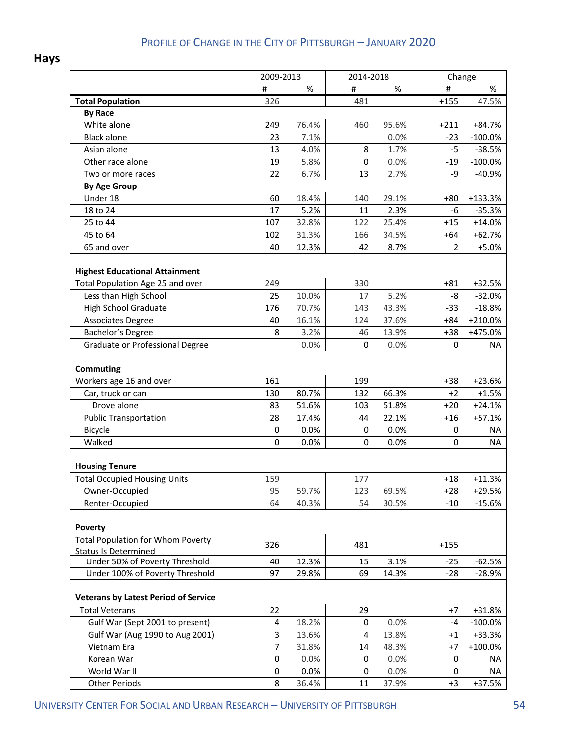## Hays

| | 2009-2013 | | 2014-2018 | | Change | |
|---|---|---|---|---|---|---|
| | # | % | # | % | # | % |
| **Total Population** | 326 | | 481 | | +155 | 47.5% |
| **By Race** | | | | | | |
| White alone | 249 | 76.4% | 460 | 95.6% | +211 | +84.7% |
| Black alone | 23 | 7.1% | | 0.0% | -23 | -100.0% |
| Asian alone | 13 | 4.0% | 8 | 1.7% | -5 | -38.5% |
| Other race alone | 19 | 5.8% | 0 | 0.0% | -19 | -100.0% |
| Two or more races | 22 | 6.7% | 13 | 2.7% | -9 | -40.9% |
| **By Age Group** | | | | | | |
| Under 18 | 60 | 18.4% | 140 | 29.1% | +80 | +133.3% |
| 18 to 24 | 17 | 5.2% | 11 | 2.3% | -6 | -35.3% |
| 25 to 44 | 107 | 32.8% | 122 | 25.4% | +15 | +14.0% |
| 45 to 64 | 102 | 31.3% | 166 | 34.5% | +64 | +62.7% |
| 65 and over | 40 | 12.3% | 42 | 8.7% | 2 | +5.0% |
| **Highest Educational Attainment** | | | | | | |
| Total Population Age 25 and over | 249 | | 330 | | +81 | +32.5% |
| Less than High School | 25 | 10.0% | 17 | 5.2% | -8 | -32.0% |
| High School Graduate | 176 | 70.7% | 143 | 43.3% | -33 | -18.8% |
| Associates Degree | 40 | 16.1% | 124 | 37.6% | +84 | +210.0% |
| Bachelor's Degree | 8 | 3.2% | 46 | 13.9% | +38 | +475.0% |
| Graduate or Professional Degree | | 0.0% | 0 | 0.0% | 0 | NA |
| **Commuting** | | | | | | |
| Workers age 16 and over | 161 | | 199 | | +38 | +23.6% |
| Car, truck or can | 130 | 80.7% | 132 | 66.3% | +2 | +1.5% |
| Drove alone | 83 | 51.6% | 103 | 51.8% | +20 | +24.1% |
| Public Transportation | 28 | 17.4% | 44 | 22.1% | +16 | +57.1% |
| Bicycle | 0 | 0.0% | 0 | 0.0% | 0 | NA |
| Walked | 0 | 0.0% | 0 | 0.0% | 0 | NA |
| **Housing Tenure** | | | | | | |
| Total Occupied Housing Units | 159 | | 177 | | +18 | +11.3% |
| Owner-Occupied | 95 | 59.7% | 123 | 69.5% | +28 | +29.5% |
| Renter-Occupied | 64 | 40.3% | 54 | 30.5% | -10 | -15.6% |
| **Poverty** | | | | | | |
| Total Population for Whom Poverty Status Is Determined | 326 | | 481 | | +155 | |
| Under 50% of Poverty Threshold | 40 | 12.3% | 15 | 3.1% | -25 | -62.5% |
| Under 100% of Poverty Threshold | 97 | 29.8% | 69 | 14.3% | -28 | -28.9% |
| **Veterans by Latest Period of Service** | | | | | | |
| Total Veterans | 22 | | 29 | | +7 | +31.8% |
| Gulf War (Sept 2001 to present) | 4 | 18.2% | 0 | 0.0% | -4 | -100.0% |
| Gulf War (Aug 1990 to Aug 2001) | 3 | 13.6% | 4 | 13.8% | +1 | +33.3% |
| Vietnam Era | 7 | 31.8% | 14 | 48.3% | +7 | +100.0% |
| Korean War | 0 | 0.0% | 0 | 0.0% | 0 | NA |
| World War II | 0 | 0.0% | 0 | 0.0% | 0 | NA |
| Other Periods | 8 | 36.4% | 11 | 37.9% | +3 | +37.5% |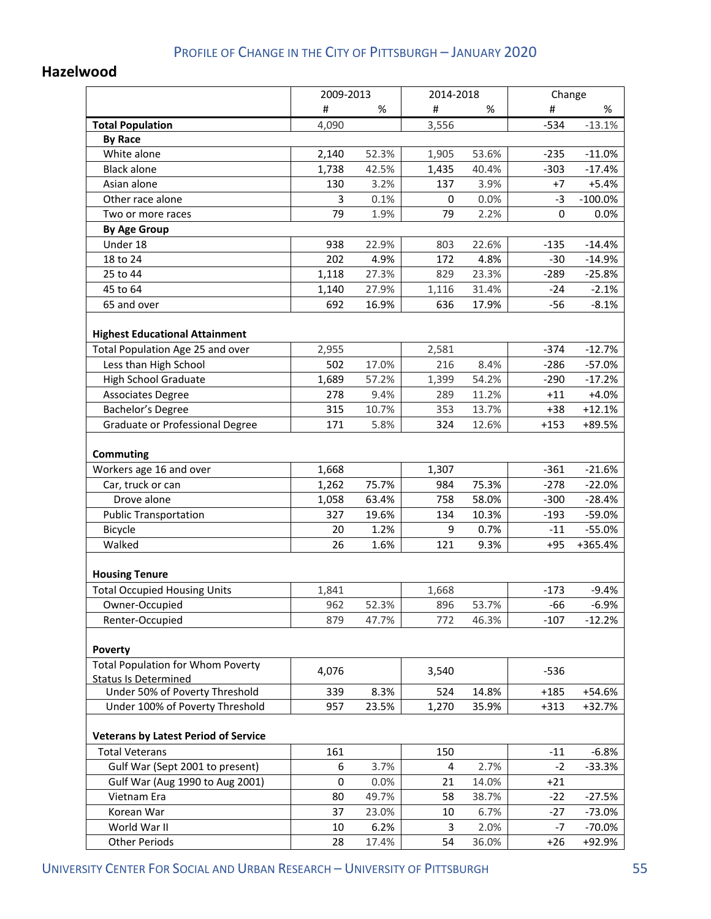## Hazelwood

| | 2009-2013 | | 2014-2018 | | Change | |
|---|---|---|---|---|---|---|
| | # | % | # | % | # | % |
| **Total Population** | 4,090 | | 3,556 | | -534 | -13.1% |
| **By Race** | | | | | | |
| White alone | 2,140 | 52.3% | 1,905 | 53.6% | -235 | -11.0% |
| Black alone | 1,738 | 42.5% | 1,435 | 40.4% | -303 | -17.4% |
| Asian alone | 130 | 3.2% | 137 | 3.9% | +7 | +5.4% |
| Other race alone | 3 | 0.1% | 0 | 0.0% | -3 | -100.0% |
| Two or more races | 79 | 1.9% | 79 | 2.2% | 0 | 0.0% |
| **By Age Group** | | | | | | |
| Under 18 | 938 | 22.9% | 803 | 22.6% | -135 | -14.4% |
| 18 to 24 | 202 | 4.9% | 172 | 4.8% | -30 | -14.9% |
| 25 to 44 | 1,118 | 27.3% | 829 | 23.3% | -289 | -25.8% |
| 45 to 64 | 1,140 | 27.9% | 1,116 | 31.4% | -24 | -2.1% |
| 65 and over | 692 | 16.9% | 636 | 17.9% | -56 | -8.1% |
| **Highest Educational Attainment** | | | | | | |
| Total Population Age 25 and over | 2,955 | | 2,581 | | -374 | -12.7% |
| Less than High School | 502 | 17.0% | 216 | 8.4% | -286 | -57.0% |
| High School Graduate | 1,689 | 57.2% | 1,399 | 54.2% | -290 | -17.2% |
| Associates Degree | 278 | 9.4% | 289 | 11.2% | +11 | +4.0% |
| Bachelor's Degree | 315 | 10.7% | 353 | 13.7% | +38 | +12.1% |
| Graduate or Professional Degree | 171 | 5.8% | 324 | 12.6% | +153 | +89.5% |
| **Commuting** | | | | | | |
| Workers age 16 and over | 1,668 | | 1,307 | | -361 | -21.6% |
| Car, truck or can | 1,262 | 75.7% | 984 | 75.3% | -278 | -22.0% |
| Drove alone | 1,058 | 63.4% | 758 | 58.0% | -300 | -28.4% |
| Public Transportation | 327 | 19.6% | 134 | 10.3% | -193 | -59.0% |
| Bicycle | 20 | 1.2% | 9 | 0.7% | -11 | -55.0% |
| Walked | 26 | 1.6% | 121 | 9.3% | +95 | +365.4% |
| **Housing Tenure** | | | | | | |
| Total Occupied Housing Units | 1,841 | | 1,668 | | -173 | -9.4% |
| Owner-Occupied | 962 | 52.3% | 896 | 53.7% | -66 | -6.9% |
| Renter-Occupied | 879 | 47.7% | 772 | 46.3% | -107 | -12.2% |
| **Poverty** | | | | | | |
| Total Population for Whom Poverty Status Is Determined | 4,076 | | 3,540 | | -536 | |
| Under 50% of Poverty Threshold | 339 | 8.3% | 524 | 14.8% | +185 | +54.6% |
| Under 100% of Poverty Threshold | 957 | 23.5% | 1,270 | 35.9% | +313 | +32.7% |
| **Veterans by Latest Period of Service** | | | | | | |
| Total Veterans | 161 | | 150 | | -11 | -6.8% |
| Gulf War (Sept 2001 to present) | 6 | 3.7% | 4 | 2.7% | -2 | -33.3% |
| Gulf War (Aug 1990 to Aug 2001) | 0 | 0.0% | 21 | 14.0% | +21 | |
| Vietnam Era | 80 | 49.7% | 58 | 38.7% | -22 | -27.5% |
| Korean War | 37 | 23.0% | 10 | 6.7% | -27 | -73.0% |
| World War II | 10 | 6.2% | 3 | 2.0% | -7 | -70.0% |
| Other Periods | 28 | 17.4% | 54 | 36.0% | +26 | +92.9% |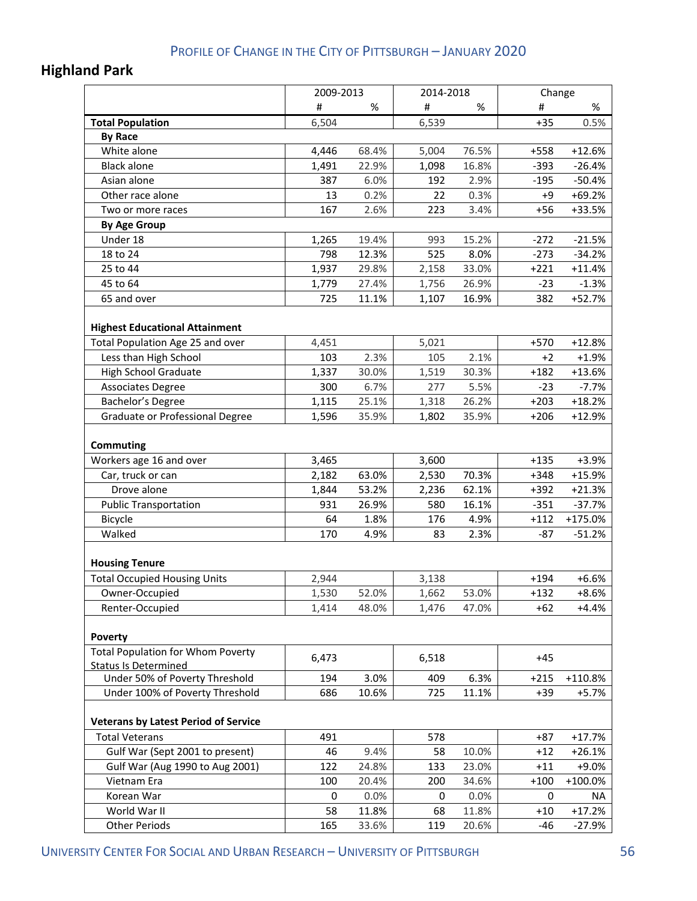## Highland Park

| | 2009-2013 | | 2014-2018 | | Change | |
|---|---|---|---|---|---|---|
| | # | % | # | % | # | % |
| **Total Population** | 6,504 | | 6,539 | | +35 | 0.5% |
| **By Race** | | | | | | |
| White alone | 4,446 | 68.4% | 5,004 | 76.5% | +558 | +12.6% |
| Black alone | 1,491 | 22.9% | 1,098 | 16.8% | -393 | -26.4% |
| Asian alone | 387 | 6.0% | 192 | 2.9% | -195 | -50.4% |
| Other race alone | 13 | 0.2% | 22 | 0.3% | +9 | +69.2% |
| Two or more races | 167 | 2.6% | 223 | 3.4% | +56 | +33.5% |
| **By Age Group** | | | | | | |
| Under 18 | 1,265 | 19.4% | 993 | 15.2% | -272 | -21.5% |
| 18 to 24 | 798 | 12.3% | 525 | 8.0% | -273 | -34.2% |
| 25 to 44 | 1,937 | 29.8% | 2,158 | 33.0% | +221 | +11.4% |
| 45 to 64 | 1,779 | 27.4% | 1,756 | 26.9% | -23 | -1.3% |
| 65 and over | 725 | 11.1% | 1,107 | 16.9% | 382 | +52.7% |
| **Highest Educational Attainment** | | | | | | |
| Total Population Age 25 and over | 4,451 | | 5,021 | | +570 | +12.8% |
| Less than High School | 103 | 2.3% | 105 | 2.1% | +2 | +1.9% |
| High School Graduate | 1,337 | 30.0% | 1,519 | 30.3% | +182 | +13.6% |
| Associates Degree | 300 | 6.7% | 277 | 5.5% | -23 | -7.7% |
| Bachelor's Degree | 1,115 | 25.1% | 1,318 | 26.2% | +203 | +18.2% |
| Graduate or Professional Degree | 1,596 | 35.9% | 1,802 | 35.9% | +206 | +12.9% |
| **Commuting** | | | | | | |
| Workers age 16 and over | 3,465 | | 3,600 | | +135 | +3.9% |
| Car, truck or can | 2,182 | 63.0% | 2,530 | 70.3% | +348 | +15.9% |
| Drove alone | 1,844 | 53.2% | 2,236 | 62.1% | +392 | +21.3% |
| Public Transportation | 931 | 26.9% | 580 | 16.1% | -351 | -37.7% |
| Bicycle | 64 | 1.8% | 176 | 4.9% | +112 | +175.0% |
| Walked | 170 | 4.9% | 83 | 2.3% | -87 | -51.2% |
| **Housing Tenure** | | | | | | |
| Total Occupied Housing Units | 2,944 | | 3,138 | | +194 | +6.6% |
| Owner-Occupied | 1,530 | 52.0% | 1,662 | 53.0% | +132 | +8.6% |
| Renter-Occupied | 1,414 | 48.0% | 1,476 | 47.0% | +62 | +4.4% |
| **Poverty** | | | | | | |
| Total Population for Whom Poverty Status Is Determined | 6,473 | | 6,518 | | +45 | |
| Under 50% of Poverty Threshold | 194 | 3.0% | 409 | 6.3% | +215 | +110.8% |
| Under 100% of Poverty Threshold | 686 | 10.6% | 725 | 11.1% | +39 | +5.7% |
| **Veterans by Latest Period of Service** | | | | | | |
| Total Veterans | 491 | | 578 | | +87 | +17.7% |
| Gulf War (Sept 2001 to present) | 46 | 9.4% | 58 | 10.0% | +12 | +26.1% |
| Gulf War (Aug 1990 to Aug 2001) | 122 | 24.8% | 133 | 23.0% | +11 | +9.0% |
| Vietnam Era | 100 | 20.4% | 200 | 34.6% | +100 | +100.0% |
| Korean War | 0 | 0.0% | 0 | 0.0% | 0 | NA |
| World War II | 58 | 11.8% | 68 | 11.8% | +10 | +17.2% |
| Other Periods | 165 | 33.6% | 119 | 20.6% | -46 | -27.9% |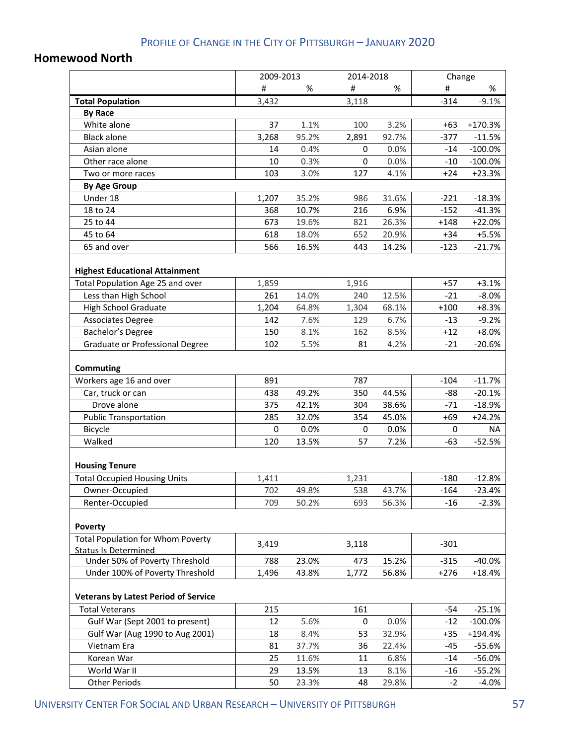## Homewood North

| | 2009-2013 | | 2014-2018 | | Change | |
|---|---|---|---|---|---|---|
| | # | % | # | % | # | % |
| **Total Population** | 3,432 | | 3,118 | | -314 | -9.1% |
| **By Race** | | | | | | |
| White alone | 37 | 1.1% | 100 | 3.2% | +63 | +170.3% |
| Black alone | 3,268 | 95.2% | 2,891 | 92.7% | -377 | -11.5% |
| Asian alone | 14 | 0.4% | 0 | 0.0% | -14 | -100.0% |
| Other race alone | 10 | 0.3% | 0 | 0.0% | -10 | -100.0% |
| Two or more races | 103 | 3.0% | 127 | 4.1% | +24 | +23.3% |
| **By Age Group** | | | | | | |
| Under 18 | 1,207 | 35.2% | 986 | 31.6% | -221 | -18.3% |
| 18 to 24 | 368 | 10.7% | 216 | 6.9% | -152 | -41.3% |
| 25 to 44 | 673 | 19.6% | 821 | 26.3% | +148 | +22.0% |
| 45 to 64 | 618 | 18.0% | 652 | 20.9% | +34 | +5.5% |
| 65 and over | 566 | 16.5% | 443 | 14.2% | -123 | -21.7% |
| | | | | | | |
| **Highest Educational Attainment** | | | | | | |
| Total Population Age 25 and over | 1,859 | | 1,916 | | +57 | +3.1% |
| Less than High School | 261 | 14.0% | 240 | 12.5% | -21 | -8.0% |
| High School Graduate | 1,204 | 64.8% | 1,304 | 68.1% | +100 | +8.3% |
| Associates Degree | 142 | 7.6% | 129 | 6.7% | -13 | -9.2% |
| Bachelor's Degree | 150 | 8.1% | 162 | 8.5% | +12 | +8.0% |
| Graduate or Professional Degree | 102 | 5.5% | 81 | 4.2% | -21 | -20.6% |
| | | | | | | |
| **Commuting** | | | | | | |
| Workers age 16 and over | 891 | | 787 | | -104 | -11.7% |
| Car, truck or can | 438 | 49.2% | 350 | 44.5% | -88 | -20.1% |
| Drove alone | 375 | 42.1% | 304 | 38.6% | -71 | -18.9% |
| Public Transportation | 285 | 32.0% | 354 | 45.0% | +69 | +24.2% |
| Bicycle | 0 | 0.0% | 0 | 0.0% | 0 | NA |
| Walked | 120 | 13.5% | 57 | 7.2% | -63 | -52.5% |
| | | | | | | |
| **Housing Tenure** | | | | | | |
| Total Occupied Housing Units | 1,411 | | 1,231 | | -180 | -12.8% |
| Owner-Occupied | 702 | 49.8% | 538 | 43.7% | -164 | -23.4% |
| Renter-Occupied | 709 | 50.2% | 693 | 56.3% | -16 | -2.3% |
| | | | | | | |
| **Poverty** | | | | | | |
| Total Population for Whom Poverty Status Is Determined | 3,419 | | 3,118 | | -301 | |
| Under 50% of Poverty Threshold | 788 | 23.0% | 473 | 15.2% | -315 | -40.0% |
| Under 100% of Poverty Threshold | 1,496 | 43.8% | 1,772 | 56.8% | +276 | +18.4% |
| | | | | | | |
| **Veterans by Latest Period of Service** | | | | | | |
| Total Veterans | 215 | | 161 | | -54 | -25.1% |
| Gulf War (Sept 2001 to present) | 12 | 5.6% | 0 | 0.0% | -12 | -100.0% |
| Gulf War (Aug 1990 to Aug 2001) | 18 | 8.4% | 53 | 32.9% | +35 | +194.4% |
| Vietnam Era | 81 | 37.7% | 36 | 22.4% | -45 | -55.6% |
| Korean War | 25 | 11.6% | 11 | 6.8% | -14 | -56.0% |
| World War II | 29 | 13.5% | 13 | 8.1% | -16 | -55.2% |
| Other Periods | 50 | 23.3% | 48 | 29.8% | -2 | -4.0% |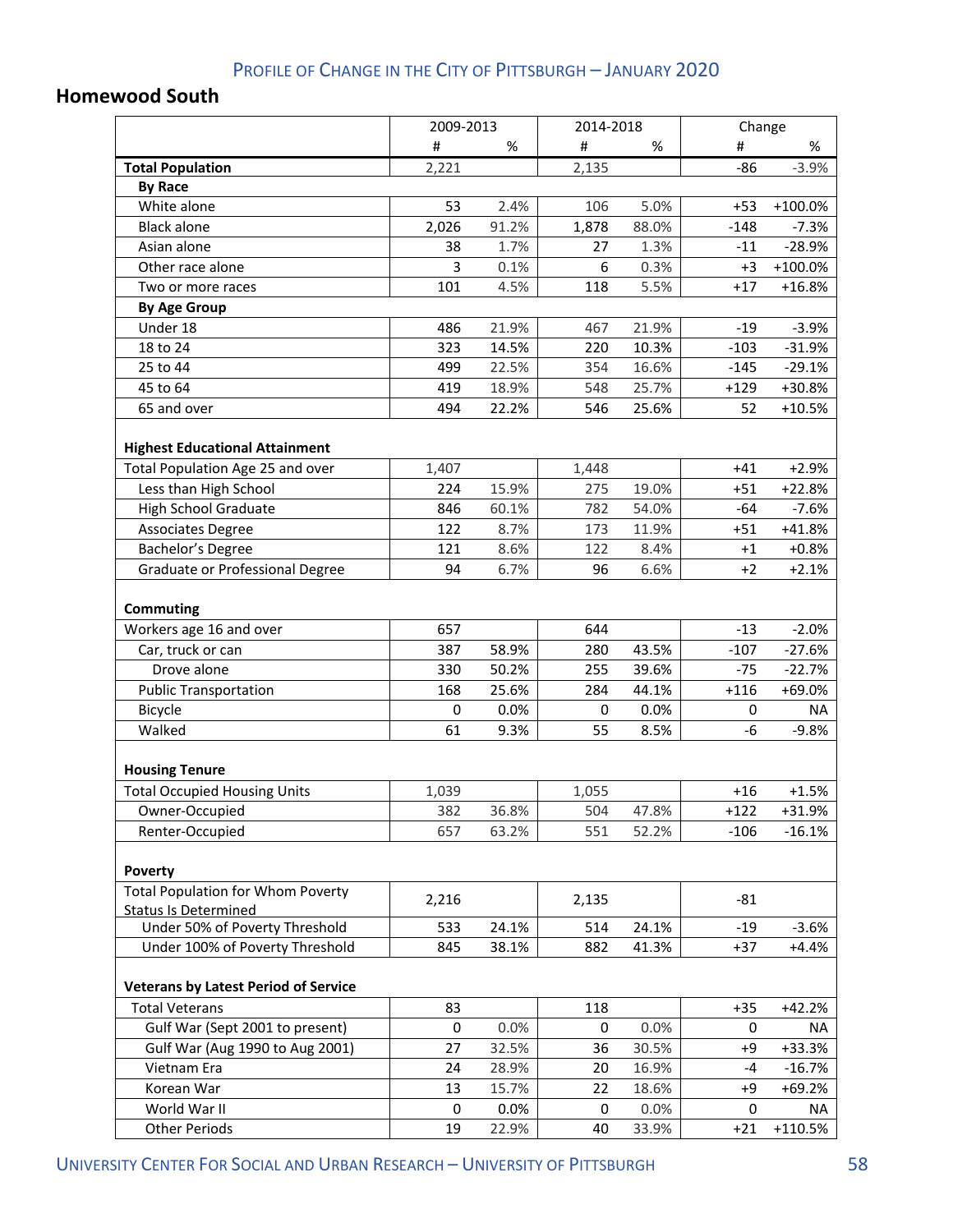## Homewood South

| | 2009-2013 | | 2014-2018 | | Change | |
|---|---|---|---|---|---|---|
| | # | % | # | % | # | % |
| **Total Population** | 2,221 | | 2,135 | | -86 | -3.9% |
| **By Race** | | | | | | |
| White alone | 53 | 2.4% | 106 | 5.0% | +53 | +100.0% |
| Black alone | 2,026 | 91.2% | 1,878 | 88.0% | -148 | -7.3% |
| Asian alone | 38 | 1.7% | 27 | 1.3% | -11 | -28.9% |
| Other race alone | 3 | 0.1% | 6 | 0.3% | +3 | +100.0% |
| Two or more races | 101 | 4.5% | 118 | 5.5% | +17 | +16.8% |
| **By Age Group** | | | | | | |
| Under 18 | 486 | 21.9% | 467 | 21.9% | -19 | -3.9% |
| 18 to 24 | 323 | 14.5% | 220 | 10.3% | -103 | -31.9% |
| 25 to 44 | 499 | 22.5% | 354 | 16.6% | -145 | -29.1% |
| 45 to 64 | 419 | 18.9% | 548 | 25.7% | +129 | +30.8% |
| 65 and over | 494 | 22.2% | 546 | 25.6% | 52 | +10.5% |
| | | | | | | |
| **Highest Educational Attainment** | | | | | | |
| Total Population Age 25 and over | 1,407 | | 1,448 | | +41 | +2.9% |
| Less than High School | 224 | 15.9% | 275 | 19.0% | +51 | +22.8% |
| High School Graduate | 846 | 60.1% | 782 | 54.0% | -64 | -7.6% |
| Associates Degree | 122 | 8.7% | 173 | 11.9% | +51 | +41.8% |
| Bachelor's Degree | 121 | 8.6% | 122 | 8.4% | +1 | +0.8% |
| Graduate or Professional Degree | 94 | 6.7% | 96 | 6.6% | +2 | +2.1% |
| | | | | | | |
| **Commuting** | | | | | | |
| Workers age 16 and over | 657 | | 644 | | -13 | -2.0% |
| Car, truck or can | 387 | 58.9% | 280 | 43.5% | -107 | -27.6% |
| Drove alone | 330 | 50.2% | 255 | 39.6% | -75 | -22.7% |
| Public Transportation | 168 | 25.6% | 284 | 44.1% | +116 | +69.0% |
| Bicycle | 0 | 0.0% | 0 | 0.0% | 0 | NA |
| Walked | 61 | 9.3% | 55 | 8.5% | -6 | -9.8% |
| | | | | | | |
| **Housing Tenure** | | | | | | |
| Total Occupied Housing Units | 1,039 | | 1,055 | | +16 | +1.5% |
| Owner-Occupied | 382 | 36.8% | 504 | 47.8% | +122 | +31.9% |
| Renter-Occupied | 657 | 63.2% | 551 | 52.2% | -106 | -16.1% |
| | | | | | | |
| **Poverty** | | | | | | |
| Total Population for Whom Poverty Status Is Determined | 2,216 | | 2,135 | | -81 | |
| Under 50% of Poverty Threshold | 533 | 24.1% | 514 | 24.1% | -19 | -3.6% |
| Under 100% of Poverty Threshold | 845 | 38.1% | 882 | 41.3% | +37 | +4.4% |
| | | | | | | |
| **Veterans by Latest Period of Service** | | | | | | |
| Total Veterans | 83 | | 118 | | +35 | +42.2% |
| Gulf War (Sept 2001 to present) | 0 | 0.0% | 0 | 0.0% | 0 | NA |
| Gulf War (Aug 1990 to Aug 2001) | 27 | 32.5% | 36 | 30.5% | +9 | +33.3% |
| Vietnam Era | 24 | 28.9% | 20 | 16.9% | -4 | -16.7% |
| Korean War | 13 | 15.7% | 22 | 18.6% | +9 | +69.2% |
| World War II | 0 | 0.0% | 0 | 0.0% | 0 | NA |
| Other Periods | 19 | 22.9% | 40 | 33.9% | +21 | +110.5% |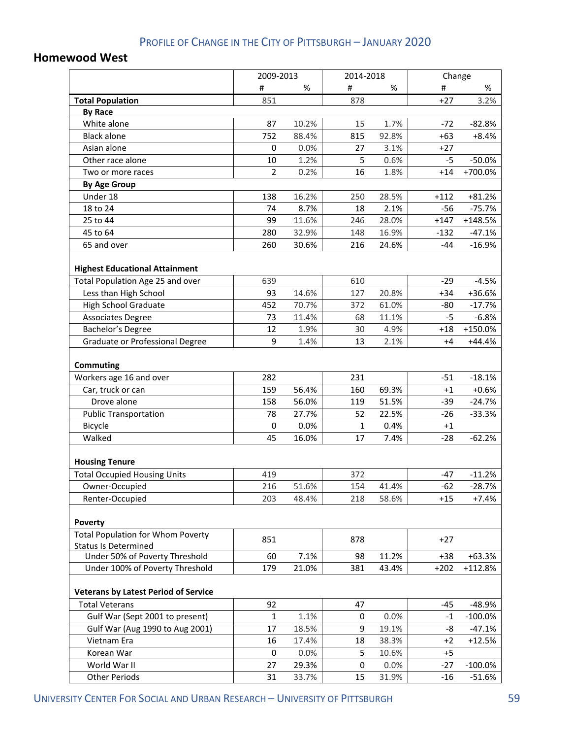## Homewood West

| | 2009-2013 | | 2014-2018 | | Change | |
|---|---|---|---|---|---|---|
| | # | % | # | % | # | % |
| **Total Population** | 851 | | 878 | | +27 | 3.2% |
| **By Race** | | | | | | |
| White alone | 87 | 10.2% | 15 | 1.7% | -72 | -82.8% |
| Black alone | 752 | 88.4% | 815 | 92.8% | +63 | +8.4% |
| Asian alone | 0 | 0.0% | 27 | 3.1% | +27 | |
| Other race alone | 10 | 1.2% | 5 | 0.6% | -5 | -50.0% |
| Two or more races | 2 | 0.2% | 16 | 1.8% | +14 | +700.0% |
| **By Age Group** | | | | | | |
| Under 18 | 138 | 16.2% | 250 | 28.5% | +112 | +81.2% |
| 18 to 24 | 74 | 8.7% | 18 | 2.1% | -56 | -75.7% |
| 25 to 44 | 99 | 11.6% | 246 | 28.0% | +147 | +148.5% |
| 45 to 64 | 280 | 32.9% | 148 | 16.9% | -132 | -47.1% |
| 65 and over | 260 | 30.6% | 216 | 24.6% | -44 | -16.9% |
| | | | | | | |
| **Highest Educational Attainment** | | | | | | |
| Total Population Age 25 and over | 639 | | 610 | | -29 | -4.5% |
| Less than High School | 93 | 14.6% | 127 | 20.8% | +34 | +36.6% |
| High School Graduate | 452 | 70.7% | 372 | 61.0% | -80 | -17.7% |
| Associates Degree | 73 | 11.4% | 68 | 11.1% | -5 | -6.8% |
| Bachelor's Degree | 12 | 1.9% | 30 | 4.9% | +18 | +150.0% |
| Graduate or Professional Degree | 9 | 1.4% | 13 | 2.1% | +4 | +44.4% |
| | | | | | | |
| **Commuting** | | | | | | |
| Workers age 16 and over | 282 | | 231 | | -51 | -18.1% |
| Car, truck or can | 159 | 56.4% | 160 | 69.3% | +1 | +0.6% |
| Drove alone | 158 | 56.0% | 119 | 51.5% | -39 | -24.7% |
| Public Transportation | 78 | 27.7% | 52 | 22.5% | -26 | -33.3% |
| Bicycle | 0 | 0.0% | 1 | 0.4% | +1 | |
| Walked | 45 | 16.0% | 17 | 7.4% | -28 | -62.2% |
| | | | | | | |
| **Housing Tenure** | | | | | | |
| Total Occupied Housing Units | 419 | | 372 | | -47 | -11.2% |
| Owner-Occupied | 216 | 51.6% | 154 | 41.4% | -62 | -28.7% |
| Renter-Occupied | 203 | 48.4% | 218 | 58.6% | +15 | +7.4% |
| | | | | | | |
| **Poverty** | | | | | | |
| Total Population for Whom Poverty Status Is Determined | 851 | | 878 | | +27 | |
| Under 50% of Poverty Threshold | 60 | 7.1% | 98 | 11.2% | +38 | +63.3% |
| Under 100% of Poverty Threshold | 179 | 21.0% | 381 | 43.4% | +202 | +112.8% |
| | | | | | | |
| **Veterans by Latest Period of Service** | | | | | | |
| Total Veterans | 92 | | 47 | | -45 | -48.9% |
| Gulf War (Sept 2001 to present) | 1 | 1.1% | 0 | 0.0% | -1 | -100.0% |
| Gulf War (Aug 1990 to Aug 2001) | 17 | 18.5% | 9 | 19.1% | -8 | -47.1% |
| Vietnam Era | 16 | 17.4% | 18 | 38.3% | +2 | +12.5% |
| Korean War | 0 | 0.0% | 5 | 10.6% | +5 | |
| World War II | 27 | 29.3% | 0 | 0.0% | -27 | -100.0% |
| Other Periods | 31 | 33.7% | 15 | 31.9% | -16 | -51.6% |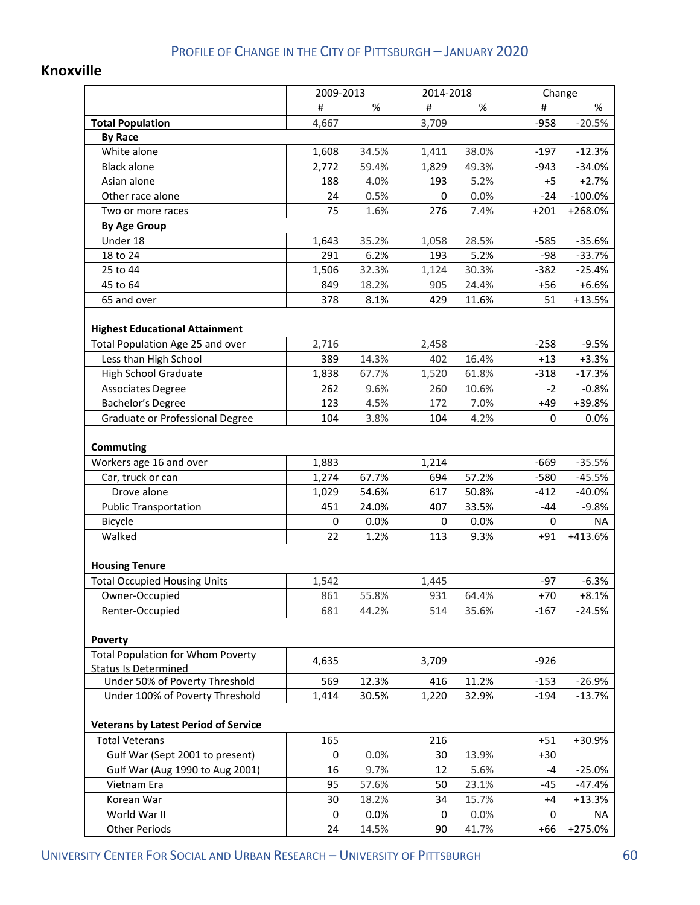## Knoxville

| | 2009-2013 | | 2014-2018 | | Change | |
|---|---|---|---|---|---|---|
| | # | % | # | % | # | % |
| **Total Population** | 4,667 | | 3,709 | | -958 | -20.5% |
| **By Race** | | | | | | |
| White alone | 1,608 | 34.5% | 1,411 | 38.0% | -197 | -12.3% |
| Black alone | 2,772 | 59.4% | 1,829 | 49.3% | -943 | -34.0% |
| Asian alone | 188 | 4.0% | 193 | 5.2% | +5 | +2.7% |
| Other race alone | 24 | 0.5% | 0 | 0.0% | -24 | -100.0% |
| Two or more races | 75 | 1.6% | 276 | 7.4% | +201 | +268.0% |
| **By Age Group** | | | | | | |
| Under 18 | 1,643 | 35.2% | 1,058 | 28.5% | -585 | -35.6% |
| 18 to 24 | 291 | 6.2% | 193 | 5.2% | -98 | -33.7% |
| 25 to 44 | 1,506 | 32.3% | 1,124 | 30.3% | -382 | -25.4% |
| 45 to 64 | 849 | 18.2% | 905 | 24.4% | +56 | +6.6% |
| 65 and over | 378 | 8.1% | 429 | 11.6% | 51 | +13.5% |
| | | | | | | |
| **Highest Educational Attainment** | | | | | | |
| Total Population Age 25 and over | 2,716 | | 2,458 | | -258 | -9.5% |
| Less than High School | 389 | 14.3% | 402 | 16.4% | +13 | +3.3% |
| High School Graduate | 1,838 | 67.7% | 1,520 | 61.8% | -318 | -17.3% |
| Associates Degree | 262 | 9.6% | 260 | 10.6% | -2 | -0.8% |
| Bachelor’s Degree | 123 | 4.5% | 172 | 7.0% | +49 | +39.8% |
| Graduate or Professional Degree | 104 | 3.8% | 104 | 4.2% | 0 | 0.0% |
| | | | | | | |
| **Commuting** | | | | | | |
| Workers age 16 and over | 1,883 | | 1,214 | | -669 | -35.5% |
| Car, truck or can | 1,274 | 67.7% | 694 | 57.2% | -580 | -45.5% |
| Drove alone | 1,029 | 54.6% | 617 | 50.8% | -412 | -40.0% |
| Public Transportation | 451 | 24.0% | 407 | 33.5% | -44 | -9.8% |
| Bicycle | 0 | 0.0% | 0 | 0.0% | 0 | NA |
| Walked | 22 | 1.2% | 113 | 9.3% | +91 | +413.6% |
| | | | | | | |
| **Housing Tenure** | | | | | | |
| Total Occupied Housing Units | 1,542 | | 1,445 | | -97 | -6.3% |
| Owner-Occupied | 861 | 55.8% | 931 | 64.4% | +70 | +8.1% |
| Renter-Occupied | 681 | 44.2% | 514 | 35.6% | -167 | -24.5% |
| | | | | | | |
| **Poverty** | | | | | | |
| Total Population for Whom Poverty Status Is Determined | 4,635 | | 3,709 | | -926 | |
| Under 50% of Poverty Threshold | 569 | 12.3% | 416 | 11.2% | -153 | -26.9% |
| Under 100% of Poverty Threshold | 1,414 | 30.5% | 1,220 | 32.9% | -194 | -13.7% |
| | | | | | | |
| **Veterans by Latest Period of Service** | | | | | | |
| Total Veterans | 165 | | 216 | | +51 | +30.9% |
| Gulf War (Sept 2001 to present) | 0 | 0.0% | 30 | 13.9% | +30 | |
| Gulf War (Aug 1990 to Aug 2001) | 16 | 9.7% | 12 | 5.6% | -4 | -25.0% |
| Vietnam Era | 95 | 57.6% | 50 | 23.1% | -45 | -47.4% |
| Korean War | 30 | 18.2% | 34 | 15.7% | +4 | +13.3% |
| World War II | 0 | 0.0% | 0 | 0.0% | 0 | NA |
| Other Periods | 24 | 14.5% | 90 | 41.7% | +66 | +275.0% |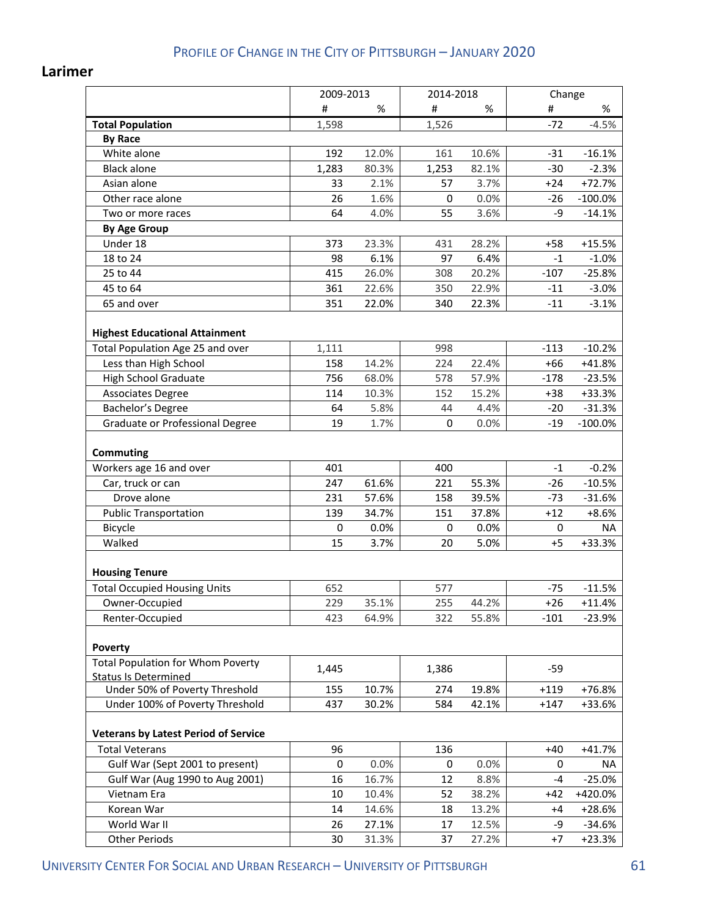## Larimer

| | 2009-2013 | | 2014-2018 | | Change | |
|---|---|---|---|---|---|---|
| | # | % | # | % | # | % |
| **Total Population** | 1,598 | | 1,526 | | -72 | -4.5% |
| **By Race** | | | | | | |
| White alone | 192 | 12.0% | 161 | 10.6% | -31 | -16.1% |
| Black alone | 1,283 | 80.3% | 1,253 | 82.1% | -30 | -2.3% |
| Asian alone | 33 | 2.1% | 57 | 3.7% | +24 | +72.7% |
| Other race alone | 26 | 1.6% | 0 | 0.0% | -26 | -100.0% |
| Two or more races | 64 | 4.0% | 55 | 3.6% | -9 | -14.1% |
| **By Age Group** | | | | | | |
| Under 18 | 373 | 23.3% | 431 | 28.2% | +58 | +15.5% |
| 18 to 24 | 98 | 6.1% | 97 | 6.4% | -1 | -1.0% |
| 25 to 44 | 415 | 26.0% | 308 | 20.2% | -107 | -25.8% |
| 45 to 64 | 361 | 22.6% | 350 | 22.9% | -11 | -3.0% |
| 65 and over | 351 | 22.0% | 340 | 22.3% | -11 | -3.1% |
| **Highest Educational Attainment** | | | | | | |
| Total Population Age 25 and over | 1,111 | | 998 | | -113 | -10.2% |
| Less than High School | 158 | 14.2% | 224 | 22.4% | +66 | +41.8% |
| High School Graduate | 756 | 68.0% | 578 | 57.9% | -178 | -23.5% |
| Associates Degree | 114 | 10.3% | 152 | 15.2% | +38 | +33.3% |
| Bachelor's Degree | 64 | 5.8% | 44 | 4.4% | -20 | -31.3% |
| Graduate or Professional Degree | 19 | 1.7% | 0 | 0.0% | -19 | -100.0% |
| **Commuting** | | | | | | |
| Workers age 16 and over | 401 | | 400 | | -1 | -0.2% |
| Car, truck or can | 247 | 61.6% | 221 | 55.3% | -26 | -10.5% |
| Drove alone | 231 | 57.6% | 158 | 39.5% | -73 | -31.6% |
| Public Transportation | 139 | 34.7% | 151 | 37.8% | +12 | +8.6% |
| Bicycle | 0 | 0.0% | 0 | 0.0% | 0 | NA |
| Walked | 15 | 3.7% | 20 | 5.0% | +5 | +33.3% |
| **Housing Tenure** | | | | | | |
| Total Occupied Housing Units | 652 | | 577 | | -75 | -11.5% |
| Owner-Occupied | 229 | 35.1% | 255 | 44.2% | +26 | +11.4% |
| Renter-Occupied | 423 | 64.9% | 322 | 55.8% | -101 | -23.9% |
| **Poverty** | | | | | | |
| Total Population for Whom Poverty Status Is Determined | 1,445 | | 1,386 | | -59 | |
| Under 50% of Poverty Threshold | 155 | 10.7% | 274 | 19.8% | +119 | +76.8% |
| Under 100% of Poverty Threshold | 437 | 30.2% | 584 | 42.1% | +147 | +33.6% |
| **Veterans by Latest Period of Service** | | | | | | |
| Total Veterans | 96 | | 136 | | +40 | +41.7% |
| Gulf War (Sept 2001 to present) | 0 | 0.0% | 0 | 0.0% | 0 | NA |
| Gulf War (Aug 1990 to Aug 2001) | 16 | 16.7% | 12 | 8.8% | -4 | -25.0% |
| Vietnam Era | 10 | 10.4% | 52 | 38.2% | +42 | +420.0% |
| Korean War | 14 | 14.6% | 18 | 13.2% | +4 | +28.6% |
| World War II | 26 | 27.1% | 17 | 12.5% | -9 | -34.6% |
| Other Periods | 30 | 31.3% | 37 | 27.2% | +7 | +23.3% |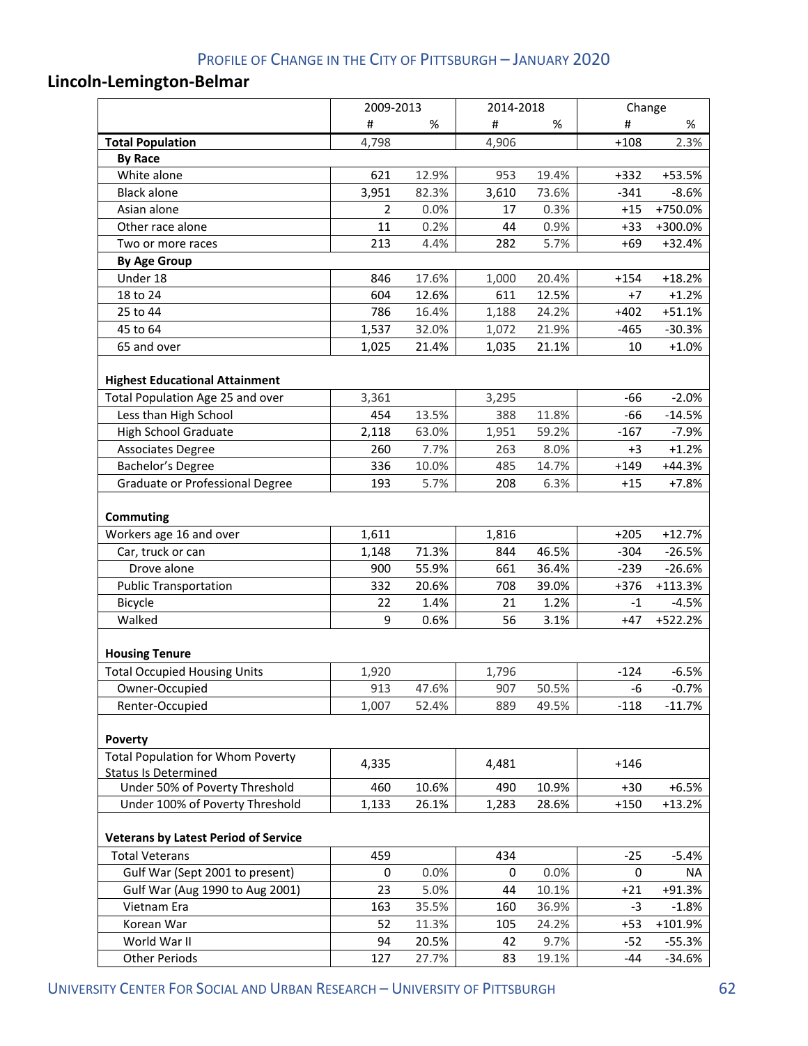## Lincoln-Lemington-Belmar

| | 2009-2013 | | 2014-2018 | | Change | |
|---|---|---|---|---|---|---|
| | # | % | # | % | # | % |
| **Total Population** | 4,798 | | 4,906 | | +108 | 2.3% |
| **By Race** | | | | | | |
| White alone | 621 | 12.9% | 953 | 19.4% | +332 | +53.5% |
| Black alone | 3,951 | 82.3% | 3,610 | 73.6% | -341 | -8.6% |
| Asian alone | 2 | 0.0% | 17 | 0.3% | +15 | +750.0% |
| Other race alone | 11 | 0.2% | 44 | 0.9% | +33 | +300.0% |
| Two or more races | 213 | 4.4% | 282 | 5.7% | +69 | +32.4% |
| **By Age Group** | | | | | | |
| Under 18 | 846 | 17.6% | 1,000 | 20.4% | +154 | +18.2% |
| 18 to 24 | 604 | 12.6% | 611 | 12.5% | +7 | +1.2% |
| 25 to 44 | 786 | 16.4% | 1,188 | 24.2% | +402 | +51.1% |
| 45 to 64 | 1,537 | 32.0% | 1,072 | 21.9% | -465 | -30.3% |
| 65 and over | 1,025 | 21.4% | 1,035 | 21.1% | 10 | +1.0% |
| | | | | | | |
| **Highest Educational Attainment** | | | | | | |
| Total Population Age 25 and over | 3,361 | | 3,295 | | -66 | -2.0% |
| Less than High School | 454 | 13.5% | 388 | 11.8% | -66 | -14.5% |
| High School Graduate | 2,118 | 63.0% | 1,951 | 59.2% | -167 | -7.9% |
| Associates Degree | 260 | 7.7% | 263 | 8.0% | +3 | +1.2% |
| Bachelor's Degree | 336 | 10.0% | 485 | 14.7% | +149 | +44.3% |
| Graduate or Professional Degree | 193 | 5.7% | 208 | 6.3% | +15 | +7.8% |
| | | | | | | |
| **Commuting** | | | | | | |
| Workers age 16 and over | 1,611 | | 1,816 | | +205 | +12.7% |
| Car, truck or can | 1,148 | 71.3% | 844 | 46.5% | -304 | -26.5% |
| Drove alone | 900 | 55.9% | 661 | 36.4% | -239 | -26.6% |
| Public Transportation | 332 | 20.6% | 708 | 39.0% | +376 | +113.3% |
| Bicycle | 22 | 1.4% | 21 | 1.2% | -1 | -4.5% |
| Walked | 9 | 0.6% | 56 | 3.1% | +47 | +522.2% |
| | | | | | | |
| **Housing Tenure** | | | | | | |
| Total Occupied Housing Units | 1,920 | | 1,796 | | -124 | -6.5% |
| Owner-Occupied | 913 | 47.6% | 907 | 50.5% | -6 | -0.7% |
| Renter-Occupied | 1,007 | 52.4% | 889 | 49.5% | -118 | -11.7% |
| | | | | | | |
| **Poverty** | | | | | | |
| Total Population for Whom Poverty Status Is Determined | 4,335 | | 4,481 | | +146 | |
| Under 50% of Poverty Threshold | 460 | 10.6% | 490 | 10.9% | +30 | +6.5% |
| Under 100% of Poverty Threshold | 1,133 | 26.1% | 1,283 | 28.6% | +150 | +13.2% |
| | | | | | | |
| **Veterans by Latest Period of Service** | | | | | | |
| Total Veterans | 459 | | 434 | | -25 | -5.4% |
| Gulf War (Sept 2001 to present) | 0 | 0.0% | 0 | 0.0% | 0 | NA |
| Gulf War (Aug 1990 to Aug 2001) | 23 | 5.0% | 44 | 10.1% | +21 | +91.3% |
| Vietnam Era | 163 | 35.5% | 160 | 36.9% | -3 | -1.8% |
| Korean War | 52 | 11.3% | 105 | 24.2% | +53 | +101.9% |
| World War II | 94 | 20.5% | 42 | 9.7% | -52 | -55.3% |
| Other Periods | 127 | 27.7% | 83 | 19.1% | -44 | -34.6% |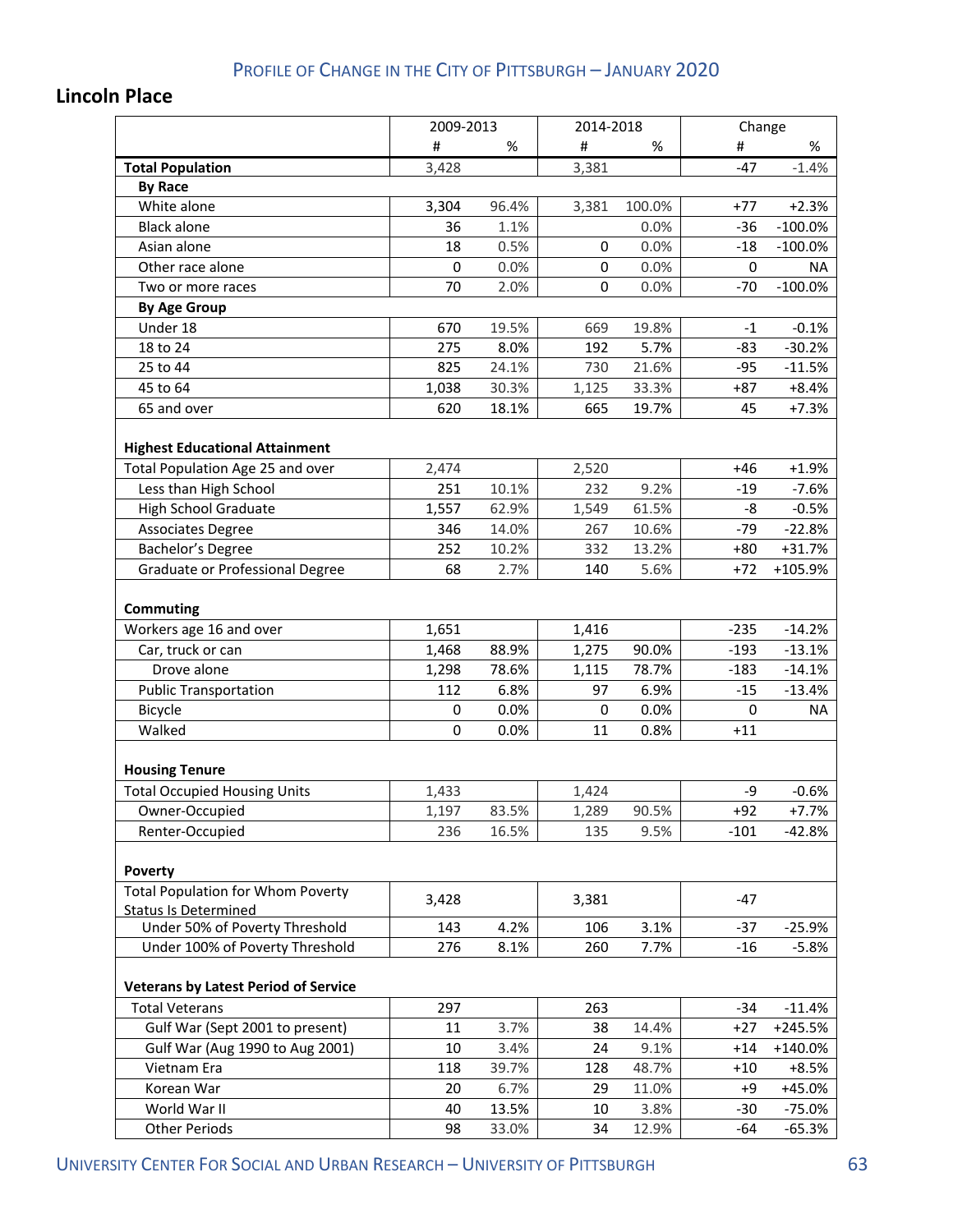## Lincoln Place

| | 2009-2013 | | 2014-2018 | | Change | |
|---|---|---|---|---|---|---|
| | # | % | # | % | # | % |
| **Total Population** | 3,428 | | 3,381 | | -47 | -1.4% |
| **By Race** | | | | | | |
| White alone | 3,304 | 96.4% | 3,381 | 100.0% | +77 | +2.3% |
| Black alone | 36 | 1.1% | | 0.0% | -36 | -100.0% |
| Asian alone | 18 | 0.5% | 0 | 0.0% | -18 | -100.0% |
| Other race alone | 0 | 0.0% | 0 | 0.0% | 0 | NA |
| Two or more races | 70 | 2.0% | 0 | 0.0% | -70 | -100.0% |
| **By Age Group** | | | | | | |
| Under 18 | 670 | 19.5% | 669 | 19.8% | -1 | -0.1% |
| 18 to 24 | 275 | 8.0% | 192 | 5.7% | -83 | -30.2% |
| 25 to 44 | 825 | 24.1% | 730 | 21.6% | -95 | -11.5% |
| 45 to 64 | 1,038 | 30.3% | 1,125 | 33.3% | +87 | +8.4% |
| 65 and over | 620 | 18.1% | 665 | 19.7% | 45 | +7.3% |
| **Highest Educational Attainment** | | | | | | |
| Total Population Age 25 and over | 2,474 | | 2,520 | | +46 | +1.9% |
| Less than High School | 251 | 10.1% | 232 | 9.2% | -19 | -7.6% |
| High School Graduate | 1,557 | 62.9% | 1,549 | 61.5% | -8 | -0.5% |
| Associates Degree | 346 | 14.0% | 267 | 10.6% | -79 | -22.8% |
| Bachelor's Degree | 252 | 10.2% | 332 | 13.2% | +80 | +31.7% |
| Graduate or Professional Degree | 68 | 2.7% | 140 | 5.6% | +72 | +105.9% |
| **Commuting** | | | | | | |
| Workers age 16 and over | 1,651 | | 1,416 | | -235 | -14.2% |
| Car, truck or can | 1,468 | 88.9% | 1,275 | 90.0% | -193 | -13.1% |
| Drove alone | 1,298 | 78.6% | 1,115 | 78.7% | -183 | -14.1% |
| Public Transportation | 112 | 6.8% | 97 | 6.9% | -15 | -13.4% |
| Bicycle | 0 | 0.0% | 0 | 0.0% | 0 | NA |
| Walked | 0 | 0.0% | 11 | 0.8% | +11 | |
| **Housing Tenure** | | | | | | |
| Total Occupied Housing Units | 1,433 | | 1,424 | | -9 | -0.6% |
| Owner-Occupied | 1,197 | 83.5% | 1,289 | 90.5% | +92 | +7.7% |
| Renter-Occupied | 236 | 16.5% | 135 | 9.5% | -101 | -42.8% |
| **Poverty** | | | | | | |
| Total Population for Whom Poverty Status Is Determined | 3,428 | | 3,381 | | -47 | |
| Under 50% of Poverty Threshold | 143 | 4.2% | 106 | 3.1% | -37 | -25.9% |
| Under 100% of Poverty Threshold | 276 | 8.1% | 260 | 7.7% | -16 | -5.8% |
| **Veterans by Latest Period of Service** | | | | | | |
| Total Veterans | 297 | | 263 | | -34 | -11.4% |
| Gulf War (Sept 2001 to present) | 11 | 3.7% | 38 | 14.4% | +27 | +245.5% |
| Gulf War (Aug 1990 to Aug 2001) | 10 | 3.4% | 24 | 9.1% | +14 | +140.0% |
| Vietnam Era | 118 | 39.7% | 128 | 48.7% | +10 | +8.5% |
| Korean War | 20 | 6.7% | 29 | 11.0% | +9 | +45.0% |
| World War II | 40 | 13.5% | 10 | 3.8% | -30 | -75.0% |
| Other Periods | 98 | 33.0% | 34 | 12.9% | -64 | -65.3% |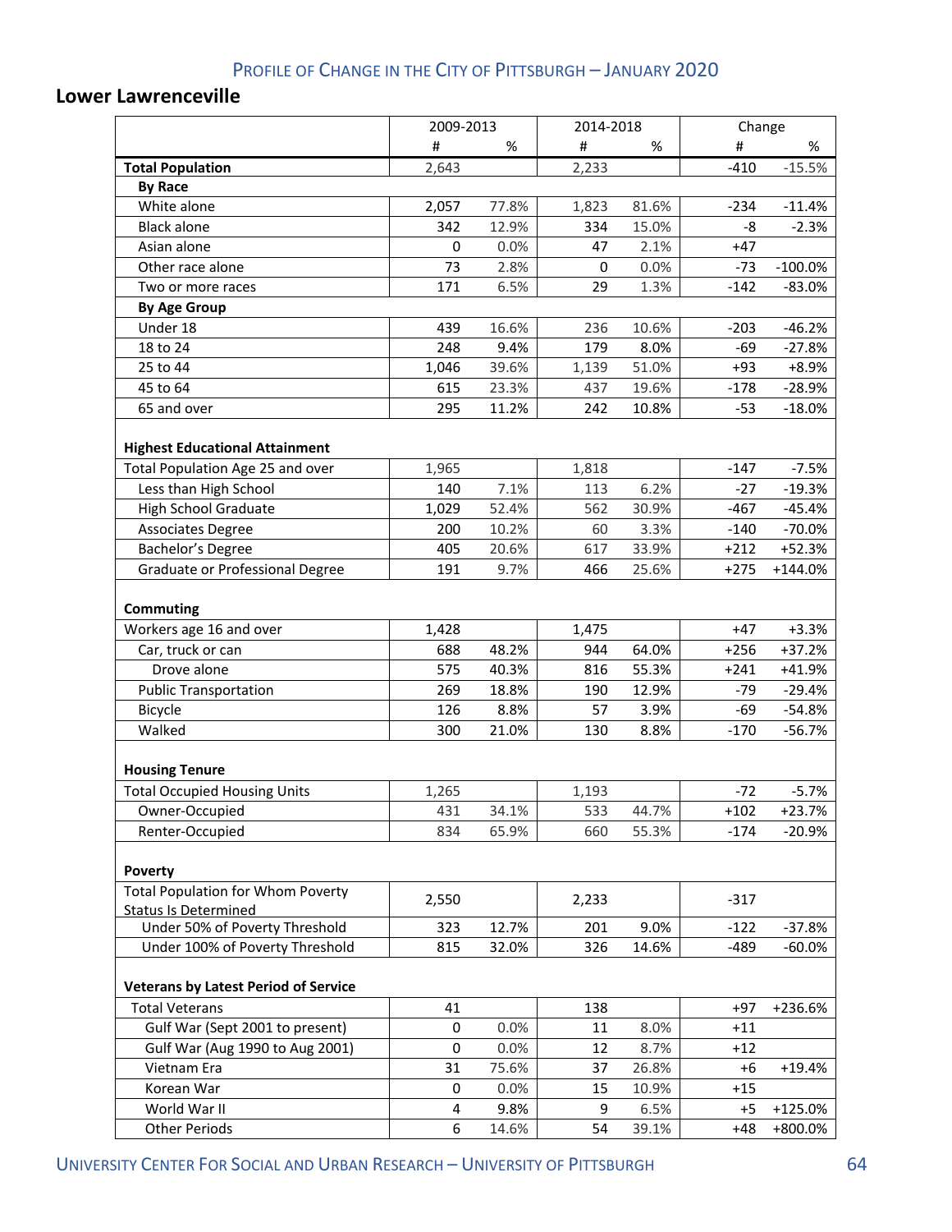## Lower Lawrenceville

| | 2009-2013 | | 2014-2018 | | Change | |
|---|---|---|---|---|---|---|
| | # | % | # | % | # | % |
| **Total Population** | 2,643 | | 2,233 | | -410 | -15.5% |
| **By Race** | | | | | | |
| White alone | 2,057 | 77.8% | 1,823 | 81.6% | -234 | -11.4% |
| Black alone | 342 | 12.9% | 334 | 15.0% | -8 | -2.3% |
| Asian alone | 0 | 0.0% | 47 | 2.1% | +47 | |
| Other race alone | 73 | 2.8% | 0 | 0.0% | -73 | -100.0% |
| Two or more races | 171 | 6.5% | 29 | 1.3% | -142 | -83.0% |
| **By Age Group** | | | | | | |
| Under 18 | 439 | 16.6% | 236 | 10.6% | -203 | -46.2% |
| 18 to 24 | 248 | 9.4% | 179 | 8.0% | -69 | -27.8% |
| 25 to 44 | 1,046 | 39.6% | 1,139 | 51.0% | +93 | +8.9% |
| 45 to 64 | 615 | 23.3% | 437 | 19.6% | -178 | -28.9% |
| 65 and over | 295 | 11.2% | 242 | 10.8% | -53 | -18.0% |
| **Highest Educational Attainment** | | | | | | |
| Total Population Age 25 and over | 1,965 | | 1,818 | | -147 | -7.5% |
| Less than High School | 140 | 7.1% | 113 | 6.2% | -27 | -19.3% |
| High School Graduate | 1,029 | 52.4% | 562 | 30.9% | -467 | -45.4% |
| Associates Degree | 200 | 10.2% | 60 | 3.3% | -140 | -70.0% |
| Bachelor's Degree | 405 | 20.6% | 617 | 33.9% | +212 | +52.3% |
| Graduate or Professional Degree | 191 | 9.7% | 466 | 25.6% | +275 | +144.0% |
| **Commuting** | | | | | | |
| Workers age 16 and over | 1,428 | | 1,475 | | +47 | +3.3% |
| Car, truck or can | 688 | 48.2% | 944 | 64.0% | +256 | +37.2% |
| Drove alone | 575 | 40.3% | 816 | 55.3% | +241 | +41.9% |
| Public Transportation | 269 | 18.8% | 190 | 12.9% | -79 | -29.4% |
| Bicycle | 126 | 8.8% | 57 | 3.9% | -69 | -54.8% |
| Walked | 300 | 21.0% | 130 | 8.8% | -170 | -56.7% |
| **Housing Tenure** | | | | | | |
| Total Occupied Housing Units | 1,265 | | 1,193 | | -72 | -5.7% |
| Owner-Occupied | 431 | 34.1% | 533 | 44.7% | +102 | +23.7% |
| Renter-Occupied | 834 | 65.9% | 660 | 55.3% | -174 | -20.9% |
| **Poverty** | | | | | | |
| Total Population for Whom Poverty Status Is Determined | 2,550 | | 2,233 | | -317 | |
| Under 50% of Poverty Threshold | 323 | 12.7% | 201 | 9.0% | -122 | -37.8% |
| Under 100% of Poverty Threshold | 815 | 32.0% | 326 | 14.6% | -489 | -60.0% |
| **Veterans by Latest Period of Service** | | | | | | |
| Total Veterans | 41 | | 138 | | +97 | +236.6% |
| Gulf War (Sept 2001 to present) | 0 | 0.0% | 11 | 8.0% | +11 | |
| Gulf War (Aug 1990 to Aug 2001) | 0 | 0.0% | 12 | 8.7% | +12 | |
| Vietnam Era | 31 | 75.6% | 37 | 26.8% | +6 | +19.4% |
| Korean War | 0 | 0.0% | 15 | 10.9% | +15 | |
| World War II | 4 | 9.8% | 9 | 6.5% | +5 | +125.0% |
| Other Periods | 6 | 14.6% | 54 | 39.1% | +48 | +800.0% |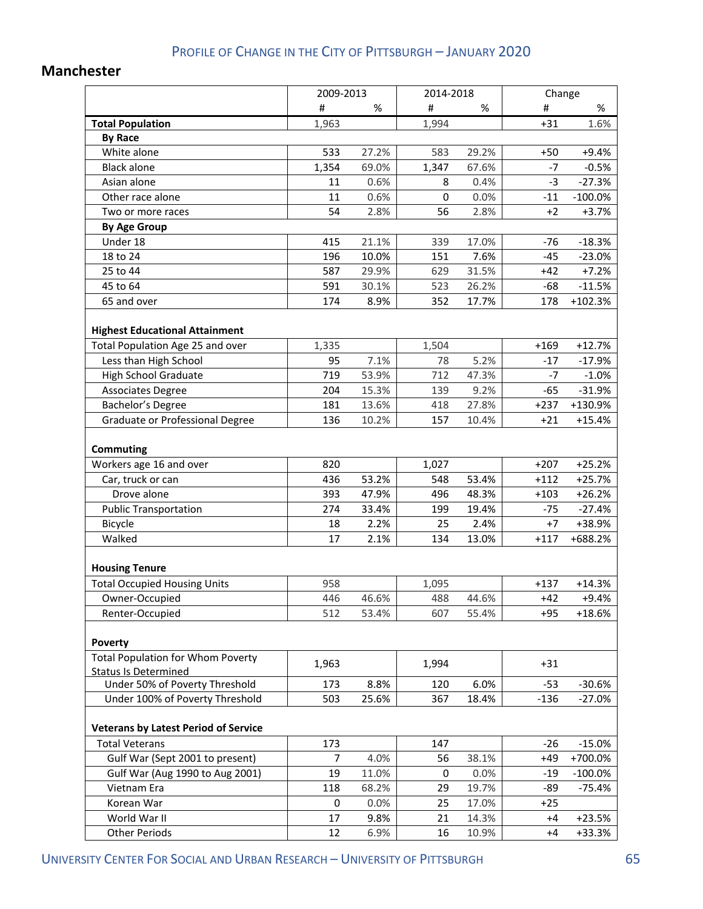## Manchester

| | 2009-2013 | | 2014-2018 | | Change | |
|---|---|---|---|---|---|---|
| | # | % | # | % | # | % |
| **Total Population** | 1,963 | | 1,994 | | +31 | 1.6% |
| **By Race** | | | | | | |
| White alone | 533 | 27.2% | 583 | 29.2% | +50 | +9.4% |
| Black alone | 1,354 | 69.0% | 1,347 | 67.6% | -7 | -0.5% |
| Asian alone | 11 | 0.6% | 8 | 0.4% | -3 | -27.3% |
| Other race alone | 11 | 0.6% | 0 | 0.0% | -11 | -100.0% |
| Two or more races | 54 | 2.8% | 56 | 2.8% | +2 | +3.7% |
| **By Age Group** | | | | | | |
| Under 18 | 415 | 21.1% | 339 | 17.0% | -76 | -18.3% |
| 18 to 24 | 196 | 10.0% | 151 | 7.6% | -45 | -23.0% |
| 25 to 44 | 587 | 29.9% | 629 | 31.5% | +42 | +7.2% |
| 45 to 64 | 591 | 30.1% | 523 | 26.2% | -68 | -11.5% |
| 65 and over | 174 | 8.9% | 352 | 17.7% | 178 | +102.3% |
| **Highest Educational Attainment** | | | | | | |
| Total Population Age 25 and over | 1,335 | | 1,504 | | +169 | +12.7% |
| Less than High School | 95 | 7.1% | 78 | 5.2% | -17 | -17.9% |
| High School Graduate | 719 | 53.9% | 712 | 47.3% | -7 | -1.0% |
| Associates Degree | 204 | 15.3% | 139 | 9.2% | -65 | -31.9% |
| Bachelor's Degree | 181 | 13.6% | 418 | 27.8% | +237 | +130.9% |
| Graduate or Professional Degree | 136 | 10.2% | 157 | 10.4% | +21 | +15.4% |
| **Commuting** | | | | | | |
| Workers age 16 and over | 820 | | 1,027 | | +207 | +25.2% |
| Car, truck or can | 436 | 53.2% | 548 | 53.4% | +112 | +25.7% |
| Drove alone | 393 | 47.9% | 496 | 48.3% | +103 | +26.2% |
| Public Transportation | 274 | 33.4% | 199 | 19.4% | -75 | -27.4% |
| Bicycle | 18 | 2.2% | 25 | 2.4% | +7 | +38.9% |
| Walked | 17 | 2.1% | 134 | 13.0% | +117 | +688.2% |
| **Housing Tenure** | | | | | | |
| Total Occupied Housing Units | 958 | | 1,095 | | +137 | +14.3% |
| Owner-Occupied | 446 | 46.6% | 488 | 44.6% | +42 | +9.4% |
| Renter-Occupied | 512 | 53.4% | 607 | 55.4% | +95 | +18.6% |
| **Poverty** | | | | | | |
| Total Population for Whom Poverty Status Is Determined | 1,963 | | 1,994 | | +31 | |
| Under 50% of Poverty Threshold | 173 | 8.8% | 120 | 6.0% | -53 | -30.6% |
| Under 100% of Poverty Threshold | 503 | 25.6% | 367 | 18.4% | -136 | -27.0% |
| **Veterans by Latest Period of Service** | | | | | | |
| Total Veterans | 173 | | 147 | | -26 | -15.0% |
| Gulf War (Sept 2001 to present) | 7 | 4.0% | 56 | 38.1% | +49 | +700.0% |
| Gulf War (Aug 1990 to Aug 2001) | 19 | 11.0% | 0 | 0.0% | -19 | -100.0% |
| Vietnam Era | 118 | 68.2% | 29 | 19.7% | -89 | -75.4% |
| Korean War | 0 | 0.0% | 25 | 17.0% | +25 | |
| World War II | 17 | 9.8% | 21 | 14.3% | +4 | +23.5% |
| Other Periods | 12 | 6.9% | 16 | 10.9% | +4 | +33.3% |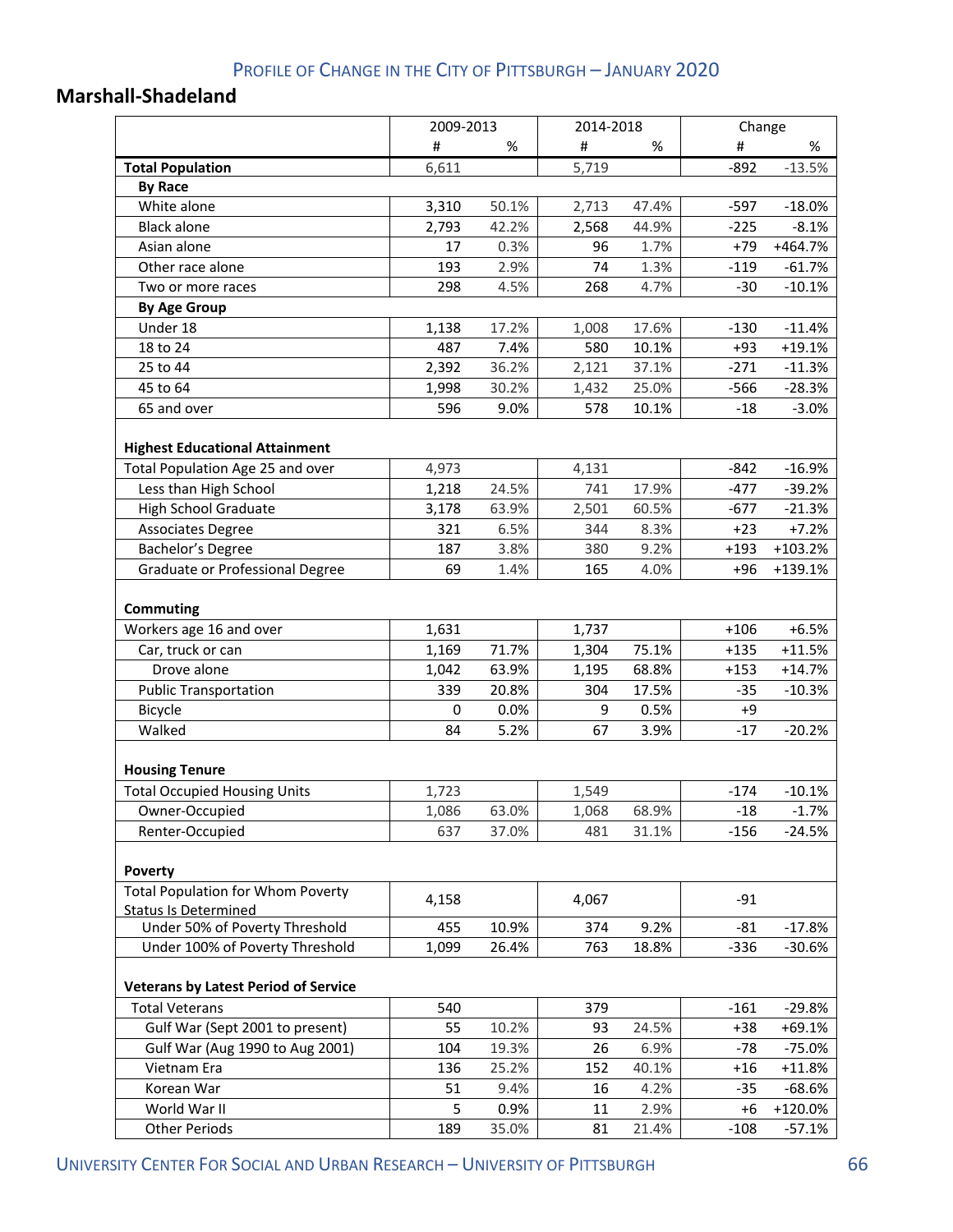## Marshall-Shadeland

| | 2009-2013 | | 2014-2018 | | Change | |
|---|---|---|---|---|---|---|
| | # | % | # | % | # | % |
| **Total Population** | 6,611 | | 5,719 | | -892 | -13.5% |
| **By Race** | | | | | | |
| White alone | 3,310 | 50.1% | 2,713 | 47.4% | -597 | -18.0% |
| Black alone | 2,793 | 42.2% | 2,568 | 44.9% | -225 | -8.1% |
| Asian alone | 17 | 0.3% | 96 | 1.7% | +79 | +464.7% |
| Other race alone | 193 | 2.9% | 74 | 1.3% | -119 | -61.7% |
| Two or more races | 298 | 4.5% | 268 | 4.7% | -30 | -10.1% |
| **By Age Group** | | | | | | |
| Under 18 | 1,138 | 17.2% | 1,008 | 17.6% | -130 | -11.4% |
| 18 to 24 | 487 | 7.4% | 580 | 10.1% | +93 | +19.1% |
| 25 to 44 | 2,392 | 36.2% | 2,121 | 37.1% | -271 | -11.3% |
| 45 to 64 | 1,998 | 30.2% | 1,432 | 25.0% | -566 | -28.3% |
| 65 and over | 596 | 9.0% | 578 | 10.1% | -18 | -3.0% |
| **Highest Educational Attainment** | | | | | | |
| Total Population Age 25 and over | 4,973 | | 4,131 | | -842 | -16.9% |
| Less than High School | 1,218 | 24.5% | 741 | 17.9% | -477 | -39.2% |
| High School Graduate | 3,178 | 63.9% | 2,501 | 60.5% | -677 | -21.3% |
| Associates Degree | 321 | 6.5% | 344 | 8.3% | +23 | +7.2% |
| Bachelor's Degree | 187 | 3.8% | 380 | 9.2% | +193 | +103.2% |
| Graduate or Professional Degree | 69 | 1.4% | 165 | 4.0% | +96 | +139.1% |
| **Commuting** | | | | | | |
| Workers age 16 and over | 1,631 | | 1,737 | | +106 | +6.5% |
| Car, truck or can | 1,169 | 71.7% | 1,304 | 75.1% | +135 | +11.5% |
| Drove alone | 1,042 | 63.9% | 1,195 | 68.8% | +153 | +14.7% |
| Public Transportation | 339 | 20.8% | 304 | 17.5% | -35 | -10.3% |
| Bicycle | 0 | 0.0% | 9 | 0.5% | +9 | |
| Walked | 84 | 5.2% | 67 | 3.9% | -17 | -20.2% |
| **Housing Tenure** | | | | | | |
| Total Occupied Housing Units | 1,723 | | 1,549 | | -174 | -10.1% |
| Owner-Occupied | 1,086 | 63.0% | 1,068 | 68.9% | -18 | -1.7% |
| Renter-Occupied | 637 | 37.0% | 481 | 31.1% | -156 | -24.5% |
| **Poverty** | | | | | | |
| Total Population for Whom Poverty Status Is Determined | 4,158 | | 4,067 | | -91 | |
| Under 50% of Poverty Threshold | 455 | 10.9% | 374 | 9.2% | -81 | -17.8% |
| Under 100% of Poverty Threshold | 1,099 | 26.4% | 763 | 18.8% | -336 | -30.6% |
| **Veterans by Latest Period of Service** | | | | | | |
| Total Veterans | 540 | | 379 | | -161 | -29.8% |
| Gulf War (Sept 2001 to present) | 55 | 10.2% | 93 | 24.5% | +38 | +69.1% |
| Gulf War (Aug 1990 to Aug 2001) | 104 | 19.3% | 26 | 6.9% | -78 | -75.0% |
| Vietnam Era | 136 | 25.2% | 152 | 40.1% | +16 | +11.8% |
| Korean War | 51 | 9.4% | 16 | 4.2% | -35 | -68.6% |
| World War II | 5 | 0.9% | 11 | 2.9% | +6 | +120.0% |
| Other Periods | 189 | 35.0% | 81 | 21.4% | -108 | -57.1% |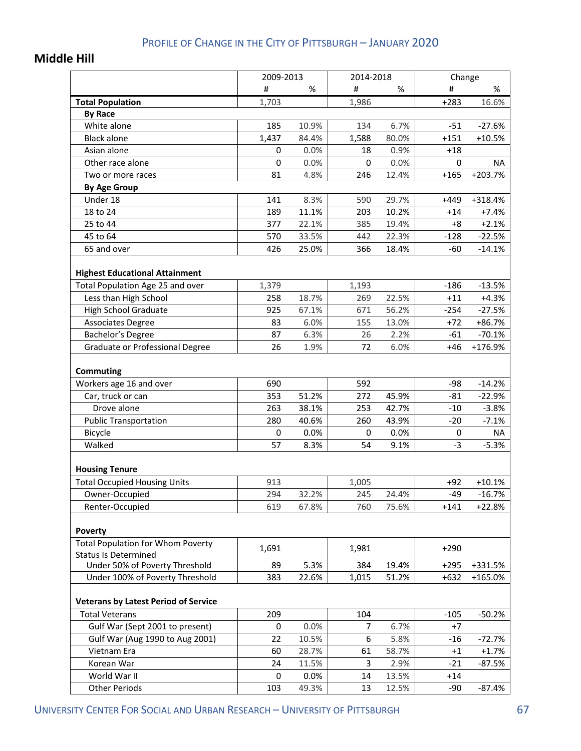## Middle Hill

| | 2009-2013 | | 2014-2018 | | Change | |
|---|---|---|---|---|---|---|
| | # | % | # | % | # | % |
| **Total Population** | 1,703 | | 1,986 | | +283 | 16.6% |
| **By Race** | | | | | | |
| White alone | 185 | 10.9% | 134 | 6.7% | -51 | -27.6% |
| Black alone | 1,437 | 84.4% | 1,588 | 80.0% | +151 | +10.5% |
| Asian alone | 0 | 0.0% | 18 | 0.9% | +18 | |
| Other race alone | 0 | 0.0% | 0 | 0.0% | 0 | NA |
| Two or more races | 81 | 4.8% | 246 | 12.4% | +165 | +203.7% |
| **By Age Group** | | | | | | |
| Under 18 | 141 | 8.3% | 590 | 29.7% | +449 | +318.4% |
| 18 to 24 | 189 | 11.1% | 203 | 10.2% | +14 | +7.4% |
| 25 to 44 | 377 | 22.1% | 385 | 19.4% | +8 | +2.1% |
| 45 to 64 | 570 | 33.5% | 442 | 22.3% | -128 | -22.5% |
| 65 and over | 426 | 25.0% | 366 | 18.4% | -60 | -14.1% |
| **Highest Educational Attainment** | | | | | | |
| Total Population Age 25 and over | 1,379 | | 1,193 | | -186 | -13.5% |
| Less than High School | 258 | 18.7% | 269 | 22.5% | +11 | +4.3% |
| High School Graduate | 925 | 67.1% | 671 | 56.2% | -254 | -27.5% |
| Associates Degree | 83 | 6.0% | 155 | 13.0% | +72 | +86.7% |
| Bachelor's Degree | 87 | 6.3% | 26 | 2.2% | -61 | -70.1% |
| Graduate or Professional Degree | 26 | 1.9% | 72 | 6.0% | +46 | +176.9% |
| **Commuting** | | | | | | |
| Workers age 16 and over | 690 | | 592 | | -98 | -14.2% |
| Car, truck or can | 353 | 51.2% | 272 | 45.9% | -81 | -22.9% |
| Drove alone | 263 | 38.1% | 253 | 42.7% | -10 | -3.8% |
| Public Transportation | 280 | 40.6% | 260 | 43.9% | -20 | -7.1% |
| Bicycle | 0 | 0.0% | 0 | 0.0% | 0 | NA |
| Walked | 57 | 8.3% | 54 | 9.1% | -3 | -5.3% |
| **Housing Tenure** | | | | | | |
| Total Occupied Housing Units | 913 | | 1,005 | | +92 | +10.1% |
| Owner-Occupied | 294 | 32.2% | 245 | 24.4% | -49 | -16.7% |
| Renter-Occupied | 619 | 67.8% | 760 | 75.6% | +141 | +22.8% |
| **Poverty** | | | | | | |
| Total Population for Whom Poverty Status Is Determined | 1,691 | | 1,981 | | +290 | |
| Under 50% of Poverty Threshold | 89 | 5.3% | 384 | 19.4% | +295 | +331.5% |
| Under 100% of Poverty Threshold | 383 | 22.6% | 1,015 | 51.2% | +632 | +165.0% |
| **Veterans by Latest Period of Service** | | | | | | |
| Total Veterans | 209 | | 104 | | -105 | -50.2% |
| Gulf War (Sept 2001 to present) | 0 | 0.0% | 7 | 6.7% | +7 | |
| Gulf War (Aug 1990 to Aug 2001) | 22 | 10.5% | 6 | 5.8% | -16 | -72.7% |
| Vietnam Era | 60 | 28.7% | 61 | 58.7% | +1 | +1.7% |
| Korean War | 24 | 11.5% | 3 | 2.9% | -21 | -87.5% |
| World War II | 0 | 0.0% | 14 | 13.5% | +14 | |
| Other Periods | 103 | 49.3% | 13 | 12.5% | -90 | -87.4% |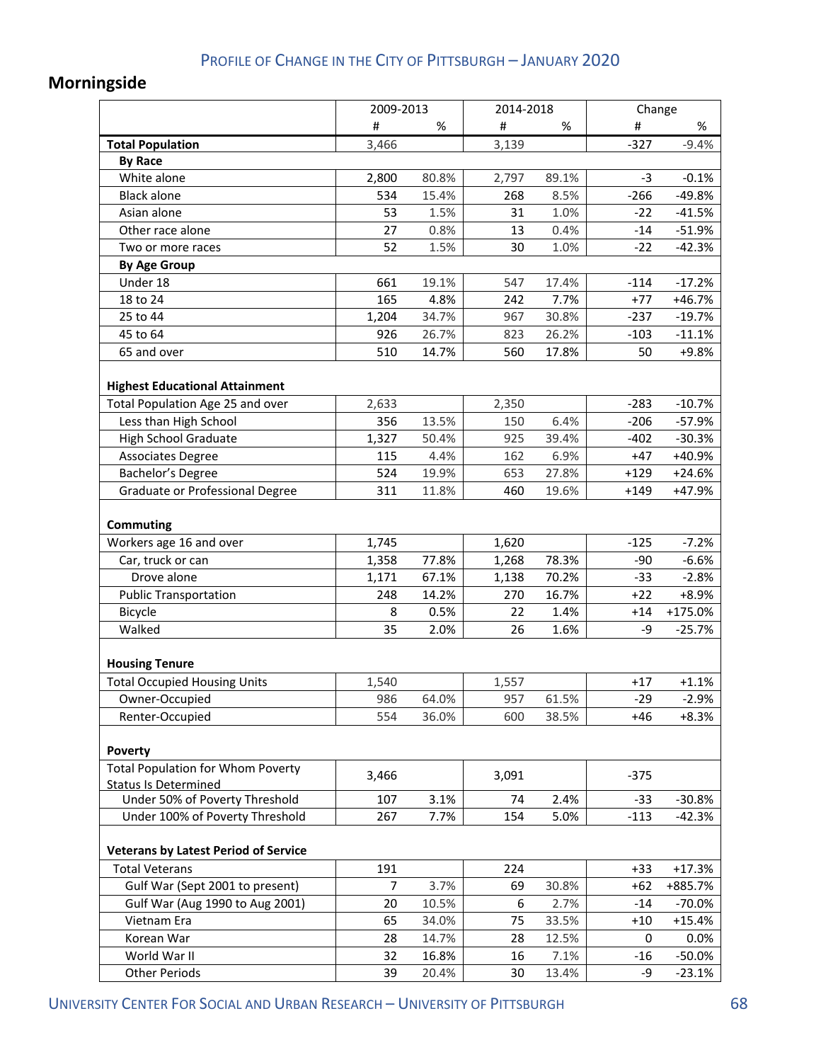## Morningside

| | 2009-2013 | | 2014-2018 | | Change | |
|---|---|---|---|---|---|---|
| | # | % | # | % | # | % |
| **Total Population** | 3,466 | | 3,139 | | -327 | -9.4% |
| **By Race** | | | | | | |
| White alone | 2,800 | 80.8% | 2,797 | 89.1% | -3 | -0.1% |
| Black alone | 534 | 15.4% | 268 | 8.5% | -266 | -49.8% |
| Asian alone | 53 | 1.5% | 31 | 1.0% | -22 | -41.5% |
| Other race alone | 27 | 0.8% | 13 | 0.4% | -14 | -51.9% |
| Two or more races | 52 | 1.5% | 30 | 1.0% | -22 | -42.3% |
| **By Age Group** | | | | | | |
| Under 18 | 661 | 19.1% | 547 | 17.4% | -114 | -17.2% |
| 18 to 24 | 165 | 4.8% | 242 | 7.7% | +77 | +46.7% |
| 25 to 44 | 1,204 | 34.7% | 967 | 30.8% | -237 | -19.7% |
| 45 to 64 | 926 | 26.7% | 823 | 26.2% | -103 | -11.1% |
| 65 and over | 510 | 14.7% | 560 | 17.8% | 50 | +9.8% |
| | | | | | | |
| **Highest Educational Attainment** | | | | | | |
| Total Population Age 25 and over | 2,633 | | 2,350 | | -283 | -10.7% |
| Less than High School | 356 | 13.5% | 150 | 6.4% | -206 | -57.9% |
| High School Graduate | 1,327 | 50.4% | 925 | 39.4% | -402 | -30.3% |
| Associates Degree | 115 | 4.4% | 162 | 6.9% | +47 | +40.9% |
| Bachelor's Degree | 524 | 19.9% | 653 | 27.8% | +129 | +24.6% |
| Graduate or Professional Degree | 311 | 11.8% | 460 | 19.6% | +149 | +47.9% |
| | | | | | | |
| **Commuting** | | | | | | |
| Workers age 16 and over | 1,745 | | 1,620 | | -125 | -7.2% |
| Car, truck or can | 1,358 | 77.8% | 1,268 | 78.3% | -90 | -6.6% |
| Drove alone | 1,171 | 67.1% | 1,138 | 70.2% | -33 | -2.8% |
| Public Transportation | 248 | 14.2% | 270 | 16.7% | +22 | +8.9% |
| Bicycle | 8 | 0.5% | 22 | 1.4% | +14 | +175.0% |
| Walked | 35 | 2.0% | 26 | 1.6% | -9 | -25.7% |
| | | | | | | |
| **Housing Tenure** | | | | | | |
| Total Occupied Housing Units | 1,540 | | 1,557 | | +17 | +1.1% |
| Owner-Occupied | 986 | 64.0% | 957 | 61.5% | -29 | -2.9% |
| Renter-Occupied | 554 | 36.0% | 600 | 38.5% | +46 | +8.3% |
| | | | | | | |
| **Poverty** | | | | | | |
| Total Population for Whom Poverty Status Is Determined | 3,466 | | 3,091 | | -375 | |
| Under 50% of Poverty Threshold | 107 | 3.1% | 74 | 2.4% | -33 | -30.8% |
| Under 100% of Poverty Threshold | 267 | 7.7% | 154 | 5.0% | -113 | -42.3% |
| | | | | | | |
| **Veterans by Latest Period of Service** | | | | | | |
| Total Veterans | 191 | | 224 | | +33 | +17.3% |
| Gulf War (Sept 2001 to present) | 7 | 3.7% | 69 | 30.8% | +62 | +885.7% |
| Gulf War (Aug 1990 to Aug 2001) | 20 | 10.5% | 6 | 2.7% | -14 | -70.0% |
| Vietnam Era | 65 | 34.0% | 75 | 33.5% | +10 | +15.4% |
| Korean War | 28 | 14.7% | 28 | 12.5% | 0 | 0.0% |
| World War II | 32 | 16.8% | 16 | 7.1% | -16 | -50.0% |
| Other Periods | 39 | 20.4% | 30 | 13.4% | -9 | -23.1% |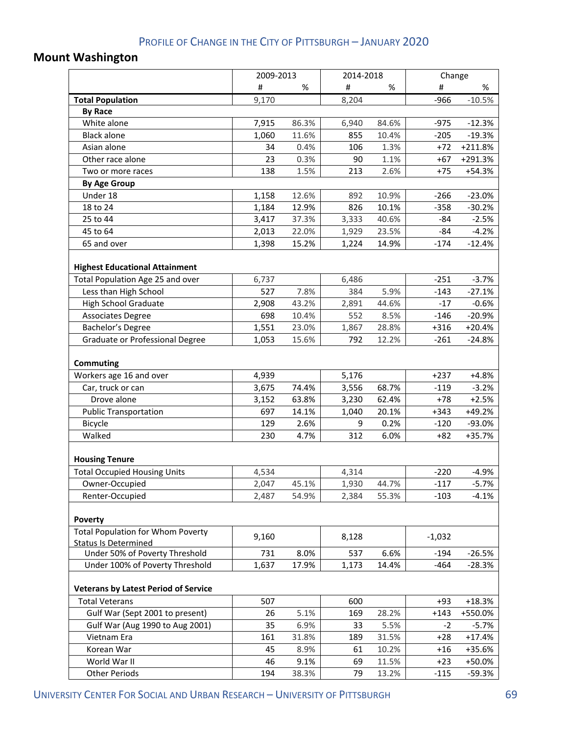## Mount Washington

| | 2009-2013 | | 2014-2018 | | Change | |
|---|---|---|---|---|---|---|
| | # | % | # | % | # | % |
| **Total Population** | 9,170 | | 8,204 | | -966 | -10.5% |
| **By Race** | | | | | | |
| White alone | 7,915 | 86.3% | 6,940 | 84.6% | -975 | -12.3% |
| Black alone | 1,060 | 11.6% | 855 | 10.4% | -205 | -19.3% |
| Asian alone | 34 | 0.4% | 106 | 1.3% | +72 | +211.8% |
| Other race alone | 23 | 0.3% | 90 | 1.1% | +67 | +291.3% |
| Two or more races | 138 | 1.5% | 213 | 2.6% | +75 | +54.3% |
| **By Age Group** | | | | | | |
| Under 18 | 1,158 | 12.6% | 892 | 10.9% | -266 | -23.0% |
| 18 to 24 | 1,184 | 12.9% | 826 | 10.1% | -358 | -30.2% |
| 25 to 44 | 3,417 | 37.3% | 3,333 | 40.6% | -84 | -2.5% |
| 45 to 64 | 2,013 | 22.0% | 1,929 | 23.5% | -84 | -4.2% |
| 65 and over | 1,398 | 15.2% | 1,224 | 14.9% | -174 | -12.4% |
| **Highest Educational Attainment** | | | | | | |
| Total Population Age 25 and over | 6,737 | | 6,486 | | -251 | -3.7% |
| Less than High School | 527 | 7.8% | 384 | 5.9% | -143 | -27.1% |
| High School Graduate | 2,908 | 43.2% | 2,891 | 44.6% | -17 | -0.6% |
| Associates Degree | 698 | 10.4% | 552 | 8.5% | -146 | -20.9% |
| Bachelor's Degree | 1,551 | 23.0% | 1,867 | 28.8% | +316 | +20.4% |
| Graduate or Professional Degree | 1,053 | 15.6% | 792 | 12.2% | -261 | -24.8% |
| **Commuting** | | | | | | |
| Workers age 16 and over | 4,939 | | 5,176 | | +237 | +4.8% |
| Car, truck or can | 3,675 | 74.4% | 3,556 | 68.7% | -119 | -3.2% |
| Drove alone | 3,152 | 63.8% | 3,230 | 62.4% | +78 | +2.5% |
| Public Transportation | 697 | 14.1% | 1,040 | 20.1% | +343 | +49.2% |
| Bicycle | 129 | 2.6% | 9 | 0.2% | -120 | -93.0% |
| Walked | 230 | 4.7% | 312 | 6.0% | +82 | +35.7% |
| **Housing Tenure** | | | | | | |
| Total Occupied Housing Units | 4,534 | | 4,314 | | -220 | -4.9% |
| Owner-Occupied | 2,047 | 45.1% | 1,930 | 44.7% | -117 | -5.7% |
| Renter-Occupied | 2,487 | 54.9% | 2,384 | 55.3% | -103 | -4.1% |
| **Poverty** | | | | | | |
| Total Population for Whom Poverty Status Is Determined | 9,160 | | 8,128 | | -1,032 | |
| Under 50% of Poverty Threshold | 731 | 8.0% | 537 | 6.6% | -194 | -26.5% |
| Under 100% of Poverty Threshold | 1,637 | 17.9% | 1,173 | 14.4% | -464 | -28.3% |
| **Veterans by Latest Period of Service** | | | | | | |
| Total Veterans | 507 | | 600 | | +93 | +18.3% |
| Gulf War (Sept 2001 to present) | 26 | 5.1% | 169 | 28.2% | +143 | +550.0% |
| Gulf War (Aug 1990 to Aug 2001) | 35 | 6.9% | 33 | 5.5% | -2 | -5.7% |
| Vietnam Era | 161 | 31.8% | 189 | 31.5% | +28 | +17.4% |
| Korean War | 45 | 8.9% | 61 | 10.2% | +16 | +35.6% |
| World War II | 46 | 9.1% | 69 | 11.5% | +23 | +50.0% |
| Other Periods | 194 | 38.3% | 79 | 13.2% | -115 | -59.3% |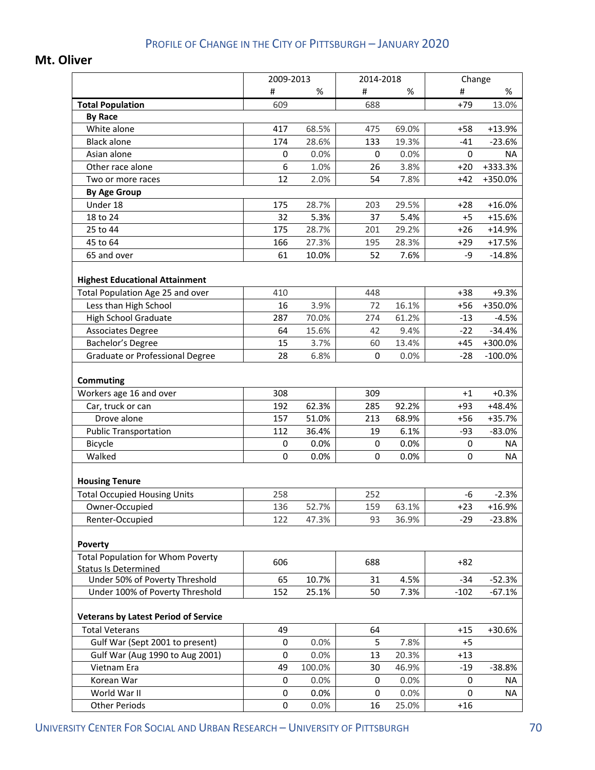## Mt. Oliver

| | 2009-2013 | | 2014-2018 | | Change | |
|---|---|---|---|---|---|---|
| | # | % | # | % | # | % |
| **Total Population** | 609 | | 688 | | +79 | 13.0% |
| **By Race** | | | | | | |
| White alone | 417 | 68.5% | 475 | 69.0% | +58 | +13.9% |
| Black alone | 174 | 28.6% | 133 | 19.3% | -41 | -23.6% |
| Asian alone | 0 | 0.0% | 0 | 0.0% | 0 | NA |
| Other race alone | 6 | 1.0% | 26 | 3.8% | +20 | +333.3% |
| Two or more races | 12 | 2.0% | 54 | 7.8% | +42 | +350.0% |
| **By Age Group** | | | | | | |
| Under 18 | 175 | 28.7% | 203 | 29.5% | +28 | +16.0% |
| 18 to 24 | 32 | 5.3% | 37 | 5.4% | +5 | +15.6% |
| 25 to 44 | 175 | 28.7% | 201 | 29.2% | +26 | +14.9% |
| 45 to 64 | 166 | 27.3% | 195 | 28.3% | +29 | +17.5% |
| 65 and over | 61 | 10.0% | 52 | 7.6% | -9 | -14.8% |
| | | | | | | |
| **Highest Educational Attainment** | | | | | | |
| Total Population Age 25 and over | 410 | | 448 | | +38 | +9.3% |
| Less than High School | 16 | 3.9% | 72 | 16.1% | +56 | +350.0% |
| High School Graduate | 287 | 70.0% | 274 | 61.2% | -13 | -4.5% |
| Associates Degree | 64 | 15.6% | 42 | 9.4% | -22 | -34.4% |
| Bachelor's Degree | 15 | 3.7% | 60 | 13.4% | +45 | +300.0% |
| Graduate or Professional Degree | 28 | 6.8% | 0 | 0.0% | -28 | -100.0% |
| | | | | | | |
| **Commuting** | | | | | | |
| Workers age 16 and over | 308 | | 309 | | +1 | +0.3% |
| Car, truck or can | 192 | 62.3% | 285 | 92.2% | +93 | +48.4% |
| Drove alone | 157 | 51.0% | 213 | 68.9% | +56 | +35.7% |
| Public Transportation | 112 | 36.4% | 19 | 6.1% | -93 | -83.0% |
| Bicycle | 0 | 0.0% | 0 | 0.0% | 0 | NA |
| Walked | 0 | 0.0% | 0 | 0.0% | 0 | NA |
| | | | | | | |
| **Housing Tenure** | | | | | | |
| Total Occupied Housing Units | 258 | | 252 | | -6 | -2.3% |
| Owner-Occupied | 136 | 52.7% | 159 | 63.1% | +23 | +16.9% |
| Renter-Occupied | 122 | 47.3% | 93 | 36.9% | -29 | -23.8% |
| | | | | | | |
| **Poverty** | | | | | | |
| Total Population for Whom Poverty Status Is Determined | 606 | | 688 | | +82 | |
| Under 50% of Poverty Threshold | 65 | 10.7% | 31 | 4.5% | -34 | -52.3% |
| Under 100% of Poverty Threshold | 152 | 25.1% | 50 | 7.3% | -102 | -67.1% |
| | | | | | | |
| **Veterans by Latest Period of Service** | | | | | | |
| Total Veterans | 49 | | 64 | | +15 | +30.6% |
| Gulf War (Sept 2001 to present) | 0 | 0.0% | 5 | 7.8% | +5 | |
| Gulf War (Aug 1990 to Aug 2001) | 0 | 0.0% | 13 | 20.3% | +13 | |
| Vietnam Era | 49 | 100.0% | 30 | 46.9% | -19 | -38.8% |
| Korean War | 0 | 0.0% | 0 | 0.0% | 0 | NA |
| World War II | 0 | 0.0% | 0 | 0.0% | 0 | NA |
| Other Periods | 0 | 0.0% | 16 | 25.0% | +16 | |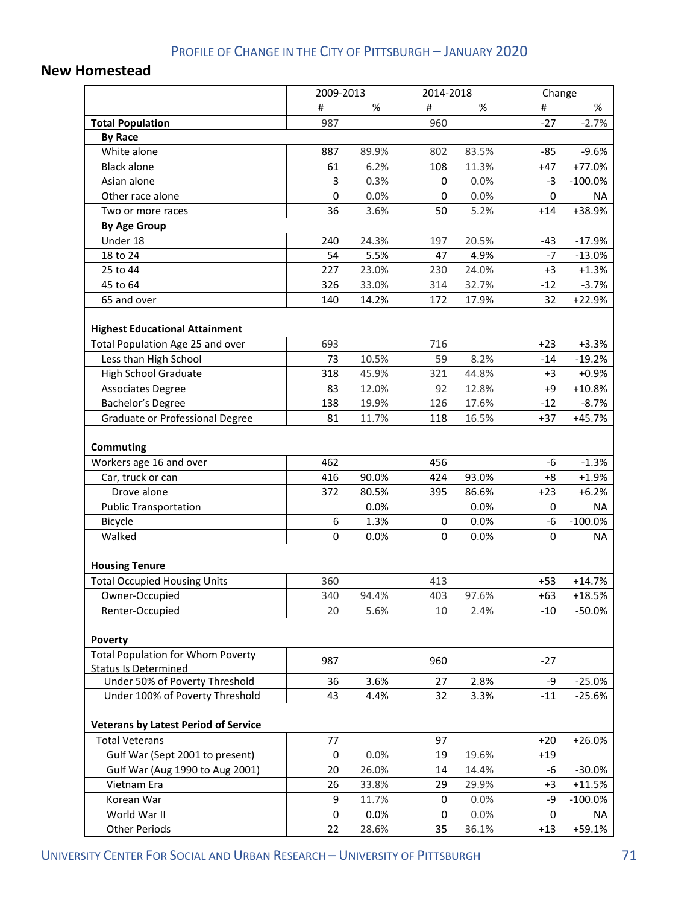## New Homestead

| | 2009-2013 | | 2014-2018 | | Change | |
|---|---|---|---|---|---|---|
| | # | % | # | % | # | % |
| **Total Population** | 987 | | 960 | | -27 | -2.7% |
| **By Race** | | | | | | |
| White alone | 887 | 89.9% | 802 | 83.5% | -85 | -9.6% |
| Black alone | 61 | 6.2% | 108 | 11.3% | +47 | +77.0% |
| Asian alone | 3 | 0.3% | 0 | 0.0% | -3 | -100.0% |
| Other race alone | 0 | 0.0% | 0 | 0.0% | 0 | NA |
| Two or more races | 36 | 3.6% | 50 | 5.2% | +14 | +38.9% |
| **By Age Group** | | | | | | |
| Under 18 | 240 | 24.3% | 197 | 20.5% | -43 | -17.9% |
| 18 to 24 | 54 | 5.5% | 47 | 4.9% | -7 | -13.0% |
| 25 to 44 | 227 | 23.0% | 230 | 24.0% | +3 | +1.3% |
| 45 to 64 | 326 | 33.0% | 314 | 32.7% | -12 | -3.7% |
| 65 and over | 140 | 14.2% | 172 | 17.9% | 32 | +22.9% |
| **Highest Educational Attainment** | | | | | | |
| Total Population Age 25 and over | 693 | | 716 | | +23 | +3.3% |
| Less than High School | 73 | 10.5% | 59 | 8.2% | -14 | -19.2% |
| High School Graduate | 318 | 45.9% | 321 | 44.8% | +3 | +0.9% |
| Associates Degree | 83 | 12.0% | 92 | 12.8% | +9 | +10.8% |
| Bachelor's Degree | 138 | 19.9% | 126 | 17.6% | -12 | -8.7% |
| Graduate or Professional Degree | 81 | 11.7% | 118 | 16.5% | +37 | +45.7% |
| **Commuting** | | | | | | |
| Workers age 16 and over | 462 | | 456 | | -6 | -1.3% |
| Car, truck or can | 416 | 90.0% | 424 | 93.0% | +8 | +1.9% |
| Drove alone | 372 | 80.5% | 395 | 86.6% | +23 | +6.2% |
| Public Transportation | | 0.0% | | 0.0% | 0 | NA |
| Bicycle | 6 | 1.3% | 0 | 0.0% | -6 | -100.0% |
| Walked | 0 | 0.0% | 0 | 0.0% | 0 | NA |
| **Housing Tenure** | | | | | | |
| Total Occupied Housing Units | 360 | | 413 | | +53 | +14.7% |
| Owner-Occupied | 340 | 94.4% | 403 | 97.6% | +63 | +18.5% |
| Renter-Occupied | 20 | 5.6% | 10 | 2.4% | -10 | -50.0% |
| **Poverty** | | | | | | |
| Total Population for Whom Poverty Status Is Determined | 987 | | 960 | | -27 | |
| Under 50% of Poverty Threshold | 36 | 3.6% | 27 | 2.8% | -9 | -25.0% |
| Under 100% of Poverty Threshold | 43 | 4.4% | 32 | 3.3% | -11 | -25.6% |
| **Veterans by Latest Period of Service** | | | | | | |
| Total Veterans | 77 | | 97 | | +20 | +26.0% |
| Gulf War (Sept 2001 to present) | 0 | 0.0% | 19 | 19.6% | +19 | |
| Gulf War (Aug 1990 to Aug 2001) | 20 | 26.0% | 14 | 14.4% | -6 | -30.0% |
| Vietnam Era | 26 | 33.8% | 29 | 29.9% | +3 | +11.5% |
| Korean War | 9 | 11.7% | 0 | 0.0% | -9 | -100.0% |
| World War II | 0 | 0.0% | 0 | 0.0% | 0 | NA |
| Other Periods | 22 | 28.6% | 35 | 36.1% | +13 | +59.1% |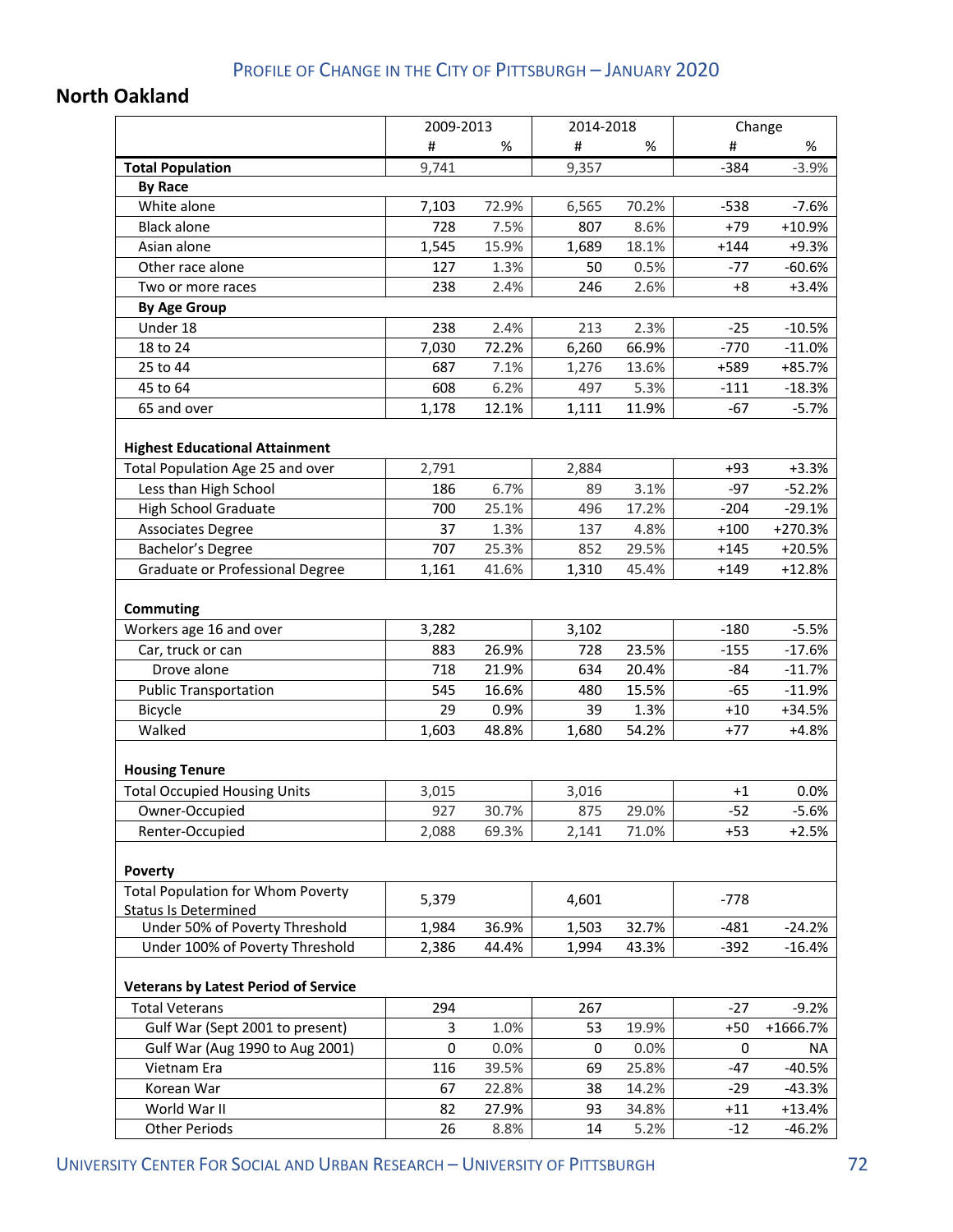## North Oakland

| | 2009-2013 | | 2014-2018 | | Change | |
|---|---|---|---|---|---|---|
| | # | % | # | % | # | % |
| **Total Population** | 9,741 | | 9,357 | | -384 | -3.9% |
| **By Race** | | | | | | |
| White alone | 7,103 | 72.9% | 6,565 | 70.2% | -538 | -7.6% |
| Black alone | 728 | 7.5% | 807 | 8.6% | +79 | +10.9% |
| Asian alone | 1,545 | 15.9% | 1,689 | 18.1% | +144 | +9.3% |
| Other race alone | 127 | 1.3% | 50 | 0.5% | -77 | -60.6% |
| Two or more races | 238 | 2.4% | 246 | 2.6% | +8 | +3.4% |
| **By Age Group** | | | | | | |
| Under 18 | 238 | 2.4% | 213 | 2.3% | -25 | -10.5% |
| 18 to 24 | 7,030 | 72.2% | 6,260 | 66.9% | -770 | -11.0% |
| 25 to 44 | 687 | 7.1% | 1,276 | 13.6% | +589 | +85.7% |
| 45 to 64 | 608 | 6.2% | 497 | 5.3% | -111 | -18.3% |
| 65 and over | 1,178 | 12.1% | 1,111 | 11.9% | -67 | -5.7% |
| **Highest Educational Attainment** | | | | | | |
| Total Population Age 25 and over | 2,791 | | 2,884 | | +93 | +3.3% |
| Less than High School | 186 | 6.7% | 89 | 3.1% | -97 | -52.2% |
| High School Graduate | 700 | 25.1% | 496 | 17.2% | -204 | -29.1% |
| Associates Degree | 37 | 1.3% | 137 | 4.8% | +100 | +270.3% |
| Bachelor's Degree | 707 | 25.3% | 852 | 29.5% | +145 | +20.5% |
| Graduate or Professional Degree | 1,161 | 41.6% | 1,310 | 45.4% | +149 | +12.8% |
| **Commuting** | | | | | | |
| Workers age 16 and over | 3,282 | | 3,102 | | -180 | -5.5% |
| Car, truck or can | 883 | 26.9% | 728 | 23.5% | -155 | -17.6% |
| Drove alone | 718 | 21.9% | 634 | 20.4% | -84 | -11.7% |
| Public Transportation | 545 | 16.6% | 480 | 15.5% | -65 | -11.9% |
| Bicycle | 29 | 0.9% | 39 | 1.3% | +10 | +34.5% |
| Walked | 1,603 | 48.8% | 1,680 | 54.2% | +77 | +4.8% |
| **Housing Tenure** | | | | | | |
| Total Occupied Housing Units | 3,015 | | 3,016 | | +1 | 0.0% |
| Owner-Occupied | 927 | 30.7% | 875 | 29.0% | -52 | -5.6% |
| Renter-Occupied | 2,088 | 69.3% | 2,141 | 71.0% | +53 | +2.5% |
| **Poverty** | | | | | | |
| Total Population for Whom Poverty Status Is Determined | 5,379 | | 4,601 | | -778 | |
| Under 50% of Poverty Threshold | 1,984 | 36.9% | 1,503 | 32.7% | -481 | -24.2% |
| Under 100% of Poverty Threshold | 2,386 | 44.4% | 1,994 | 43.3% | -392 | -16.4% |
| **Veterans by Latest Period of Service** | | | | | | |
| Total Veterans | 294 | | 267 | | -27 | -9.2% |
| Gulf War (Sept 2001 to present) | 3 | 1.0% | 53 | 19.9% | +50 | +1666.7% |
| Gulf War (Aug 1990 to Aug 2001) | 0 | 0.0% | 0 | 0.0% | 0 | NA |
| Vietnam Era | 116 | 39.5% | 69 | 25.8% | -47 | -40.5% |
| Korean War | 67 | 22.8% | 38 | 14.2% | -29 | -43.3% |
| World War II | 82 | 27.9% | 93 | 34.8% | +11 | +13.4% |
| Other Periods | 26 | 8.8% | 14 | 5.2% | -12 | -46.2% |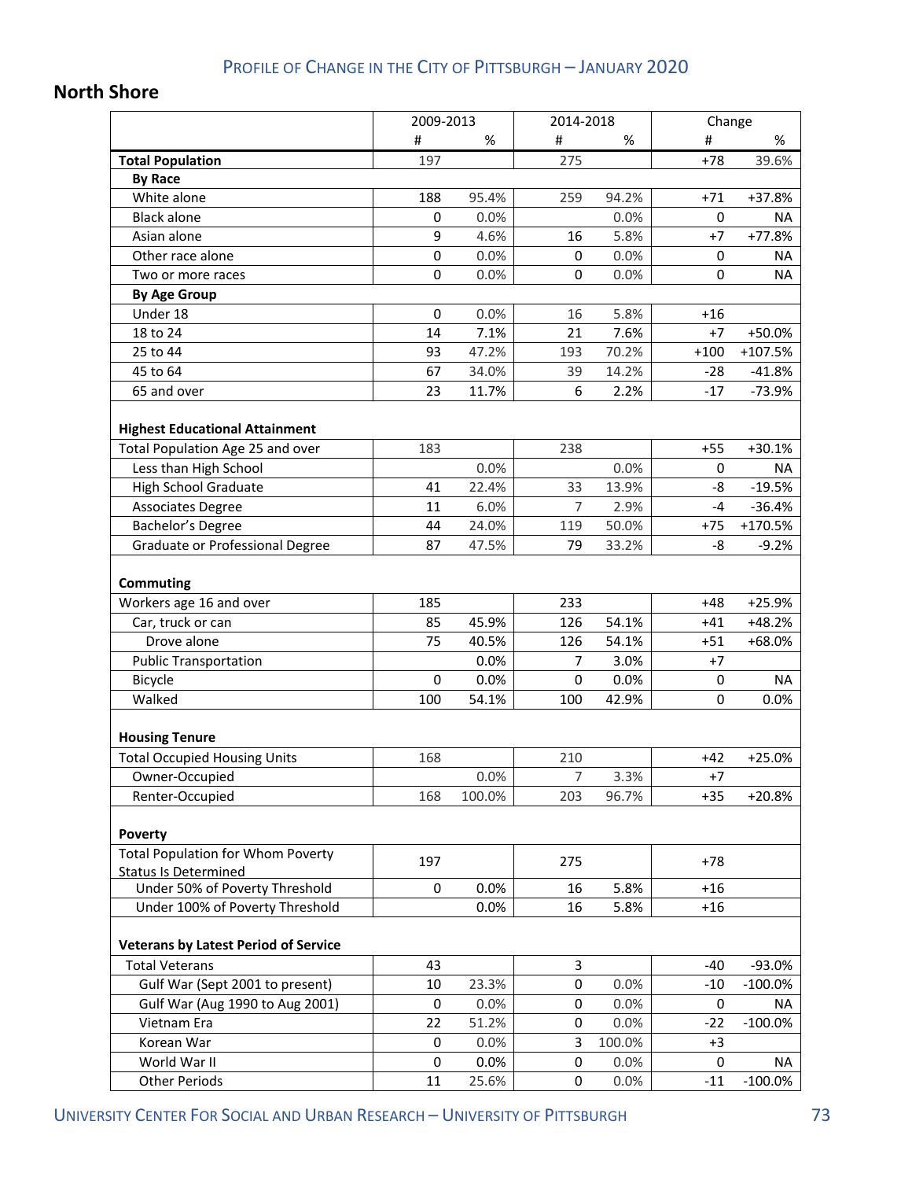## North Shore

| | 2009-2013 | | 2014-2018 | | Change | |
|---|---|---|---|---|---|---|
| | # | % | # | % | # | % |
| **Total Population** | 197 | | 275 | | +78 | 39.6% |
| **By Race** | | | | | | |
| White alone | 188 | 95.4% | 259 | 94.2% | +71 | +37.8% |
| Black alone | 0 | 0.0% | | 0.0% | 0 | NA |
| Asian alone | 9 | 4.6% | 16 | 5.8% | +7 | +77.8% |
| Other race alone | 0 | 0.0% | 0 | 0.0% | 0 | NA |
| Two or more races | 0 | 0.0% | 0 | 0.0% | 0 | NA |
| **By Age Group** | | | | | | |
| Under 18 | 0 | 0.0% | 16 | 5.8% | +16 | |
| 18 to 24 | 14 | 7.1% | 21 | 7.6% | +7 | +50.0% |
| 25 to 44 | 93 | 47.2% | 193 | 70.2% | +100 | +107.5% |
| 45 to 64 | 67 | 34.0% | 39 | 14.2% | -28 | -41.8% |
| 65 and over | 23 | 11.7% | 6 | 2.2% | -17 | -73.9% |
| **Highest Educational Attainment** | | | | | | |
| Total Population Age 25 and over | 183 | | 238 | | +55 | +30.1% |
| Less than High School | | 0.0% | | 0.0% | 0 | NA |
| High School Graduate | 41 | 22.4% | 33 | 13.9% | -8 | -19.5% |
| Associates Degree | 11 | 6.0% | 7 | 2.9% | -4 | -36.4% |
| Bachelor's Degree | 44 | 24.0% | 119 | 50.0% | +75 | +170.5% |
| Graduate or Professional Degree | 87 | 47.5% | 79 | 33.2% | -8 | -9.2% |
| **Commuting** | | | | | | |
| Workers age 16 and over | 185 | | 233 | | +48 | +25.9% |
| Car, truck or can | 85 | 45.9% | 126 | 54.1% | +41 | +48.2% |
| Drove alone | 75 | 40.5% | 126 | 54.1% | +51 | +68.0% |
| Public Transportation | | 0.0% | 7 | 3.0% | +7 | |
| Bicycle | 0 | 0.0% | 0 | 0.0% | 0 | NA |
| Walked | 100 | 54.1% | 100 | 42.9% | 0 | 0.0% |
| **Housing Tenure** | | | | | | |
| Total Occupied Housing Units | 168 | | 210 | | +42 | +25.0% |
| Owner-Occupied | | 0.0% | 7 | 3.3% | +7 | |
| Renter-Occupied | 168 | 100.0% | 203 | 96.7% | +35 | +20.8% |
| **Poverty** | | | | | | |
| Total Population for Whom Poverty Status Is Determined | 197 | | 275 | | +78 | |
| Under 50% of Poverty Threshold | 0 | 0.0% | 16 | 5.8% | +16 | |
| Under 100% of Poverty Threshold | | 0.0% | 16 | 5.8% | +16 | |
| **Veterans by Latest Period of Service** | | | | | | |
| Total Veterans | 43 | | 3 | | -40 | -93.0% |
| Gulf War (Sept 2001 to present) | 10 | 23.3% | 0 | 0.0% | -10 | -100.0% |
| Gulf War (Aug 1990 to Aug 2001) | 0 | 0.0% | 0 | 0.0% | 0 | NA |
| Vietnam Era | 22 | 51.2% | 0 | 0.0% | -22 | -100.0% |
| Korean War | 0 | 0.0% | 3 | 100.0% | +3 | |
| World War II | 0 | 0.0% | 0 | 0.0% | 0 | NA |
| Other Periods | 11 | 25.6% | 0 | 0.0% | -11 | -100.0% |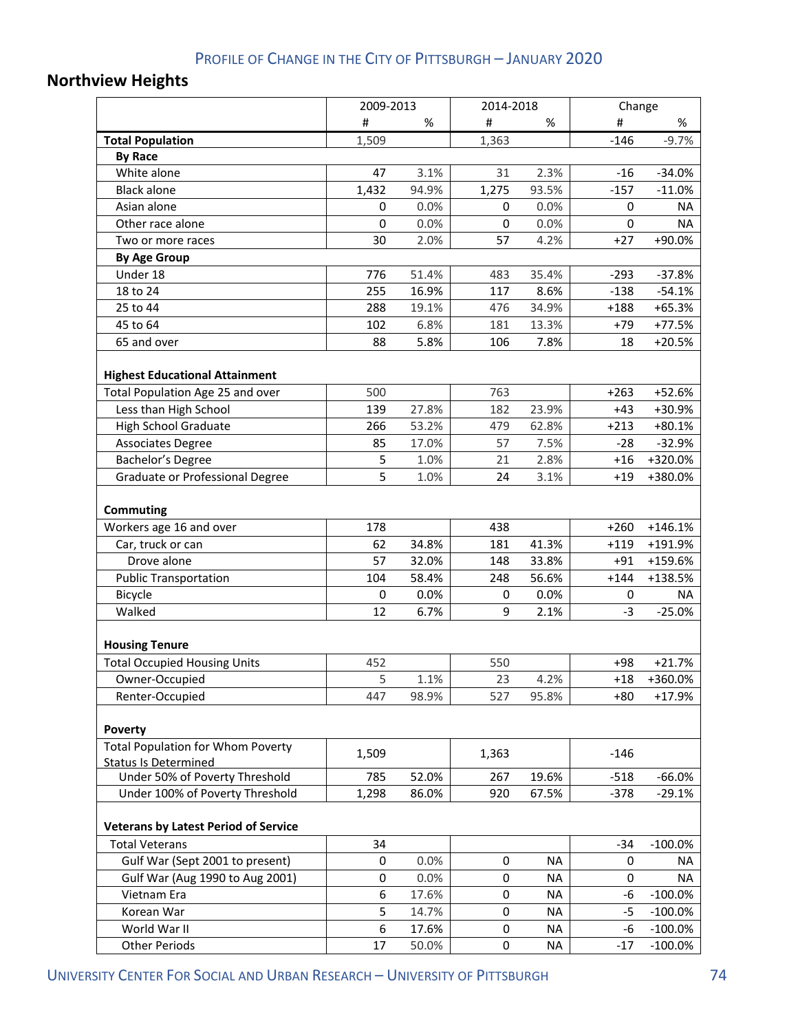## Northview Heights

| | 2009-2013 | | 2014-2018 | | Change | |
|---|---|---|---|---|---|---|
| | # | % | # | % | # | % |
| **Total Population** | 1,509 | | 1,363 | | -146 | -9.7% |
| **By Race** | | | | | | |
| White alone | 47 | 3.1% | 31 | 2.3% | -16 | -34.0% |
| Black alone | 1,432 | 94.9% | 1,275 | 93.5% | -157 | -11.0% |
| Asian alone | 0 | 0.0% | 0 | 0.0% | 0 | NA |
| Other race alone | 0 | 0.0% | 0 | 0.0% | 0 | NA |
| Two or more races | 30 | 2.0% | 57 | 4.2% | +27 | +90.0% |
| **By Age Group** | | | | | | |
| Under 18 | 776 | 51.4% | 483 | 35.4% | -293 | -37.8% |
| 18 to 24 | 255 | 16.9% | 117 | 8.6% | -138 | -54.1% |
| 25 to 44 | 288 | 19.1% | 476 | 34.9% | +188 | +65.3% |
| 45 to 64 | 102 | 6.8% | 181 | 13.3% | +79 | +77.5% |
| 65 and over | 88 | 5.8% | 106 | 7.8% | 18 | +20.5% |
| **Highest Educational Attainment** | | | | | | |
| Total Population Age 25 and over | 500 | | 763 | | +263 | +52.6% |
| Less than High School | 139 | 27.8% | 182 | 23.9% | +43 | +30.9% |
| High School Graduate | 266 | 53.2% | 479 | 62.8% | +213 | +80.1% |
| Associates Degree | 85 | 17.0% | 57 | 7.5% | -28 | -32.9% |
| Bachelor's Degree | 5 | 1.0% | 21 | 2.8% | +16 | +320.0% |
| Graduate or Professional Degree | 5 | 1.0% | 24 | 3.1% | +19 | +380.0% |
| **Commuting** | | | | | | |
| Workers age 16 and over | 178 | | 438 | | +260 | +146.1% |
| Car, truck or can | 62 | 34.8% | 181 | 41.3% | +119 | +191.9% |
| Drove alone | 57 | 32.0% | 148 | 33.8% | +91 | +159.6% |
| Public Transportation | 104 | 58.4% | 248 | 56.6% | +144 | +138.5% |
| Bicycle | 0 | 0.0% | 0 | 0.0% | 0 | NA |
| Walked | 12 | 6.7% | 9 | 2.1% | -3 | -25.0% |
| **Housing Tenure** | | | | | | |
| Total Occupied Housing Units | 452 | | 550 | | +98 | +21.7% |
| Owner-Occupied | 5 | 1.1% | 23 | 4.2% | +18 | +360.0% |
| Renter-Occupied | 447 | 98.9% | 527 | 95.8% | +80 | +17.9% |
| **Poverty** | | | | | | |
| Total Population for Whom Poverty Status Is Determined | 1,509 | | 1,363 | | -146 | |
| Under 50% of Poverty Threshold | 785 | 52.0% | 267 | 19.6% | -518 | -66.0% |
| Under 100% of Poverty Threshold | 1,298 | 86.0% | 920 | 67.5% | -378 | -29.1% |
| **Veterans by Latest Period of Service** | | | | | | |
| Total Veterans | 34 | | | | -34 | -100.0% |
| Gulf War (Sept 2001 to present) | 0 | 0.0% | 0 | NA | 0 | NA |
| Gulf War (Aug 1990 to Aug 2001) | 0 | 0.0% | 0 | NA | 0 | NA |
| Vietnam Era | 6 | 17.6% | 0 | NA | -6 | -100.0% |
| Korean War | 5 | 14.7% | 0 | NA | -5 | -100.0% |
| World War II | 6 | 17.6% | 0 | NA | -6 | -100.0% |
| Other Periods | 17 | 50.0% | 0 | NA | -17 | -100.0% |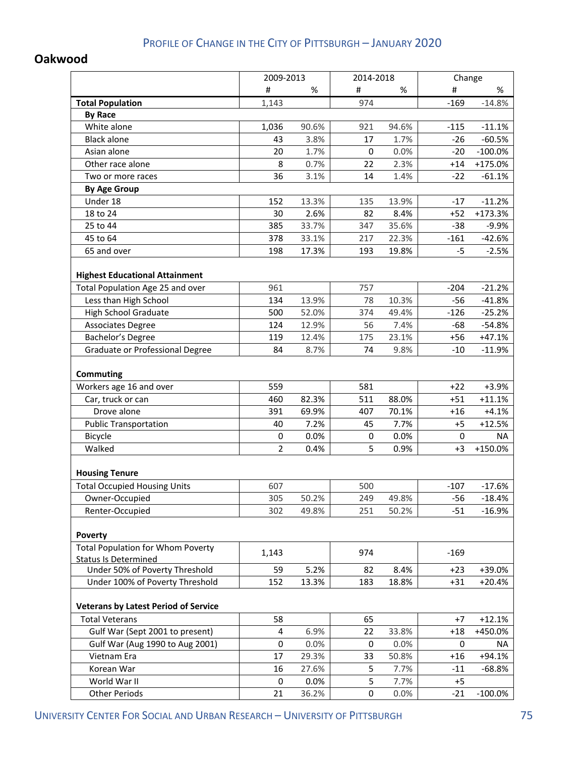## Oakwood

| | 2009-2013 | | 2014-2018 | | Change | |
|---|---|---|---|---|---|---|
| | # | % | # | % | # | % |
| **Total Population** | 1,143 | | 974 | | -169 | -14.8% |
| **By Race** | | | | | | |
| White alone | 1,036 | 90.6% | 921 | 94.6% | -115 | -11.1% |
| Black alone | 43 | 3.8% | 17 | 1.7% | -26 | -60.5% |
| Asian alone | 20 | 1.7% | 0 | 0.0% | -20 | -100.0% |
| Other race alone | 8 | 0.7% | 22 | 2.3% | +14 | +175.0% |
| Two or more races | 36 | 3.1% | 14 | 1.4% | -22 | -61.1% |
| **By Age Group** | | | | | | |
| Under 18 | 152 | 13.3% | 135 | 13.9% | -17 | -11.2% |
| 18 to 24 | 30 | 2.6% | 82 | 8.4% | +52 | +173.3% |
| 25 to 44 | 385 | 33.7% | 347 | 35.6% | -38 | -9.9% |
| 45 to 64 | 378 | 33.1% | 217 | 22.3% | -161 | -42.6% |
| 65 and over | 198 | 17.3% | 193 | 19.8% | -5 | -2.5% |
| **Highest Educational Attainment** | | | | | | |
| Total Population Age 25 and over | 961 | | 757 | | -204 | -21.2% |
| Less than High School | 134 | 13.9% | 78 | 10.3% | -56 | -41.8% |
| High School Graduate | 500 | 52.0% | 374 | 49.4% | -126 | -25.2% |
| Associates Degree | 124 | 12.9% | 56 | 7.4% | -68 | -54.8% |
| Bachelor's Degree | 119 | 12.4% | 175 | 23.1% | +56 | +47.1% |
| Graduate or Professional Degree | 84 | 8.7% | 74 | 9.8% | -10 | -11.9% |
| **Commuting** | | | | | | |
| Workers age 16 and over | 559 | | 581 | | +22 | +3.9% |
| Car, truck or can | 460 | 82.3% | 511 | 88.0% | +51 | +11.1% |
| Drove alone | 391 | 69.9% | 407 | 70.1% | +16 | +4.1% |
| Public Transportation | 40 | 7.2% | 45 | 7.7% | +5 | +12.5% |
| Bicycle | 0 | 0.0% | 0 | 0.0% | 0 | NA |
| Walked | 2 | 0.4% | 5 | 0.9% | +3 | +150.0% |
| **Housing Tenure** | | | | | | |
| Total Occupied Housing Units | 607 | | 500 | | -107 | -17.6% |
| Owner-Occupied | 305 | 50.2% | 249 | 49.8% | -56 | -18.4% |
| Renter-Occupied | 302 | 49.8% | 251 | 50.2% | -51 | -16.9% |
| **Poverty** | | | | | | |
| Total Population for Whom Poverty Status Is Determined | 1,143 | | 974 | | -169 | |
| Under 50% of Poverty Threshold | 59 | 5.2% | 82 | 8.4% | +23 | +39.0% |
| Under 100% of Poverty Threshold | 152 | 13.3% | 183 | 18.8% | +31 | +20.4% |
| **Veterans by Latest Period of Service** | | | | | | |
| Total Veterans | 58 | | 65 | | +7 | +12.1% |
| Gulf War (Sept 2001 to present) | 4 | 6.9% | 22 | 33.8% | +18 | +450.0% |
| Gulf War (Aug 1990 to Aug 2001) | 0 | 0.0% | 0 | 0.0% | 0 | NA |
| Vietnam Era | 17 | 29.3% | 33 | 50.8% | +16 | +94.1% |
| Korean War | 16 | 27.6% | 5 | 7.7% | -11 | -68.8% |
| World War II | 0 | 0.0% | 5 | 7.7% | +5 | |
| Other Periods | 21 | 36.2% | 0 | 0.0% | -21 | -100.0% |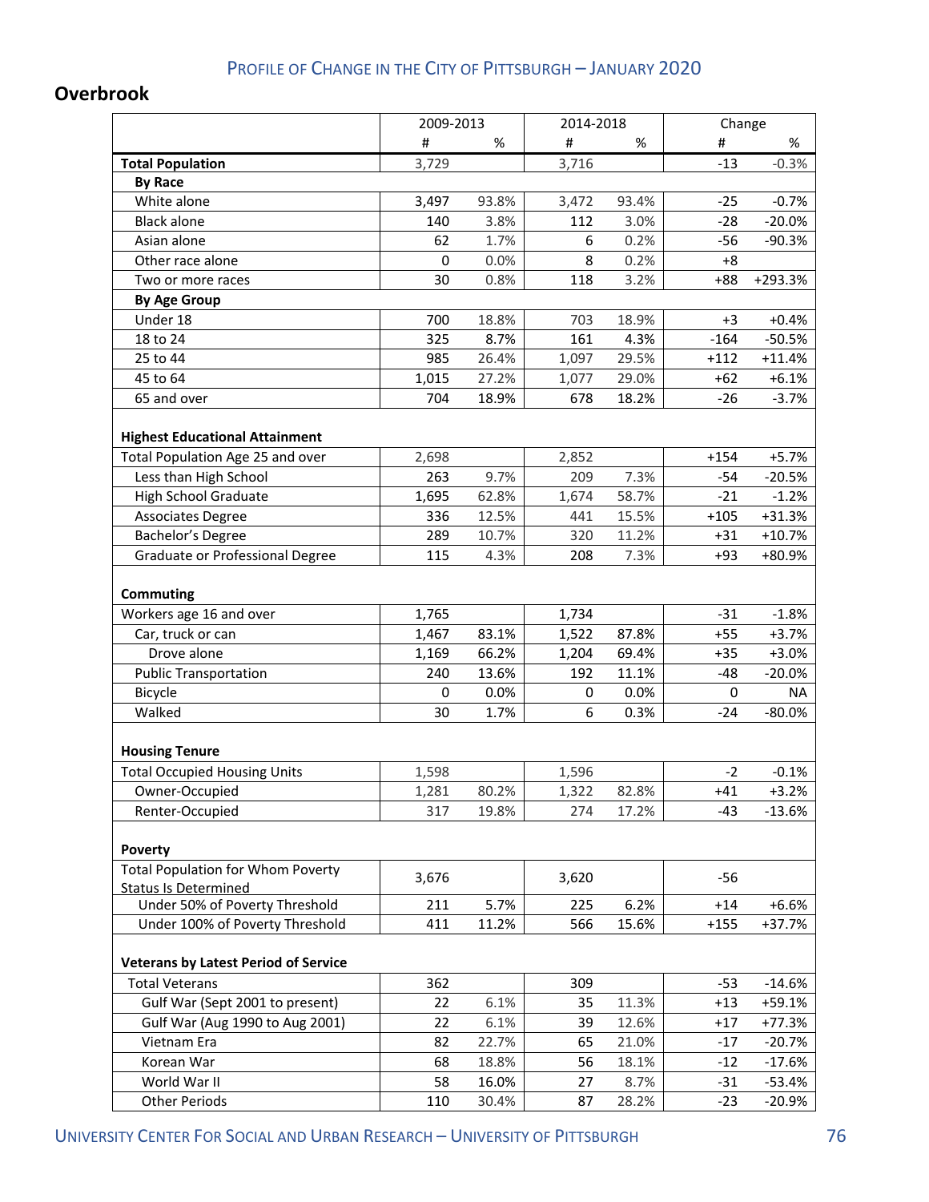## Overbrook

| | 2009-2013 | | 2014-2018 | | Change | |
|---|---|---|---|---|---|---|
| | # | % | # | % | # | % |
| **Total Population** | 3,729 | | 3,716 | | -13 | -0.3% |
| **By Race** | | | | | | |
| White alone | 3,497 | 93.8% | 3,472 | 93.4% | -25 | -0.7% |
| Black alone | 140 | 3.8% | 112 | 3.0% | -28 | -20.0% |
| Asian alone | 62 | 1.7% | 6 | 0.2% | -56 | -90.3% |
| Other race alone | 0 | 0.0% | 8 | 0.2% | +8 | |
| Two or more races | 30 | 0.8% | 118 | 3.2% | +88 | +293.3% |
| **By Age Group** | | | | | | |
| Under 18 | 700 | 18.8% | 703 | 18.9% | +3 | +0.4% |
| 18 to 24 | 325 | 8.7% | 161 | 4.3% | -164 | -50.5% |
| 25 to 44 | 985 | 26.4% | 1,097 | 29.5% | +112 | +11.4% |
| 45 to 64 | 1,015 | 27.2% | 1,077 | 29.0% | +62 | +6.1% |
| 65 and over | 704 | 18.9% | 678 | 18.2% | -26 | -3.7% |
| **Highest Educational Attainment** | | | | | | |
| Total Population Age 25 and over | 2,698 | | 2,852 | | +154 | +5.7% |
| Less than High School | 263 | 9.7% | 209 | 7.3% | -54 | -20.5% |
| High School Graduate | 1,695 | 62.8% | 1,674 | 58.7% | -21 | -1.2% |
| Associates Degree | 336 | 12.5% | 441 | 15.5% | +105 | +31.3% |
| Bachelor's Degree | 289 | 10.7% | 320 | 11.2% | +31 | +10.7% |
| Graduate or Professional Degree | 115 | 4.3% | 208 | 7.3% | +93 | +80.9% |
| **Commuting** | | | | | | |
| Workers age 16 and over | 1,765 | | 1,734 | | -31 | -1.8% |
| Car, truck or can | 1,467 | 83.1% | 1,522 | 87.8% | +55 | +3.7% |
| Drove alone | 1,169 | 66.2% | 1,204 | 69.4% | +35 | +3.0% |
| Public Transportation | 240 | 13.6% | 192 | 11.1% | -48 | -20.0% |
| Bicycle | 0 | 0.0% | 0 | 0.0% | 0 | NA |
| Walked | 30 | 1.7% | 6 | 0.3% | -24 | -80.0% |
| **Housing Tenure** | | | | | | |
| Total Occupied Housing Units | 1,598 | | 1,596 | | -2 | -0.1% |
| Owner-Occupied | 1,281 | 80.2% | 1,322 | 82.8% | +41 | +3.2% |
| Renter-Occupied | 317 | 19.8% | 274 | 17.2% | -43 | -13.6% |
| **Poverty** | | | | | | |
| Total Population for Whom Poverty Status Is Determined | 3,676 | | 3,620 | | -56 | |
| Under 50% of Poverty Threshold | 211 | 5.7% | 225 | 6.2% | +14 | +6.6% |
| Under 100% of Poverty Threshold | 411 | 11.2% | 566 | 15.6% | +155 | +37.7% |
| **Veterans by Latest Period of Service** | | | | | | |
| Total Veterans | 362 | | 309 | | -53 | -14.6% |
| Gulf War (Sept 2001 to present) | 22 | 6.1% | 35 | 11.3% | +13 | +59.1% |
| Gulf War (Aug 1990 to Aug 2001) | 22 | 6.1% | 39 | 12.6% | +17 | +77.3% |
| Vietnam Era | 82 | 22.7% | 65 | 21.0% | -17 | -20.7% |
| Korean War | 68 | 18.8% | 56 | 18.1% | -12 | -17.6% |
| World War II | 58 | 16.0% | 27 | 8.7% | -31 | -53.4% |
| Other Periods | 110 | 30.4% | 87 | 28.2% | -23 | -20.9% |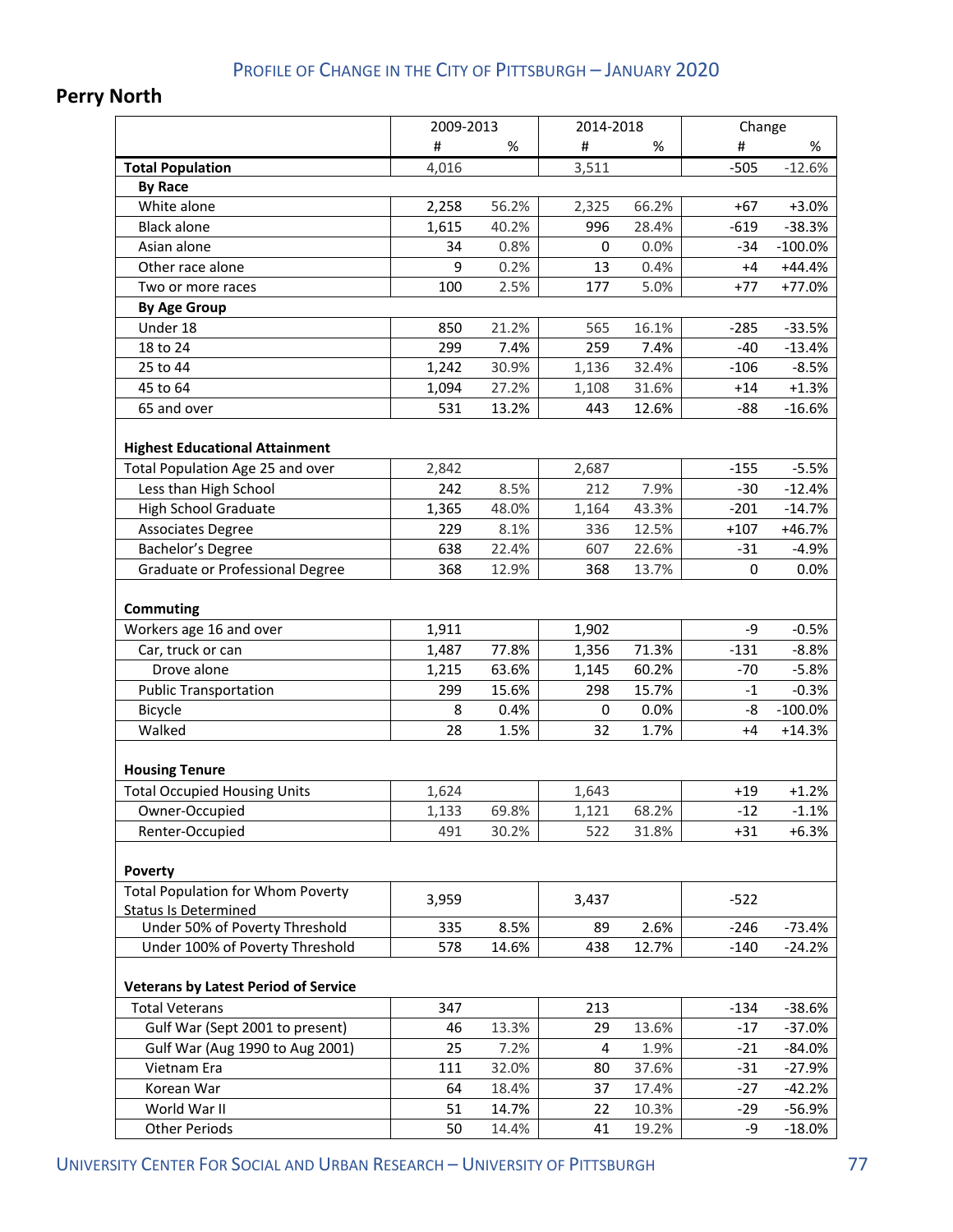## Perry North

| | 2009-2013 | | 2014-2018 | | Change | |
|---|---|---|---|---|---|---|
| | # | % | # | % | # | % |
| **Total Population** | 4,016 | | 3,511 | | -505 | -12.6% |
| **By Race** | | | | | | |
| White alone | 2,258 | 56.2% | 2,325 | 66.2% | +67 | +3.0% |
| Black alone | 1,615 | 40.2% | 996 | 28.4% | -619 | -38.3% |
| Asian alone | 34 | 0.8% | 0 | 0.0% | -34 | -100.0% |
| Other race alone | 9 | 0.2% | 13 | 0.4% | +4 | +44.4% |
| Two or more races | 100 | 2.5% | 177 | 5.0% | +77 | +77.0% |
| **By Age Group** | | | | | | |
| Under 18 | 850 | 21.2% | 565 | 16.1% | -285 | -33.5% |
| 18 to 24 | 299 | 7.4% | 259 | 7.4% | -40 | -13.4% |
| 25 to 44 | 1,242 | 30.9% | 1,136 | 32.4% | -106 | -8.5% |
| 45 to 64 | 1,094 | 27.2% | 1,108 | 31.6% | +14 | +1.3% |
| 65 and over | 531 | 13.2% | 443 | 12.6% | -88 | -16.6% |
| **Highest Educational Attainment** | | | | | | |
| Total Population Age 25 and over | 2,842 | | 2,687 | | -155 | -5.5% |
| Less than High School | 242 | 8.5% | 212 | 7.9% | -30 | -12.4% |
| High School Graduate | 1,365 | 48.0% | 1,164 | 43.3% | -201 | -14.7% |
| Associates Degree | 229 | 8.1% | 336 | 12.5% | +107 | +46.7% |
| Bachelor's Degree | 638 | 22.4% | 607 | 22.6% | -31 | -4.9% |
| Graduate or Professional Degree | 368 | 12.9% | 368 | 13.7% | 0 | 0.0% |
| **Commuting** | | | | | | |
| Workers age 16 and over | 1,911 | | 1,902 | | -9 | -0.5% |
| Car, truck or can | 1,487 | 77.8% | 1,356 | 71.3% | -131 | -8.8% |
| Drove alone | 1,215 | 63.6% | 1,145 | 60.2% | -70 | -5.8% |
| Public Transportation | 299 | 15.6% | 298 | 15.7% | -1 | -0.3% |
| Bicycle | 8 | 0.4% | 0 | 0.0% | -8 | -100.0% |
| Walked | 28 | 1.5% | 32 | 1.7% | +4 | +14.3% |
| **Housing Tenure** | | | | | | |
| Total Occupied Housing Units | 1,624 | | 1,643 | | +19 | +1.2% |
| Owner-Occupied | 1,133 | 69.8% | 1,121 | 68.2% | -12 | -1.1% |
| Renter-Occupied | 491 | 30.2% | 522 | 31.8% | +31 | +6.3% |
| **Poverty** | | | | | | |
| Total Population for Whom Poverty Status Is Determined | 3,959 | | 3,437 | | -522 | |
| Under 50% of Poverty Threshold | 335 | 8.5% | 89 | 2.6% | -246 | -73.4% |
| Under 100% of Poverty Threshold | 578 | 14.6% | 438 | 12.7% | -140 | -24.2% |
| **Veterans by Latest Period of Service** | | | | | | |
| Total Veterans | 347 | | 213 | | -134 | -38.6% |
| Gulf War (Sept 2001 to present) | 46 | 13.3% | 29 | 13.6% | -17 | -37.0% |
| Gulf War (Aug 1990 to Aug 2001) | 25 | 7.2% | 4 | 1.9% | -21 | -84.0% |
| Vietnam Era | 111 | 32.0% | 80 | 37.6% | -31 | -27.9% |
| Korean War | 64 | 18.4% | 37 | 17.4% | -27 | -42.2% |
| World War II | 51 | 14.7% | 22 | 10.3% | -29 | -56.9% |
| Other Periods | 50 | 14.4% | 41 | 19.2% | -9 | -18.0% |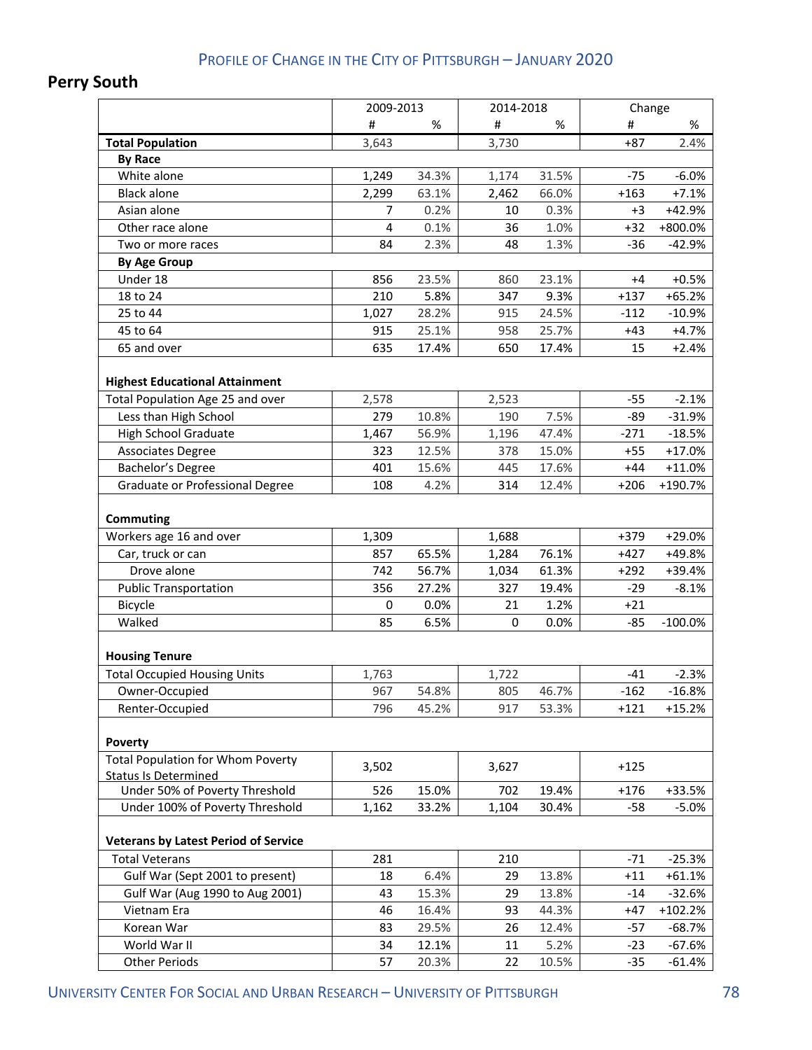## Perry South

| | 2009-2013 | | 2014-2018 | | Change | |
|---|---|---|---|---|---|---|
| | # | % | # | % | # | % |
| **Total Population** | 3,643 | | 3,730 | | +87 | 2.4% |
| **By Race** | | | | | | |
| White alone | 1,249 | 34.3% | 1,174 | 31.5% | -75 | -6.0% |
| Black alone | 2,299 | 63.1% | 2,462 | 66.0% | +163 | +7.1% |
| Asian alone | 7 | 0.2% | 10 | 0.3% | +3 | +42.9% |
| Other race alone | 4 | 0.1% | 36 | 1.0% | +32 | +800.0% |
| Two or more races | 84 | 2.3% | 48 | 1.3% | -36 | -42.9% |
| **By Age Group** | | | | | | |
| Under 18 | 856 | 23.5% | 860 | 23.1% | +4 | +0.5% |
| 18 to 24 | 210 | 5.8% | 347 | 9.3% | +137 | +65.2% |
| 25 to 44 | 1,027 | 28.2% | 915 | 24.5% | -112 | -10.9% |
| 45 to 64 | 915 | 25.1% | 958 | 25.7% | +43 | +4.7% |
| 65 and over | 635 | 17.4% | 650 | 17.4% | 15 | +2.4% |
| **Highest Educational Attainment** | | | | | | |
| Total Population Age 25 and over | 2,578 | | 2,523 | | -55 | -2.1% |
| Less than High School | 279 | 10.8% | 190 | 7.5% | -89 | -31.9% |
| High School Graduate | 1,467 | 56.9% | 1,196 | 47.4% | -271 | -18.5% |
| Associates Degree | 323 | 12.5% | 378 | 15.0% | +55 | +17.0% |
| Bachelor's Degree | 401 | 15.6% | 445 | 17.6% | +44 | +11.0% |
| Graduate or Professional Degree | 108 | 4.2% | 314 | 12.4% | +206 | +190.7% |
| **Commuting** | | | | | | |
| Workers age 16 and over | 1,309 | | 1,688 | | +379 | +29.0% |
| Car, truck or can | 857 | 65.5% | 1,284 | 76.1% | +427 | +49.8% |
| Drove alone | 742 | 56.7% | 1,034 | 61.3% | +292 | +39.4% |
| Public Transportation | 356 | 27.2% | 327 | 19.4% | -29 | -8.1% |
| Bicycle | 0 | 0.0% | 21 | 1.2% | +21 | |
| Walked | 85 | 6.5% | 0 | 0.0% | -85 | -100.0% |
| **Housing Tenure** | | | | | | |
| Total Occupied Housing Units | 1,763 | | 1,722 | | -41 | -2.3% |
| Owner-Occupied | 967 | 54.8% | 805 | 46.7% | -162 | -16.8% |
| Renter-Occupied | 796 | 45.2% | 917 | 53.3% | +121 | +15.2% |
| **Poverty** | | | | | | |
| Total Population for Whom Poverty Status Is Determined | 3,502 | | 3,627 | | +125 | |
| Under 50% of Poverty Threshold | 526 | 15.0% | 702 | 19.4% | +176 | +33.5% |
| Under 100% of Poverty Threshold | 1,162 | 33.2% | 1,104 | 30.4% | -58 | -5.0% |
| **Veterans by Latest Period of Service** | | | | | | |
| Total Veterans | 281 | | 210 | | -71 | -25.3% |
| Gulf War (Sept 2001 to present) | 18 | 6.4% | 29 | 13.8% | +11 | +61.1% |
| Gulf War (Aug 1990 to Aug 2001) | 43 | 15.3% | 29 | 13.8% | -14 | -32.6% |
| Vietnam Era | 46 | 16.4% | 93 | 44.3% | +47 | +102.2% |
| Korean War | 83 | 29.5% | 26 | 12.4% | -57 | -68.7% |
| World War II | 34 | 12.1% | 11 | 5.2% | -23 | -67.6% |
| Other Periods | 57 | 20.3% | 22 | 10.5% | -35 | -61.4% |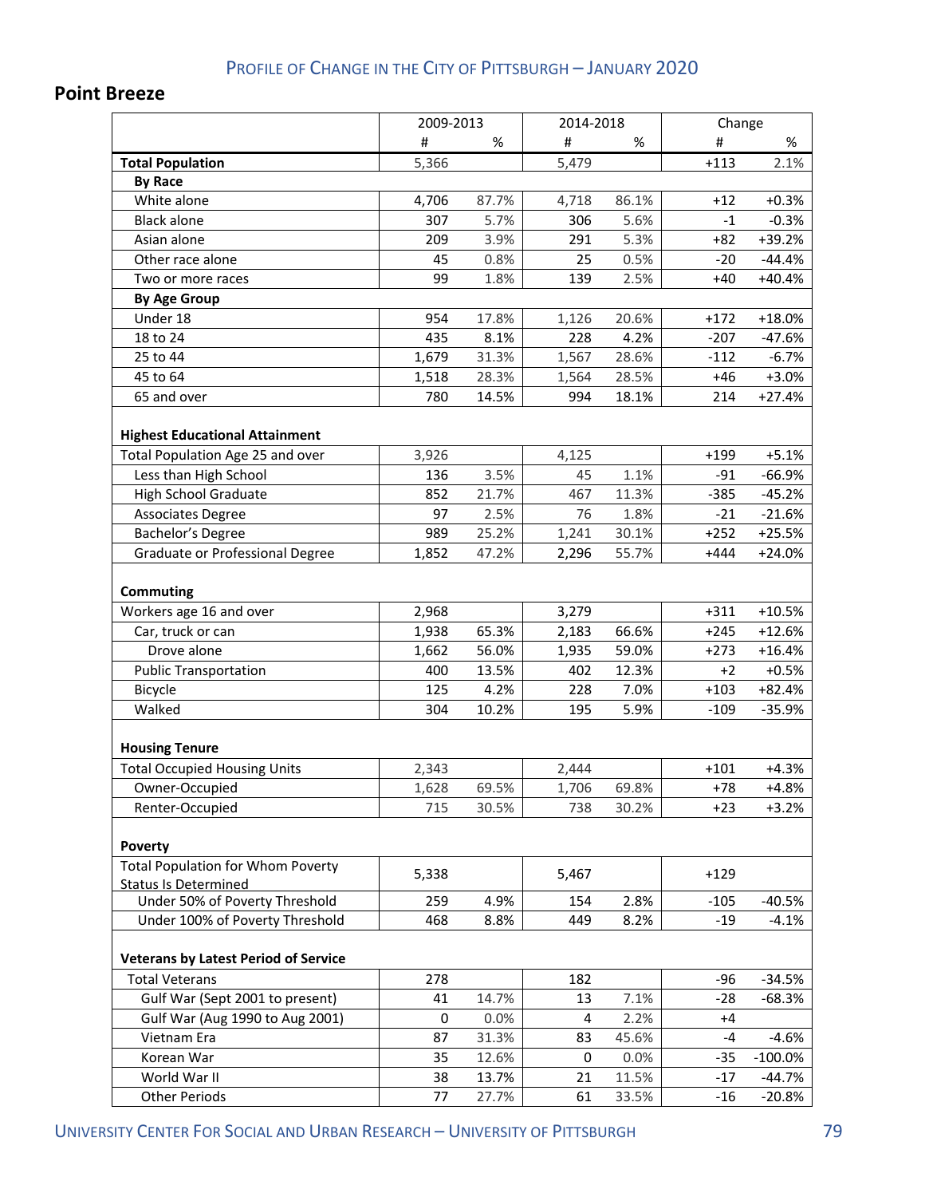## Point Breeze

| | 2009-2013 | | 2014-2018 | | Change | |
|---|---|---|---|---|---|---|
| | # | % | # | % | # | % |
| **Total Population** | 5,366 | | 5,479 | | +113 | 2.1% |
| **By Race** | | | | | | |
| White alone | 4,706 | 87.7% | 4,718 | 86.1% | +12 | +0.3% |
| Black alone | 307 | 5.7% | 306 | 5.6% | -1 | -0.3% |
| Asian alone | 209 | 3.9% | 291 | 5.3% | +82 | +39.2% |
| Other race alone | 45 | 0.8% | 25 | 0.5% | -20 | -44.4% |
| Two or more races | 99 | 1.8% | 139 | 2.5% | +40 | +40.4% |
| **By Age Group** | | | | | | |
| Under 18 | 954 | 17.8% | 1,126 | 20.6% | +172 | +18.0% |
| 18 to 24 | 435 | 8.1% | 228 | 4.2% | -207 | -47.6% |
| 25 to 44 | 1,679 | 31.3% | 1,567 | 28.6% | -112 | -6.7% |
| 45 to 64 | 1,518 | 28.3% | 1,564 | 28.5% | +46 | +3.0% |
| 65 and over | 780 | 14.5% | 994 | 18.1% | 214 | +27.4% |
| **Highest Educational Attainment** | | | | | | |
| Total Population Age 25 and over | 3,926 | | 4,125 | | +199 | +5.1% |
| Less than High School | 136 | 3.5% | 45 | 1.1% | -91 | -66.9% |
| High School Graduate | 852 | 21.7% | 467 | 11.3% | -385 | -45.2% |
| Associates Degree | 97 | 2.5% | 76 | 1.8% | -21 | -21.6% |
| Bachelor's Degree | 989 | 25.2% | 1,241 | 30.1% | +252 | +25.5% |
| Graduate or Professional Degree | 1,852 | 47.2% | 2,296 | 55.7% | +444 | +24.0% |
| **Commuting** | | | | | | |
| Workers age 16 and over | 2,968 | | 3,279 | | +311 | +10.5% |
| Car, truck or can | 1,938 | 65.3% | 2,183 | 66.6% | +245 | +12.6% |
| Drove alone | 1,662 | 56.0% | 1,935 | 59.0% | +273 | +16.4% |
| Public Transportation | 400 | 13.5% | 402 | 12.3% | +2 | +0.5% |
| Bicycle | 125 | 4.2% | 228 | 7.0% | +103 | +82.4% |
| Walked | 304 | 10.2% | 195 | 5.9% | -109 | -35.9% |
| **Housing Tenure** | | | | | | |
| Total Occupied Housing Units | 2,343 | | 2,444 | | +101 | +4.3% |
| Owner-Occupied | 1,628 | 69.5% | 1,706 | 69.8% | +78 | +4.8% |
| Renter-Occupied | 715 | 30.5% | 738 | 30.2% | +23 | +3.2% |
| **Poverty** | | | | | | |
| Total Population for Whom Poverty Status Is Determined | 5,338 | | 5,467 | | +129 | |
| Under 50% of Poverty Threshold | 259 | 4.9% | 154 | 2.8% | -105 | -40.5% |
| Under 100% of Poverty Threshold | 468 | 8.8% | 449 | 8.2% | -19 | -4.1% |
| **Veterans by Latest Period of Service** | | | | | | |
| Total Veterans | 278 | | 182 | | -96 | -34.5% |
| Gulf War (Sept 2001 to present) | 41 | 14.7% | 13 | 7.1% | -28 | -68.3% |
| Gulf War (Aug 1990 to Aug 2001) | 0 | 0.0% | 4 | 2.2% | +4 | |
| Vietnam Era | 87 | 31.3% | 83 | 45.6% | -4 | -4.6% |
| Korean War | 35 | 12.6% | 0 | 0.0% | -35 | -100.0% |
| World War II | 38 | 13.7% | 21 | 11.5% | -17 | -44.7% |
| Other Periods | 77 | 27.7% | 61 | 33.5% | -16 | -20.8% |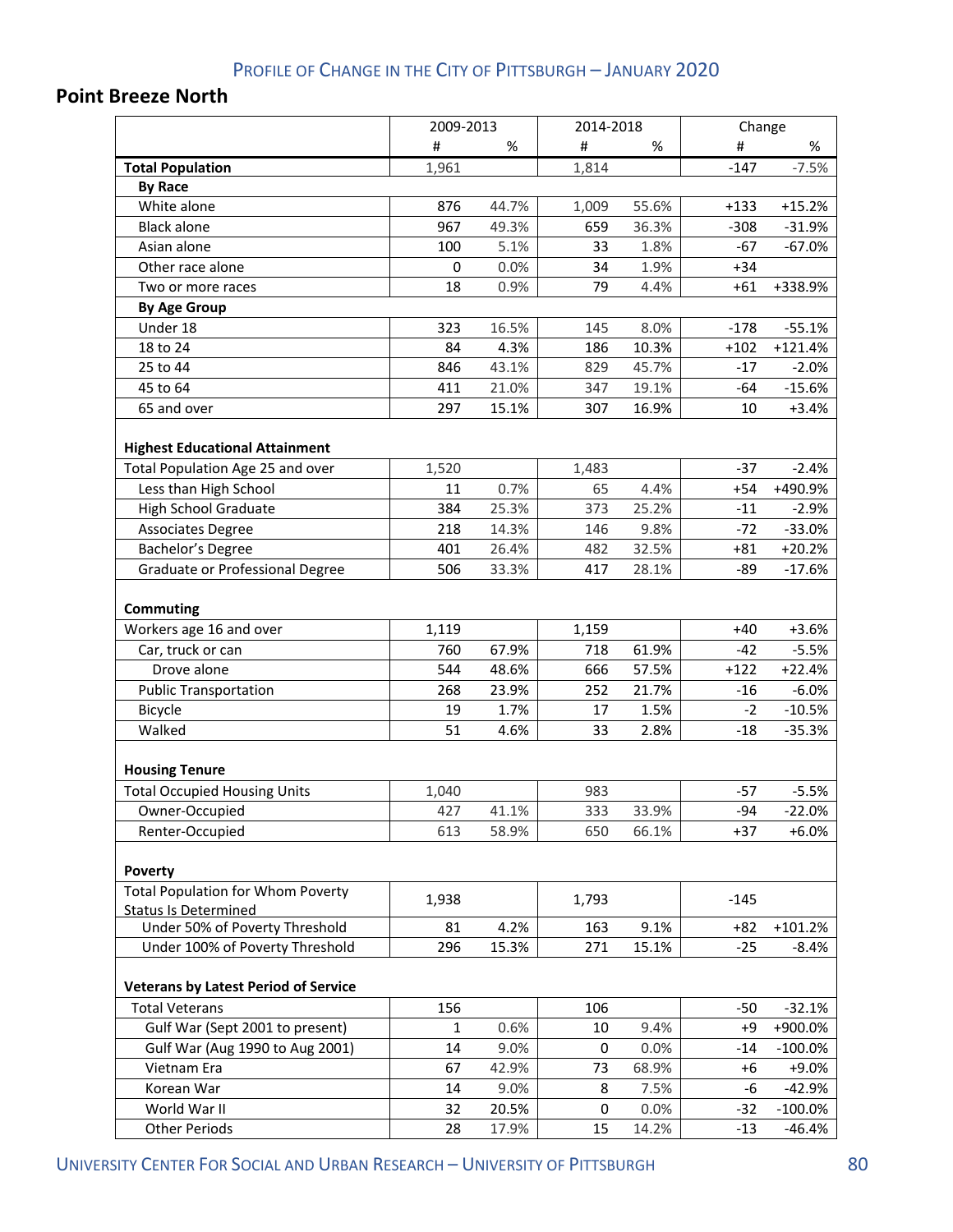## Point Breeze North

| | 2009-2013 | | 2014-2018 | | Change | |
|---|---|---|---|---|---|---|
| | # | % | # | % | # | % |
| **Total Population** | 1,961 | | 1,814 | | -147 | -7.5% |
| **By Race** | | | | | | |
| White alone | 876 | 44.7% | 1,009 | 55.6% | +133 | +15.2% |
| Black alone | 967 | 49.3% | 659 | 36.3% | -308 | -31.9% |
| Asian alone | 100 | 5.1% | 33 | 1.8% | -67 | -67.0% |
| Other race alone | 0 | 0.0% | 34 | 1.9% | +34 | |
| Two or more races | 18 | 0.9% | 79 | 4.4% | +61 | +338.9% |
| **By Age Group** | | | | | | |
| Under 18 | 323 | 16.5% | 145 | 8.0% | -178 | -55.1% |
| 18 to 24 | 84 | 4.3% | 186 | 10.3% | +102 | +121.4% |
| 25 to 44 | 846 | 43.1% | 829 | 45.7% | -17 | -2.0% |
| 45 to 64 | 411 | 21.0% | 347 | 19.1% | -64 | -15.6% |
| 65 and over | 297 | 15.1% | 307 | 16.9% | 10 | +3.4% |
| **Highest Educational Attainment** | | | | | | |
| Total Population Age 25 and over | 1,520 | | 1,483 | | -37 | -2.4% |
| Less than High School | 11 | 0.7% | 65 | 4.4% | +54 | +490.9% |
| High School Graduate | 384 | 25.3% | 373 | 25.2% | -11 | -2.9% |
| Associates Degree | 218 | 14.3% | 146 | 9.8% | -72 | -33.0% |
| Bachelor's Degree | 401 | 26.4% | 482 | 32.5% | +81 | +20.2% |
| Graduate or Professional Degree | 506 | 33.3% | 417 | 28.1% | -89 | -17.6% |
| **Commuting** | | | | | | |
| Workers age 16 and over | 1,119 | | 1,159 | | +40 | +3.6% |
| Car, truck or can | 760 | 67.9% | 718 | 61.9% | -42 | -5.5% |
| Drove alone | 544 | 48.6% | 666 | 57.5% | +122 | +22.4% |
| Public Transportation | 268 | 23.9% | 252 | 21.7% | -16 | -6.0% |
| Bicycle | 19 | 1.7% | 17 | 1.5% | -2 | -10.5% |
| Walked | 51 | 4.6% | 33 | 2.8% | -18 | -35.3% |
| **Housing Tenure** | | | | | | |
| Total Occupied Housing Units | 1,040 | | 983 | | -57 | -5.5% |
| Owner-Occupied | 427 | 41.1% | 333 | 33.9% | -94 | -22.0% |
| Renter-Occupied | 613 | 58.9% | 650 | 66.1% | +37 | +6.0% |
| **Poverty** | | | | | | |
| Total Population for Whom Poverty Status Is Determined | 1,938 | | 1,793 | | -145 | |
| Under 50% of Poverty Threshold | 81 | 4.2% | 163 | 9.1% | +82 | +101.2% |
| Under 100% of Poverty Threshold | 296 | 15.3% | 271 | 15.1% | -25 | -8.4% |
| **Veterans by Latest Period of Service** | | | | | | |
| Total Veterans | 156 | | 106 | | -50 | -32.1% |
| Gulf War (Sept 2001 to present) | 1 | 0.6% | 10 | 9.4% | +9 | +900.0% |
| Gulf War (Aug 1990 to Aug 2001) | 14 | 9.0% | 0 | 0.0% | -14 | -100.0% |
| Vietnam Era | 67 | 42.9% | 73 | 68.9% | +6 | +9.0% |
| Korean War | 14 | 9.0% | 8 | 7.5% | -6 | -42.9% |
| World War II | 32 | 20.5% | 0 | 0.0% | -32 | -100.0% |
| Other Periods | 28 | 17.9% | 15 | 14.2% | -13 | -46.4% |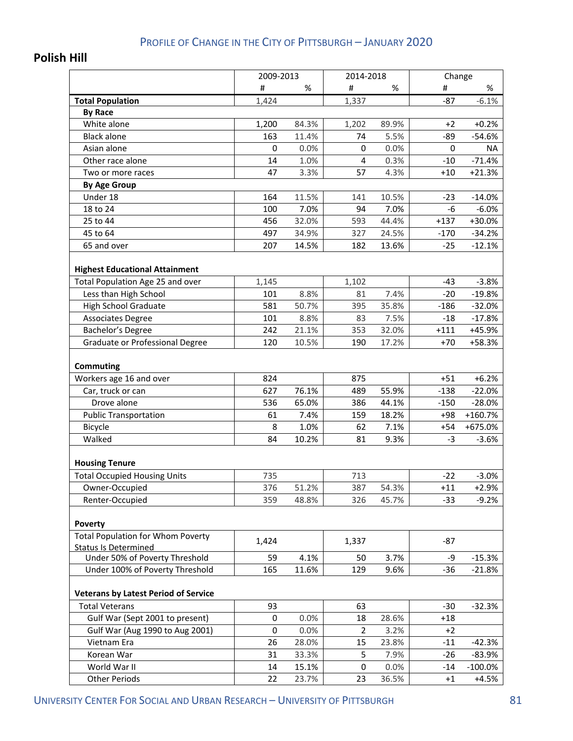## Polish Hill

| | 2009-2013 | | 2014-2018 | | Change | |
|---|---|---|---|---|---|---|
| | # | % | # | % | # | % |
| **Total Population** | 1,424 | | 1,337 | | -87 | -6.1% |
| **By Race** | | | | | | |
| White alone | 1,200 | 84.3% | 1,202 | 89.9% | +2 | +0.2% |
| Black alone | 163 | 11.4% | 74 | 5.5% | -89 | -54.6% |
| Asian alone | 0 | 0.0% | 0 | 0.0% | 0 | NA |
| Other race alone | 14 | 1.0% | 4 | 0.3% | -10 | -71.4% |
| Two or more races | 47 | 3.3% | 57 | 4.3% | +10 | +21.3% |
| **By Age Group** | | | | | | |
| Under 18 | 164 | 11.5% | 141 | 10.5% | -23 | -14.0% |
| 18 to 24 | 100 | 7.0% | 94 | 7.0% | -6 | -6.0% |
| 25 to 44 | 456 | 32.0% | 593 | 44.4% | +137 | +30.0% |
| 45 to 64 | 497 | 34.9% | 327 | 24.5% | -170 | -34.2% |
| 65 and over | 207 | 14.5% | 182 | 13.6% | -25 | -12.1% |
| **Highest Educational Attainment** | | | | | | |
| Total Population Age 25 and over | 1,145 | | 1,102 | | -43 | -3.8% |
| Less than High School | 101 | 8.8% | 81 | 7.4% | -20 | -19.8% |
| High School Graduate | 581 | 50.7% | 395 | 35.8% | -186 | -32.0% |
| Associates Degree | 101 | 8.8% | 83 | 7.5% | -18 | -17.8% |
| Bachelor's Degree | 242 | 21.1% | 353 | 32.0% | +111 | +45.9% |
| Graduate or Professional Degree | 120 | 10.5% | 190 | 17.2% | +70 | +58.3% |
| **Commuting** | | | | | | |
| Workers age 16 and over | 824 | | 875 | | +51 | +6.2% |
| Car, truck or can | 627 | 76.1% | 489 | 55.9% | -138 | -22.0% |
| Drove alone | 536 | 65.0% | 386 | 44.1% | -150 | -28.0% |
| Public Transportation | 61 | 7.4% | 159 | 18.2% | +98 | +160.7% |
| Bicycle | 8 | 1.0% | 62 | 7.1% | +54 | +675.0% |
| Walked | 84 | 10.2% | 81 | 9.3% | -3 | -3.6% |
| **Housing Tenure** | | | | | | |
| Total Occupied Housing Units | 735 | | 713 | | -22 | -3.0% |
| Owner-Occupied | 376 | 51.2% | 387 | 54.3% | +11 | +2.9% |
| Renter-Occupied | 359 | 48.8% | 326 | 45.7% | -33 | -9.2% |
| **Poverty** | | | | | | |
| Total Population for Whom Poverty Status Is Determined | 1,424 | | 1,337 | | -87 | |
| Under 50% of Poverty Threshold | 59 | 4.1% | 50 | 3.7% | -9 | -15.3% |
| Under 100% of Poverty Threshold | 165 | 11.6% | 129 | 9.6% | -36 | -21.8% |
| **Veterans by Latest Period of Service** | | | | | | |
| Total Veterans | 93 | | 63 | | -30 | -32.3% |
| Gulf War (Sept 2001 to present) | 0 | 0.0% | 18 | 28.6% | +18 | |
| Gulf War (Aug 1990 to Aug 2001) | 0 | 0.0% | 2 | 3.2% | +2 | |
| Vietnam Era | 26 | 28.0% | 15 | 23.8% | -11 | -42.3% |
| Korean War | 31 | 33.3% | 5 | 7.9% | -26 | -83.9% |
| World War II | 14 | 15.1% | 0 | 0.0% | -14 | -100.0% |
| Other Periods | 22 | 23.7% | 23 | 36.5% | +1 | +4.5% |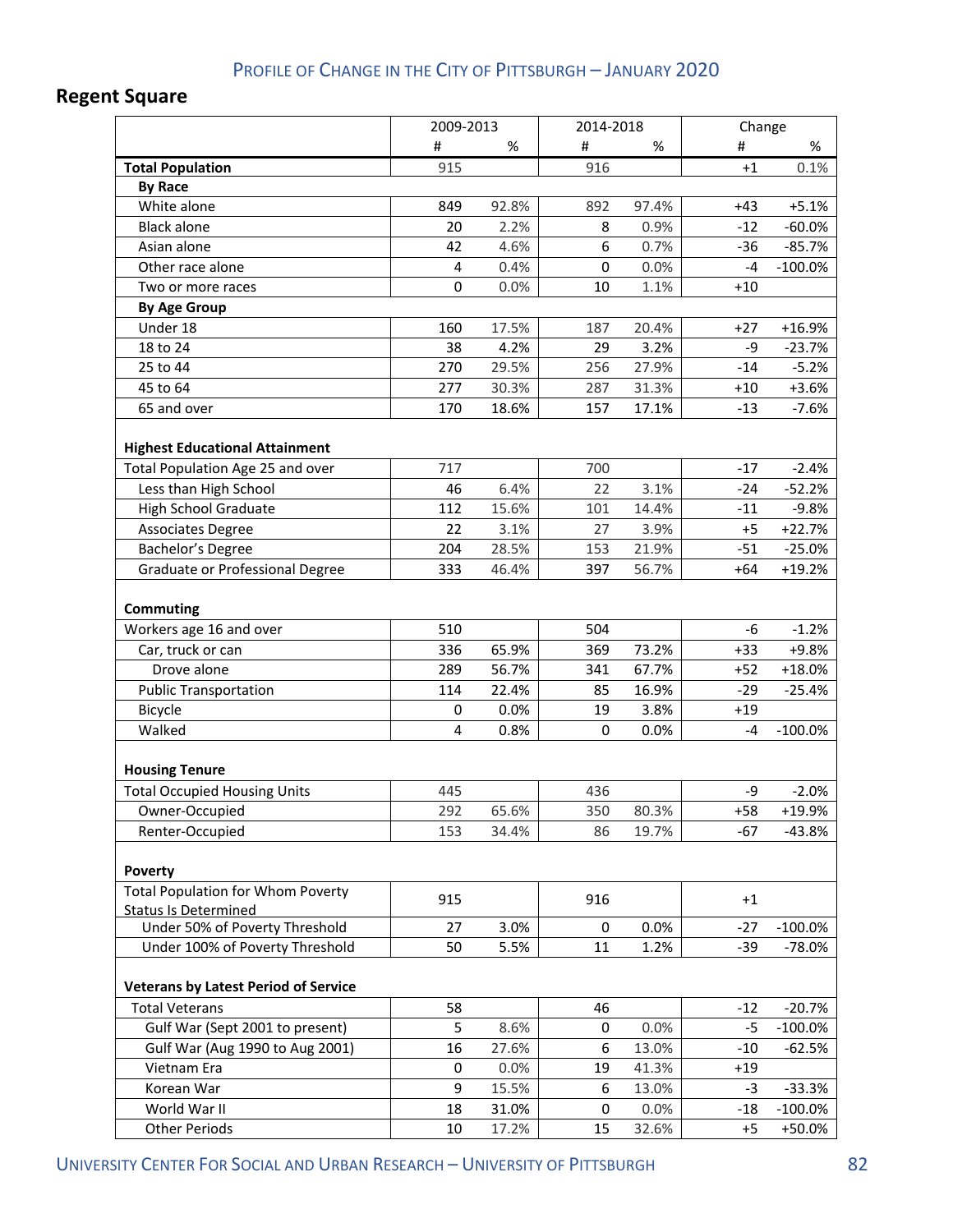## Regent Square

| | 2009-2013 | | 2014-2018 | | Change | |
|---|---|---|---|---|---|---|
| | # | % | # | % | # | % |
| **Total Population** | 915 | | 916 | | +1 | 0.1% |
| **By Race** | | | | | | |
| White alone | 849 | 92.8% | 892 | 97.4% | +43 | +5.1% |
| Black alone | 20 | 2.2% | 8 | 0.9% | -12 | -60.0% |
| Asian alone | 42 | 4.6% | 6 | 0.7% | -36 | -85.7% |
| Other race alone | 4 | 0.4% | 0 | 0.0% | -4 | -100.0% |
| Two or more races | 0 | 0.0% | 10 | 1.1% | +10 | |
| **By Age Group** | | | | | | |
| Under 18 | 160 | 17.5% | 187 | 20.4% | +27 | +16.9% |
| 18 to 24 | 38 | 4.2% | 29 | 3.2% | -9 | -23.7% |
| 25 to 44 | 270 | 29.5% | 256 | 27.9% | -14 | -5.2% |
| 45 to 64 | 277 | 30.3% | 287 | 31.3% | +10 | +3.6% |
| 65 and over | 170 | 18.6% | 157 | 17.1% | -13 | -7.6% |
| **Highest Educational Attainment** | | | | | | |
| Total Population Age 25 and over | 717 | | 700 | | -17 | -2.4% |
| Less than High School | 46 | 6.4% | 22 | 3.1% | -24 | -52.2% |
| High School Graduate | 112 | 15.6% | 101 | 14.4% | -11 | -9.8% |
| Associates Degree | 22 | 3.1% | 27 | 3.9% | +5 | +22.7% |
| Bachelor's Degree | 204 | 28.5% | 153 | 21.9% | -51 | -25.0% |
| Graduate or Professional Degree | 333 | 46.4% | 397 | 56.7% | +64 | +19.2% |
| **Commuting** | | | | | | |
| Workers age 16 and over | 510 | | 504 | | -6 | -1.2% |
| Car, truck or can | 336 | 65.9% | 369 | 73.2% | +33 | +9.8% |
| Drove alone | 289 | 56.7% | 341 | 67.7% | +52 | +18.0% |
| Public Transportation | 114 | 22.4% | 85 | 16.9% | -29 | -25.4% |
| Bicycle | 0 | 0.0% | 19 | 3.8% | +19 | |
| Walked | 4 | 0.8% | 0 | 0.0% | -4 | -100.0% |
| **Housing Tenure** | | | | | | |
| Total Occupied Housing Units | 445 | | 436 | | -9 | -2.0% |
| Owner-Occupied | 292 | 65.6% | 350 | 80.3% | +58 | +19.9% |
| Renter-Occupied | 153 | 34.4% | 86 | 19.7% | -67 | -43.8% |
| **Poverty** | | | | | | |
| Total Population for Whom Poverty Status Is Determined | 915 | | 916 | | +1 | |
| Under 50% of Poverty Threshold | 27 | 3.0% | 0 | 0.0% | -27 | -100.0% |
| Under 100% of Poverty Threshold | 50 | 5.5% | 11 | 1.2% | -39 | -78.0% |
| **Veterans by Latest Period of Service** | | | | | | |
| Total Veterans | 58 | | 46 | | -12 | -20.7% |
| Gulf War (Sept 2001 to present) | 5 | 8.6% | 0 | 0.0% | -5 | -100.0% |
| Gulf War (Aug 1990 to Aug 2001) | 16 | 27.6% | 6 | 13.0% | -10 | -62.5% |
| Vietnam Era | 0 | 0.0% | 19 | 41.3% | +19 | |
| Korean War | 9 | 15.5% | 6 | 13.0% | -3 | -33.3% |
| World War II | 18 | 31.0% | 0 | 0.0% | -18 | -100.0% |
| Other Periods | 10 | 17.2% | 15 | 32.6% | +5 | +50.0% |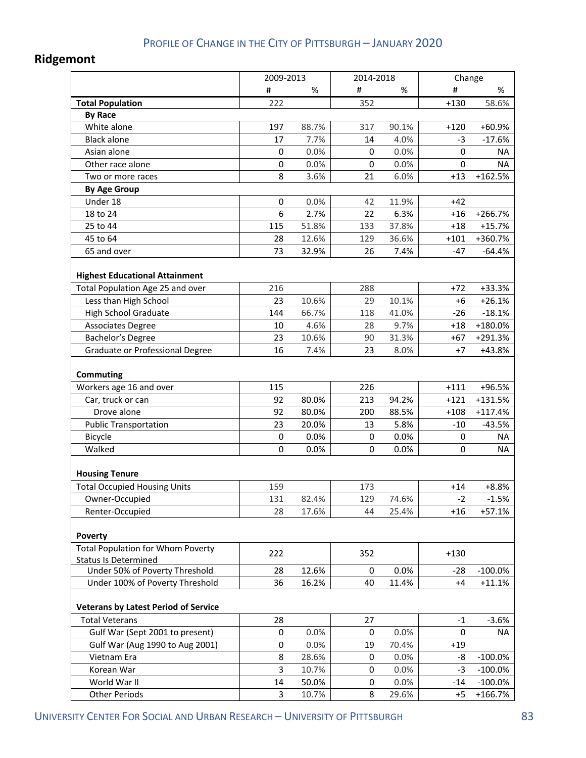## Ridgemont

| | 2009-2013 | | 2014-2018 | | Change | |
|---|---|---|---|---|---|---|
| | # | % | # | % | # | % |
| **Total Population** | 222 | | 352 | | +130 | 58.6% |
| **By Race** | | | | | | |
| White alone | 197 | 88.7% | 317 | 90.1% | +120 | +60.9% |
| Black alone | 17 | 7.7% | 14 | 4.0% | -3 | -17.6% |
| Asian alone | 0 | 0.0% | 0 | 0.0% | 0 | NA |
| Other race alone | 0 | 0.0% | 0 | 0.0% | 0 | NA |
| Two or more races | 8 | 3.6% | 21 | 6.0% | +13 | +162.5% |
| **By Age Group** | | | | | | |
| Under 18 | 0 | 0.0% | 42 | 11.9% | +42 | |
| 18 to 24 | 6 | 2.7% | 22 | 6.3% | +16 | +266.7% |
| 25 to 44 | 115 | 51.8% | 133 | 37.8% | +18 | +15.7% |
| 45 to 64 | 28 | 12.6% | 129 | 36.6% | +101 | +360.7% |
| 65 and over | 73 | 32.9% | 26 | 7.4% | -47 | -64.4% |
| **Highest Educational Attainment** | | | | | | |
| Total Population Age 25 and over | 216 | | 288 | | +72 | +33.3% |
| Less than High School | 23 | 10.6% | 29 | 10.1% | +6 | +26.1% |
| High School Graduate | 144 | 66.7% | 118 | 41.0% | -26 | -18.1% |
| Associates Degree | 10 | 4.6% | 28 | 9.7% | +18 | +180.0% |
| Bachelor's Degree | 23 | 10.6% | 90 | 31.3% | +67 | +291.3% |
| Graduate or Professional Degree | 16 | 7.4% | 23 | 8.0% | +7 | +43.8% |
| **Commuting** | | | | | | |
| Workers age 16 and over | 115 | | 226 | | +111 | +96.5% |
| Car, truck or can | 92 | 80.0% | 213 | 94.2% | +121 | +131.5% |
| Drove alone | 92 | 80.0% | 200 | 88.5% | +108 | +117.4% |
| Public Transportation | 23 | 20.0% | 13 | 5.8% | -10 | -43.5% |
| Bicycle | 0 | 0.0% | 0 | 0.0% | 0 | NA |
| Walked | 0 | 0.0% | 0 | 0.0% | 0 | NA |
| **Housing Tenure** | | | | | | |
| Total Occupied Housing Units | 159 | | 173 | | +14 | +8.8% |
| Owner-Occupied | 131 | 82.4% | 129 | 74.6% | -2 | -1.5% |
| Renter-Occupied | 28 | 17.6% | 44 | 25.4% | +16 | +57.1% |
| **Poverty** | | | | | | |
| Total Population for Whom Poverty Status Is Determined | 222 | | 352 | | +130 | |
| Under 50% of Poverty Threshold | 28 | 12.6% | 0 | 0.0% | -28 | -100.0% |
| Under 100% of Poverty Threshold | 36 | 16.2% | 40 | 11.4% | +4 | +11.1% |
| **Veterans by Latest Period of Service** | | | | | | |
| Total Veterans | 28 | | 27 | | -1 | -3.6% |
| Gulf War (Sept 2001 to present) | 0 | 0.0% | 0 | 0.0% | 0 | NA |
| Gulf War (Aug 1990 to Aug 2001) | 0 | 0.0% | 19 | 70.4% | +19 | |
| Vietnam Era | 8 | 28.6% | 0 | 0.0% | -8 | -100.0% |
| Korean War | 3 | 10.7% | 0 | 0.0% | -3 | -100.0% |
| World War II | 14 | 50.0% | 0 | 0.0% | -14 | -100.0% |
| Other Periods | 3 | 10.7% | 8 | 29.6% | +5 | +166.7% |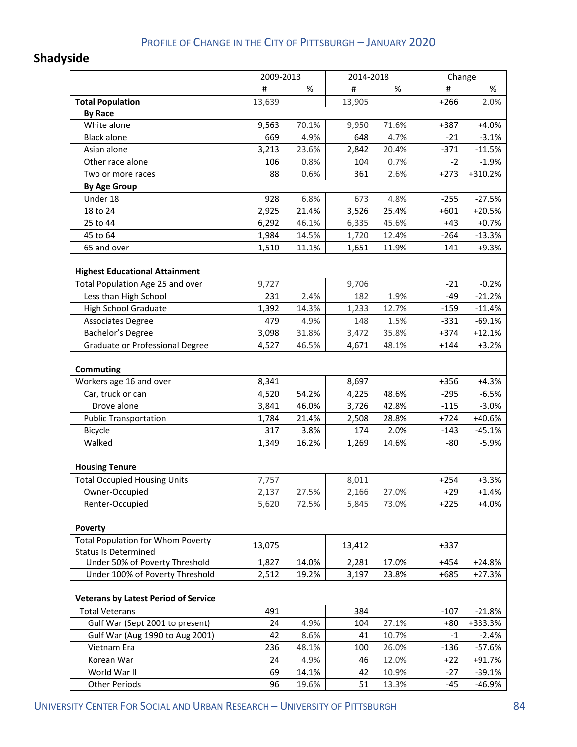## Shadyside

| | 2009-2013 | | 2014-2018 | | Change | |
|---|---|---|---|---|---|---|
| | # | % | # | % | # | % |
| **Total Population** | 13,639 | | 13,905 | | +266 | 2.0% |
| **By Race** | | | | | | |
| White alone | 9,563 | 70.1% | 9,950 | 71.6% | +387 | +4.0% |
| Black alone | 669 | 4.9% | 648 | 4.7% | -21 | -3.1% |
| Asian alone | 3,213 | 23.6% | 2,842 | 20.4% | -371 | -11.5% |
| Other race alone | 106 | 0.8% | 104 | 0.7% | -2 | -1.9% |
| Two or more races | 88 | 0.6% | 361 | 2.6% | +273 | +310.2% |
| **By Age Group** | | | | | | |
| Under 18 | 928 | 6.8% | 673 | 4.8% | -255 | -27.5% |
| 18 to 24 | 2,925 | 21.4% | 3,526 | 25.4% | +601 | +20.5% |
| 25 to 44 | 6,292 | 46.1% | 6,335 | 45.6% | +43 | +0.7% |
| 45 to 64 | 1,984 | 14.5% | 1,720 | 12.4% | -264 | -13.3% |
| 65 and over | 1,510 | 11.1% | 1,651 | 11.9% | 141 | +9.3% |
| **Highest Educational Attainment** | | | | | | |
| Total Population Age 25 and over | 9,727 | | 9,706 | | -21 | -0.2% |
| Less than High School | 231 | 2.4% | 182 | 1.9% | -49 | -21.2% |
| High School Graduate | 1,392 | 14.3% | 1,233 | 12.7% | -159 | -11.4% |
| Associates Degree | 479 | 4.9% | 148 | 1.5% | -331 | -69.1% |
| Bachelor's Degree | 3,098 | 31.8% | 3,472 | 35.8% | +374 | +12.1% |
| Graduate or Professional Degree | 4,527 | 46.5% | 4,671 | 48.1% | +144 | +3.2% |
| **Commuting** | | | | | | |
| Workers age 16 and over | 8,341 | | 8,697 | | +356 | +4.3% |
| Car, truck or can | 4,520 | 54.2% | 4,225 | 48.6% | -295 | -6.5% |
| Drove alone | 3,841 | 46.0% | 3,726 | 42.8% | -115 | -3.0% |
| Public Transportation | 1,784 | 21.4% | 2,508 | 28.8% | +724 | +40.6% |
| Bicycle | 317 | 3.8% | 174 | 2.0% | -143 | -45.1% |
| Walked | 1,349 | 16.2% | 1,269 | 14.6% | -80 | -5.9% |
| **Housing Tenure** | | | | | | |
| Total Occupied Housing Units | 7,757 | | 8,011 | | +254 | +3.3% |
| Owner-Occupied | 2,137 | 27.5% | 2,166 | 27.0% | +29 | +1.4% |
| Renter-Occupied | 5,620 | 72.5% | 5,845 | 73.0% | +225 | +4.0% |
| **Poverty** | | | | | | |
| Total Population for Whom Poverty Status Is Determined | 13,075 | | 13,412 | | +337 | |
| Under 50% of Poverty Threshold | 1,827 | 14.0% | 2,281 | 17.0% | +454 | +24.8% |
| Under 100% of Poverty Threshold | 2,512 | 19.2% | 3,197 | 23.8% | +685 | +27.3% |
| **Veterans by Latest Period of Service** | | | | | | |
| Total Veterans | 491 | | 384 | | -107 | -21.8% |
| Gulf War (Sept 2001 to present) | 24 | 4.9% | 104 | 27.1% | +80 | +333.3% |
| Gulf War (Aug 1990 to Aug 2001) | 42 | 8.6% | 41 | 10.7% | -1 | -2.4% |
| Vietnam Era | 236 | 48.1% | 100 | 26.0% | -136 | -57.6% |
| Korean War | 24 | 4.9% | 46 | 12.0% | +22 | +91.7% |
| World War II | 69 | 14.1% | 42 | 10.9% | -27 | -39.1% |
| Other Periods | 96 | 19.6% | 51 | 13.3% | -45 | -46.9% |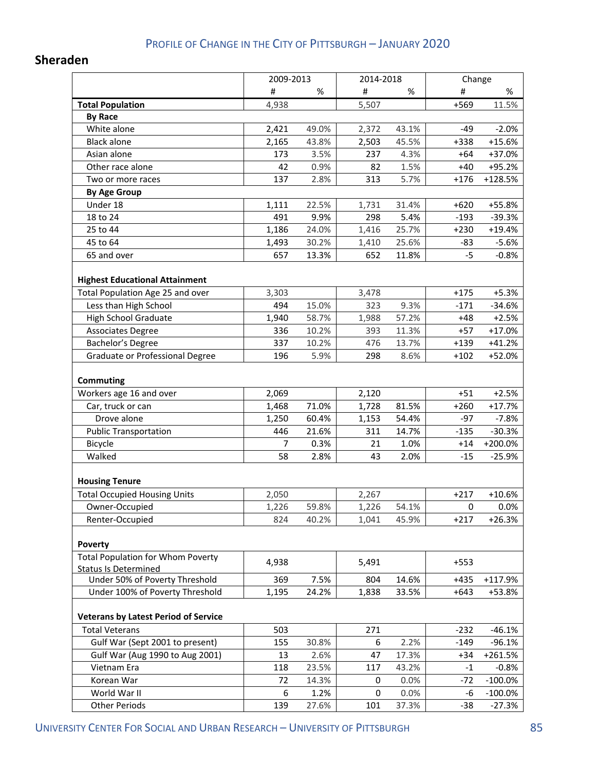## Sheraden

| | 2009-2013 | | 2014-2018 | | Change | |
|---|---|---|---|---|---|---|
| | # | % | # | % | # | % |
| **Total Population** | 4,938 | | 5,507 | | +569 | 11.5% |
| **By Race** | | | | | | |
| White alone | 2,421 | 49.0% | 2,372 | 43.1% | -49 | -2.0% |
| Black alone | 2,165 | 43.8% | 2,503 | 45.5% | +338 | +15.6% |
| Asian alone | 173 | 3.5% | 237 | 4.3% | +64 | +37.0% |
| Other race alone | 42 | 0.9% | 82 | 1.5% | +40 | +95.2% |
| Two or more races | 137 | 2.8% | 313 | 5.7% | +176 | +128.5% |
| **By Age Group** | | | | | | |
| Under 18 | 1,111 | 22.5% | 1,731 | 31.4% | +620 | +55.8% |
| 18 to 24 | 491 | 9.9% | 298 | 5.4% | -193 | -39.3% |
| 25 to 44 | 1,186 | 24.0% | 1,416 | 25.7% | +230 | +19.4% |
| 45 to 64 | 1,493 | 30.2% | 1,410 | 25.6% | -83 | -5.6% |
| 65 and over | 657 | 13.3% | 652 | 11.8% | -5 | -0.8% |
| **Highest Educational Attainment** | | | | | | |
| Total Population Age 25 and over | 3,303 | | 3,478 | | +175 | +5.3% |
| Less than High School | 494 | 15.0% | 323 | 9.3% | -171 | -34.6% |
| High School Graduate | 1,940 | 58.7% | 1,988 | 57.2% | +48 | +2.5% |
| Associates Degree | 336 | 10.2% | 393 | 11.3% | +57 | +17.0% |
| Bachelor's Degree | 337 | 10.2% | 476 | 13.7% | +139 | +41.2% |
| Graduate or Professional Degree | 196 | 5.9% | 298 | 8.6% | +102 | +52.0% |
| **Commuting** | | | | | | |
| Workers age 16 and over | 2,069 | | 2,120 | | +51 | +2.5% |
| Car, truck or can | 1,468 | 71.0% | 1,728 | 81.5% | +260 | +17.7% |
| Drove alone | 1,250 | 60.4% | 1,153 | 54.4% | -97 | -7.8% |
| Public Transportation | 446 | 21.6% | 311 | 14.7% | -135 | -30.3% |
| Bicycle | 7 | 0.3% | 21 | 1.0% | +14 | +200.0% |
| Walked | 58 | 2.8% | 43 | 2.0% | -15 | -25.9% |
| **Housing Tenure** | | | | | | |
| Total Occupied Housing Units | 2,050 | | 2,267 | | +217 | +10.6% |
| Owner-Occupied | 1,226 | 59.8% | 1,226 | 54.1% | 0 | 0.0% |
| Renter-Occupied | 824 | 40.2% | 1,041 | 45.9% | +217 | +26.3% |
| **Poverty** | | | | | | |
| Total Population for Whom Poverty Status Is Determined | 4,938 | | 5,491 | | +553 | |
| Under 50% of Poverty Threshold | 369 | 7.5% | 804 | 14.6% | +435 | +117.9% |
| Under 100% of Poverty Threshold | 1,195 | 24.2% | 1,838 | 33.5% | +643 | +53.8% |
| **Veterans by Latest Period of Service** | | | | | | |
| Total Veterans | 503 | | 271 | | -232 | -46.1% |
| Gulf War (Sept 2001 to present) | 155 | 30.8% | 6 | 2.2% | -149 | -96.1% |
| Gulf War (Aug 1990 to Aug 2001) | 13 | 2.6% | 47 | 17.3% | +34 | +261.5% |
| Vietnam Era | 118 | 23.5% | 117 | 43.2% | -1 | -0.8% |
| Korean War | 72 | 14.3% | 0 | 0.0% | -72 | -100.0% |
| World War II | 6 | 1.2% | 0 | 0.0% | -6 | -100.0% |
| Other Periods | 139 | 27.6% | 101 | 37.3% | -38 | -27.3% |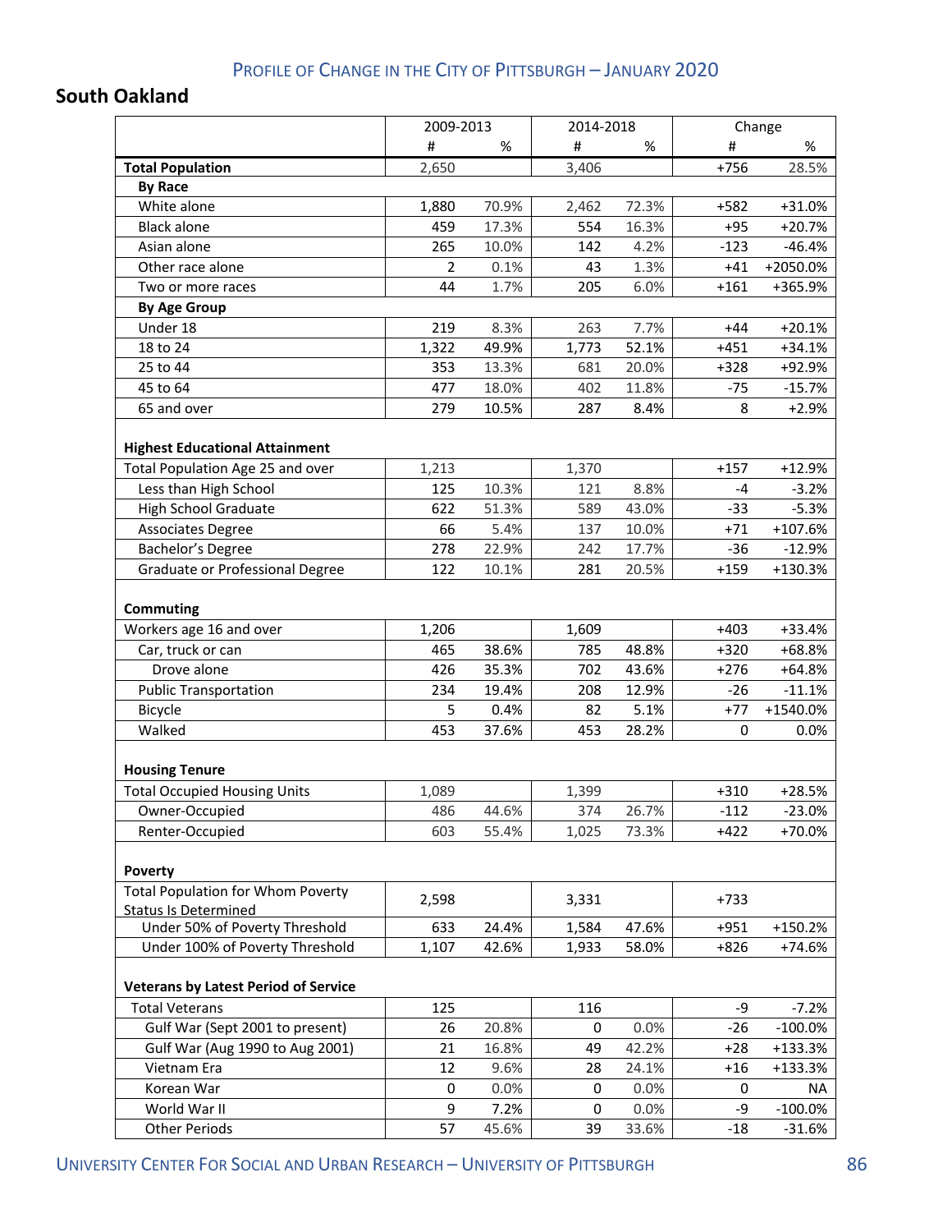## South Oakland

| | 2009-2013 | | 2014-2018 | | Change | |
|---|---|---|---|---|---|---|
| | # | % | # | % | # | % |
| **Total Population** | 2,650 | | 3,406 | | +756 | 28.5% |
| **By Race** | | | | | | |
| White alone | 1,880 | 70.9% | 2,462 | 72.3% | +582 | +31.0% |
| Black alone | 459 | 17.3% | 554 | 16.3% | +95 | +20.7% |
| Asian alone | 265 | 10.0% | 142 | 4.2% | -123 | -46.4% |
| Other race alone | 2 | 0.1% | 43 | 1.3% | +41 | +2050.0% |
| Two or more races | 44 | 1.7% | 205 | 6.0% | +161 | +365.9% |
| **By Age Group** | | | | | | |
| Under 18 | 219 | 8.3% | 263 | 7.7% | +44 | +20.1% |
| 18 to 24 | 1,322 | 49.9% | 1,773 | 52.1% | +451 | +34.1% |
| 25 to 44 | 353 | 13.3% | 681 | 20.0% | +328 | +92.9% |
| 45 to 64 | 477 | 18.0% | 402 | 11.8% | -75 | -15.7% |
| 65 and over | 279 | 10.5% | 287 | 8.4% | 8 | +2.9% |
| **Highest Educational Attainment** | | | | | | |
| Total Population Age 25 and over | 1,213 | | 1,370 | | +157 | +12.9% |
| Less than High School | 125 | 10.3% | 121 | 8.8% | -4 | -3.2% |
| High School Graduate | 622 | 51.3% | 589 | 43.0% | -33 | -5.3% |
| Associates Degree | 66 | 5.4% | 137 | 10.0% | +71 | +107.6% |
| Bachelor's Degree | 278 | 22.9% | 242 | 17.7% | -36 | -12.9% |
| Graduate or Professional Degree | 122 | 10.1% | 281 | 20.5% | +159 | +130.3% |
| **Commuting** | | | | | | |
| Workers age 16 and over | 1,206 | | 1,609 | | +403 | +33.4% |
| Car, truck or can | 465 | 38.6% | 785 | 48.8% | +320 | +68.8% |
| Drove alone | 426 | 35.3% | 702 | 43.6% | +276 | +64.8% |
| Public Transportation | 234 | 19.4% | 208 | 12.9% | -26 | -11.1% |
| Bicycle | 5 | 0.4% | 82 | 5.1% | +77 | +1540.0% |
| Walked | 453 | 37.6% | 453 | 28.2% | 0 | 0.0% |
| **Housing Tenure** | | | | | | |
| Total Occupied Housing Units | 1,089 | | 1,399 | | +310 | +28.5% |
| Owner-Occupied | 486 | 44.6% | 374 | 26.7% | -112 | -23.0% |
| Renter-Occupied | 603 | 55.4% | 1,025 | 73.3% | +422 | +70.0% |
| **Poverty** | | | | | | |
| Total Population for Whom Poverty Status Is Determined | 2,598 | | 3,331 | | +733 | |
| Under 50% of Poverty Threshold | 633 | 24.4% | 1,584 | 47.6% | +951 | +150.2% |
| Under 100% of Poverty Threshold | 1,107 | 42.6% | 1,933 | 58.0% | +826 | +74.6% |
| **Veterans by Latest Period of Service** | | | | | | |
| Total Veterans | 125 | | 116 | | -9 | -7.2% |
| Gulf War (Sept 2001 to present) | 26 | 20.8% | 0 | 0.0% | -26 | -100.0% |
| Gulf War (Aug 1990 to Aug 2001) | 21 | 16.8% | 49 | 42.2% | +28 | +133.3% |
| Vietnam Era | 12 | 9.6% | 28 | 24.1% | +16 | +133.3% |
| Korean War | 0 | 0.0% | 0 | 0.0% | 0 | NA |
| World War II | 9 | 7.2% | 0 | 0.0% | -9 | -100.0% |
| Other Periods | 57 | 45.6% | 39 | 33.6% | -18 | -31.6% |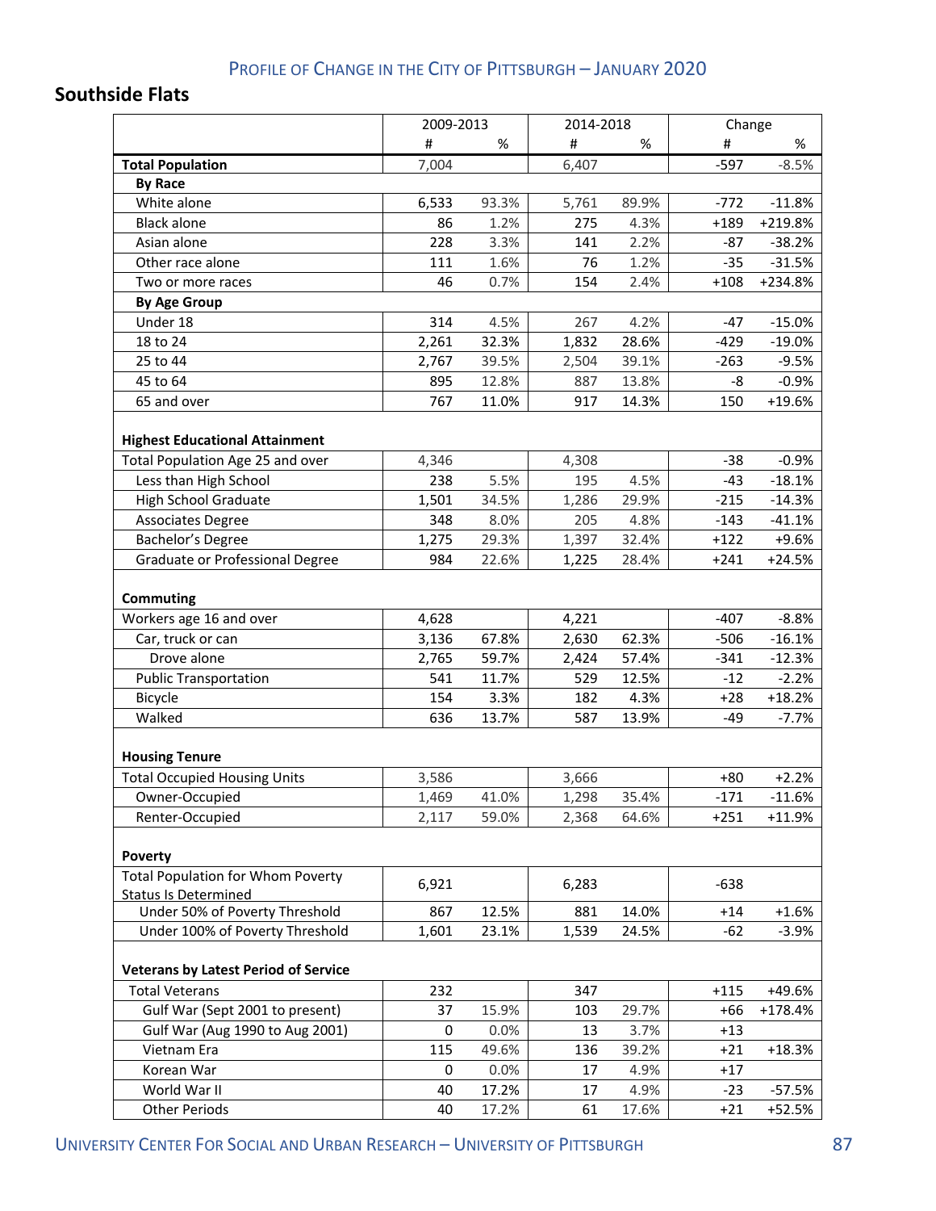## Southside Flats

| | 2009-2013 | | 2014-2018 | | Change | |
|---|---|---|---|---|---|---|
| | # | % | # | % | # | % |
| **Total Population** | 7,004 | | 6,407 | | -597 | -8.5% |
| **By Race** | | | | | | |
| White alone | 6,533 | 93.3% | 5,761 | 89.9% | -772 | -11.8% |
| Black alone | 86 | 1.2% | 275 | 4.3% | +189 | +219.8% |
| Asian alone | 228 | 3.3% | 141 | 2.2% | -87 | -38.2% |
| Other race alone | 111 | 1.6% | 76 | 1.2% | -35 | -31.5% |
| Two or more races | 46 | 0.7% | 154 | 2.4% | +108 | +234.8% |
| **By Age Group** | | | | | | |
| Under 18 | 314 | 4.5% | 267 | 4.2% | -47 | -15.0% |
| 18 to 24 | 2,261 | 32.3% | 1,832 | 28.6% | -429 | -19.0% |
| 25 to 44 | 2,767 | 39.5% | 2,504 | 39.1% | -263 | -9.5% |
| 45 to 64 | 895 | 12.8% | 887 | 13.8% | -8 | -0.9% |
| 65 and over | 767 | 11.0% | 917 | 14.3% | 150 | +19.6% |
| **Highest Educational Attainment** | | | | | | |
| Total Population Age 25 and over | 4,346 | | 4,308 | | -38 | -0.9% |
| Less than High School | 238 | 5.5% | 195 | 4.5% | -43 | -18.1% |
| High School Graduate | 1,501 | 34.5% | 1,286 | 29.9% | -215 | -14.3% |
| Associates Degree | 348 | 8.0% | 205 | 4.8% | -143 | -41.1% |
| Bachelor's Degree | 1,275 | 29.3% | 1,397 | 32.4% | +122 | +9.6% |
| Graduate or Professional Degree | 984 | 22.6% | 1,225 | 28.4% | +241 | +24.5% |
| **Commuting** | | | | | | |
| Workers age 16 and over | 4,628 | | 4,221 | | -407 | -8.8% |
| Car, truck or can | 3,136 | 67.8% | 2,630 | 62.3% | -506 | -16.1% |
| Drove alone | 2,765 | 59.7% | 2,424 | 57.4% | -341 | -12.3% |
| Public Transportation | 541 | 11.7% | 529 | 12.5% | -12 | -2.2% |
| Bicycle | 154 | 3.3% | 182 | 4.3% | +28 | +18.2% |
| Walked | 636 | 13.7% | 587 | 13.9% | -49 | -7.7% |
| **Housing Tenure** | | | | | | |
| Total Occupied Housing Units | 3,586 | | 3,666 | | +80 | +2.2% |
| Owner-Occupied | 1,469 | 41.0% | 1,298 | 35.4% | -171 | -11.6% |
| Renter-Occupied | 2,117 | 59.0% | 2,368 | 64.6% | +251 | +11.9% |
| **Poverty** | | | | | | |
| Total Population for Whom Poverty Status Is Determined | 6,921 | | 6,283 | | -638 | |
| Under 50% of Poverty Threshold | 867 | 12.5% | 881 | 14.0% | +14 | +1.6% |
| Under 100% of Poverty Threshold | 1,601 | 23.1% | 1,539 | 24.5% | -62 | -3.9% |
| **Veterans by Latest Period of Service** | | | | | | |
| Total Veterans | 232 | | 347 | | +115 | +49.6% |
| Gulf War (Sept 2001 to present) | 37 | 15.9% | 103 | 29.7% | +66 | +178.4% |
| Gulf War (Aug 1990 to Aug 2001) | 0 | 0.0% | 13 | 3.7% | +13 | |
| Vietnam Era | 115 | 49.6% | 136 | 39.2% | +21 | +18.3% |
| Korean War | 0 | 0.0% | 17 | 4.9% | +17 | |
| World War II | 40 | 17.2% | 17 | 4.9% | -23 | -57.5% |
| Other Periods | 40 | 17.2% | 61 | 17.6% | +21 | +52.5% |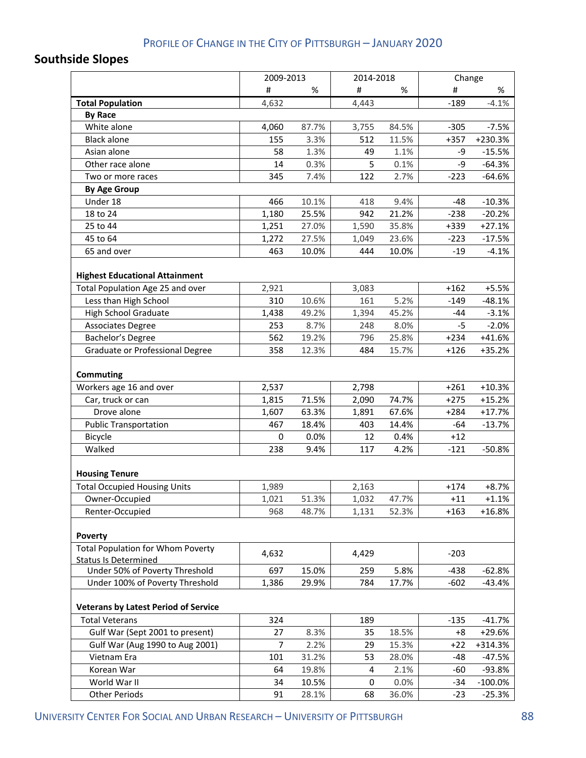## Southside Slopes

| | 2009-2013 | | 2014-2018 | | Change | |
|---|---|---|---|---|---|---|
| | # | % | # | % | # | % |
| **Total Population** | 4,632 | | 4,443 | | -189 | -4.1% |
| **By Race** | | | | | | |
| White alone | 4,060 | 87.7% | 3,755 | 84.5% | -305 | -7.5% |
| Black alone | 155 | 3.3% | 512 | 11.5% | +357 | +230.3% |
| Asian alone | 58 | 1.3% | 49 | 1.1% | -9 | -15.5% |
| Other race alone | 14 | 0.3% | 5 | 0.1% | -9 | -64.3% |
| Two or more races | 345 | 7.4% | 122 | 2.7% | -223 | -64.6% |
| **By Age Group** | | | | | | |
| Under 18 | 466 | 10.1% | 418 | 9.4% | -48 | -10.3% |
| 18 to 24 | 1,180 | 25.5% | 942 | 21.2% | -238 | -20.2% |
| 25 to 44 | 1,251 | 27.0% | 1,590 | 35.8% | +339 | +27.1% |
| 45 to 64 | 1,272 | 27.5% | 1,049 | 23.6% | -223 | -17.5% |
| 65 and over | 463 | 10.0% | 444 | 10.0% | -19 | -4.1% |
| | | | | | | |
| **Highest Educational Attainment** | | | | | | |
| Total Population Age 25 and over | 2,921 | | 3,083 | | +162 | +5.5% |
| Less than High School | 310 | 10.6% | 161 | 5.2% | -149 | -48.1% |
| High School Graduate | 1,438 | 49.2% | 1,394 | 45.2% | -44 | -3.1% |
| Associates Degree | 253 | 8.7% | 248 | 8.0% | -5 | -2.0% |
| Bachelor's Degree | 562 | 19.2% | 796 | 25.8% | +234 | +41.6% |
| Graduate or Professional Degree | 358 | 12.3% | 484 | 15.7% | +126 | +35.2% |
| | | | | | | |
| **Commuting** | | | | | | |
| Workers age 16 and over | 2,537 | | 2,798 | | +261 | +10.3% |
| Car, truck or can | 1,815 | 71.5% | 2,090 | 74.7% | +275 | +15.2% |
| Drove alone | 1,607 | 63.3% | 1,891 | 67.6% | +284 | +17.7% |
| Public Transportation | 467 | 18.4% | 403 | 14.4% | -64 | -13.7% |
| Bicycle | 0 | 0.0% | 12 | 0.4% | +12 | |
| Walked | 238 | 9.4% | 117 | 4.2% | -121 | -50.8% |
| | | | | | | |
| **Housing Tenure** | | | | | | |
| Total Occupied Housing Units | 1,989 | | 2,163 | | +174 | +8.7% |
| Owner-Occupied | 1,021 | 51.3% | 1,032 | 47.7% | +11 | +1.1% |
| Renter-Occupied | 968 | 48.7% | 1,131 | 52.3% | +163 | +16.8% |
| | | | | | | |
| **Poverty** | | | | | | |
| Total Population for Whom Poverty Status Is Determined | 4,632 | | 4,429 | | -203 | |
| Under 50% of Poverty Threshold | 697 | 15.0% | 259 | 5.8% | -438 | -62.8% |
| Under 100% of Poverty Threshold | 1,386 | 29.9% | 784 | 17.7% | -602 | -43.4% |
| | | | | | | |
| **Veterans by Latest Period of Service** | | | | | | |
| Total Veterans | 324 | | 189 | | -135 | -41.7% |
| Gulf War (Sept 2001 to present) | 27 | 8.3% | 35 | 18.5% | +8 | +29.6% |
| Gulf War (Aug 1990 to Aug 2001) | 7 | 2.2% | 29 | 15.3% | +22 | +314.3% |
| Vietnam Era | 101 | 31.2% | 53 | 28.0% | -48 | -47.5% |
| Korean War | 64 | 19.8% | 4 | 2.1% | -60 | -93.8% |
| World War II | 34 | 10.5% | 0 | 0.0% | -34 | -100.0% |
| Other Periods | 91 | 28.1% | 68 | 36.0% | -23 | -25.3% |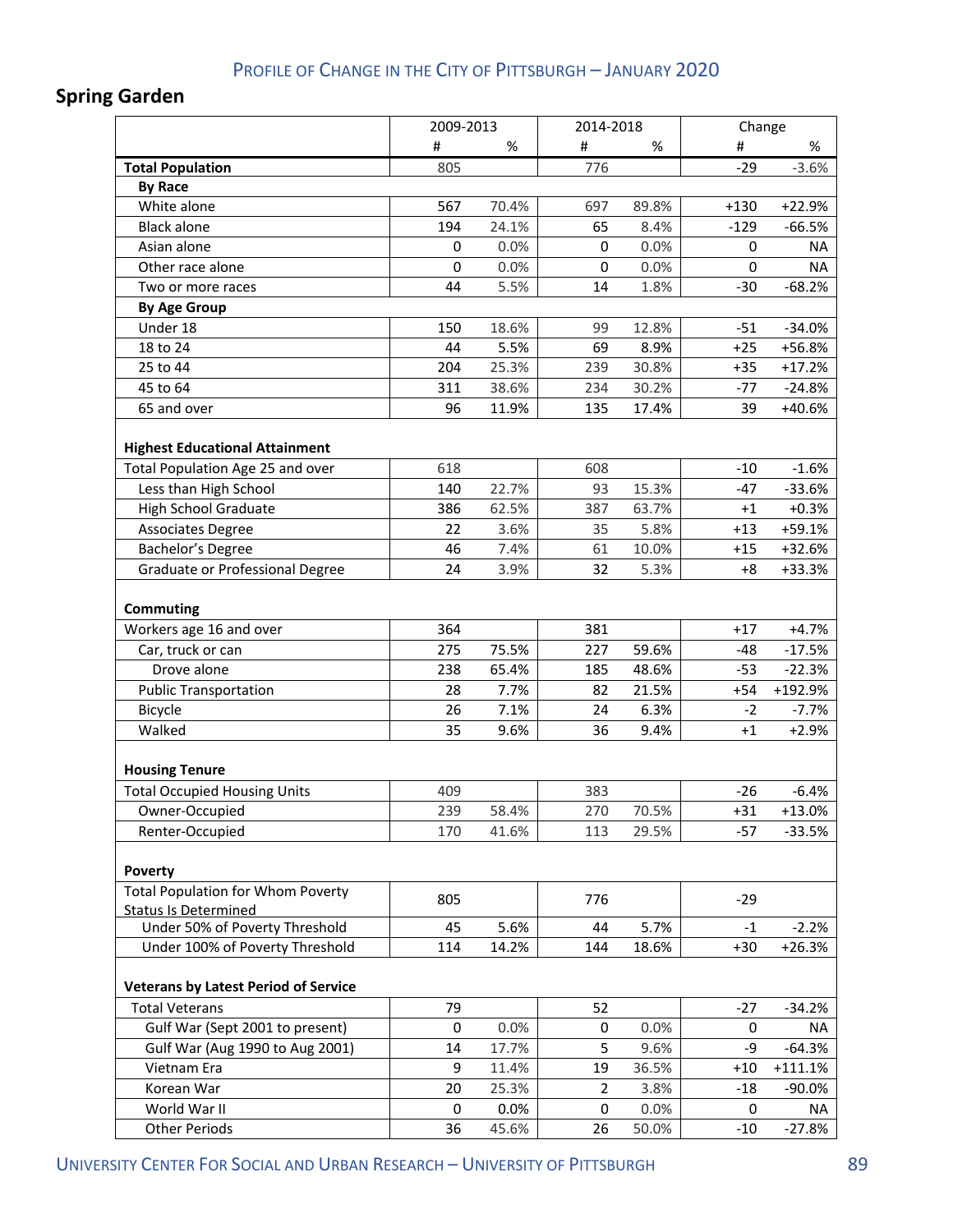## Spring Garden

| | 2009-2013 | | 2014-2018 | | Change | |
|---|---|---|---|---|---|---|
| | # | % | # | % | # | % |
| **Total Population** | 805 | | 776 | | -29 | -3.6% |
| **By Race** | | | | | | |
| White alone | 567 | 70.4% | 697 | 89.8% | +130 | +22.9% |
| Black alone | 194 | 24.1% | 65 | 8.4% | -129 | -66.5% |
| Asian alone | 0 | 0.0% | 0 | 0.0% | 0 | NA |
| Other race alone | 0 | 0.0% | 0 | 0.0% | 0 | NA |
| Two or more races | 44 | 5.5% | 14 | 1.8% | -30 | -68.2% |
| **By Age Group** | | | | | | |
| Under 18 | 150 | 18.6% | 99 | 12.8% | -51 | -34.0% |
| 18 to 24 | 44 | 5.5% | 69 | 8.9% | +25 | +56.8% |
| 25 to 44 | 204 | 25.3% | 239 | 30.8% | +35 | +17.2% |
| 45 to 64 | 311 | 38.6% | 234 | 30.2% | -77 | -24.8% |
| 65 and over | 96 | 11.9% | 135 | 17.4% | 39 | +40.6% |
| **Highest Educational Attainment** | | | | | | |
| Total Population Age 25 and over | 618 | | 608 | | -10 | -1.6% |
| Less than High School | 140 | 22.7% | 93 | 15.3% | -47 | -33.6% |
| High School Graduate | 386 | 62.5% | 387 | 63.7% | +1 | +0.3% |
| Associates Degree | 22 | 3.6% | 35 | 5.8% | +13 | +59.1% |
| Bachelor's Degree | 46 | 7.4% | 61 | 10.0% | +15 | +32.6% |
| Graduate or Professional Degree | 24 | 3.9% | 32 | 5.3% | +8 | +33.3% |
| **Commuting** | | | | | | |
| Workers age 16 and over | 364 | | 381 | | +17 | +4.7% |
| Car, truck or can | 275 | 75.5% | 227 | 59.6% | -48 | -17.5% |
| Drove alone | 238 | 65.4% | 185 | 48.6% | -53 | -22.3% |
| Public Transportation | 28 | 7.7% | 82 | 21.5% | +54 | +192.9% |
| Bicycle | 26 | 7.1% | 24 | 6.3% | -2 | -7.7% |
| Walked | 35 | 9.6% | 36 | 9.4% | +1 | +2.9% |
| **Housing Tenure** | | | | | | |
| Total Occupied Housing Units | 409 | | 383 | | -26 | -6.4% |
| Owner-Occupied | 239 | 58.4% | 270 | 70.5% | +31 | +13.0% |
| Renter-Occupied | 170 | 41.6% | 113 | 29.5% | -57 | -33.5% |
| **Poverty** | | | | | | |
| Total Population for Whom Poverty Status Is Determined | 805 | | 776 | | -29 | |
| Under 50% of Poverty Threshold | 45 | 5.6% | 44 | 5.7% | -1 | -2.2% |
| Under 100% of Poverty Threshold | 114 | 14.2% | 144 | 18.6% | +30 | +26.3% |
| **Veterans by Latest Period of Service** | | | | | | |
| Total Veterans | 79 | | 52 | | -27 | -34.2% |
| Gulf War (Sept 2001 to present) | 0 | 0.0% | 0 | 0.0% | 0 | NA |
| Gulf War (Aug 1990 to Aug 2001) | 14 | 17.7% | 5 | 9.6% | -9 | -64.3% |
| Vietnam Era | 9 | 11.4% | 19 | 36.5% | +10 | +111.1% |
| Korean War | 20 | 25.3% | 2 | 3.8% | -18 | -90.0% |
| World War II | 0 | 0.0% | 0 | 0.0% | 0 | NA |
| Other Periods | 36 | 45.6% | 26 | 50.0% | -10 | -27.8% |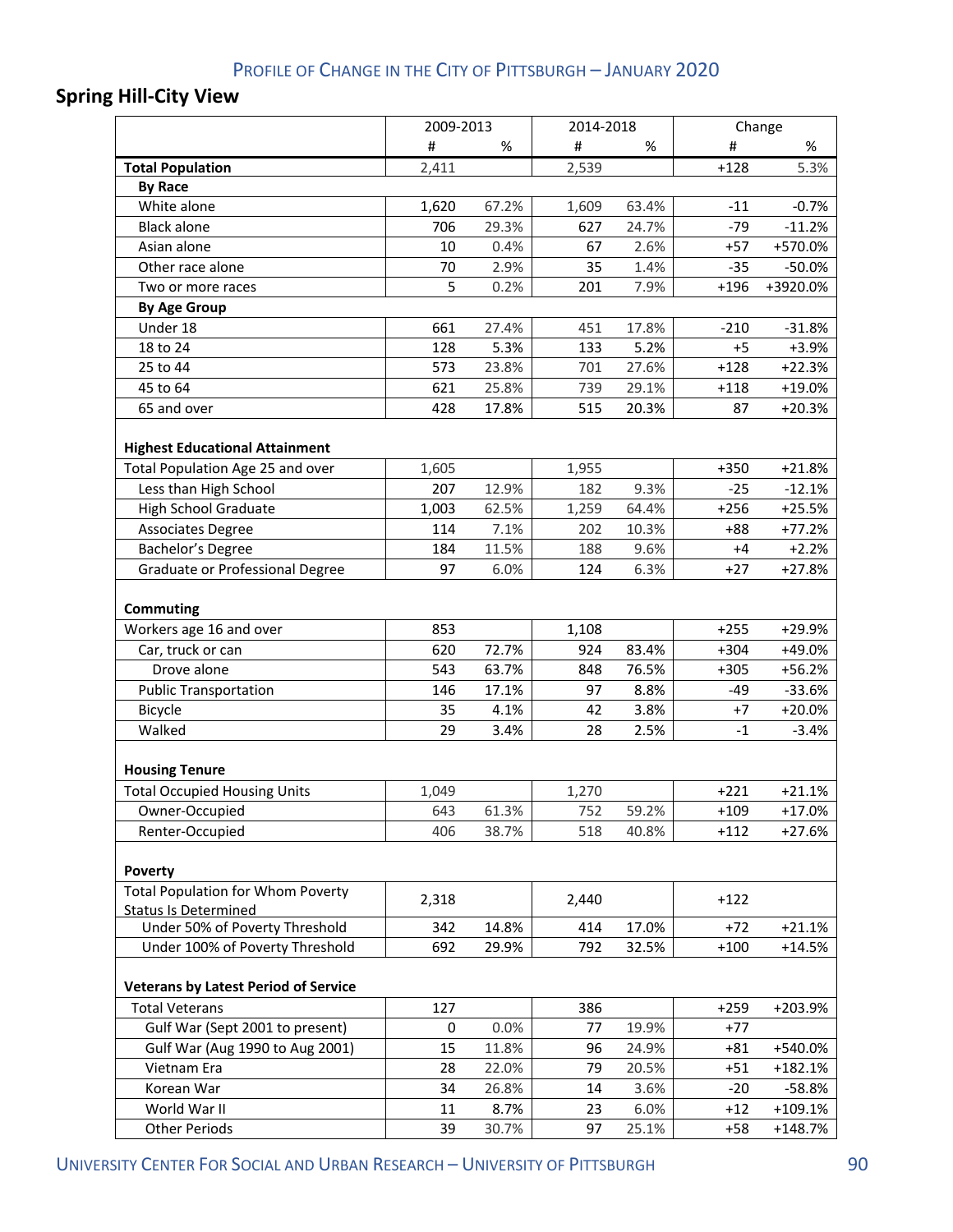## Spring Hill-City View

| | 2009-2013 | | 2014-2018 | | Change | |
|---|---|---|---|---|---|---|
| | # | % | # | % | # | % |
| **Total Population** | 2,411 | | 2,539 | | +128 | 5.3% |
| **By Race** | | | | | | |
| White alone | 1,620 | 67.2% | 1,609 | 63.4% | -11 | -0.7% |
| Black alone | 706 | 29.3% | 627 | 24.7% | -79 | -11.2% |
| Asian alone | 10 | 0.4% | 67 | 2.6% | +57 | +570.0% |
| Other race alone | 70 | 2.9% | 35 | 1.4% | -35 | -50.0% |
| Two or more races | 5 | 0.2% | 201 | 7.9% | +196 | +3920.0% |
| **By Age Group** | | | | | | |
| Under 18 | 661 | 27.4% | 451 | 17.8% | -210 | -31.8% |
| 18 to 24 | 128 | 5.3% | 133 | 5.2% | +5 | +3.9% |
| 25 to 44 | 573 | 23.8% | 701 | 27.6% | +128 | +22.3% |
| 45 to 64 | 621 | 25.8% | 739 | 29.1% | +118 | +19.0% |
| 65 and over | 428 | 17.8% | 515 | 20.3% | 87 | +20.3% |
| **Highest Educational Attainment** | | | | | | |
| Total Population Age 25 and over | 1,605 | | 1,955 | | +350 | +21.8% |
| Less than High School | 207 | 12.9% | 182 | 9.3% | -25 | -12.1% |
| High School Graduate | 1,003 | 62.5% | 1,259 | 64.4% | +256 | +25.5% |
| Associates Degree | 114 | 7.1% | 202 | 10.3% | +88 | +77.2% |
| Bachelor's Degree | 184 | 11.5% | 188 | 9.6% | +4 | +2.2% |
| Graduate or Professional Degree | 97 | 6.0% | 124 | 6.3% | +27 | +27.8% |
| **Commuting** | | | | | | |
| Workers age 16 and over | 853 | | 1,108 | | +255 | +29.9% |
| Car, truck or can | 620 | 72.7% | 924 | 83.4% | +304 | +49.0% |
| Drove alone | 543 | 63.7% | 848 | 76.5% | +305 | +56.2% |
| Public Transportation | 146 | 17.1% | 97 | 8.8% | -49 | -33.6% |
| Bicycle | 35 | 4.1% | 42 | 3.8% | +7 | +20.0% |
| Walked | 29 | 3.4% | 28 | 2.5% | -1 | -3.4% |
| **Housing Tenure** | | | | | | |
| Total Occupied Housing Units | 1,049 | | 1,270 | | +221 | +21.1% |
| Owner-Occupied | 643 | 61.3% | 752 | 59.2% | +109 | +17.0% |
| Renter-Occupied | 406 | 38.7% | 518 | 40.8% | +112 | +27.6% |
| **Poverty** | | | | | | |
| Total Population for Whom Poverty Status Is Determined | 2,318 | | 2,440 | | +122 | |
| Under 50% of Poverty Threshold | 342 | 14.8% | 414 | 17.0% | +72 | +21.1% |
| Under 100% of Poverty Threshold | 692 | 29.9% | 792 | 32.5% | +100 | +14.5% |
| **Veterans by Latest Period of Service** | | | | | | |
| Total Veterans | 127 | | 386 | | +259 | +203.9% |
| Gulf War (Sept 2001 to present) | 0 | 0.0% | 77 | 19.9% | +77 | |
| Gulf War (Aug 1990 to Aug 2001) | 15 | 11.8% | 96 | 24.9% | +81 | +540.0% |
| Vietnam Era | 28 | 22.0% | 79 | 20.5% | +51 | +182.1% |
| Korean War | 34 | 26.8% | 14 | 3.6% | -20 | -58.8% |
| World War II | 11 | 8.7% | 23 | 6.0% | +12 | +109.1% |
| Other Periods | 39 | 30.7% | 97 | 25.1% | +58 | +148.7% |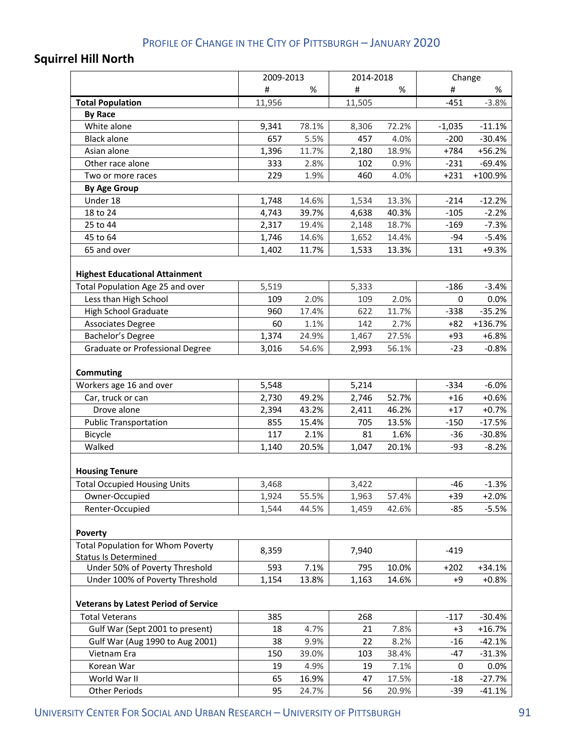## Squirrel Hill North

| | 2009-2013 | | 2014-2018 | | Change | |
|---|---|---|---|---|---|---|
| | # | % | # | % | # | % |
| **Total Population** | 11,956 | | 11,505 | | -451 | -3.8% |
| **By Race** | | | | | | |
| White alone | 9,341 | 78.1% | 8,306 | 72.2% | -1,035 | -11.1% |
| Black alone | 657 | 5.5% | 457 | 4.0% | -200 | -30.4% |
| Asian alone | 1,396 | 11.7% | 2,180 | 18.9% | +784 | +56.2% |
| Other race alone | 333 | 2.8% | 102 | 0.9% | -231 | -69.4% |
| Two or more races | 229 | 1.9% | 460 | 4.0% | +231 | +100.9% |
| **By Age Group** | | | | | | |
| Under 18 | 1,748 | 14.6% | 1,534 | 13.3% | -214 | -12.2% |
| 18 to 24 | 4,743 | 39.7% | 4,638 | 40.3% | -105 | -2.2% |
| 25 to 44 | 2,317 | 19.4% | 2,148 | 18.7% | -169 | -7.3% |
| 45 to 64 | 1,746 | 14.6% | 1,652 | 14.4% | -94 | -5.4% |
| 65 and over | 1,402 | 11.7% | 1,533 | 13.3% | 131 | +9.3% |
| **Highest Educational Attainment** | | | | | | |
| Total Population Age 25 and over | 5,519 | | 5,333 | | -186 | -3.4% |
| Less than High School | 109 | 2.0% | 109 | 2.0% | 0 | 0.0% |
| High School Graduate | 960 | 17.4% | 622 | 11.7% | -338 | -35.2% |
| Associates Degree | 60 | 1.1% | 142 | 2.7% | +82 | +136.7% |
| Bachelor's Degree | 1,374 | 24.9% | 1,467 | 27.5% | +93 | +6.8% |
| Graduate or Professional Degree | 3,016 | 54.6% | 2,993 | 56.1% | -23 | -0.8% |
| **Commuting** | | | | | | |
| Workers age 16 and over | 5,548 | | 5,214 | | -334 | -6.0% |
| Car, truck or can | 2,730 | 49.2% | 2,746 | 52.7% | +16 | +0.6% |
| Drove alone | 2,394 | 43.2% | 2,411 | 46.2% | +17 | +0.7% |
| Public Transportation | 855 | 15.4% | 705 | 13.5% | -150 | -17.5% |
| Bicycle | 117 | 2.1% | 81 | 1.6% | -36 | -30.8% |
| Walked | 1,140 | 20.5% | 1,047 | 20.1% | -93 | -8.2% |
| **Housing Tenure** | | | | | | |
| Total Occupied Housing Units | 3,468 | | 3,422 | | -46 | -1.3% |
| Owner-Occupied | 1,924 | 55.5% | 1,963 | 57.4% | +39 | +2.0% |
| Renter-Occupied | 1,544 | 44.5% | 1,459 | 42.6% | -85 | -5.5% |
| **Poverty** | | | | | | |
| Total Population for Whom Poverty Status Is Determined | 8,359 | | 7,940 | | -419 | |
| Under 50% of Poverty Threshold | 593 | 7.1% | 795 | 10.0% | +202 | +34.1% |
| Under 100% of Poverty Threshold | 1,154 | 13.8% | 1,163 | 14.6% | +9 | +0.8% |
| **Veterans by Latest Period of Service** | | | | | | |
| Total Veterans | 385 | | 268 | | -117 | -30.4% |
| Gulf War (Sept 2001 to present) | 18 | 4.7% | 21 | 7.8% | +3 | +16.7% |
| Gulf War (Aug 1990 to Aug 2001) | 38 | 9.9% | 22 | 8.2% | -16 | -42.1% |
| Vietnam Era | 150 | 39.0% | 103 | 38.4% | -47 | -31.3% |
| Korean War | 19 | 4.9% | 19 | 7.1% | 0 | 0.0% |
| World War II | 65 | 16.9% | 47 | 17.5% | -18 | -27.7% |
| Other Periods | 95 | 24.7% | 56 | 20.9% | -39 | -41.1% |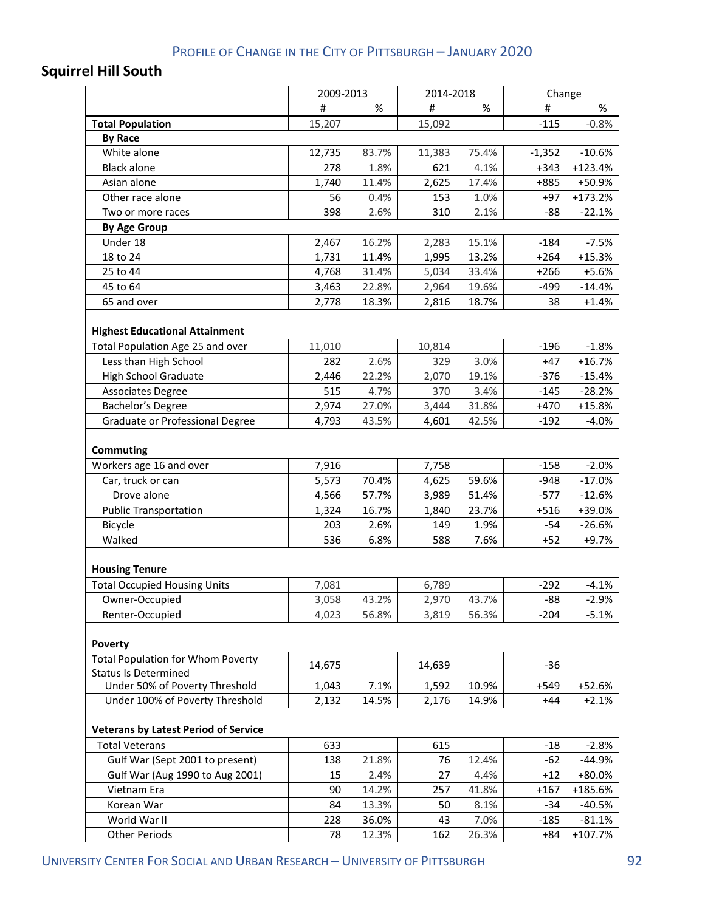## Squirrel Hill South

| | 2009-2013 | | 2014-2018 | | Change | |
|---|---|---|---|---|---|---|
| | # | % | # | % | # | % |
| **Total Population** | 15,207 | | 15,092 | | -115 | -0.8% |
| **By Race** | | | | | | |
| White alone | 12,735 | 83.7% | 11,383 | 75.4% | -1,352 | -10.6% |
| Black alone | 278 | 1.8% | 621 | 4.1% | +343 | +123.4% |
| Asian alone | 1,740 | 11.4% | 2,625 | 17.4% | +885 | +50.9% |
| Other race alone | 56 | 0.4% | 153 | 1.0% | +97 | +173.2% |
| Two or more races | 398 | 2.6% | 310 | 2.1% | -88 | -22.1% |
| **By Age Group** | | | | | | |
| Under 18 | 2,467 | 16.2% | 2,283 | 15.1% | -184 | -7.5% |
| 18 to 24 | 1,731 | 11.4% | 1,995 | 13.2% | +264 | +15.3% |
| 25 to 44 | 4,768 | 31.4% | 5,034 | 33.4% | +266 | +5.6% |
| 45 to 64 | 3,463 | 22.8% | 2,964 | 19.6% | -499 | -14.4% |
| 65 and over | 2,778 | 18.3% | 2,816 | 18.7% | 38 | +1.4% |
| **Highest Educational Attainment** | | | | | | |
| Total Population Age 25 and over | 11,010 | | 10,814 | | -196 | -1.8% |
| Less than High School | 282 | 2.6% | 329 | 3.0% | +47 | +16.7% |
| High School Graduate | 2,446 | 22.2% | 2,070 | 19.1% | -376 | -15.4% |
| Associates Degree | 515 | 4.7% | 370 | 3.4% | -145 | -28.2% |
| Bachelor's Degree | 2,974 | 27.0% | 3,444 | 31.8% | +470 | +15.8% |
| Graduate or Professional Degree | 4,793 | 43.5% | 4,601 | 42.5% | -192 | -4.0% |
| **Commuting** | | | | | | |
| Workers age 16 and over | 7,916 | | 7,758 | | -158 | -2.0% |
| Car, truck or can | 5,573 | 70.4% | 4,625 | 59.6% | -948 | -17.0% |
| Drove alone | 4,566 | 57.7% | 3,989 | 51.4% | -577 | -12.6% |
| Public Transportation | 1,324 | 16.7% | 1,840 | 23.7% | +516 | +39.0% |
| Bicycle | 203 | 2.6% | 149 | 1.9% | -54 | -26.6% |
| Walked | 536 | 6.8% | 588 | 7.6% | +52 | +9.7% |
| **Housing Tenure** | | | | | | |
| Total Occupied Housing Units | 7,081 | | 6,789 | | -292 | -4.1% |
| Owner-Occupied | 3,058 | 43.2% | 2,970 | 43.7% | -88 | -2.9% |
| Renter-Occupied | 4,023 | 56.8% | 3,819 | 56.3% | -204 | -5.1% |
| **Poverty** | | | | | | |
| Total Population for Whom Poverty Status Is Determined | 14,675 | | 14,639 | | -36 | |
| Under 50% of Poverty Threshold | 1,043 | 7.1% | 1,592 | 10.9% | +549 | +52.6% |
| Under 100% of Poverty Threshold | 2,132 | 14.5% | 2,176 | 14.9% | +44 | +2.1% |
| **Veterans by Latest Period of Service** | | | | | | |
| Total Veterans | 633 | | 615 | | -18 | -2.8% |
| Gulf War (Sept 2001 to present) | 138 | 21.8% | 76 | 12.4% | -62 | -44.9% |
| Gulf War (Aug 1990 to Aug 2001) | 15 | 2.4% | 27 | 4.4% | +12 | +80.0% |
| Vietnam Era | 90 | 14.2% | 257 | 41.8% | +167 | +185.6% |
| Korean War | 84 | 13.3% | 50 | 8.1% | -34 | -40.5% |
| World War II | 228 | 36.0% | 43 | 7.0% | -185 | -81.1% |
| Other Periods | 78 | 12.3% | 162 | 26.3% | +84 | +107.7% |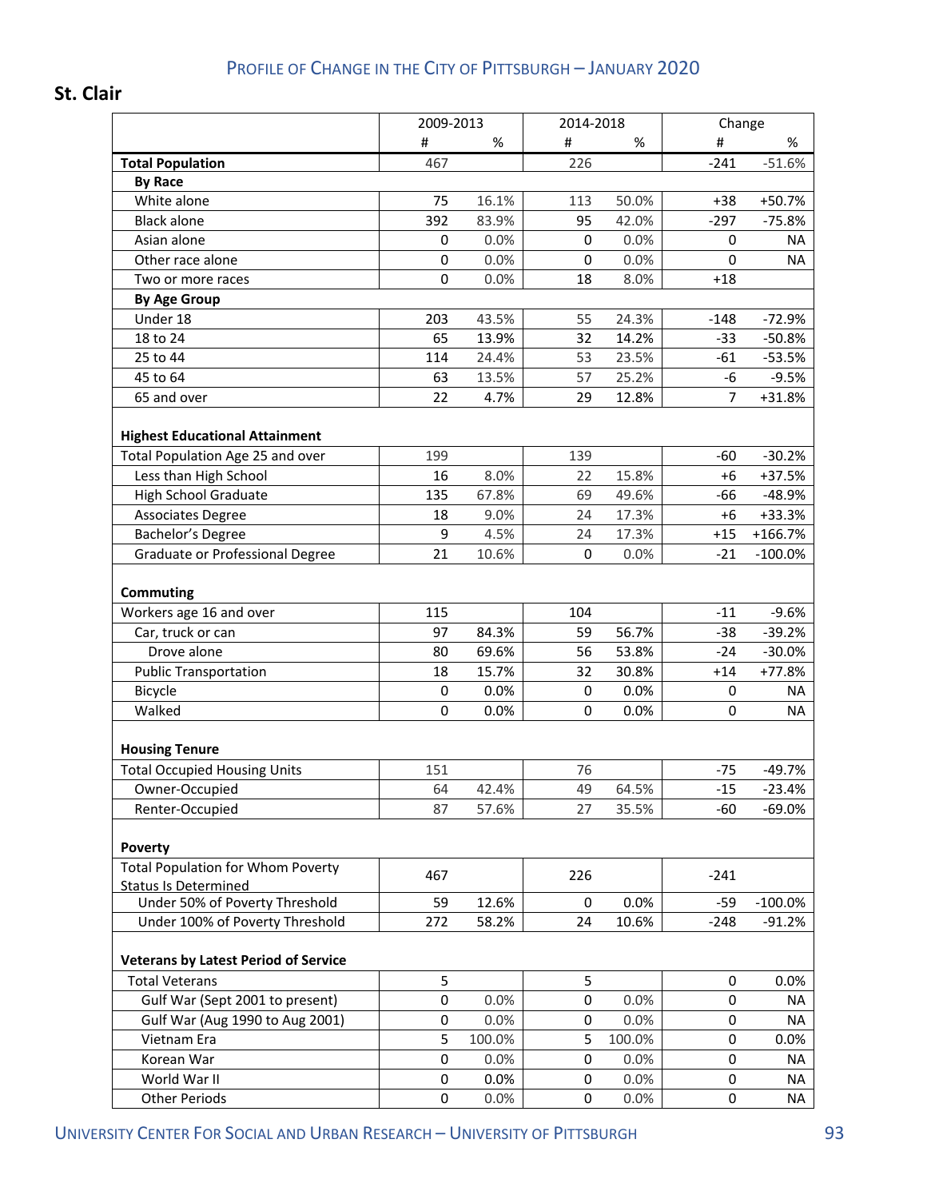## St. Clair

| | 2009-2013 | | 2014-2018 | | Change | |
|---|---|---|---|---|---|---|
| | # | % | # | % | # | % |
| **Total Population** | 467 | | 226 | | -241 | -51.6% |
| **By Race** | | | | | | |
| White alone | 75 | 16.1% | 113 | 50.0% | +38 | +50.7% |
| Black alone | 392 | 83.9% | 95 | 42.0% | -297 | -75.8% |
| Asian alone | 0 | 0.0% | 0 | 0.0% | 0 | NA |
| Other race alone | 0 | 0.0% | 0 | 0.0% | 0 | NA |
| Two or more races | 0 | 0.0% | 18 | 8.0% | +18 | |
| **By Age Group** | | | | | | |
| Under 18 | 203 | 43.5% | 55 | 24.3% | -148 | -72.9% |
| 18 to 24 | 65 | 13.9% | 32 | 14.2% | -33 | -50.8% |
| 25 to 44 | 114 | 24.4% | 53 | 23.5% | -61 | -53.5% |
| 45 to 64 | 63 | 13.5% | 57 | 25.2% | -6 | -9.5% |
| 65 and over | 22 | 4.7% | 29 | 12.8% | 7 | +31.8% |
| **Highest Educational Attainment** | | | | | | |
| Total Population Age 25 and over | 199 | | 139 | | -60 | -30.2% |
| Less than High School | 16 | 8.0% | 22 | 15.8% | +6 | +37.5% |
| High School Graduate | 135 | 67.8% | 69 | 49.6% | -66 | -48.9% |
| Associates Degree | 18 | 9.0% | 24 | 17.3% | +6 | +33.3% |
| Bachelor's Degree | 9 | 4.5% | 24 | 17.3% | +15 | +166.7% |
| Graduate or Professional Degree | 21 | 10.6% | 0 | 0.0% | -21 | -100.0% |
| **Commuting** | | | | | | |
| Workers age 16 and over | 115 | | 104 | | -11 | -9.6% |
| Car, truck or can | 97 | 84.3% | 59 | 56.7% | -38 | -39.2% |
| Drove alone | 80 | 69.6% | 56 | 53.8% | -24 | -30.0% |
| Public Transportation | 18 | 15.7% | 32 | 30.8% | +14 | +77.8% |
| Bicycle | 0 | 0.0% | 0 | 0.0% | 0 | NA |
| Walked | 0 | 0.0% | 0 | 0.0% | 0 | NA |
| **Housing Tenure** | | | | | | |
| Total Occupied Housing Units | 151 | | 76 | | -75 | -49.7% |
| Owner-Occupied | 64 | 42.4% | 49 | 64.5% | -15 | -23.4% |
| Renter-Occupied | 87 | 57.6% | 27 | 35.5% | -60 | -69.0% |
| **Poverty** | | | | | | |
| Total Population for Whom Poverty Status Is Determined | 467 | | 226 | | -241 | |
| Under 50% of Poverty Threshold | 59 | 12.6% | 0 | 0.0% | -59 | -100.0% |
| Under 100% of Poverty Threshold | 272 | 58.2% | 24 | 10.6% | -248 | -91.2% |
| **Veterans by Latest Period of Service** | | | | | | |
| Total Veterans | 5 | | 5 | | 0 | 0.0% |
| Gulf War (Sept 2001 to present) | 0 | 0.0% | 0 | 0.0% | 0 | NA |
| Gulf War (Aug 1990 to Aug 2001) | 0 | 0.0% | 0 | 0.0% | 0 | NA |
| Vietnam Era | 5 | 100.0% | 5 | 100.0% | 0 | 0.0% |
| Korean War | 0 | 0.0% | 0 | 0.0% | 0 | NA |
| World War II | 0 | 0.0% | 0 | 0.0% | 0 | NA |
| Other Periods | 0 | 0.0% | 0 | 0.0% | 0 | NA |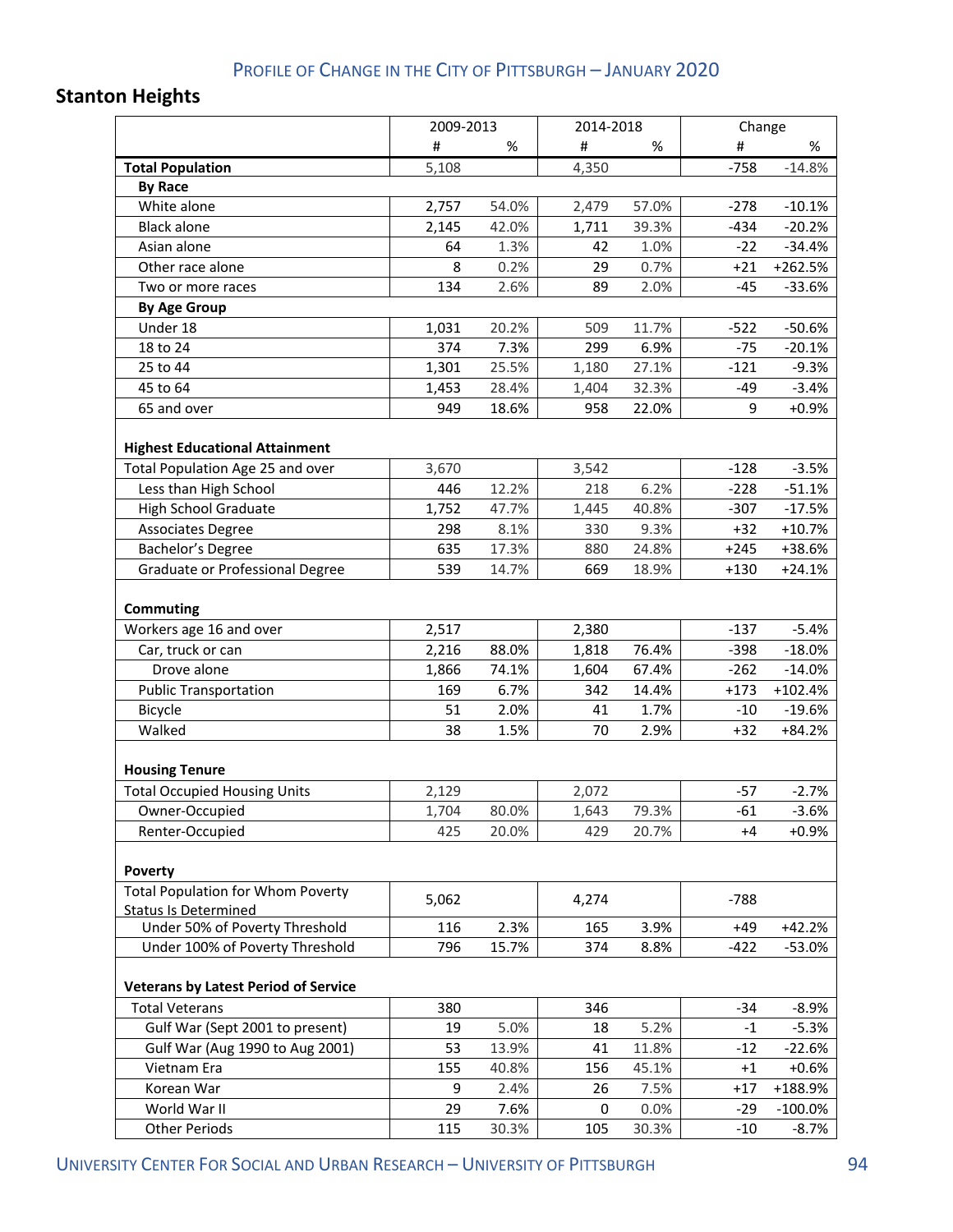## Stanton Heights

| | 2009-2013 | | 2014-2018 | | Change | |
|---|---|---|---|---|---|---|
| | # | % | # | % | # | % |
| **Total Population** | 5,108 | | 4,350 | | -758 | -14.8% |
| **By Race** | | | | | | |
| White alone | 2,757 | 54.0% | 2,479 | 57.0% | -278 | -10.1% |
| Black alone | 2,145 | 42.0% | 1,711 | 39.3% | -434 | -20.2% |
| Asian alone | 64 | 1.3% | 42 | 1.0% | -22 | -34.4% |
| Other race alone | 8 | 0.2% | 29 | 0.7% | +21 | +262.5% |
| Two or more races | 134 | 2.6% | 89 | 2.0% | -45 | -33.6% |
| **By Age Group** | | | | | | |
| Under 18 | 1,031 | 20.2% | 509 | 11.7% | -522 | -50.6% |
| 18 to 24 | 374 | 7.3% | 299 | 6.9% | -75 | -20.1% |
| 25 to 44 | 1,301 | 25.5% | 1,180 | 27.1% | -121 | -9.3% |
| 45 to 64 | 1,453 | 28.4% | 1,404 | 32.3% | -49 | -3.4% |
| 65 and over | 949 | 18.6% | 958 | 22.0% | 9 | +0.9% |
| **Highest Educational Attainment** | | | | | | |
| Total Population Age 25 and over | 3,670 | | 3,542 | | -128 | -3.5% |
| Less than High School | 446 | 12.2% | 218 | 6.2% | -228 | -51.1% |
| High School Graduate | 1,752 | 47.7% | 1,445 | 40.8% | -307 | -17.5% |
| Associates Degree | 298 | 8.1% | 330 | 9.3% | +32 | +10.7% |
| Bachelor's Degree | 635 | 17.3% | 880 | 24.8% | +245 | +38.6% |
| Graduate or Professional Degree | 539 | 14.7% | 669 | 18.9% | +130 | +24.1% |
| **Commuting** | | | | | | |
| Workers age 16 and over | 2,517 | | 2,380 | | -137 | -5.4% |
| Car, truck or can | 2,216 | 88.0% | 1,818 | 76.4% | -398 | -18.0% |
| Drove alone | 1,866 | 74.1% | 1,604 | 67.4% | -262 | -14.0% |
| Public Transportation | 169 | 6.7% | 342 | 14.4% | +173 | +102.4% |
| Bicycle | 51 | 2.0% | 41 | 1.7% | -10 | -19.6% |
| Walked | 38 | 1.5% | 70 | 2.9% | +32 | +84.2% |
| **Housing Tenure** | | | | | | |
| Total Occupied Housing Units | 2,129 | | 2,072 | | -57 | -2.7% |
| Owner-Occupied | 1,704 | 80.0% | 1,643 | 79.3% | -61 | -3.6% |
| Renter-Occupied | 425 | 20.0% | 429 | 20.7% | +4 | +0.9% |
| **Poverty** | | | | | | |
| Total Population for Whom Poverty Status Is Determined | 5,062 | | 4,274 | | -788 | |
| Under 50% of Poverty Threshold | 116 | 2.3% | 165 | 3.9% | +49 | +42.2% |
| Under 100% of Poverty Threshold | 796 | 15.7% | 374 | 8.8% | -422 | -53.0% |
| **Veterans by Latest Period of Service** | | | | | | |
| Total Veterans | 380 | | 346 | | -34 | -8.9% |
| Gulf War (Sept 2001 to present) | 19 | 5.0% | 18 | 5.2% | -1 | -5.3% |
| Gulf War (Aug 1990 to Aug 2001) | 53 | 13.9% | 41 | 11.8% | -12 | -22.6% |
| Vietnam Era | 155 | 40.8% | 156 | 45.1% | +1 | +0.6% |
| Korean War | 9 | 2.4% | 26 | 7.5% | +17 | +188.9% |
| World War II | 29 | 7.6% | 0 | 0.0% | -29 | -100.0% |
| Other Periods | 115 | 30.3% | 105 | 30.3% | -10 | -8.7% |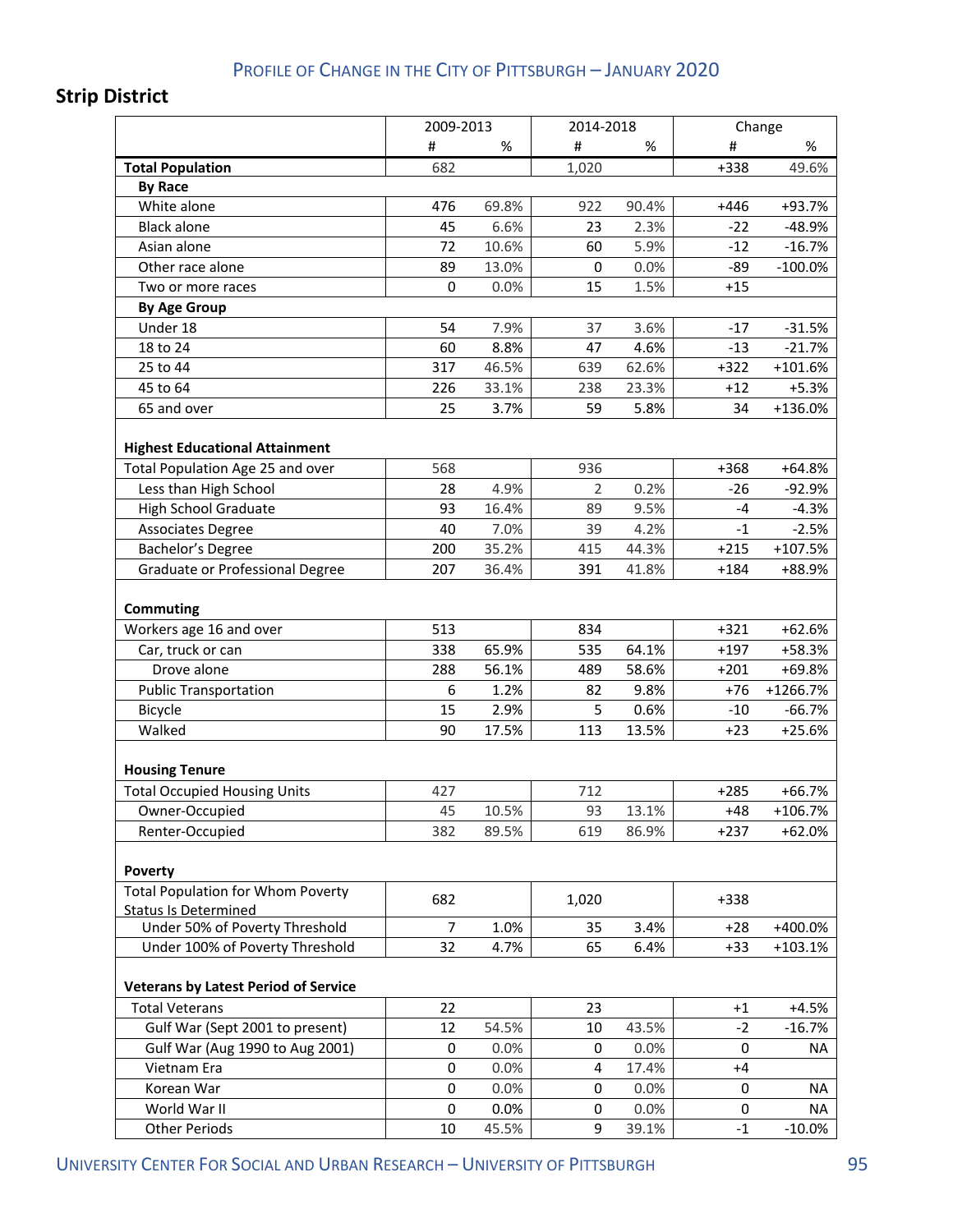## Strip District

| | 2009-2013 | | 2014-2018 | | Change | |
|---|---|---|---|---|---|---|
| | # | % | # | % | # | % |
| **Total Population** | 682 | | 1,020 | | +338 | 49.6% |
| **By Race** | | | | | | |
| White alone | 476 | 69.8% | 922 | 90.4% | +446 | +93.7% |
| Black alone | 45 | 6.6% | 23 | 2.3% | -22 | -48.9% |
| Asian alone | 72 | 10.6% | 60 | 5.9% | -12 | -16.7% |
| Other race alone | 89 | 13.0% | 0 | 0.0% | -89 | -100.0% |
| Two or more races | 0 | 0.0% | 15 | 1.5% | +15 | |
| **By Age Group** | | | | | | |
| Under 18 | 54 | 7.9% | 37 | 3.6% | -17 | -31.5% |
| 18 to 24 | 60 | 8.8% | 47 | 4.6% | -13 | -21.7% |
| 25 to 44 | 317 | 46.5% | 639 | 62.6% | +322 | +101.6% |
| 45 to 64 | 226 | 33.1% | 238 | 23.3% | +12 | +5.3% |
| 65 and over | 25 | 3.7% | 59 | 5.8% | 34 | +136.0% |
| **Highest Educational Attainment** | | | | | | |
| Total Population Age 25 and over | 568 | | 936 | | +368 | +64.8% |
| Less than High School | 28 | 4.9% | 2 | 0.2% | -26 | -92.9% |
| High School Graduate | 93 | 16.4% | 89 | 9.5% | -4 | -4.3% |
| Associates Degree | 40 | 7.0% | 39 | 4.2% | -1 | -2.5% |
| Bachelor's Degree | 200 | 35.2% | 415 | 44.3% | +215 | +107.5% |
| Graduate or Professional Degree | 207 | 36.4% | 391 | 41.8% | +184 | +88.9% |
| **Commuting** | | | | | | |
| Workers age 16 and over | 513 | | 834 | | +321 | +62.6% |
| Car, truck or can | 338 | 65.9% | 535 | 64.1% | +197 | +58.3% |
| Drove alone | 288 | 56.1% | 489 | 58.6% | +201 | +69.8% |
| Public Transportation | 6 | 1.2% | 82 | 9.8% | +76 | +1266.7% |
| Bicycle | 15 | 2.9% | 5 | 0.6% | -10 | -66.7% |
| Walked | 90 | 17.5% | 113 | 13.5% | +23 | +25.6% |
| **Housing Tenure** | | | | | | |
| Total Occupied Housing Units | 427 | | 712 | | +285 | +66.7% |
| Owner-Occupied | 45 | 10.5% | 93 | 13.1% | +48 | +106.7% |
| Renter-Occupied | 382 | 89.5% | 619 | 86.9% | +237 | +62.0% |
| **Poverty** | | | | | | |
| Total Population for Whom Poverty Status Is Determined | 682 | | 1,020 | | +338 | |
| Under 50% of Poverty Threshold | 7 | 1.0% | 35 | 3.4% | +28 | +400.0% |
| Under 100% of Poverty Threshold | 32 | 4.7% | 65 | 6.4% | +33 | +103.1% |
| **Veterans by Latest Period of Service** | | | | | | |
| Total Veterans | 22 | | 23 | | +1 | +4.5% |
| Gulf War (Sept 2001 to present) | 12 | 54.5% | 10 | 43.5% | -2 | -16.7% |
| Gulf War (Aug 1990 to Aug 2001) | 0 | 0.0% | 0 | 0.0% | 0 | NA |
| Vietnam Era | 0 | 0.0% | 4 | 17.4% | +4 | |
| Korean War | 0 | 0.0% | 0 | 0.0% | 0 | NA |
| World War II | 0 | 0.0% | 0 | 0.0% | 0 | NA |
| Other Periods | 10 | 45.5% | 9 | 39.1% | -1 | -10.0% |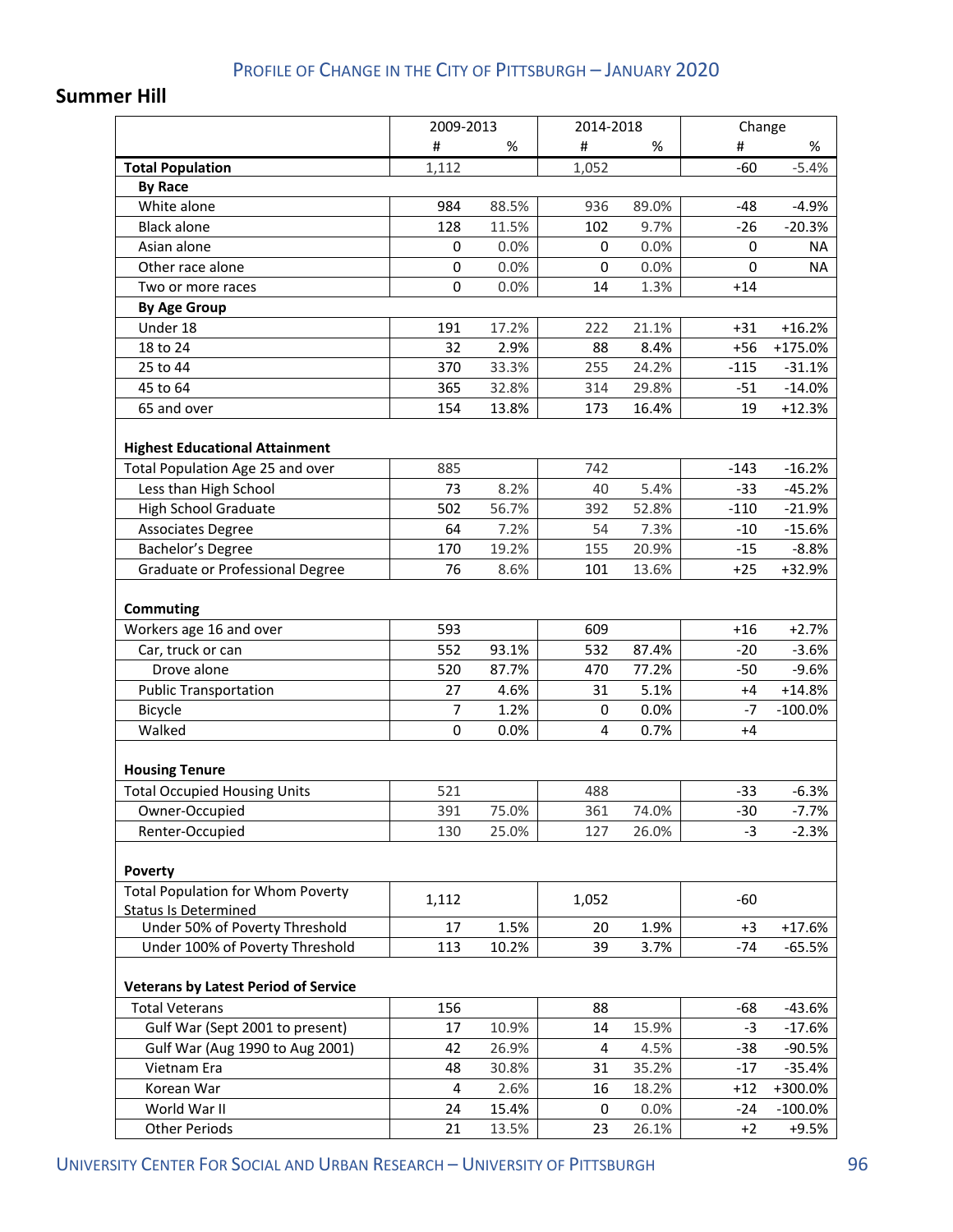## Summer Hill

| | 2009-2013 | | 2014-2018 | | Change | |
|---|---|---|---|---|---|---|
| | # | % | # | % | # | % |
| **Total Population** | 1,112 | | 1,052 | | -60 | -5.4% |
| **By Race** | | | | | | |
| White alone | 984 | 88.5% | 936 | 89.0% | -48 | -4.9% |
| Black alone | 128 | 11.5% | 102 | 9.7% | -26 | -20.3% |
| Asian alone | 0 | 0.0% | 0 | 0.0% | 0 | NA |
| Other race alone | 0 | 0.0% | 0 | 0.0% | 0 | NA |
| Two or more races | 0 | 0.0% | 14 | 1.3% | +14 | |
| **By Age Group** | | | | | | |
| Under 18 | 191 | 17.2% | 222 | 21.1% | +31 | +16.2% |
| 18 to 24 | 32 | 2.9% | 88 | 8.4% | +56 | +175.0% |
| 25 to 44 | 370 | 33.3% | 255 | 24.2% | -115 | -31.1% |
| 45 to 64 | 365 | 32.8% | 314 | 29.8% | -51 | -14.0% |
| 65 and over | 154 | 13.8% | 173 | 16.4% | 19 | +12.3% |
| **Highest Educational Attainment** | | | | | | |
| Total Population Age 25 and over | 885 | | 742 | | -143 | -16.2% |
| Less than High School | 73 | 8.2% | 40 | 5.4% | -33 | -45.2% |
| High School Graduate | 502 | 56.7% | 392 | 52.8% | -110 | -21.9% |
| Associates Degree | 64 | 7.2% | 54 | 7.3% | -10 | -15.6% |
| Bachelor's Degree | 170 | 19.2% | 155 | 20.9% | -15 | -8.8% |
| Graduate or Professional Degree | 76 | 8.6% | 101 | 13.6% | +25 | +32.9% |
| **Commuting** | | | | | | |
| Workers age 16 and over | 593 | | 609 | | +16 | +2.7% |
| Car, truck or can | 552 | 93.1% | 532 | 87.4% | -20 | -3.6% |
| Drove alone | 520 | 87.7% | 470 | 77.2% | -50 | -9.6% |
| Public Transportation | 27 | 4.6% | 31 | 5.1% | +4 | +14.8% |
| Bicycle | 7 | 1.2% | 0 | 0.0% | -7 | -100.0% |
| Walked | 0 | 0.0% | 4 | 0.7% | +4 | |
| **Housing Tenure** | | | | | | |
| Total Occupied Housing Units | 521 | | 488 | | -33 | -6.3% |
| Owner-Occupied | 391 | 75.0% | 361 | 74.0% | -30 | -7.7% |
| Renter-Occupied | 130 | 25.0% | 127 | 26.0% | -3 | -2.3% |
| **Poverty** | | | | | | |
| Total Population for Whom Poverty Status Is Determined | 1,112 | | 1,052 | | -60 | |
| Under 50% of Poverty Threshold | 17 | 1.5% | 20 | 1.9% | +3 | +17.6% |
| Under 100% of Poverty Threshold | 113 | 10.2% | 39 | 3.7% | -74 | -65.5% |
| **Veterans by Latest Period of Service** | | | | | | |
| Total Veterans | 156 | | 88 | | -68 | -43.6% |
| Gulf War (Sept 2001 to present) | 17 | 10.9% | 14 | 15.9% | -3 | -17.6% |
| Gulf War (Aug 1990 to Aug 2001) | 42 | 26.9% | 4 | 4.5% | -38 | -90.5% |
| Vietnam Era | 48 | 30.8% | 31 | 35.2% | -17 | -35.4% |
| Korean War | 4 | 2.6% | 16 | 18.2% | +12 | +300.0% |
| World War II | 24 | 15.4% | 0 | 0.0% | -24 | -100.0% |
| Other Periods | 21 | 13.5% | 23 | 26.1% | +2 | +9.5% |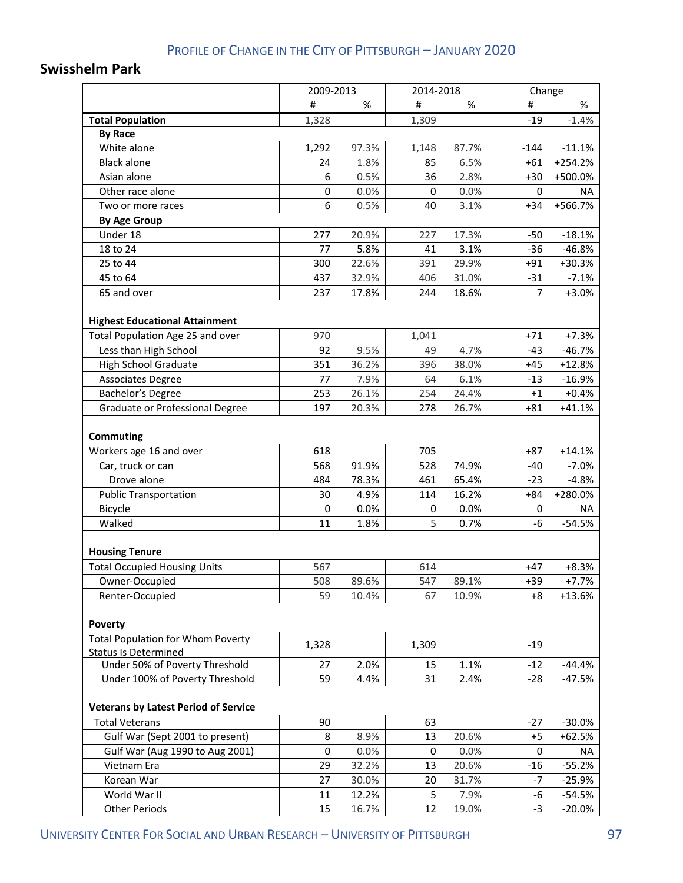## Swisshelm Park

| | 2009-2013 | | 2014-2018 | | Change | |
|---|---|---|---|---|---|---|
| | # | % | # | % | # | % |
| **Total Population** | 1,328 | | 1,309 | | -19 | -1.4% |
| **By Race** | | | | | | |
| White alone | 1,292 | 97.3% | 1,148 | 87.7% | -144 | -11.1% |
| Black alone | 24 | 1.8% | 85 | 6.5% | +61 | +254.2% |
| Asian alone | 6 | 0.5% | 36 | 2.8% | +30 | +500.0% |
| Other race alone | 0 | 0.0% | 0 | 0.0% | 0 | NA |
| Two or more races | 6 | 0.5% | 40 | 3.1% | +34 | +566.7% |
| **By Age Group** | | | | | | |
| Under 18 | 277 | 20.9% | 227 | 17.3% | -50 | -18.1% |
| 18 to 24 | 77 | 5.8% | 41 | 3.1% | -36 | -46.8% |
| 25 to 44 | 300 | 22.6% | 391 | 29.9% | +91 | +30.3% |
| 45 to 64 | 437 | 32.9% | 406 | 31.0% | -31 | -7.1% |
| 65 and over | 237 | 17.8% | 244 | 18.6% | 7 | +3.0% |
| **Highest Educational Attainment** | | | | | | |
| Total Population Age 25 and over | 970 | | 1,041 | | +71 | +7.3% |
| Less than High School | 92 | 9.5% | 49 | 4.7% | -43 | -46.7% |
| High School Graduate | 351 | 36.2% | 396 | 38.0% | +45 | +12.8% |
| Associates Degree | 77 | 7.9% | 64 | 6.1% | -13 | -16.9% |
| Bachelor's Degree | 253 | 26.1% | 254 | 24.4% | +1 | +0.4% |
| Graduate or Professional Degree | 197 | 20.3% | 278 | 26.7% | +81 | +41.1% |
| **Commuting** | | | | | | |
| Workers age 16 and over | 618 | | 705 | | +87 | +14.1% |
| Car, truck or can | 568 | 91.9% | 528 | 74.9% | -40 | -7.0% |
| Drove alone | 484 | 78.3% | 461 | 65.4% | -23 | -4.8% |
| Public Transportation | 30 | 4.9% | 114 | 16.2% | +84 | +280.0% |
| Bicycle | 0 | 0.0% | 0 | 0.0% | 0 | NA |
| Walked | 11 | 1.8% | 5 | 0.7% | -6 | -54.5% |
| **Housing Tenure** | | | | | | |
| Total Occupied Housing Units | 567 | | 614 | | +47 | +8.3% |
| Owner-Occupied | 508 | 89.6% | 547 | 89.1% | +39 | +7.7% |
| Renter-Occupied | 59 | 10.4% | 67 | 10.9% | +8 | +13.6% |
| **Poverty** | | | | | | |
| Total Population for Whom Poverty Status Is Determined | 1,328 | | 1,309 | | -19 | |
| Under 50% of Poverty Threshold | 27 | 2.0% | 15 | 1.1% | -12 | -44.4% |
| Under 100% of Poverty Threshold | 59 | 4.4% | 31 | 2.4% | -28 | -47.5% |
| **Veterans by Latest Period of Service** | | | | | | |
| Total Veterans | 90 | | 63 | | -27 | -30.0% |
| Gulf War (Sept 2001 to present) | 8 | 8.9% | 13 | 20.6% | +5 | +62.5% |
| Gulf War (Aug 1990 to Aug 2001) | 0 | 0.0% | 0 | 0.0% | 0 | NA |
| Vietnam Era | 29 | 32.2% | 13 | 20.6% | -16 | -55.2% |
| Korean War | 27 | 30.0% | 20 | 31.7% | -7 | -25.9% |
| World War II | 11 | 12.2% | 5 | 7.9% | -6 | -54.5% |
| Other Periods | 15 | 16.7% | 12 | 19.0% | -3 | -20.0% |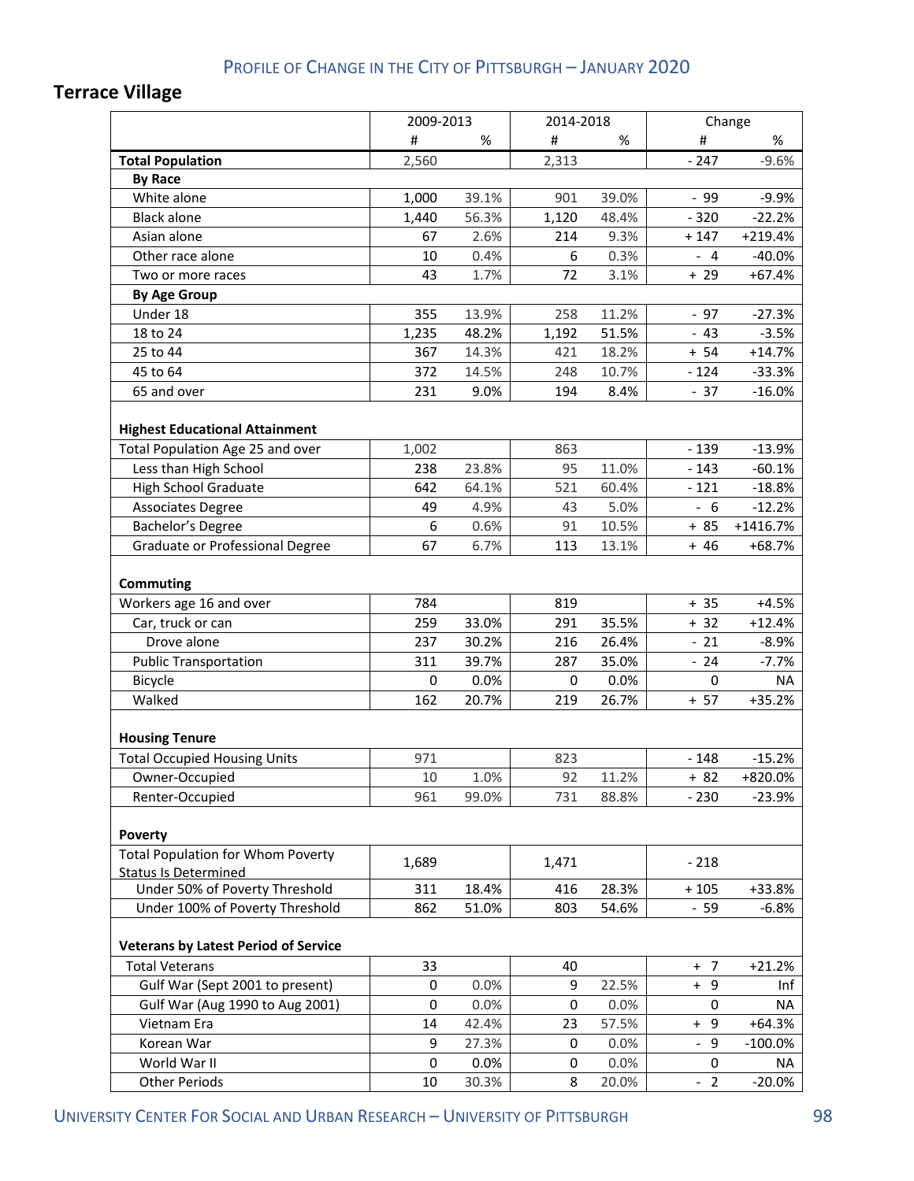## Terrace Village

| | 2009-2013 | | 2014-2018 | | Change | |
|---|---|---|---|---|---|---|
| | # | % | # | % | # | % |
| **Total Population** | 2,560 | | 2,313 | | - 247 | -9.6% |
| **By Race** | | | | | | |
| White alone | 1,000 | 39.1% | 901 | 39.0% | - 99 | -9.9% |
| Black alone | 1,440 | 56.3% | 1,120 | 48.4% | - 320 | -22.2% |
| Asian alone | 67 | 2.6% | 214 | 9.3% | + 147 | +219.4% |
| Other race alone | 10 | 0.4% | 6 | 0.3% | - 4 | -40.0% |
| Two or more races | 43 | 1.7% | 72 | 3.1% | + 29 | +67.4% |
| **By Age Group** | | | | | | |
| Under 18 | 355 | 13.9% | 258 | 11.2% | - 97 | -27.3% |
| 18 to 24 | 1,235 | 48.2% | 1,192 | 51.5% | - 43 | -3.5% |
| 25 to 44 | 367 | 14.3% | 421 | 18.2% | + 54 | +14.7% |
| 45 to 64 | 372 | 14.5% | 248 | 10.7% | - 124 | -33.3% |
| 65 and over | 231 | 9.0% | 194 | 8.4% | - 37 | -16.0% |
| | | | | | | |
| **Highest Educational Attainment** | | | | | | |
| Total Population Age 25 and over | 1,002 | | 863 | | - 139 | -13.9% |
| Less than High School | 238 | 23.8% | 95 | 11.0% | - 143 | -60.1% |
| High School Graduate | 642 | 64.1% | 521 | 60.4% | - 121 | -18.8% |
| Associates Degree | 49 | 4.9% | 43 | 5.0% | - 6 | -12.2% |
| Bachelor's Degree | 6 | 0.6% | 91 | 10.5% | + 85 | +1416.7% |
| Graduate or Professional Degree | 67 | 6.7% | 113 | 13.1% | + 46 | +68.7% |
| | | | | | | |
| **Commuting** | | | | | | |
| Workers age 16 and over | 784 | | 819 | | + 35 | +4.5% |
| Car, truck or can | 259 | 33.0% | 291 | 35.5% | + 32 | +12.4% |
| Drove alone | 237 | 30.2% | 216 | 26.4% | - 21 | -8.9% |
| Public Transportation | 311 | 39.7% | 287 | 35.0% | - 24 | -7.7% |
| Bicycle | 0 | 0.0% | 0 | 0.0% | 0 | NA |
| Walked | 162 | 20.7% | 219 | 26.7% | + 57 | +35.2% |
| | | | | | | |
| **Housing Tenure** | | | | | | |
| Total Occupied Housing Units | 971 | | 823 | | - 148 | -15.2% |
| Owner-Occupied | 10 | 1.0% | 92 | 11.2% | + 82 | +820.0% |
| Renter-Occupied | 961 | 99.0% | 731 | 88.8% | - 230 | -23.9% |
| | | | | | | |
| **Poverty** | | | | | | |
| Total Population for Whom Poverty Status Is Determined | 1,689 | | 1,471 | | - 218 | |
| Under 50% of Poverty Threshold | 311 | 18.4% | 416 | 28.3% | + 105 | +33.8% |
| Under 100% of Poverty Threshold | 862 | 51.0% | 803 | 54.6% | - 59 | -6.8% |
| | | | | | | |
| **Veterans by Latest Period of Service** | | | | | | |
| Total Veterans | 33 | | 40 | | + 7 | +21.2% |
| Gulf War (Sept 2001 to present) | 0 | 0.0% | 9 | 22.5% | + 9 | Inf |
| Gulf War (Aug 1990 to Aug 2001) | 0 | 0.0% | 0 | 0.0% | 0 | NA |
| Vietnam Era | 14 | 42.4% | 23 | 57.5% | + 9 | +64.3% |
| Korean War | 9 | 27.3% | 0 | 0.0% | - 9 | -100.0% |
| World War II | 0 | 0.0% | 0 | 0.0% | 0 | NA |
| Other Periods | 10 | 30.3% | 8 | 20.0% | - 2 | -20.0% |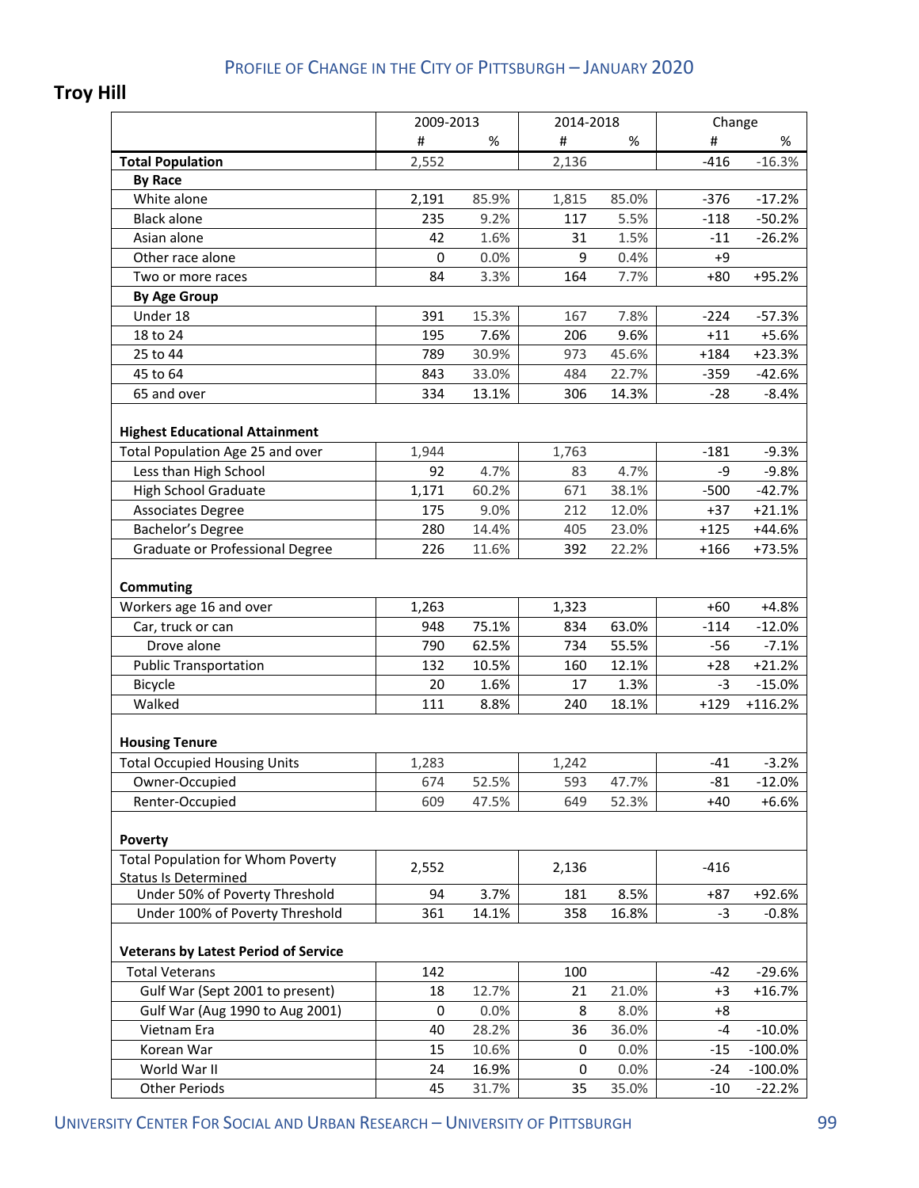## Troy Hill

| | 2009-2013 | | 2014-2018 | | Change | |
|---|---|---|---|---|---|---|
| | # | % | # | % | # | % |
| **Total Population** | 2,552 | | 2,136 | | -416 | -16.3% |
| **By Race** | | | | | | |
| White alone | 2,191 | 85.9% | 1,815 | 85.0% | -376 | -17.2% |
| Black alone | 235 | 9.2% | 117 | 5.5% | -118 | -50.2% |
| Asian alone | 42 | 1.6% | 31 | 1.5% | -11 | -26.2% |
| Other race alone | 0 | 0.0% | 9 | 0.4% | +9 | |
| Two or more races | 84 | 3.3% | 164 | 7.7% | +80 | +95.2% |
| **By Age Group** | | | | | | |
| Under 18 | 391 | 15.3% | 167 | 7.8% | -224 | -57.3% |
| 18 to 24 | 195 | 7.6% | 206 | 9.6% | +11 | +5.6% |
| 25 to 44 | 789 | 30.9% | 973 | 45.6% | +184 | +23.3% |
| 45 to 64 | 843 | 33.0% | 484 | 22.7% | -359 | -42.6% |
| 65 and over | 334 | 13.1% | 306 | 14.3% | -28 | -8.4% |
| | | | | | | |
| **Highest Educational Attainment** | | | | | | |
| Total Population Age 25 and over | 1,944 | | 1,763 | | -181 | -9.3% |
| Less than High School | 92 | 4.7% | 83 | 4.7% | -9 | -9.8% |
| High School Graduate | 1,171 | 60.2% | 671 | 38.1% | -500 | -42.7% |
| Associates Degree | 175 | 9.0% | 212 | 12.0% | +37 | +21.1% |
| Bachelor's Degree | 280 | 14.4% | 405 | 23.0% | +125 | +44.6% |
| Graduate or Professional Degree | 226 | 11.6% | 392 | 22.2% | +166 | +73.5% |
| | | | | | | |
| **Commuting** | | | | | | |
| Workers age 16 and over | 1,263 | | 1,323 | | +60 | +4.8% |
| Car, truck or can | 948 | 75.1% | 834 | 63.0% | -114 | -12.0% |
| Drove alone | 790 | 62.5% | 734 | 55.5% | -56 | -7.1% |
| Public Transportation | 132 | 10.5% | 160 | 12.1% | +28 | +21.2% |
| Bicycle | 20 | 1.6% | 17 | 1.3% | -3 | -15.0% |
| Walked | 111 | 8.8% | 240 | 18.1% | +129 | +116.2% |
| | | | | | | |
| **Housing Tenure** | | | | | | |
| Total Occupied Housing Units | 1,283 | | 1,242 | | -41 | -3.2% |
| Owner-Occupied | 674 | 52.5% | 593 | 47.7% | -81 | -12.0% |
| Renter-Occupied | 609 | 47.5% | 649 | 52.3% | +40 | +6.6% |
| | | | | | | |
| **Poverty** | | | | | | |
| Total Population for Whom Poverty Status Is Determined | 2,552 | | 2,136 | | -416 | |
| Under 50% of Poverty Threshold | 94 | 3.7% | 181 | 8.5% | +87 | +92.6% |
| Under 100% of Poverty Threshold | 361 | 14.1% | 358 | 16.8% | -3 | -0.8% |
| | | | | | | |
| **Veterans by Latest Period of Service** | | | | | | |
| Total Veterans | 142 | | 100 | | -42 | -29.6% |
| Gulf War (Sept 2001 to present) | 18 | 12.7% | 21 | 21.0% | +3 | +16.7% |
| Gulf War (Aug 1990 to Aug 2001) | 0 | 0.0% | 8 | 8.0% | +8 | |
| Vietnam Era | 40 | 28.2% | 36 | 36.0% | -4 | -10.0% |
| Korean War | 15 | 10.6% | 0 | 0.0% | -15 | -100.0% |
| World War II | 24 | 16.9% | 0 | 0.0% | -24 | -100.0% |
| Other Periods | 45 | 31.7% | 35 | 35.0% | -10 | -22.2% |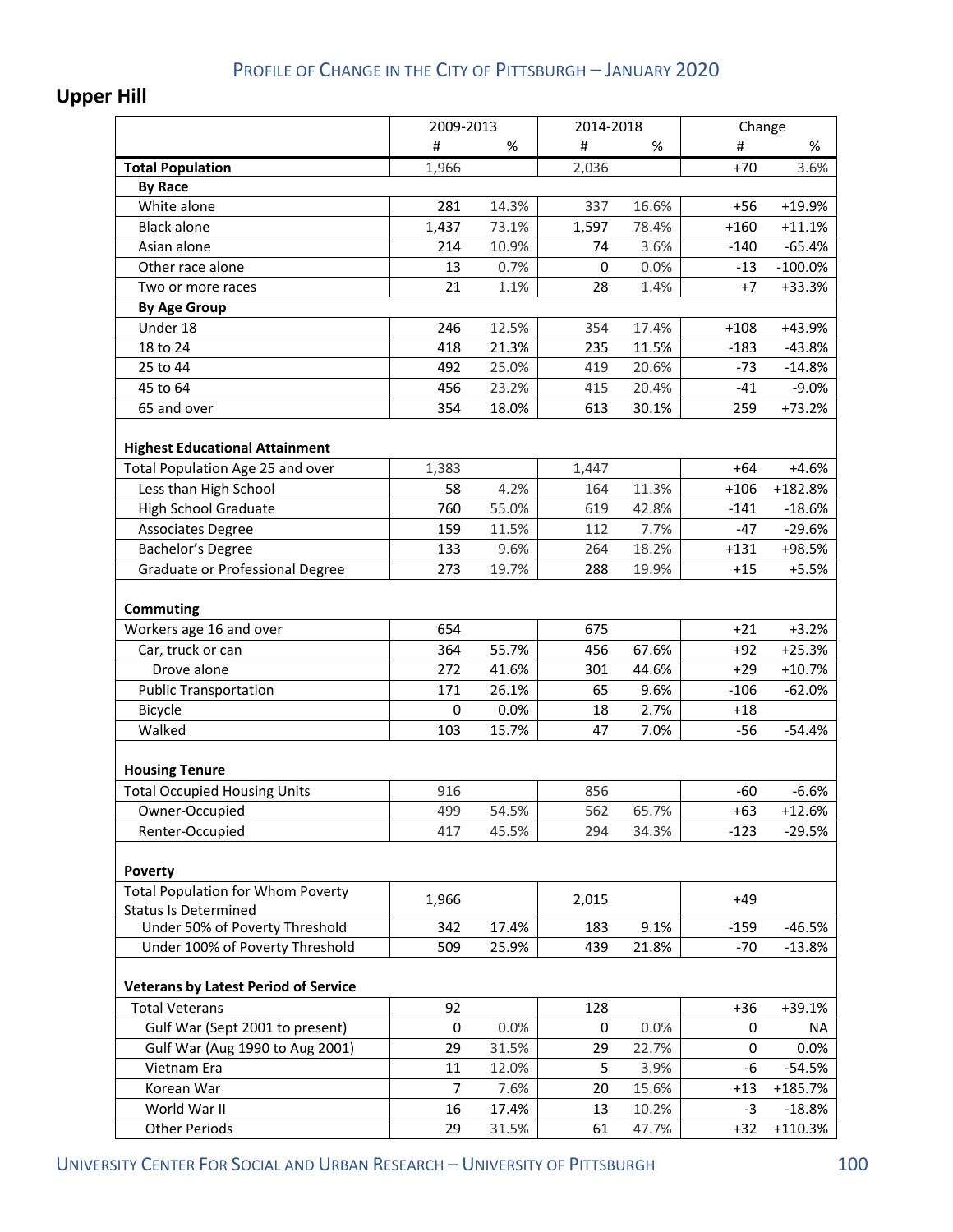## Upper Hill

| | 2009-2013 | | 2014-2018 | | Change | |
|---|---|---|---|---|---|---|
| | # | % | # | % | # | % |
| **Total Population** | 1,966 | | 2,036 | | +70 | 3.6% |
| **By Race** | | | | | | |
| White alone | 281 | 14.3% | 337 | 16.6% | +56 | +19.9% |
| Black alone | 1,437 | 73.1% | 1,597 | 78.4% | +160 | +11.1% |
| Asian alone | 214 | 10.9% | 74 | 3.6% | -140 | -65.4% |
| Other race alone | 13 | 0.7% | 0 | 0.0% | -13 | -100.0% |
| Two or more races | 21 | 1.1% | 28 | 1.4% | +7 | +33.3% |
| **By Age Group** | | | | | | |
| Under 18 | 246 | 12.5% | 354 | 17.4% | +108 | +43.9% |
| 18 to 24 | 418 | 21.3% | 235 | 11.5% | -183 | -43.8% |
| 25 to 44 | 492 | 25.0% | 419 | 20.6% | -73 | -14.8% |
| 45 to 64 | 456 | 23.2% | 415 | 20.4% | -41 | -9.0% |
| 65 and over | 354 | 18.0% | 613 | 30.1% | 259 | +73.2% |
| | | | | | | |
| **Highest Educational Attainment** | | | | | | |
| Total Population Age 25 and over | 1,383 | | 1,447 | | +64 | +4.6% |
| Less than High School | 58 | 4.2% | 164 | 11.3% | +106 | +182.8% |
| High School Graduate | 760 | 55.0% | 619 | 42.8% | -141 | -18.6% |
| Associates Degree | 159 | 11.5% | 112 | 7.7% | -47 | -29.6% |
| Bachelor's Degree | 133 | 9.6% | 264 | 18.2% | +131 | +98.5% |
| Graduate or Professional Degree | 273 | 19.7% | 288 | 19.9% | +15 | +5.5% |
| | | | | | | |
| **Commuting** | | | | | | |
| Workers age 16 and over | 654 | | 675 | | +21 | +3.2% |
| Car, truck or can | 364 | 55.7% | 456 | 67.6% | +92 | +25.3% |
| Drove alone | 272 | 41.6% | 301 | 44.6% | +29 | +10.7% |
| Public Transportation | 171 | 26.1% | 65 | 9.6% | -106 | -62.0% |
| Bicycle | 0 | 0.0% | 18 | 2.7% | +18 | |
| Walked | 103 | 15.7% | 47 | 7.0% | -56 | -54.4% |
| | | | | | | |
| **Housing Tenure** | | | | | | |
| Total Occupied Housing Units | 916 | | 856 | | -60 | -6.6% |
| Owner-Occupied | 499 | 54.5% | 562 | 65.7% | +63 | +12.6% |
| Renter-Occupied | 417 | 45.5% | 294 | 34.3% | -123 | -29.5% |
| | | | | | | |
| **Poverty** | | | | | | |
| Total Population for Whom Poverty Status Is Determined | 1,966 | | 2,015 | | +49 | |
| Under 50% of Poverty Threshold | 342 | 17.4% | 183 | 9.1% | -159 | -46.5% |
| Under 100% of Poverty Threshold | 509 | 25.9% | 439 | 21.8% | -70 | -13.8% |
| | | | | | | |
| **Veterans by Latest Period of Service** | | | | | | |
| Total Veterans | 92 | | 128 | | +36 | +39.1% |
| Gulf War (Sept 2001 to present) | 0 | 0.0% | 0 | 0.0% | 0 | NA |
| Gulf War (Aug 1990 to Aug 2001) | 29 | 31.5% | 29 | 22.7% | 0 | 0.0% |
| Vietnam Era | 11 | 12.0% | 5 | 3.9% | -6 | -54.5% |
| Korean War | 7 | 7.6% | 20 | 15.6% | +13 | +185.7% |
| World War II | 16 | 17.4% | 13 | 10.2% | -3 | -18.8% |
| Other Periods | 29 | 31.5% | 61 | 47.7% | +32 | +110.3% |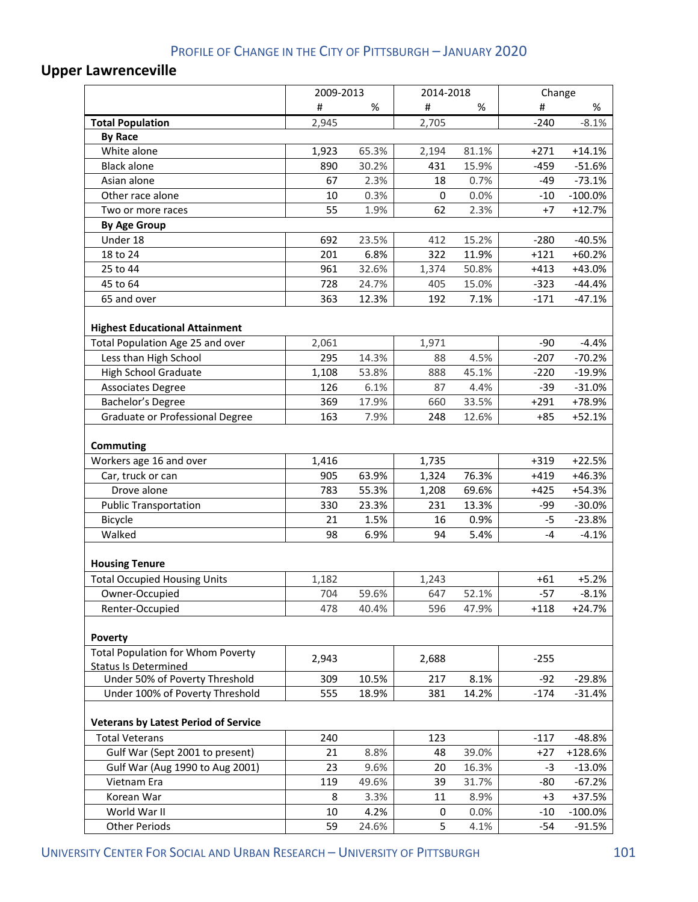## Upper Lawrenceville

| | 2009-2013 | | 2014-2018 | | Change | |
|---|---|---|---|---|---|---|
| | # | % | # | % | # | % |
| **Total Population** | 2,945 | | 2,705 | | -240 | -8.1% |
| **By Race** | | | | | | |
| White alone | 1,923 | 65.3% | 2,194 | 81.1% | +271 | +14.1% |
| Black alone | 890 | 30.2% | 431 | 15.9% | -459 | -51.6% |
| Asian alone | 67 | 2.3% | 18 | 0.7% | -49 | -73.1% |
| Other race alone | 10 | 0.3% | 0 | 0.0% | -10 | -100.0% |
| Two or more races | 55 | 1.9% | 62 | 2.3% | +7 | +12.7% |
| **By Age Group** | | | | | | |
| Under 18 | 692 | 23.5% | 412 | 15.2% | -280 | -40.5% |
| 18 to 24 | 201 | 6.8% | 322 | 11.9% | +121 | +60.2% |
| 25 to 44 | 961 | 32.6% | 1,374 | 50.8% | +413 | +43.0% |
| 45 to 64 | 728 | 24.7% | 405 | 15.0% | -323 | -44.4% |
| 65 and over | 363 | 12.3% | 192 | 7.1% | -171 | -47.1% |
| **Highest Educational Attainment** | | | | | | |
| Total Population Age 25 and over | 2,061 | | 1,971 | | -90 | -4.4% |
| Less than High School | 295 | 14.3% | 88 | 4.5% | -207 | -70.2% |
| High School Graduate | 1,108 | 53.8% | 888 | 45.1% | -220 | -19.9% |
| Associates Degree | 126 | 6.1% | 87 | 4.4% | -39 | -31.0% |
| Bachelor's Degree | 369 | 17.9% | 660 | 33.5% | +291 | +78.9% |
| Graduate or Professional Degree | 163 | 7.9% | 248 | 12.6% | +85 | +52.1% |
| **Commuting** | | | | | | |
| Workers age 16 and over | 1,416 | | 1,735 | | +319 | +22.5% |
| Car, truck or can | 905 | 63.9% | 1,324 | 76.3% | +419 | +46.3% |
| Drove alone | 783 | 55.3% | 1,208 | 69.6% | +425 | +54.3% |
| Public Transportation | 330 | 23.3% | 231 | 13.3% | -99 | -30.0% |
| Bicycle | 21 | 1.5% | 16 | 0.9% | -5 | -23.8% |
| Walked | 98 | 6.9% | 94 | 5.4% | -4 | -4.1% |
| **Housing Tenure** | | | | | | |
| Total Occupied Housing Units | 1,182 | | 1,243 | | +61 | +5.2% |
| Owner-Occupied | 704 | 59.6% | 647 | 52.1% | -57 | -8.1% |
| Renter-Occupied | 478 | 40.4% | 596 | 47.9% | +118 | +24.7% |
| **Poverty** | | | | | | |
| Total Population for Whom Poverty Status Is Determined | 2,943 | | 2,688 | | -255 | |
| Under 50% of Poverty Threshold | 309 | 10.5% | 217 | 8.1% | -92 | -29.8% |
| Under 100% of Poverty Threshold | 555 | 18.9% | 381 | 14.2% | -174 | -31.4% |
| **Veterans by Latest Period of Service** | | | | | | |
| Total Veterans | 240 | | 123 | | -117 | -48.8% |
| Gulf War (Sept 2001 to present) | 21 | 8.8% | 48 | 39.0% | +27 | +128.6% |
| Gulf War (Aug 1990 to Aug 2001) | 23 | 9.6% | 20 | 16.3% | -3 | -13.0% |
| Vietnam Era | 119 | 49.6% | 39 | 31.7% | -80 | -67.2% |
| Korean War | 8 | 3.3% | 11 | 8.9% | +3 | +37.5% |
| World War II | 10 | 4.2% | 0 | 0.0% | -10 | -100.0% |
| Other Periods | 59 | 24.6% | 5 | 4.1% | -54 | -91.5% |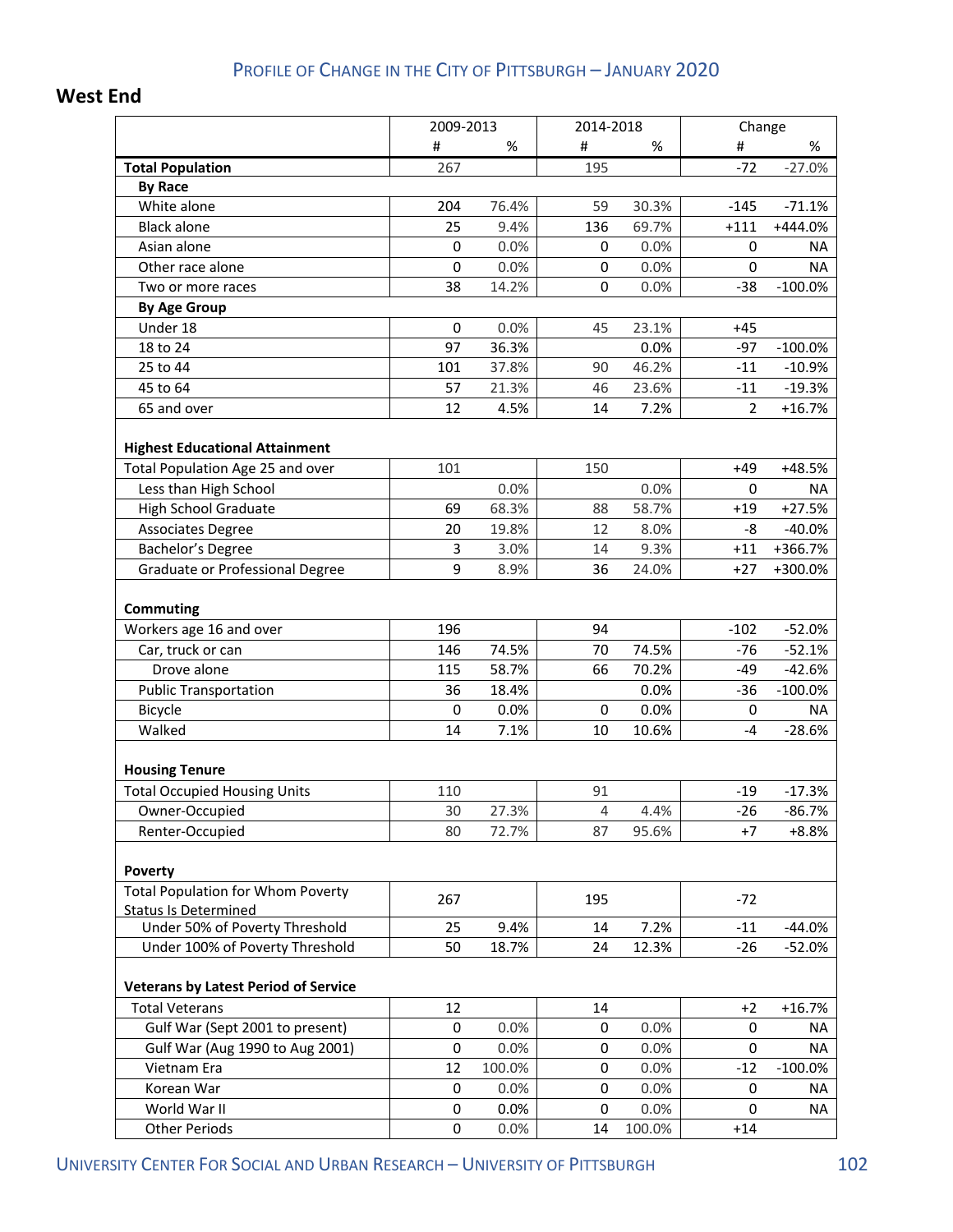## West End

| | 2009-2013 | | 2014-2018 | | Change | |
|---|---|---|---|---|---|---|
| | # | % | # | % | # | % |
| **Total Population** | 267 | | 195 | | -72 | -27.0% |
| **By Race** | | | | | | |
| White alone | 204 | 76.4% | 59 | 30.3% | -145 | -71.1% |
| Black alone | 25 | 9.4% | 136 | 69.7% | +111 | +444.0% |
| Asian alone | 0 | 0.0% | 0 | 0.0% | 0 | NA |
| Other race alone | 0 | 0.0% | 0 | 0.0% | 0 | NA |
| Two or more races | 38 | 14.2% | 0 | 0.0% | -38 | -100.0% |
| **By Age Group** | | | | | | |
| Under 18 | 0 | 0.0% | 45 | 23.1% | +45 | |
| 18 to 24 | 97 | 36.3% | | 0.0% | -97 | -100.0% |
| 25 to 44 | 101 | 37.8% | 90 | 46.2% | -11 | -10.9% |
| 45 to 64 | 57 | 21.3% | 46 | 23.6% | -11 | -19.3% |
| 65 and over | 12 | 4.5% | 14 | 7.2% | 2 | +16.7% |
| **Highest Educational Attainment** | | | | | | |
| Total Population Age 25 and over | 101 | | 150 | | +49 | +48.5% |
| Less than High School | | 0.0% | | 0.0% | 0 | NA |
| High School Graduate | 69 | 68.3% | 88 | 58.7% | +19 | +27.5% |
| Associates Degree | 20 | 19.8% | 12 | 8.0% | -8 | -40.0% |
| Bachelor's Degree | 3 | 3.0% | 14 | 9.3% | +11 | +366.7% |
| Graduate or Professional Degree | 9 | 8.9% | 36 | 24.0% | +27 | +300.0% |
| **Commuting** | | | | | | |
| Workers age 16 and over | 196 | | 94 | | -102 | -52.0% |
| Car, truck or can | 146 | 74.5% | 70 | 74.5% | -76 | -52.1% |
| Drove alone | 115 | 58.7% | 66 | 70.2% | -49 | -42.6% |
| Public Transportation | 36 | 18.4% | | 0.0% | -36 | -100.0% |
| Bicycle | 0 | 0.0% | 0 | 0.0% | 0 | NA |
| Walked | 14 | 7.1% | 10 | 10.6% | -4 | -28.6% |
| **Housing Tenure** | | | | | | |
| Total Occupied Housing Units | 110 | | 91 | | -19 | -17.3% |
| Owner-Occupied | 30 | 27.3% | 4 | 4.4% | -26 | -86.7% |
| Renter-Occupied | 80 | 72.7% | 87 | 95.6% | +7 | +8.8% |
| **Poverty** | | | | | | |
| Total Population for Whom Poverty Status Is Determined | 267 | | 195 | | -72 | |
| Under 50% of Poverty Threshold | 25 | 9.4% | 14 | 7.2% | -11 | -44.0% |
| Under 100% of Poverty Threshold | 50 | 18.7% | 24 | 12.3% | -26 | -52.0% |
| **Veterans by Latest Period of Service** | | | | | | |
| Total Veterans | 12 | | 14 | | +2 | +16.7% |
| Gulf War (Sept 2001 to present) | 0 | 0.0% | 0 | 0.0% | 0 | NA |
| Gulf War (Aug 1990 to Aug 2001) | 0 | 0.0% | 0 | 0.0% | 0 | NA |
| Vietnam Era | 12 | 100.0% | 0 | 0.0% | -12 | -100.0% |
| Korean War | 0 | 0.0% | 0 | 0.0% | 0 | NA |
| World War II | 0 | 0.0% | 0 | 0.0% | 0 | NA |
| Other Periods | 0 | 0.0% | 14 | 100.0% | +14 | |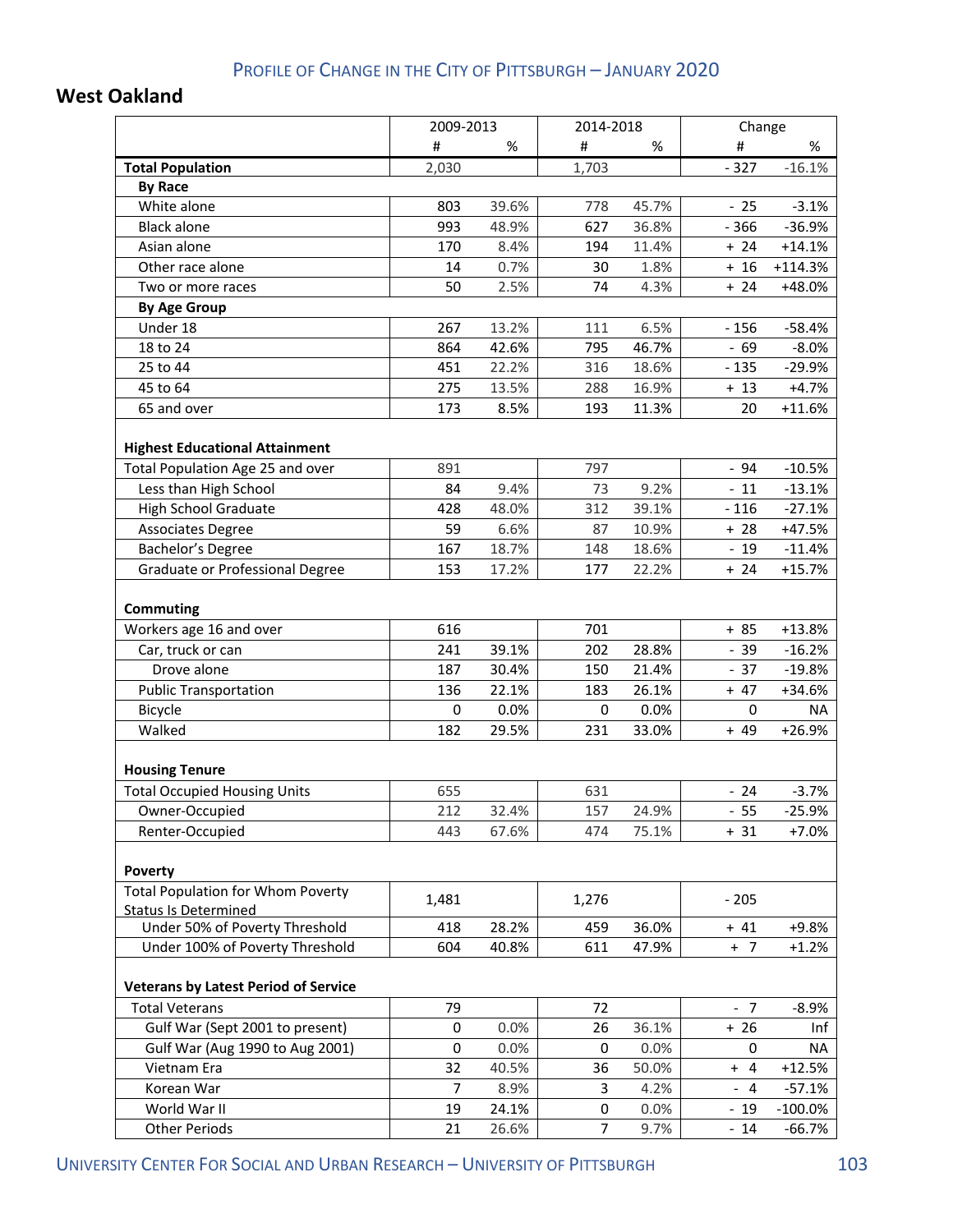## West Oakland

| | 2009-2013 | | 2014-2018 | | Change | |
|---|---|---|---|---|---|---|
| | # | % | # | % | # | % |
| **Total Population** | 2,030 | | 1,703 | | - 327 | -16.1% |
| **By Race** | | | | | | |
| White alone | 803 | 39.6% | 778 | 45.7% | - 25 | -3.1% |
| Black alone | 993 | 48.9% | 627 | 36.8% | - 366 | -36.9% |
| Asian alone | 170 | 8.4% | 194 | 11.4% | + 24 | +14.1% |
| Other race alone | 14 | 0.7% | 30 | 1.8% | + 16 | +114.3% |
| Two or more races | 50 | 2.5% | 74 | 4.3% | + 24 | +48.0% |
| **By Age Group** | | | | | | |
| Under 18 | 267 | 13.2% | 111 | 6.5% | - 156 | -58.4% |
| 18 to 24 | 864 | 42.6% | 795 | 46.7% | - 69 | -8.0% |
| 25 to 44 | 451 | 22.2% | 316 | 18.6% | - 135 | -29.9% |
| 45 to 64 | 275 | 13.5% | 288 | 16.9% | + 13 | +4.7% |
| 65 and over | 173 | 8.5% | 193 | 11.3% | 20 | +11.6% |
| | | | | | | |
| **Highest Educational Attainment** | | | | | | |
| Total Population Age 25 and over | 891 | | 797 | | - 94 | -10.5% |
| Less than High School | 84 | 9.4% | 73 | 9.2% | - 11 | -13.1% |
| High School Graduate | 428 | 48.0% | 312 | 39.1% | - 116 | -27.1% |
| Associates Degree | 59 | 6.6% | 87 | 10.9% | + 28 | +47.5% |
| Bachelor's Degree | 167 | 18.7% | 148 | 18.6% | - 19 | -11.4% |
| Graduate or Professional Degree | 153 | 17.2% | 177 | 22.2% | + 24 | +15.7% |
| | | | | | | |
| **Commuting** | | | | | | |
| Workers age 16 and over | 616 | | 701 | | + 85 | +13.8% |
| Car, truck or can | 241 | 39.1% | 202 | 28.8% | - 39 | -16.2% |
| Drove alone | 187 | 30.4% | 150 | 21.4% | - 37 | -19.8% |
| Public Transportation | 136 | 22.1% | 183 | 26.1% | + 47 | +34.6% |
| Bicycle | 0 | 0.0% | 0 | 0.0% | 0 | NA |
| Walked | 182 | 29.5% | 231 | 33.0% | + 49 | +26.9% |
| | | | | | | |
| **Housing Tenure** | | | | | | |
| Total Occupied Housing Units | 655 | | 631 | | - 24 | -3.7% |
| Owner-Occupied | 212 | 32.4% | 157 | 24.9% | - 55 | -25.9% |
| Renter-Occupied | 443 | 67.6% | 474 | 75.1% | + 31 | +7.0% |
| | | | | | | |
| **Poverty** | | | | | | |
| Total Population for Whom Poverty Status Is Determined | 1,481 | | 1,276 | | - 205 | |
| Under 50% of Poverty Threshold | 418 | 28.2% | 459 | 36.0% | + 41 | +9.8% |
| Under 100% of Poverty Threshold | 604 | 40.8% | 611 | 47.9% | + 7 | +1.2% |
| | | | | | | |
| **Veterans by Latest Period of Service** | | | | | | |
| Total Veterans | 79 | | 72 | | - 7 | -8.9% |
| Gulf War (Sept 2001 to present) | 0 | 0.0% | 26 | 36.1% | + 26 | Inf |
| Gulf War (Aug 1990 to Aug 2001) | 0 | 0.0% | 0 | 0.0% | 0 | NA |
| Vietnam Era | 32 | 40.5% | 36 | 50.0% | + 4 | +12.5% |
| Korean War | 7 | 8.9% | 3 | 4.2% | - 4 | -57.1% |
| World War II | 19 | 24.1% | 0 | 0.0% | - 19 | -100.0% |
| Other Periods | 21 | 26.6% | 7 | 9.7% | - 14 | -66.7% |